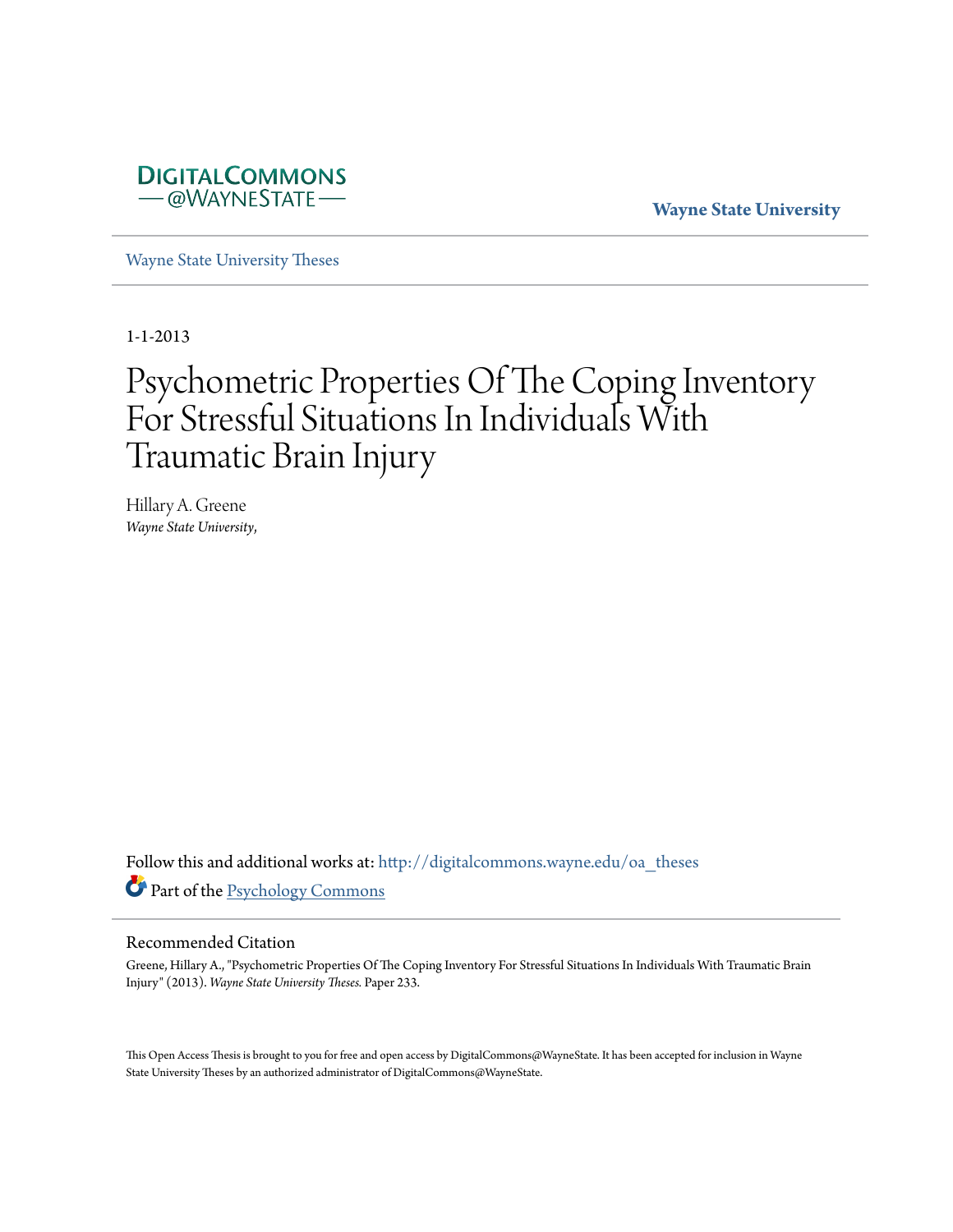DigitalCommons @WayneState

Wayne State University

Wayne State University Theses

1-1-2013

# Psychometric Properties Of The Coping Inventory For Stressful Situations In Individuals With Traumatic Brain Injury

Hillary A. Greene
*Wayne State University,*

Follow this and additional works at: http://digitalcommons.wayne.edu/oa_theses

Part of the Psychology Commons

## Recommended Citation

Greene, Hillary A., "Psychometric Properties Of The Coping Inventory For Stressful Situations In Individuals With Traumatic Brain Injury" (2013). *Wayne State University Theses.* Paper 233.

This Open Access Thesis is brought to you for free and open access by DigitalCommons@WayneState. It has been accepted for inclusion in Wayne State University Theses by an authorized administrator of DigitalCommons@WayneState.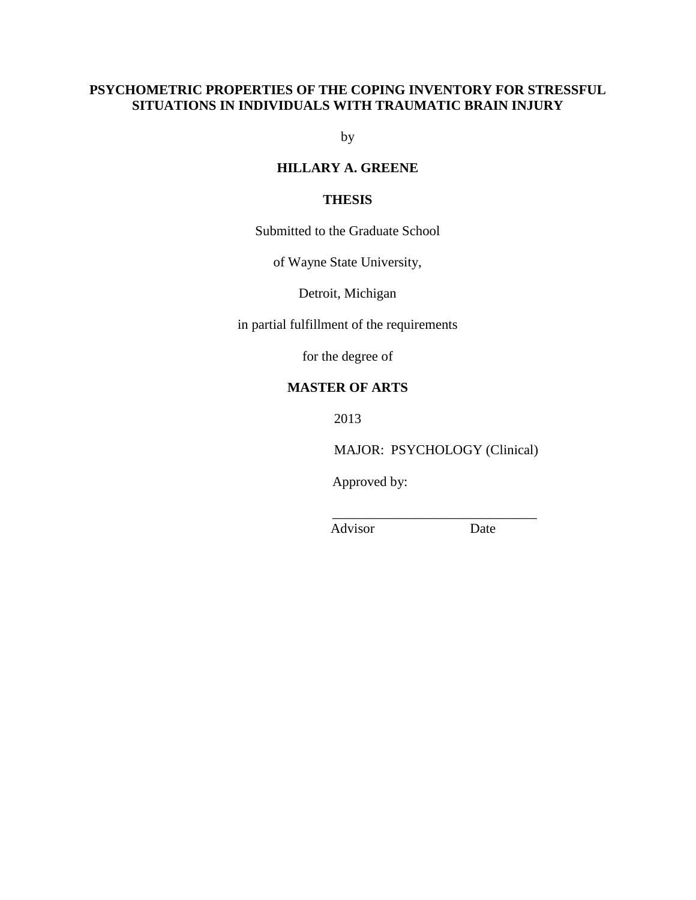# PSYCHOMETRIC PROPERTIES OF THE COPING INVENTORY FOR STRESSFUL SITUATIONS IN INDIVIDUALS WITH TRAUMATIC BRAIN INJURY

by

**HILLARY A. GREENE**

**THESIS**

Submitted to the Graduate School

of Wayne State University,

Detroit, Michigan

in partial fulfillment of the requirements

for the degree of

**MASTER OF ARTS**

2013

MAJOR: PSYCHOLOGY (Clinical)

Approved by:

_______________________________

Advisor Date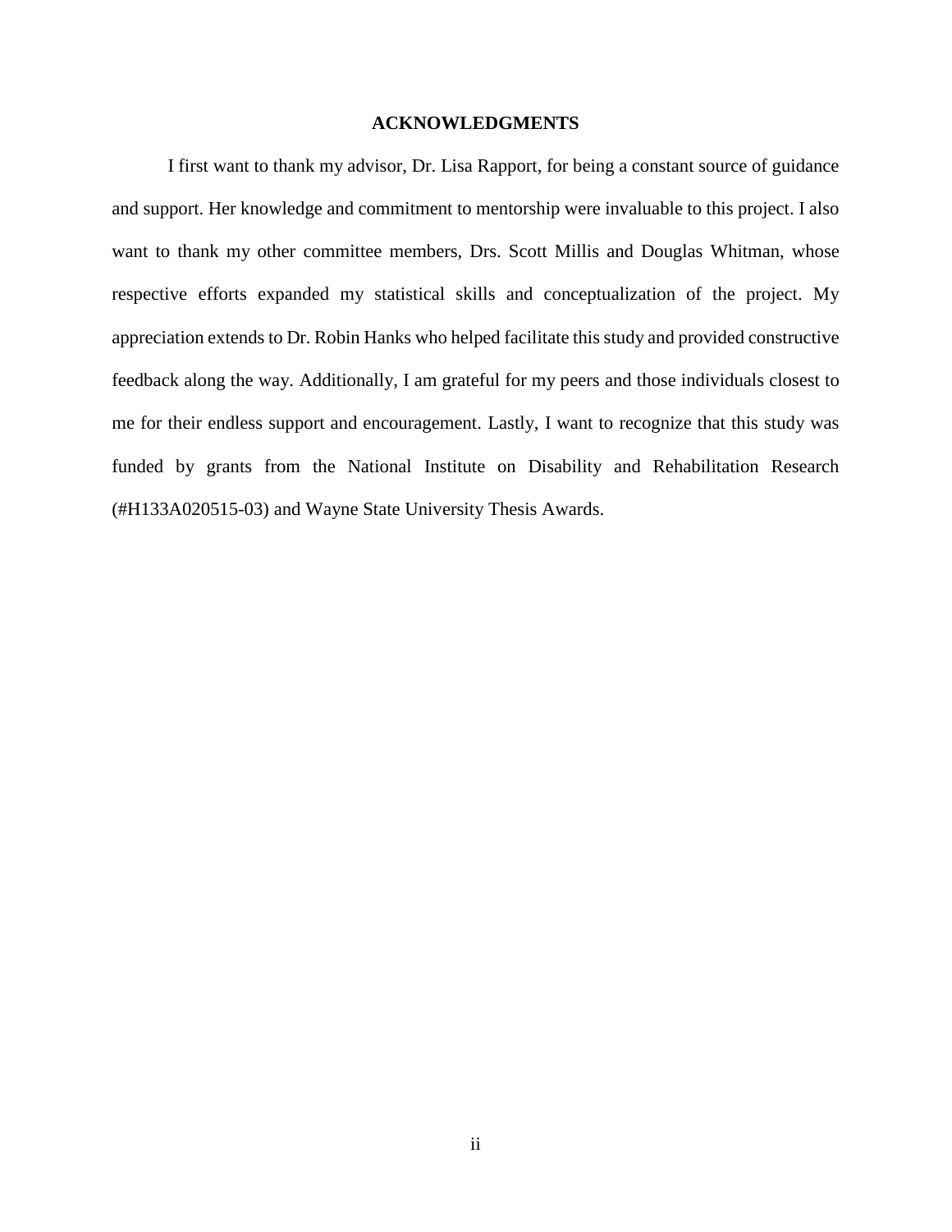# ACKNOWLEDGMENTS

I first want to thank my advisor, Dr. Lisa Rapport, for being a constant source of guidance and support. Her knowledge and commitment to mentorship were invaluable to this project. I also want to thank my other committee members, Drs. Scott Millis and Douglas Whitman, whose respective efforts expanded my statistical skills and conceptualization of the project. My appreciation extends to Dr. Robin Hanks who helped facilitate this study and provided constructive feedback along the way. Additionally, I am grateful for my peers and those individuals closest to me for their endless support and encouragement. Lastly, I want to recognize that this study was funded by grants from the National Institute on Disability and Rehabilitation Research (#H133A020515-03) and Wayne State University Thesis Awards.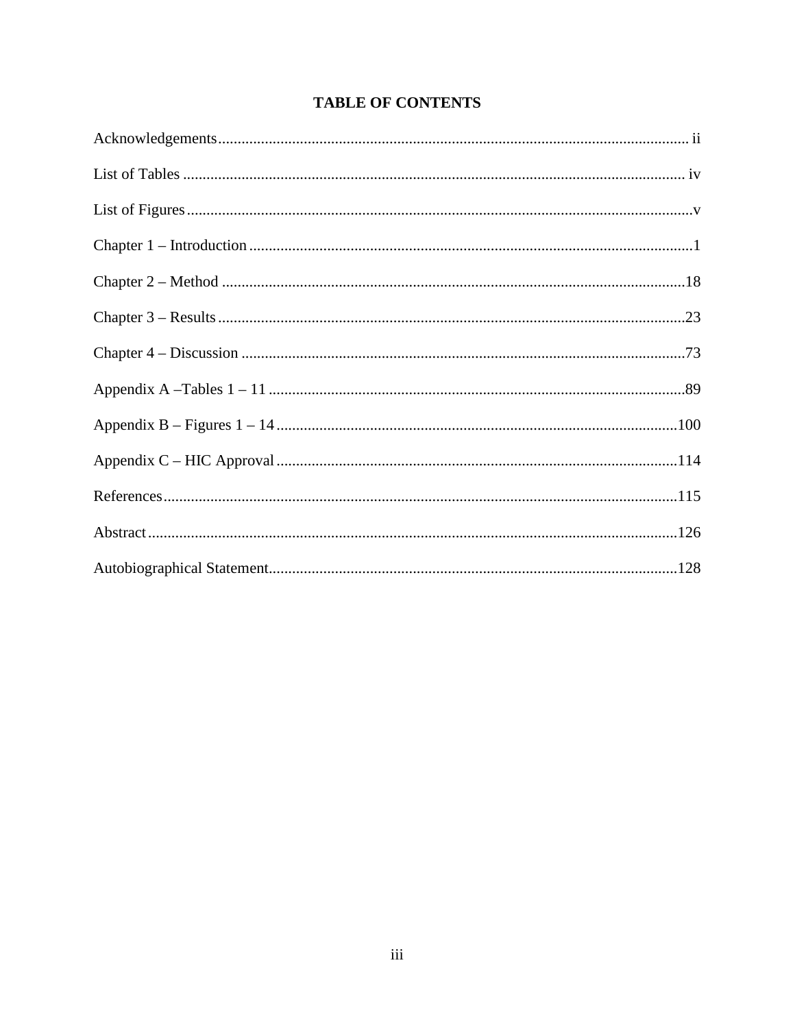# TABLE OF CONTENTS

Acknowledgements........................................................................................................................ ii

List of Tables ................................................................................................................................ iv

List of Figures.................................................................................................................................v

Chapter 1 – Introduction .................................................................................................................1

Chapter 2 – Method ......................................................................................................................18

Chapter 3 – Results .......................................................................................................................23

Chapter 4 – Discussion .................................................................................................................73

Appendix A –Tables 1 – 11 ..........................................................................................................89

Appendix B – Figures 1 – 14 .......................................................................................................100

Appendix C – HIC Approval .......................................................................................................114

References...................................................................................................................................115

Abstract .......................................................................................................................................126

Autobiographical Statement........................................................................................................128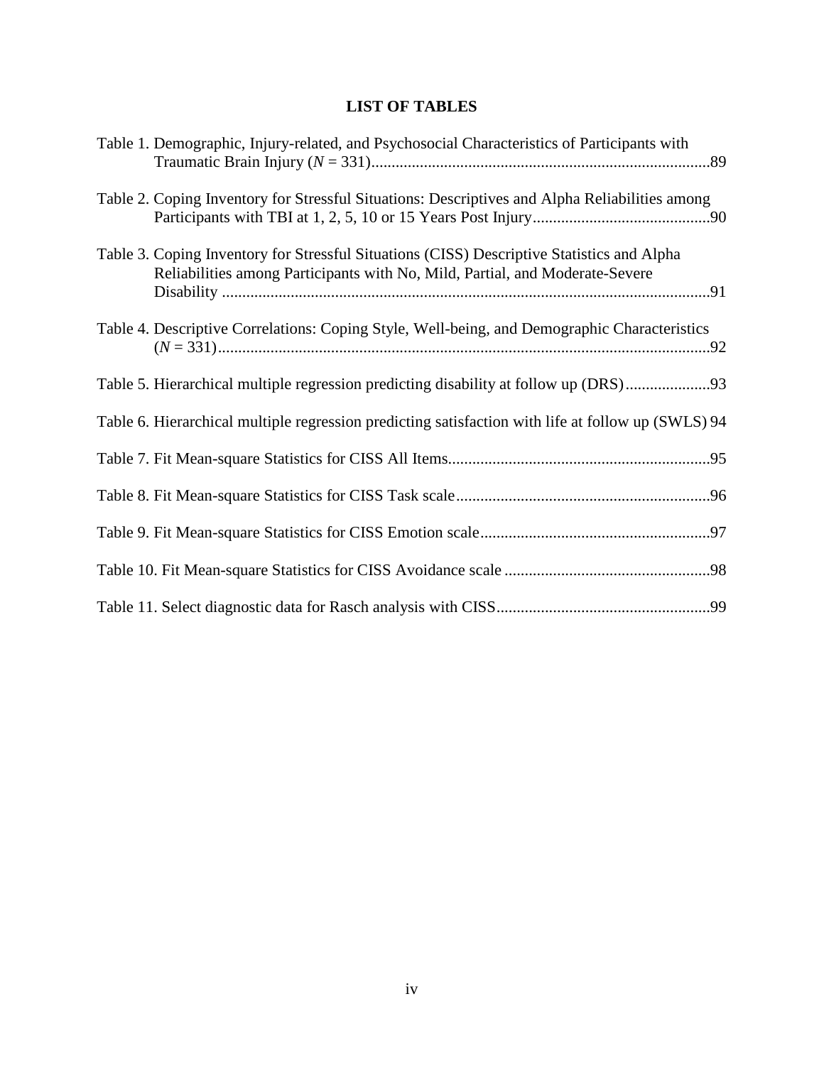# LIST OF TABLES

Table 1. Demographic, Injury-related, and Psychosocial Characteristics of Participants with Traumatic Brain Injury ($N$ = 331) ... 89

Table 2. Coping Inventory for Stressful Situations: Descriptives and Alpha Reliabilities among Participants with TBI at 1, 2, 5, 10 or 15 Years Post Injury ... 90

Table 3. Coping Inventory for Stressful Situations (CISS) Descriptive Statistics and Alpha Reliabilities among Participants with No, Mild, Partial, and Moderate-Severe Disability ... 91

Table 4. Descriptive Correlations: Coping Style, Well-being, and Demographic Characteristics ($N$ = 331) ... 92

Table 5. Hierarchical multiple regression predicting disability at follow up (DRS) ... 93

Table 6. Hierarchical multiple regression predicting satisfaction with life at follow up (SWLS) 94

Table 7. Fit Mean-square Statistics for CISS All Items ... 95

Table 8. Fit Mean-square Statistics for CISS Task scale ... 96

Table 9. Fit Mean-square Statistics for CISS Emotion scale ... 97

Table 10. Fit Mean-square Statistics for CISS Avoidance scale ... 98

Table 11. Select diagnostic data for Rasch analysis with CISS ... 99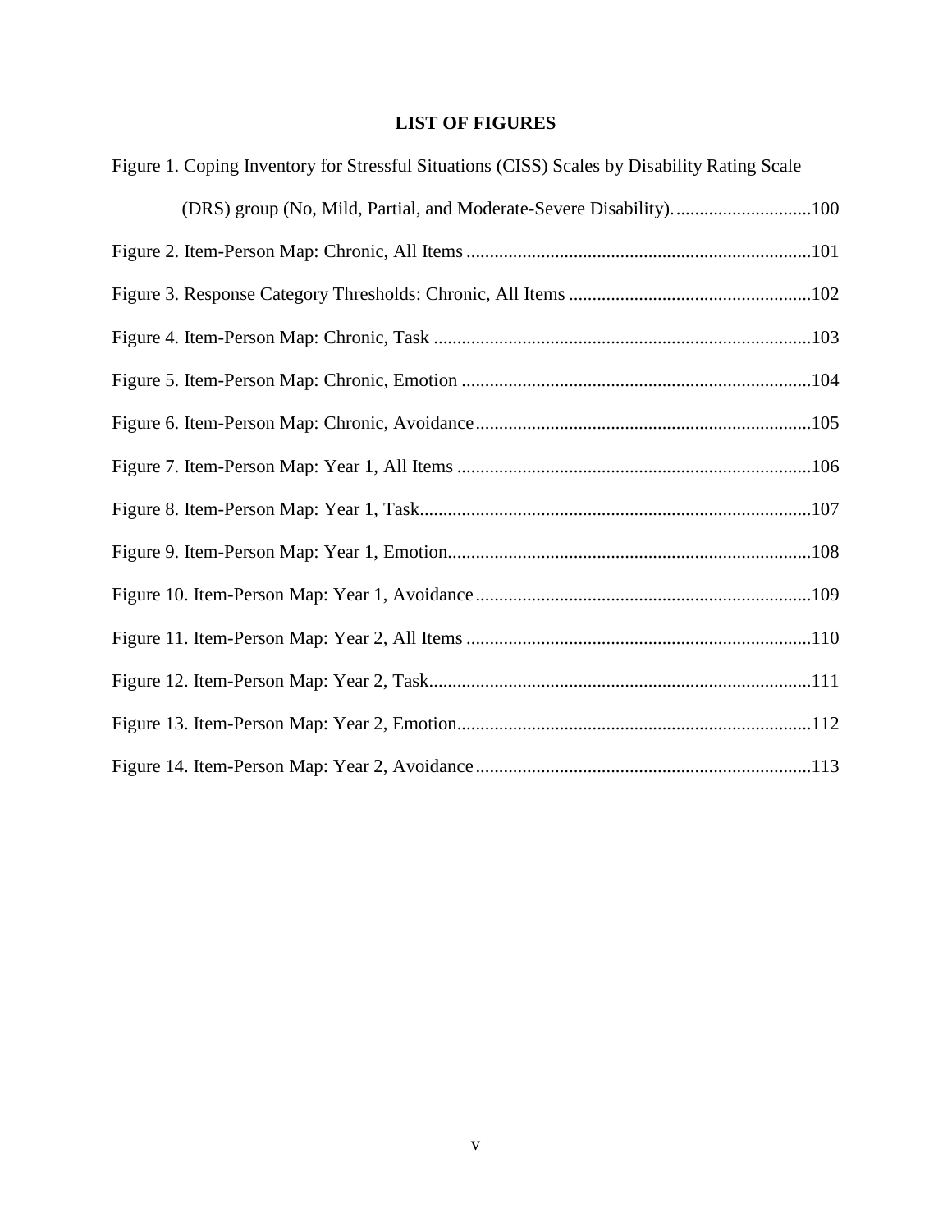## LIST OF FIGURES

Figure 1. Coping Inventory for Stressful Situations (CISS) Scales by Disability Rating Scale (DRS) group (No, Mild, Partial, and Moderate-Severe Disability). .............................100

Figure 2. Item-Person Map: Chronic, All Items ..........................................................................101

Figure 3. Response Category Thresholds: Chronic, All Items ....................................................102

Figure 4. Item-Person Map: Chronic, Task .................................................................................103

Figure 5. Item-Person Map: Chronic, Emotion ...........................................................................104

Figure 6. Item-Person Map: Chronic, Avoidance........................................................................105

Figure 7. Item-Person Map: Year 1, All Items ............................................................................106

Figure 8. Item-Person Map: Year 1, Task....................................................................................107

Figure 9. Item-Person Map: Year 1, Emotion..............................................................................108

Figure 10. Item-Person Map: Year 1, Avoidance........................................................................109

Figure 11. Item-Person Map: Year 2, All Items ..........................................................................110

Figure 12. Item-Person Map: Year 2, Task..................................................................................111

Figure 13. Item-Person Map: Year 2, Emotion............................................................................112

Figure 14. Item-Person Map: Year 2, Avoidance........................................................................113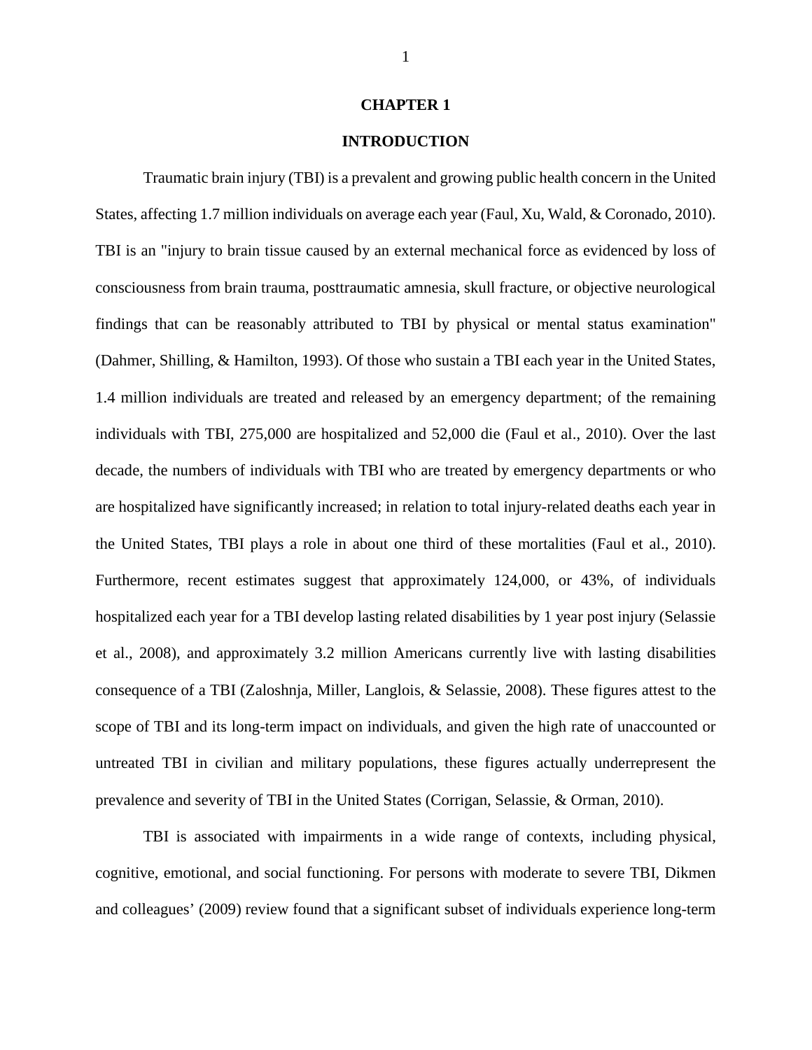# CHAPTER 1

# INTRODUCTION

Traumatic brain injury (TBI) is a prevalent and growing public health concern in the United States, affecting 1.7 million individuals on average each year (Faul, Xu, Wald, & Coronado, 2010). TBI is an "injury to brain tissue caused by an external mechanical force as evidenced by loss of consciousness from brain trauma, posttraumatic amnesia, skull fracture, or objective neurological findings that can be reasonably attributed to TBI by physical or mental status examination" (Dahmer, Shilling, & Hamilton, 1993). Of those who sustain a TBI each year in the United States, 1.4 million individuals are treated and released by an emergency department; of the remaining individuals with TBI, 275,000 are hospitalized and 52,000 die (Faul et al., 2010). Over the last decade, the numbers of individuals with TBI who are treated by emergency departments or who are hospitalized have significantly increased; in relation to total injury-related deaths each year in the United States, TBI plays a role in about one third of these mortalities (Faul et al., 2010). Furthermore, recent estimates suggest that approximately 124,000, or 43%, of individuals hospitalized each year for a TBI develop lasting related disabilities by 1 year post injury (Selassie et al., 2008), and approximately 3.2 million Americans currently live with lasting disabilities consequence of a TBI (Zaloshnja, Miller, Langlois, & Selassie, 2008). These figures attest to the scope of TBI and its long-term impact on individuals, and given the high rate of unaccounted or untreated TBI in civilian and military populations, these figures actually underrepresent the prevalence and severity of TBI in the United States (Corrigan, Selassie, & Orman, 2010).

TBI is associated with impairments in a wide range of contexts, including physical, cognitive, emotional, and social functioning. For persons with moderate to severe TBI, Dikmen and colleagues' (2009) review found that a significant subset of individuals experience long-term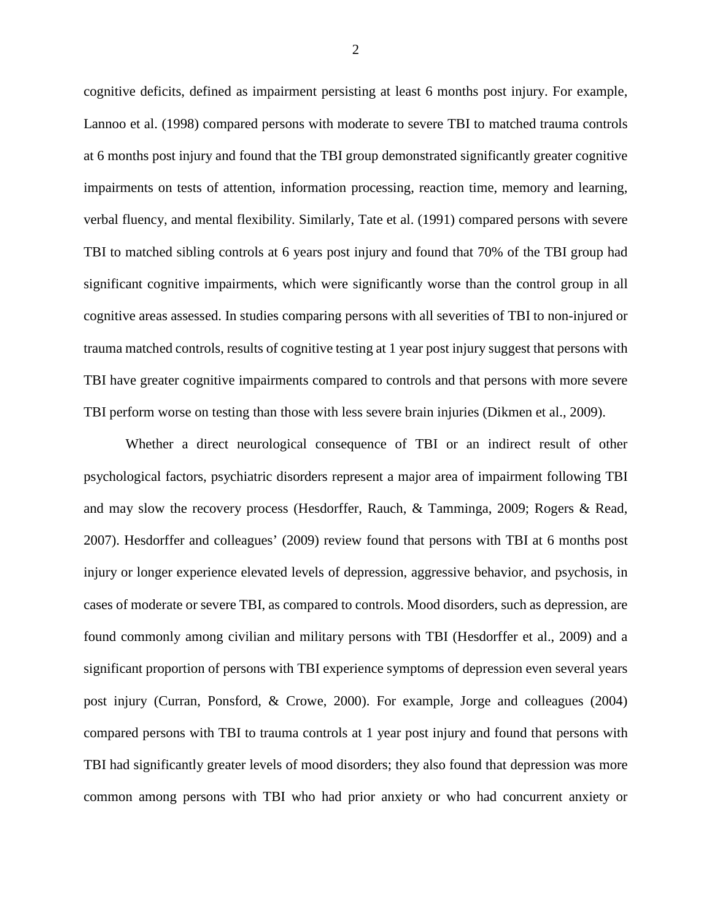cognitive deficits, defined as impairment persisting at least 6 months post injury. For example, Lannoo et al. (1998) compared persons with moderate to severe TBI to matched trauma controls at 6 months post injury and found that the TBI group demonstrated significantly greater cognitive impairments on tests of attention, information processing, reaction time, memory and learning, verbal fluency, and mental flexibility. Similarly, Tate et al. (1991) compared persons with severe TBI to matched sibling controls at 6 years post injury and found that 70% of the TBI group had significant cognitive impairments, which were significantly worse than the control group in all cognitive areas assessed. In studies comparing persons with all severities of TBI to non-injured or trauma matched controls, results of cognitive testing at 1 year post injury suggest that persons with TBI have greater cognitive impairments compared to controls and that persons with more severe TBI perform worse on testing than those with less severe brain injuries (Dikmen et al., 2009).

Whether a direct neurological consequence of TBI or an indirect result of other psychological factors, psychiatric disorders represent a major area of impairment following TBI and may slow the recovery process (Hesdorffer, Rauch, & Tamminga, 2009; Rogers & Read, 2007). Hesdorffer and colleagues' (2009) review found that persons with TBI at 6 months post injury or longer experience elevated levels of depression, aggressive behavior, and psychosis, in cases of moderate or severe TBI, as compared to controls. Mood disorders, such as depression, are found commonly among civilian and military persons with TBI (Hesdorffer et al., 2009) and a significant proportion of persons with TBI experience symptoms of depression even several years post injury (Curran, Ponsford, & Crowe, 2000). For example, Jorge and colleagues (2004) compared persons with TBI to trauma controls at 1 year post injury and found that persons with TBI had significantly greater levels of mood disorders; they also found that depression was more common among persons with TBI who had prior anxiety or who had concurrent anxiety or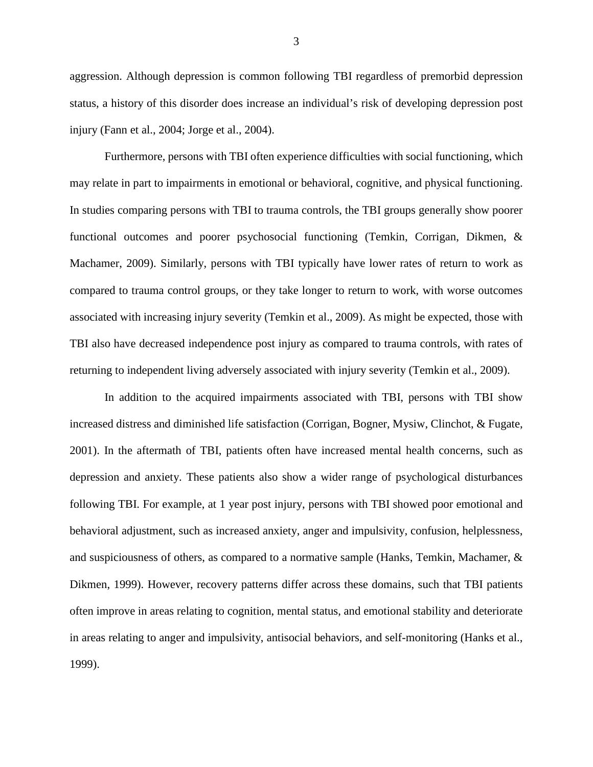aggression. Although depression is common following TBI regardless of premorbid depression status, a history of this disorder does increase an individual's risk of developing depression post injury (Fann et al., 2004; Jorge et al., 2004).

Furthermore, persons with TBI often experience difficulties with social functioning, which may relate in part to impairments in emotional or behavioral, cognitive, and physical functioning. In studies comparing persons with TBI to trauma controls, the TBI groups generally show poorer functional outcomes and poorer psychosocial functioning (Temkin, Corrigan, Dikmen, & Machamer, 2009). Similarly, persons with TBI typically have lower rates of return to work as compared to trauma control groups, or they take longer to return to work, with worse outcomes associated with increasing injury severity (Temkin et al., 2009). As might be expected, those with TBI also have decreased independence post injury as compared to trauma controls, with rates of returning to independent living adversely associated with injury severity (Temkin et al., 2009).

In addition to the acquired impairments associated with TBI, persons with TBI show increased distress and diminished life satisfaction (Corrigan, Bogner, Mysiw, Clinchot, & Fugate, 2001). In the aftermath of TBI, patients often have increased mental health concerns, such as depression and anxiety. These patients also show a wider range of psychological disturbances following TBI. For example, at 1 year post injury, persons with TBI showed poor emotional and behavioral adjustment, such as increased anxiety, anger and impulsivity, confusion, helplessness, and suspiciousness of others, as compared to a normative sample (Hanks, Temkin, Machamer, & Dikmen, 1999). However, recovery patterns differ across these domains, such that TBI patients often improve in areas relating to cognition, mental status, and emotional stability and deteriorate in areas relating to anger and impulsivity, antisocial behaviors, and self-monitoring (Hanks et al., 1999).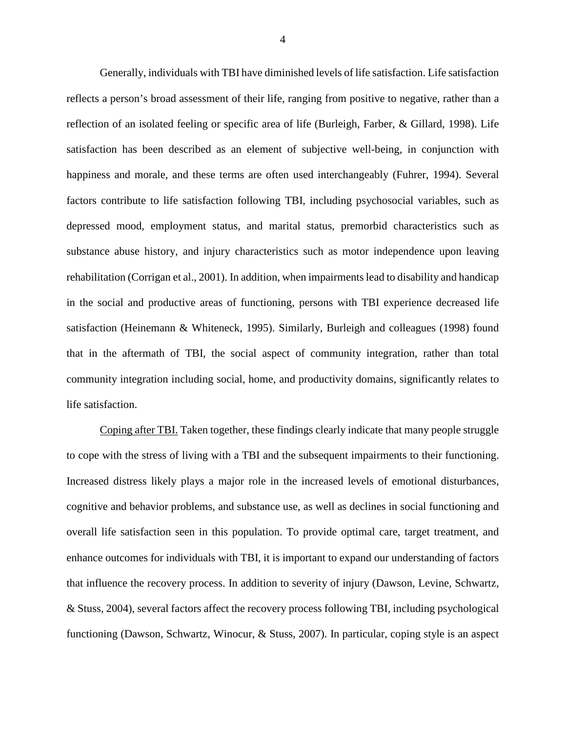Generally, individuals with TBI have diminished levels of life satisfaction. Life satisfaction reflects a person's broad assessment of their life, ranging from positive to negative, rather than a reflection of an isolated feeling or specific area of life (Burleigh, Farber, & Gillard, 1998). Life satisfaction has been described as an element of subjective well-being, in conjunction with happiness and morale, and these terms are often used interchangeably (Fuhrer, 1994). Several factors contribute to life satisfaction following TBI, including psychosocial variables, such as depressed mood, employment status, and marital status, premorbid characteristics such as substance abuse history, and injury characteristics such as motor independence upon leaving rehabilitation (Corrigan et al., 2001). In addition, when impairments lead to disability and handicap in the social and productive areas of functioning, persons with TBI experience decreased life satisfaction (Heinemann & Whiteneck, 1995). Similarly, Burleigh and colleagues (1998) found that in the aftermath of TBI, the social aspect of community integration, rather than total community integration including social, home, and productivity domains, significantly relates to life satisfaction.

<u>Coping after TBI.</u> Taken together, these findings clearly indicate that many people struggle to cope with the stress of living with a TBI and the subsequent impairments to their functioning. Increased distress likely plays a major role in the increased levels of emotional disturbances, cognitive and behavior problems, and substance use, as well as declines in social functioning and overall life satisfaction seen in this population. To provide optimal care, target treatment, and enhance outcomes for individuals with TBI, it is important to expand our understanding of factors that influence the recovery process. In addition to severity of injury (Dawson, Levine, Schwartz, & Stuss, 2004), several factors affect the recovery process following TBI, including psychological functioning (Dawson, Schwartz, Winocur, & Stuss, 2007). In particular, coping style is an aspect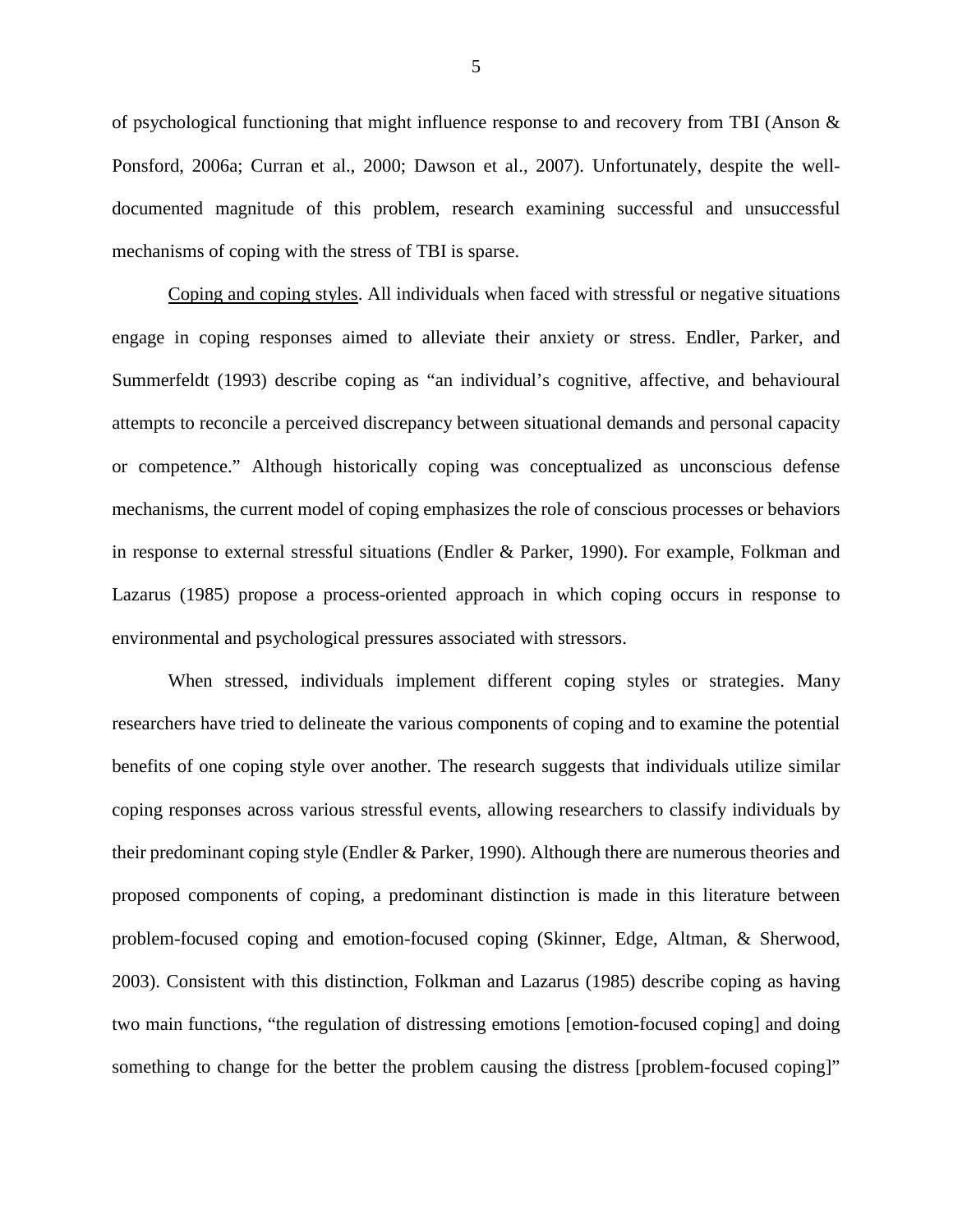of psychological functioning that might influence response to and recovery from TBI (Anson & Ponsford, 2006a; Curran et al., 2000; Dawson et al., 2007). Unfortunately, despite the well-documented magnitude of this problem, research examining successful and unsuccessful mechanisms of coping with the stress of TBI is sparse.

Coping and coping styles. All individuals when faced with stressful or negative situations engage in coping responses aimed to alleviate their anxiety or stress. Endler, Parker, and Summerfeldt (1993) describe coping as "an individual's cognitive, affective, and behavioural attempts to reconcile a perceived discrepancy between situational demands and personal capacity or competence." Although historically coping was conceptualized as unconscious defense mechanisms, the current model of coping emphasizes the role of conscious processes or behaviors in response to external stressful situations (Endler & Parker, 1990). For example, Folkman and Lazarus (1985) propose a process-oriented approach in which coping occurs in response to environmental and psychological pressures associated with stressors.

When stressed, individuals implement different coping styles or strategies. Many researchers have tried to delineate the various components of coping and to examine the potential benefits of one coping style over another. The research suggests that individuals utilize similar coping responses across various stressful events, allowing researchers to classify individuals by their predominant coping style (Endler & Parker, 1990). Although there are numerous theories and proposed components of coping, a predominant distinction is made in this literature between problem-focused coping and emotion-focused coping (Skinner, Edge, Altman, & Sherwood, 2003). Consistent with this distinction, Folkman and Lazarus (1985) describe coping as having two main functions, "the regulation of distressing emotions [emotion-focused coping] and doing something to change for the better the problem causing the distress [problem-focused coping]"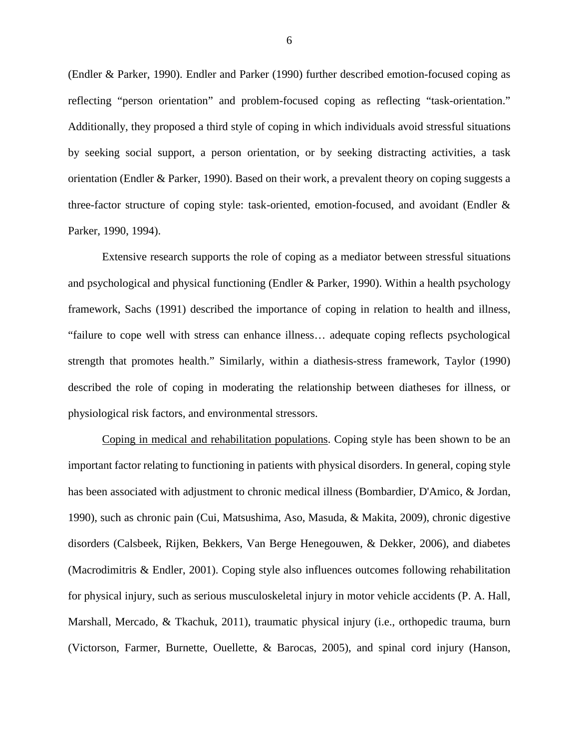(Endler & Parker, 1990). Endler and Parker (1990) further described emotion-focused coping as reflecting "person orientation" and problem-focused coping as reflecting "task-orientation." Additionally, they proposed a third style of coping in which individuals avoid stressful situations by seeking social support, a person orientation, or by seeking distracting activities, a task orientation (Endler & Parker, 1990). Based on their work, a prevalent theory on coping suggests a three-factor structure of coping style: task-oriented, emotion-focused, and avoidant (Endler & Parker, 1990, 1994).

Extensive research supports the role of coping as a mediator between stressful situations and psychological and physical functioning (Endler & Parker, 1990). Within a health psychology framework, Sachs (1991) described the importance of coping in relation to health and illness, "failure to cope well with stress can enhance illness… adequate coping reflects psychological strength that promotes health." Similarly, within a diathesis-stress framework, Taylor (1990) described the role of coping in moderating the relationship between diatheses for illness, or physiological risk factors, and environmental stressors.

<u>Coping in medical and rehabilitation populations</u>. Coping style has been shown to be an important factor relating to functioning in patients with physical disorders. In general, coping style has been associated with adjustment to chronic medical illness (Bombardier, D'Amico, & Jordan, 1990), such as chronic pain (Cui, Matsushima, Aso, Masuda, & Makita, 2009), chronic digestive disorders (Calsbeek, Rijken, Bekkers, Van Berge Henegouwen, & Dekker, 2006), and diabetes (Macrodimitris & Endler, 2001). Coping style also influences outcomes following rehabilitation for physical injury, such as serious musculoskeletal injury in motor vehicle accidents (P. A. Hall, Marshall, Mercado, & Tkachuk, 2011), traumatic physical injury (i.e., orthopedic trauma, burn (Victorson, Farmer, Burnette, Ouellette, & Barocas, 2005), and spinal cord injury (Hanson,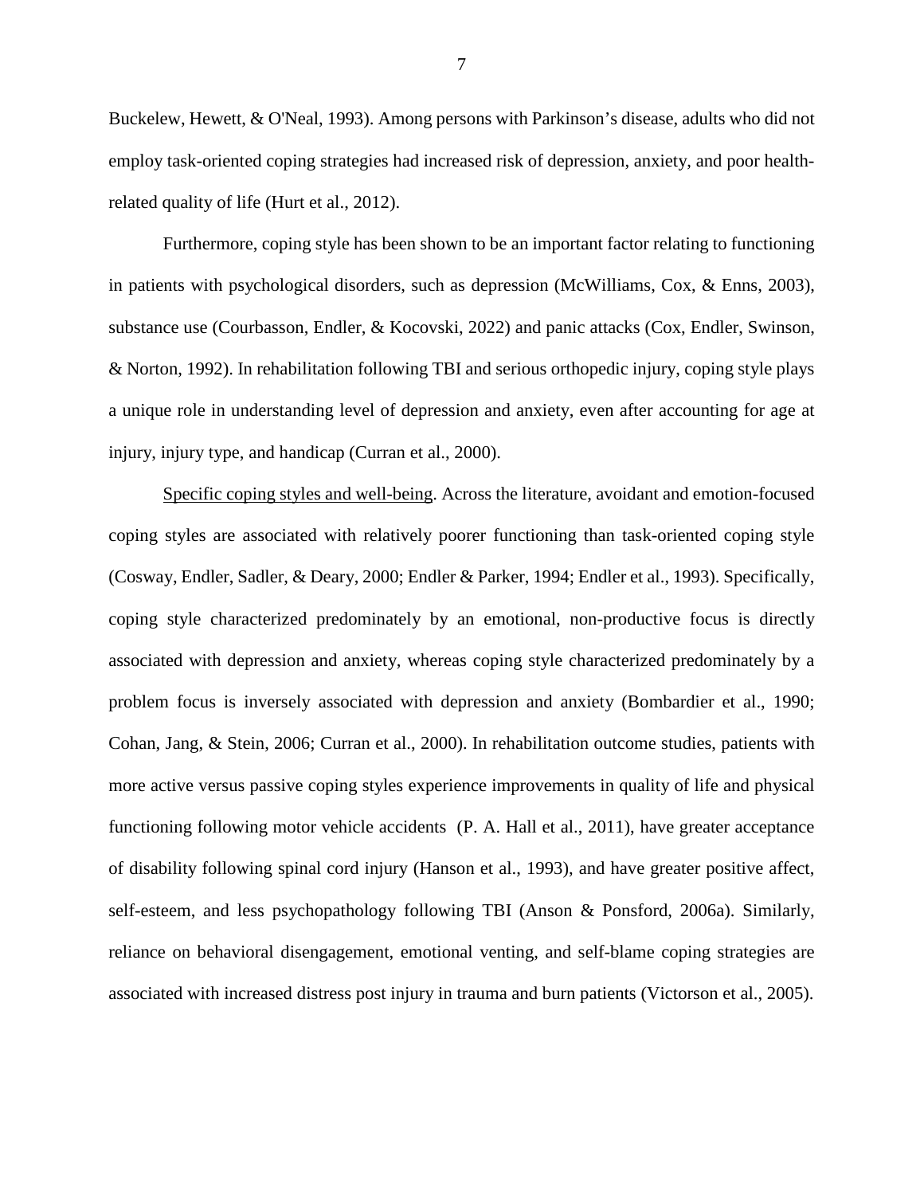Buckelew, Hewett, & O'Neal, 1993). Among persons with Parkinson's disease, adults who did not employ task-oriented coping strategies had increased risk of depression, anxiety, and poor health-related quality of life (Hurt et al., 2012).

Furthermore, coping style has been shown to be an important factor relating to functioning in patients with psychological disorders, such as depression (McWilliams, Cox, & Enns, 2003), substance use (Courbasson, Endler, & Kocovski, 2022) and panic attacks (Cox, Endler, Swinson, & Norton, 1992). In rehabilitation following TBI and serious orthopedic injury, coping style plays a unique role in understanding level of depression and anxiety, even after accounting for age at injury, injury type, and handicap (Curran et al., 2000).

<u>Specific coping styles and well-being</u>. Across the literature, avoidant and emotion-focused coping styles are associated with relatively poorer functioning than task-oriented coping style (Cosway, Endler, Sadler, & Deary, 2000; Endler & Parker, 1994; Endler et al., 1993). Specifically, coping style characterized predominately by an emotional, non-productive focus is directly associated with depression and anxiety, whereas coping style characterized predominately by a problem focus is inversely associated with depression and anxiety (Bombardier et al., 1990; Cohan, Jang, & Stein, 2006; Curran et al., 2000). In rehabilitation outcome studies, patients with more active versus passive coping styles experience improvements in quality of life and physical functioning following motor vehicle accidents (P. A. Hall et al., 2011), have greater acceptance of disability following spinal cord injury (Hanson et al., 1993), and have greater positive affect, self-esteem, and less psychopathology following TBI (Anson & Ponsford, 2006a). Similarly, reliance on behavioral disengagement, emotional venting, and self-blame coping strategies are associated with increased distress post injury in trauma and burn patients (Victorson et al., 2005).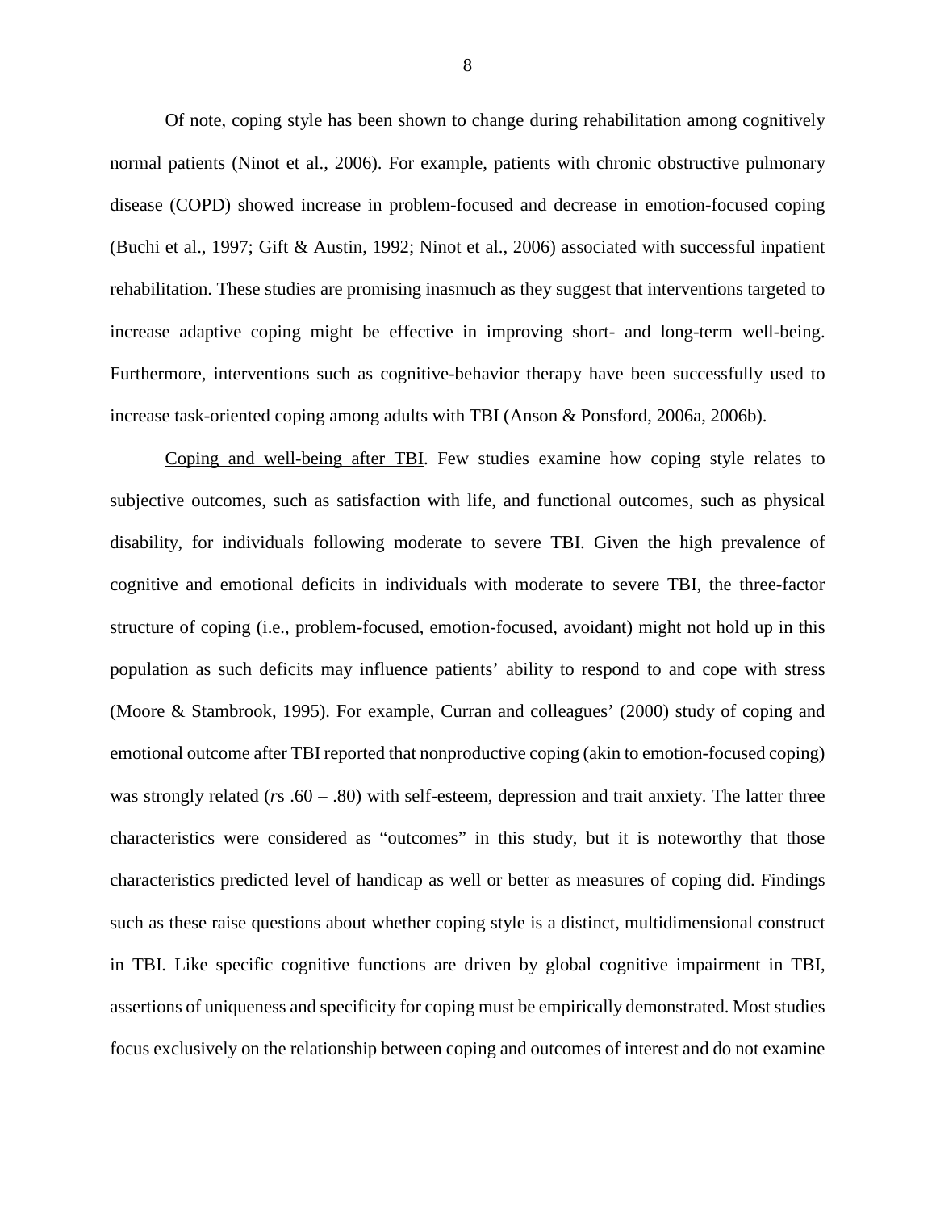Of note, coping style has been shown to change during rehabilitation among cognitively normal patients (Ninot et al., 2006). For example, patients with chronic obstructive pulmonary disease (COPD) showed increase in problem-focused and decrease in emotion-focused coping (Buchi et al., 1997; Gift & Austin, 1992; Ninot et al., 2006) associated with successful inpatient rehabilitation. These studies are promising inasmuch as they suggest that interventions targeted to increase adaptive coping might be effective in improving short- and long-term well-being. Furthermore, interventions such as cognitive-behavior therapy have been successfully used to increase task-oriented coping among adults with TBI (Anson & Ponsford, 2006a, 2006b).

<u>Coping and well-being after TBI</u>. Few studies examine how coping style relates to subjective outcomes, such as satisfaction with life, and functional outcomes, such as physical disability, for individuals following moderate to severe TBI. Given the high prevalence of cognitive and emotional deficits in individuals with moderate to severe TBI, the three-factor structure of coping (i.e., problem-focused, emotion-focused, avoidant) might not hold up in this population as such deficits may influence patients' ability to respond to and cope with stress (Moore & Stambrook, 1995). For example, Curran and colleagues' (2000) study of coping and emotional outcome after TBI reported that nonproductive coping (akin to emotion-focused coping) was strongly related (*r*s .60 – .80) with self-esteem, depression and trait anxiety. The latter three characteristics were considered as "outcomes" in this study, but it is noteworthy that those characteristics predicted level of handicap as well or better as measures of coping did. Findings such as these raise questions about whether coping style is a distinct, multidimensional construct in TBI. Like specific cognitive functions are driven by global cognitive impairment in TBI, assertions of uniqueness and specificity for coping must be empirically demonstrated. Most studies focus exclusively on the relationship between coping and outcomes of interest and do not examine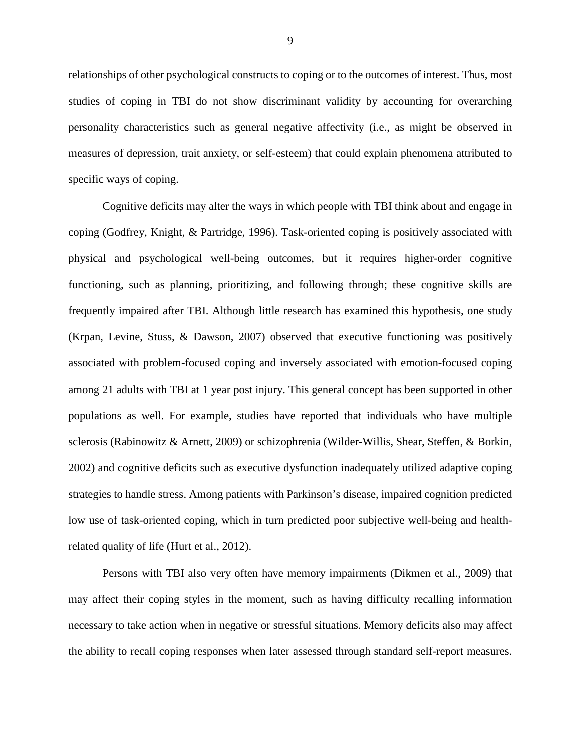relationships of other psychological constructs to coping or to the outcomes of interest. Thus, most studies of coping in TBI do not show discriminant validity by accounting for overarching personality characteristics such as general negative affectivity (i.e., as might be observed in measures of depression, trait anxiety, or self-esteem) that could explain phenomena attributed to specific ways of coping.

Cognitive deficits may alter the ways in which people with TBI think about and engage in coping (Godfrey, Knight, & Partridge, 1996). Task-oriented coping is positively associated with physical and psychological well-being outcomes, but it requires higher-order cognitive functioning, such as planning, prioritizing, and following through; these cognitive skills are frequently impaired after TBI. Although little research has examined this hypothesis, one study (Krpan, Levine, Stuss, & Dawson, 2007) observed that executive functioning was positively associated with problem-focused coping and inversely associated with emotion-focused coping among 21 adults with TBI at 1 year post injury. This general concept has been supported in other populations as well. For example, studies have reported that individuals who have multiple sclerosis (Rabinowitz & Arnett, 2009) or schizophrenia (Wilder-Willis, Shear, Steffen, & Borkin, 2002) and cognitive deficits such as executive dysfunction inadequately utilized adaptive coping strategies to handle stress. Among patients with Parkinson's disease, impaired cognition predicted low use of task-oriented coping, which in turn predicted poor subjective well-being and health-related quality of life (Hurt et al., 2012).

Persons with TBI also very often have memory impairments (Dikmen et al., 2009) that may affect their coping styles in the moment, such as having difficulty recalling information necessary to take action when in negative or stressful situations. Memory deficits also may affect the ability to recall coping responses when later assessed through standard self-report measures.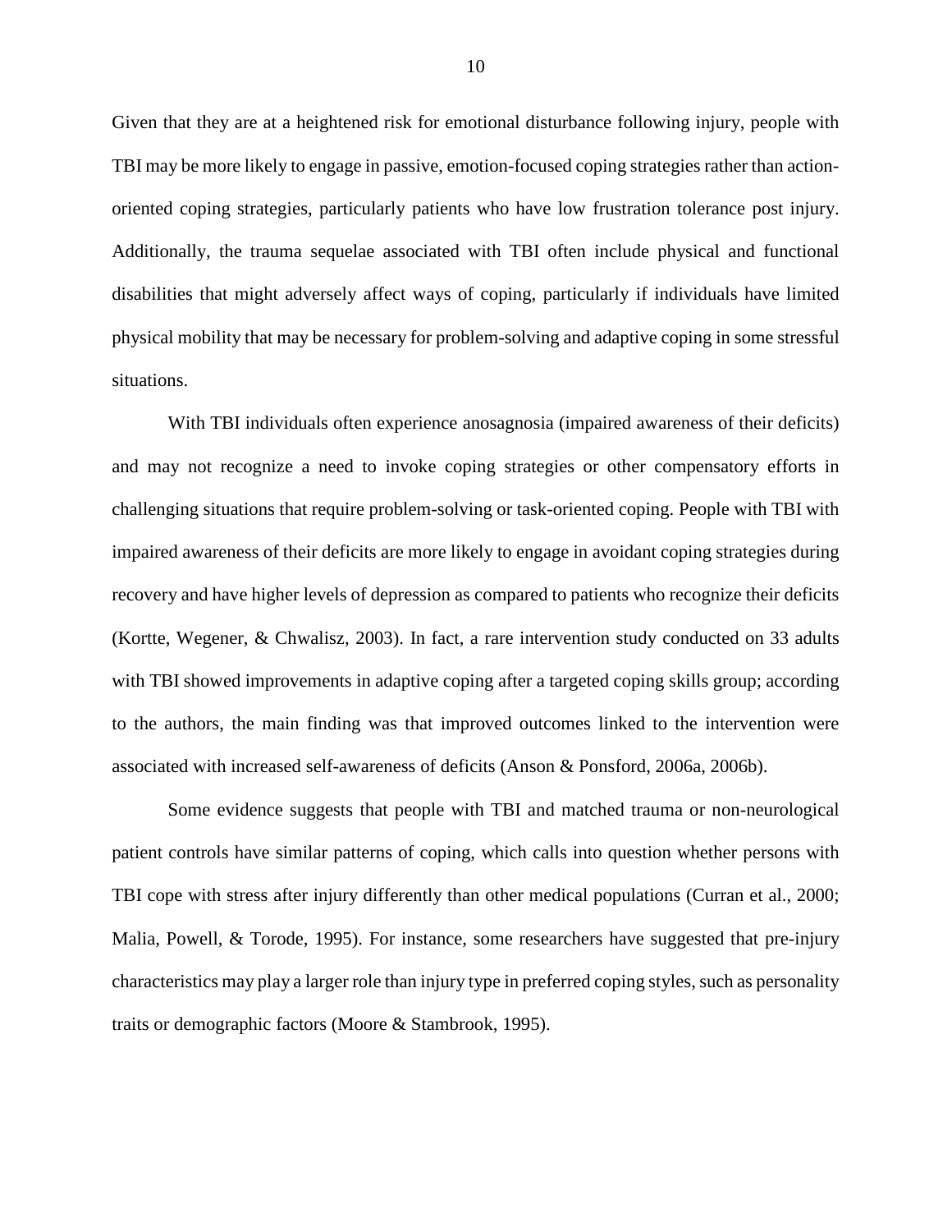Given that they are at a heightened risk for emotional disturbance following injury, people with TBI may be more likely to engage in passive, emotion-focused coping strategies rather than action-oriented coping strategies, particularly patients who have low frustration tolerance post injury. Additionally, the trauma sequelae associated with TBI often include physical and functional disabilities that might adversely affect ways of coping, particularly if individuals have limited physical mobility that may be necessary for problem-solving and adaptive coping in some stressful situations.

With TBI individuals often experience anosagnosia (impaired awareness of their deficits) and may not recognize a need to invoke coping strategies or other compensatory efforts in challenging situations that require problem-solving or task-oriented coping. People with TBI with impaired awareness of their deficits are more likely to engage in avoidant coping strategies during recovery and have higher levels of depression as compared to patients who recognize their deficits (Kortte, Wegener, & Chwalisz, 2003). In fact, a rare intervention study conducted on 33 adults with TBI showed improvements in adaptive coping after a targeted coping skills group; according to the authors, the main finding was that improved outcomes linked to the intervention were associated with increased self-awareness of deficits (Anson & Ponsford, 2006a, 2006b).

Some evidence suggests that people with TBI and matched trauma or non-neurological patient controls have similar patterns of coping, which calls into question whether persons with TBI cope with stress after injury differently than other medical populations (Curran et al., 2000; Malia, Powell, & Torode, 1995). For instance, some researchers have suggested that pre-injury characteristics may play a larger role than injury type in preferred coping styles, such as personality traits or demographic factors (Moore & Stambrook, 1995).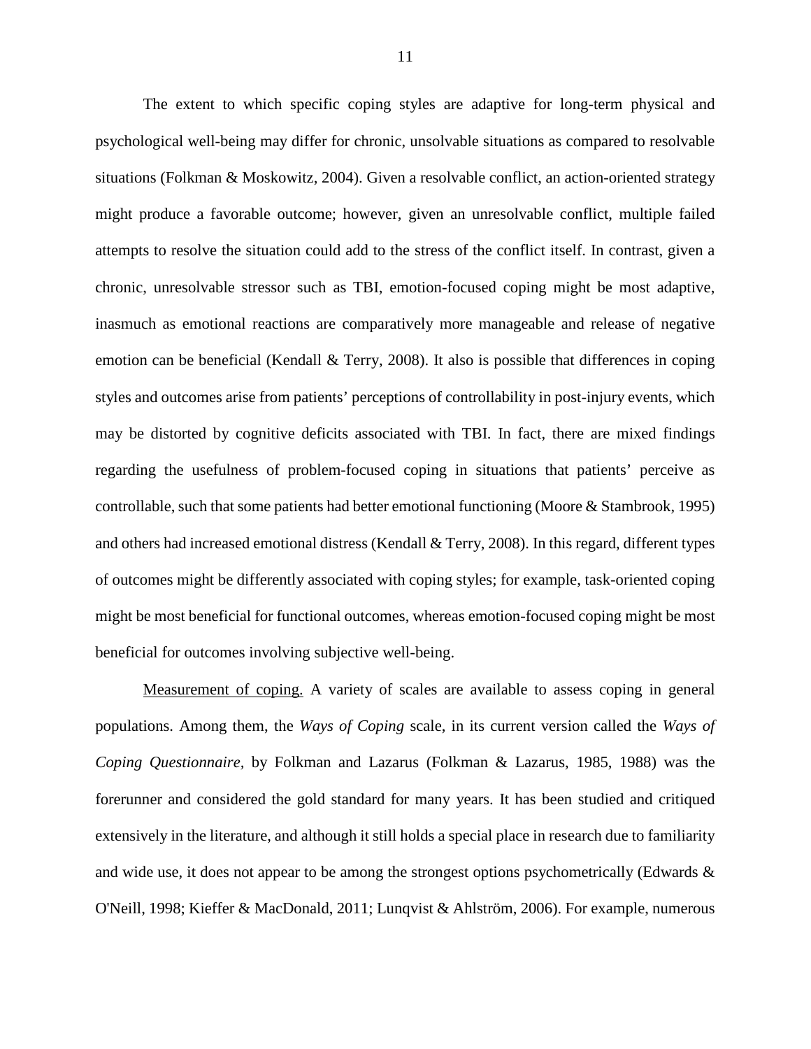The extent to which specific coping styles are adaptive for long-term physical and psychological well-being may differ for chronic, unsolvable situations as compared to resolvable situations (Folkman & Moskowitz, 2004). Given a resolvable conflict, an action-oriented strategy might produce a favorable outcome; however, given an unresolvable conflict, multiple failed attempts to resolve the situation could add to the stress of the conflict itself. In contrast, given a chronic, unresolvable stressor such as TBI, emotion-focused coping might be most adaptive, inasmuch as emotional reactions are comparatively more manageable and release of negative emotion can be beneficial (Kendall & Terry, 2008). It also is possible that differences in coping styles and outcomes arise from patients' perceptions of controllability in post-injury events, which may be distorted by cognitive deficits associated with TBI. In fact, there are mixed findings regarding the usefulness of problem-focused coping in situations that patients' perceive as controllable, such that some patients had better emotional functioning (Moore & Stambrook, 1995) and others had increased emotional distress (Kendall & Terry, 2008). In this regard, different types of outcomes might be differently associated with coping styles; for example, task-oriented coping might be most beneficial for functional outcomes, whereas emotion-focused coping might be most beneficial for outcomes involving subjective well-being.

Measurement of coping. A variety of scales are available to assess coping in general populations. Among them, the *Ways of Coping* scale, in its current version called the *Ways of Coping Questionnaire*, by Folkman and Lazarus (Folkman & Lazarus, 1985, 1988) was the forerunner and considered the gold standard for many years. It has been studied and critiqued extensively in the literature, and although it still holds a special place in research due to familiarity and wide use, it does not appear to be among the strongest options psychometrically (Edwards & O'Neill, 1998; Kieffer & MacDonald, 2011; Lunqvist & Ahlström, 2006). For example, numerous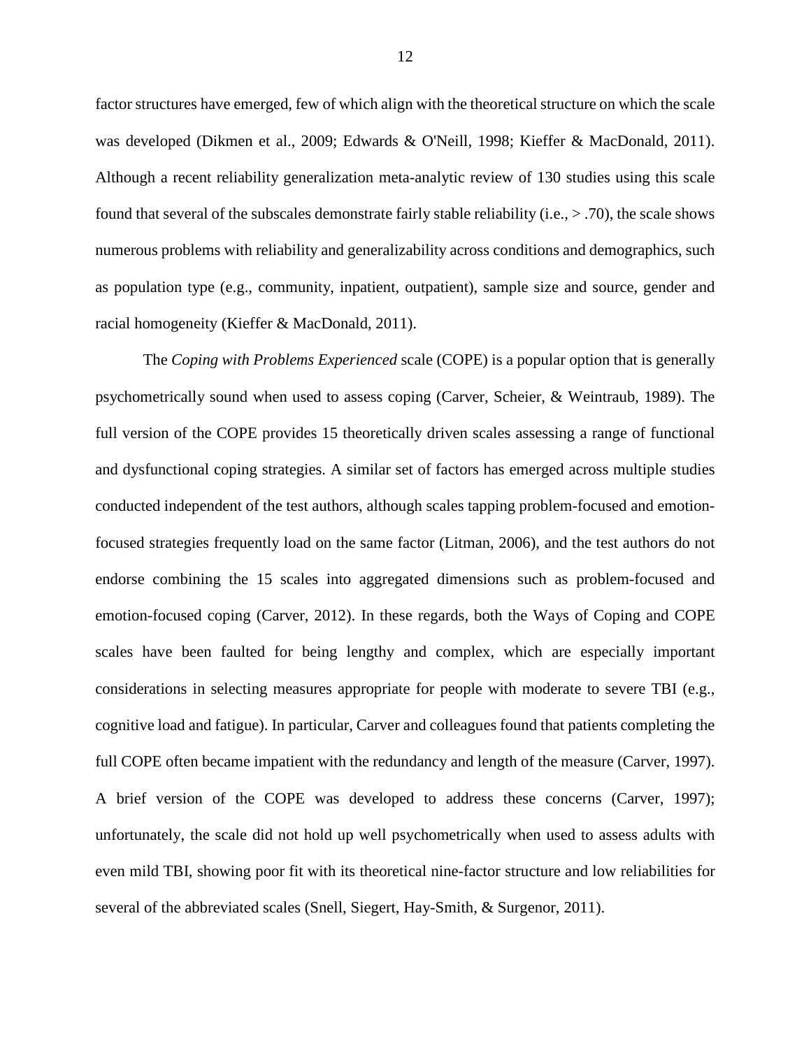factor structures have emerged, few of which align with the theoretical structure on which the scale was developed (Dikmen et al., 2009; Edwards & O'Neill, 1998; Kieffer & MacDonald, 2011). Although a recent reliability generalization meta-analytic review of 130 studies using this scale found that several of the subscales demonstrate fairly stable reliability (i.e., > .70), the scale shows numerous problems with reliability and generalizability across conditions and demographics, such as population type (e.g., community, inpatient, outpatient), sample size and source, gender and racial homogeneity (Kieffer & MacDonald, 2011).

The *Coping with Problems Experienced* scale (COPE) is a popular option that is generally psychometrically sound when used to assess coping (Carver, Scheier, & Weintraub, 1989). The full version of the COPE provides 15 theoretically driven scales assessing a range of functional and dysfunctional coping strategies. A similar set of factors has emerged across multiple studies conducted independent of the test authors, although scales tapping problem-focused and emotion-focused strategies frequently load on the same factor (Litman, 2006), and the test authors do not endorse combining the 15 scales into aggregated dimensions such as problem-focused and emotion-focused coping (Carver, 2012). In these regards, both the Ways of Coping and COPE scales have been faulted for being lengthy and complex, which are especially important considerations in selecting measures appropriate for people with moderate to severe TBI (e.g., cognitive load and fatigue). In particular, Carver and colleagues found that patients completing the full COPE often became impatient with the redundancy and length of the measure (Carver, 1997). A brief version of the COPE was developed to address these concerns (Carver, 1997); unfortunately, the scale did not hold up well psychometrically when used to assess adults with even mild TBI, showing poor fit with its theoretical nine-factor structure and low reliabilities for several of the abbreviated scales (Snell, Siegert, Hay-Smith, & Surgenor, 2011).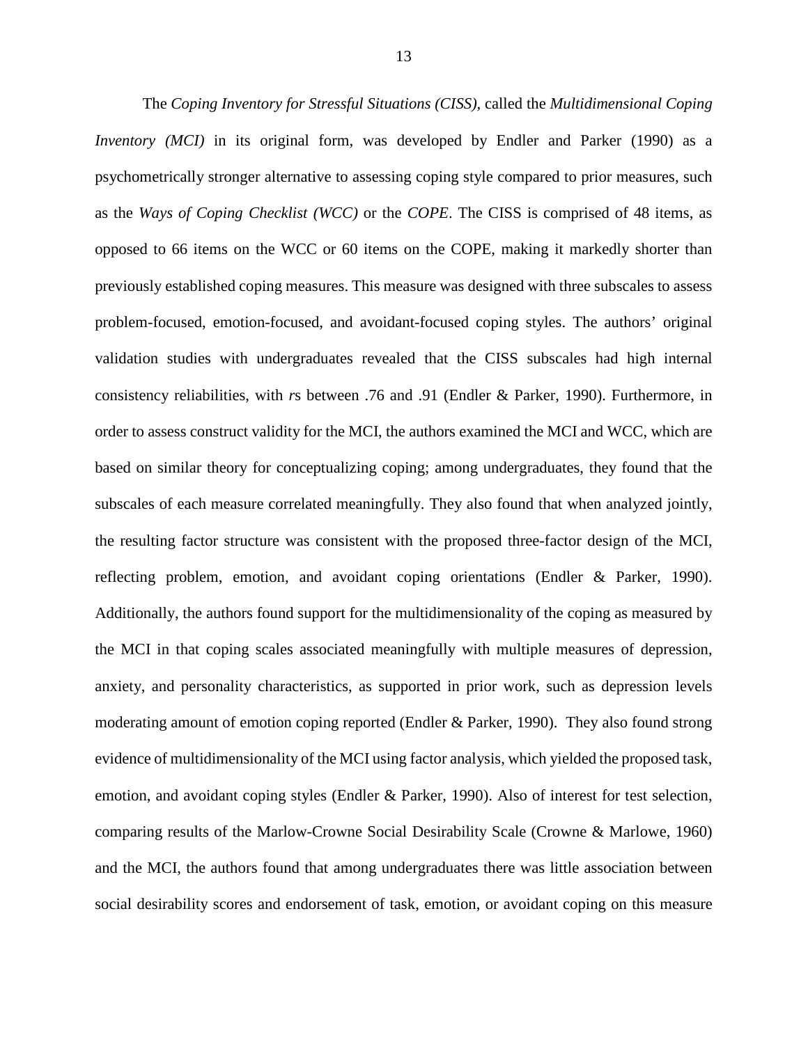The *Coping Inventory for Stressful Situations (CISS)*, called the *Multidimensional Coping Inventory (MCI)* in its original form, was developed by Endler and Parker (1990) as a psychometrically stronger alternative to assessing coping style compared to prior measures, such as the *Ways of Coping Checklist (WCC)* or the *COPE*. The CISS is comprised of 48 items, as opposed to 66 items on the WCC or 60 items on the COPE, making it markedly shorter than previously established coping measures. This measure was designed with three subscales to assess problem-focused, emotion-focused, and avoidant-focused coping styles. The authors' original validation studies with undergraduates revealed that the CISS subscales had high internal consistency reliabilities, with *r*s between .76 and .91 (Endler & Parker, 1990). Furthermore, in order to assess construct validity for the MCI, the authors examined the MCI and WCC, which are based on similar theory for conceptualizing coping; among undergraduates, they found that the subscales of each measure correlated meaningfully. They also found that when analyzed jointly, the resulting factor structure was consistent with the proposed three-factor design of the MCI, reflecting problem, emotion, and avoidant coping orientations (Endler & Parker, 1990). Additionally, the authors found support for the multidimensionality of the coping as measured by the MCI in that coping scales associated meaningfully with multiple measures of depression, anxiety, and personality characteristics, as supported in prior work, such as depression levels moderating amount of emotion coping reported (Endler & Parker, 1990). They also found strong evidence of multidimensionality of the MCI using factor analysis, which yielded the proposed task, emotion, and avoidant coping styles (Endler & Parker, 1990). Also of interest for test selection, comparing results of the Marlow-Crowne Social Desirability Scale (Crowne & Marlowe, 1960) and the MCI, the authors found that among undergraduates there was little association between social desirability scores and endorsement of task, emotion, or avoidant coping on this measure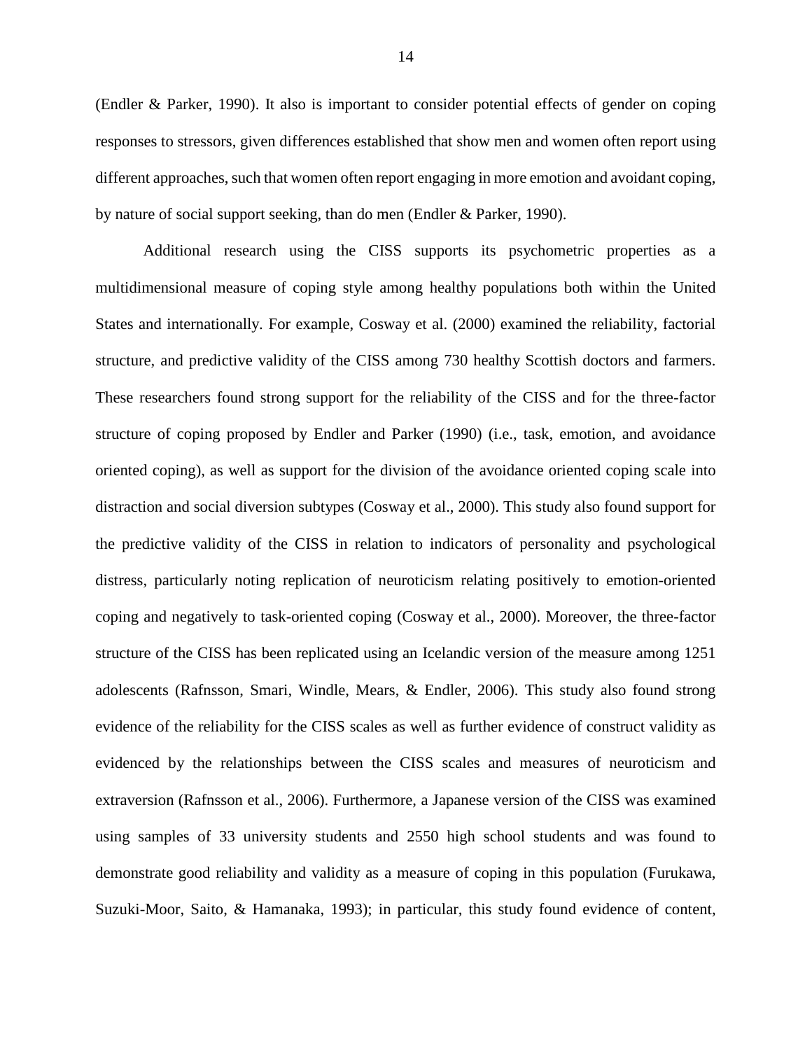(Endler & Parker, 1990). It also is important to consider potential effects of gender on coping responses to stressors, given differences established that show men and women often report using different approaches, such that women often report engaging in more emotion and avoidant coping, by nature of social support seeking, than do men (Endler & Parker, 1990).

Additional research using the CISS supports its psychometric properties as a multidimensional measure of coping style among healthy populations both within the United States and internationally. For example, Cosway et al. (2000) examined the reliability, factorial structure, and predictive validity of the CISS among 730 healthy Scottish doctors and farmers. These researchers found strong support for the reliability of the CISS and for the three-factor structure of coping proposed by Endler and Parker (1990) (i.e., task, emotion, and avoidance oriented coping), as well as support for the division of the avoidance oriented coping scale into distraction and social diversion subtypes (Cosway et al., 2000). This study also found support for the predictive validity of the CISS in relation to indicators of personality and psychological distress, particularly noting replication of neuroticism relating positively to emotion-oriented coping and negatively to task-oriented coping (Cosway et al., 2000). Moreover, the three-factor structure of the CISS has been replicated using an Icelandic version of the measure among 1251 adolescents (Rafnsson, Smari, Windle, Mears, & Endler, 2006). This study also found strong evidence of the reliability for the CISS scales as well as further evidence of construct validity as evidenced by the relationships between the CISS scales and measures of neuroticism and extraversion (Rafnsson et al., 2006). Furthermore, a Japanese version of the CISS was examined using samples of 33 university students and 2550 high school students and was found to demonstrate good reliability and validity as a measure of coping in this population (Furukawa, Suzuki-Moor, Saito, & Hamanaka, 1993); in particular, this study found evidence of content,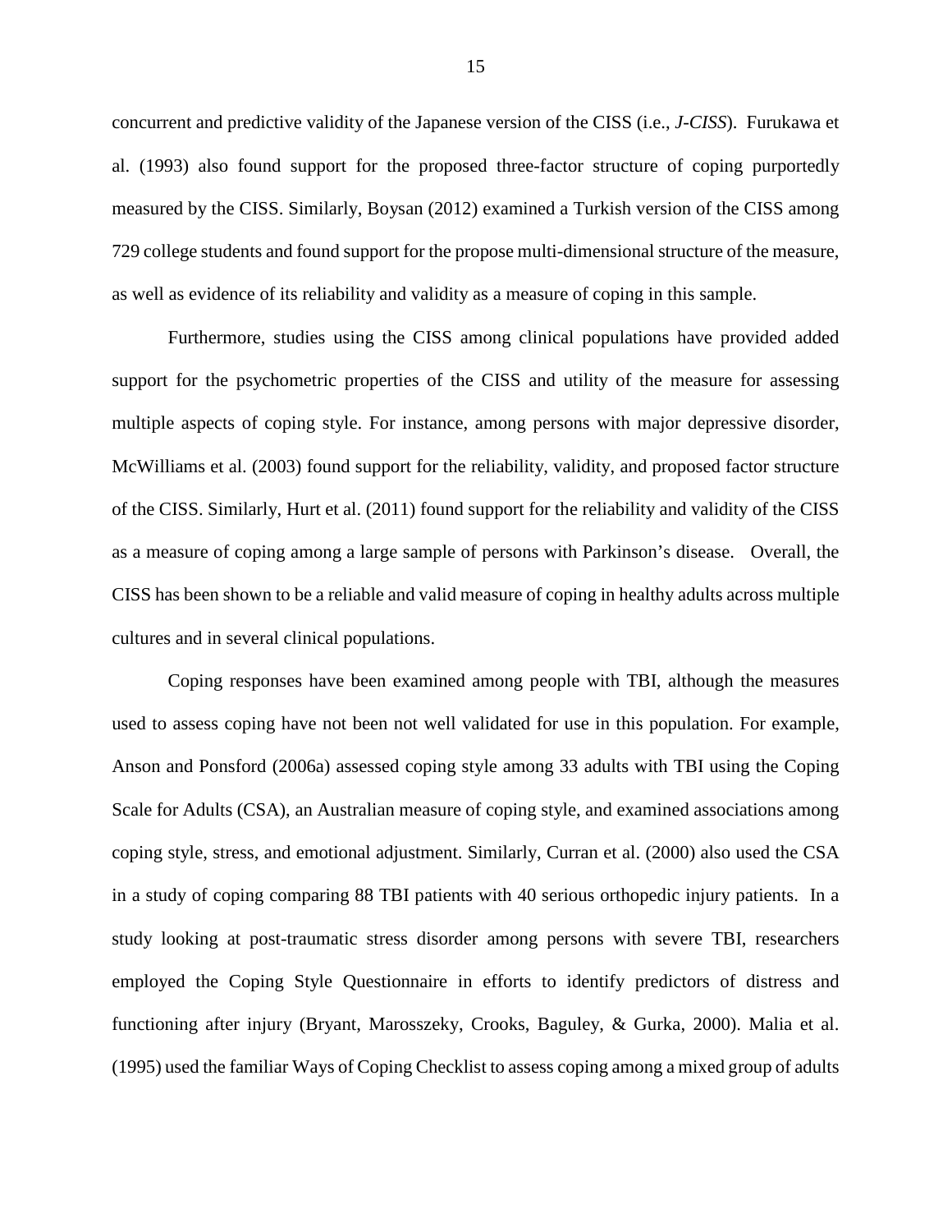concurrent and predictive validity of the Japanese version of the CISS (i.e., *J-CISS*). Furukawa et al. (1993) also found support for the proposed three-factor structure of coping purportedly measured by the CISS. Similarly, Boysan (2012) examined a Turkish version of the CISS among 729 college students and found support for the propose multi-dimensional structure of the measure, as well as evidence of its reliability and validity as a measure of coping in this sample.

Furthermore, studies using the CISS among clinical populations have provided added support for the psychometric properties of the CISS and utility of the measure for assessing multiple aspects of coping style. For instance, among persons with major depressive disorder, McWilliams et al. (2003) found support for the reliability, validity, and proposed factor structure of the CISS. Similarly, Hurt et al. (2011) found support for the reliability and validity of the CISS as a measure of coping among a large sample of persons with Parkinson's disease. Overall, the CISS has been shown to be a reliable and valid measure of coping in healthy adults across multiple cultures and in several clinical populations.

Coping responses have been examined among people with TBI, although the measures used to assess coping have not been not well validated for use in this population. For example, Anson and Ponsford (2006a) assessed coping style among 33 adults with TBI using the Coping Scale for Adults (CSA), an Australian measure of coping style, and examined associations among coping style, stress, and emotional adjustment. Similarly, Curran et al. (2000) also used the CSA in a study of coping comparing 88 TBI patients with 40 serious orthopedic injury patients. In a study looking at post-traumatic stress disorder among persons with severe TBI, researchers employed the Coping Style Questionnaire in efforts to identify predictors of distress and functioning after injury (Bryant, Marosszeky, Crooks, Baguley, & Gurka, 2000). Malia et al. (1995) used the familiar Ways of Coping Checklist to assess coping among a mixed group of adults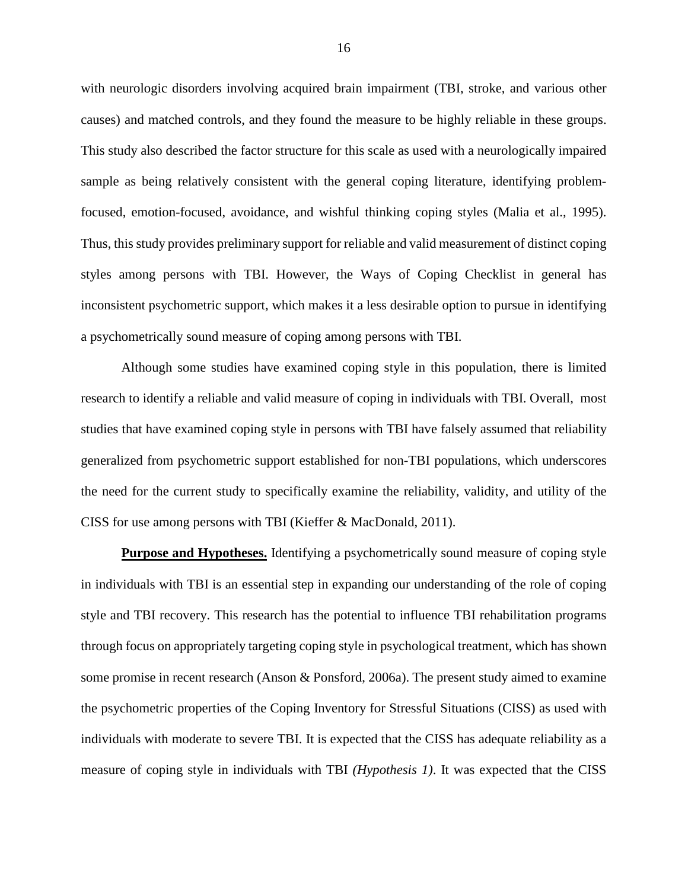with neurologic disorders involving acquired brain impairment (TBI, stroke, and various other causes) and matched controls, and they found the measure to be highly reliable in these groups. This study also described the factor structure for this scale as used with a neurologically impaired sample as being relatively consistent with the general coping literature, identifying problem-focused, emotion-focused, avoidance, and wishful thinking coping styles (Malia et al., 1995). Thus, this study provides preliminary support for reliable and valid measurement of distinct coping styles among persons with TBI. However, the Ways of Coping Checklist in general has inconsistent psychometric support, which makes it a less desirable option to pursue in identifying a psychometrically sound measure of coping among persons with TBI.

Although some studies have examined coping style in this population, there is limited research to identify a reliable and valid measure of coping in individuals with TBI. Overall, most studies that have examined coping style in persons with TBI have falsely assumed that reliability generalized from psychometric support established for non-TBI populations, which underscores the need for the current study to specifically examine the reliability, validity, and utility of the CISS for use among persons with TBI (Kieffer & MacDonald, 2011).

**Purpose and Hypotheses.** Identifying a psychometrically sound measure of coping style in individuals with TBI is an essential step in expanding our understanding of the role of coping style and TBI recovery. This research has the potential to influence TBI rehabilitation programs through focus on appropriately targeting coping style in psychological treatment, which has shown some promise in recent research (Anson & Ponsford, 2006a). The present study aimed to examine the psychometric properties of the Coping Inventory for Stressful Situations (CISS) as used with individuals with moderate to severe TBI. It is expected that the CISS has adequate reliability as a measure of coping style in individuals with TBI *(Hypothesis 1)*. It was expected that the CISS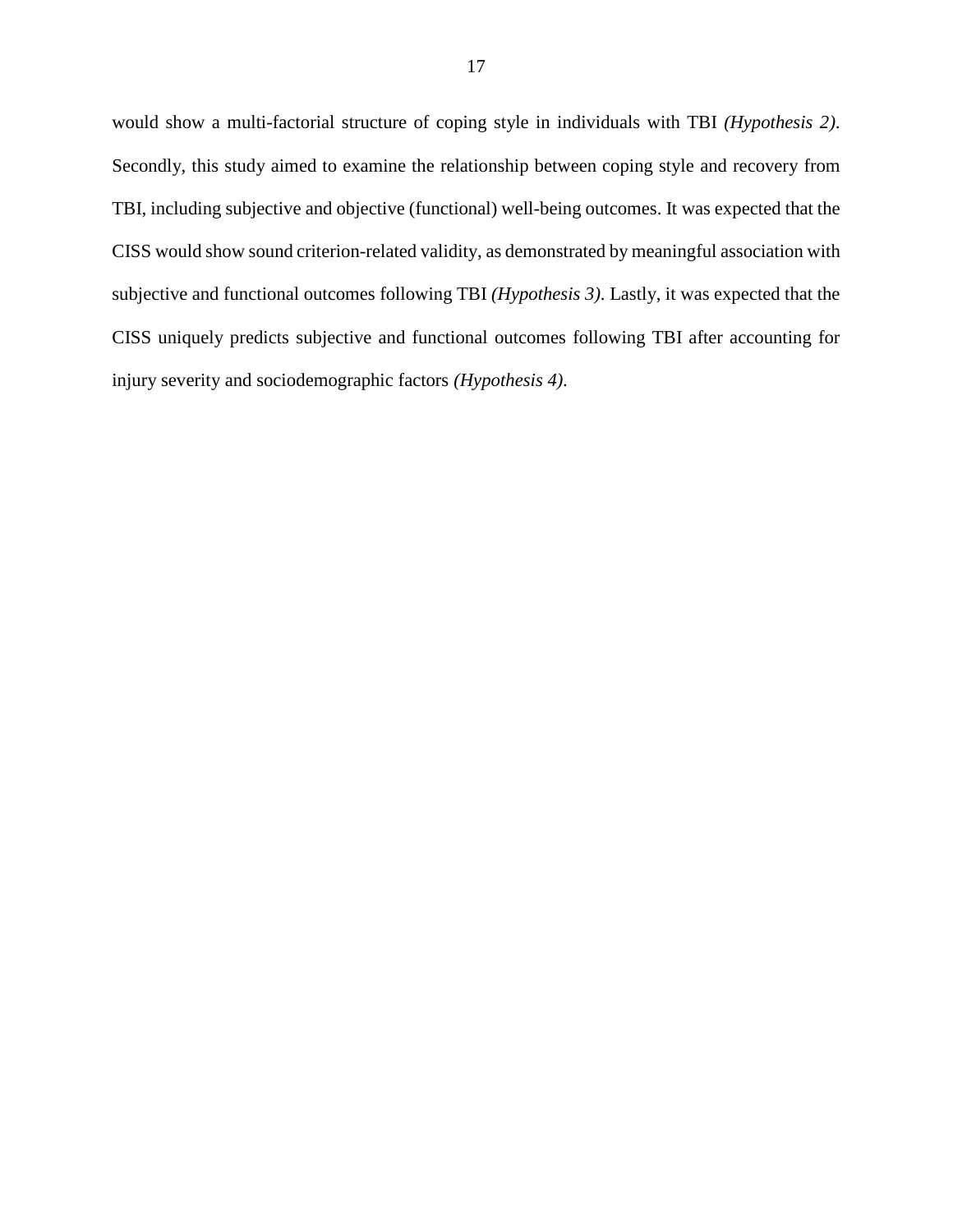would show a multi-factorial structure of coping style in individuals with TBI *(Hypothesis 2)*. Secondly, this study aimed to examine the relationship between coping style and recovery from TBI, including subjective and objective (functional) well-being outcomes. It was expected that the CISS would show sound criterion-related validity, as demonstrated by meaningful association with subjective and functional outcomes following TBI *(Hypothesis 3)*. Lastly, it was expected that the CISS uniquely predicts subjective and functional outcomes following TBI after accounting for injury severity and sociodemographic factors *(Hypothesis 4)*.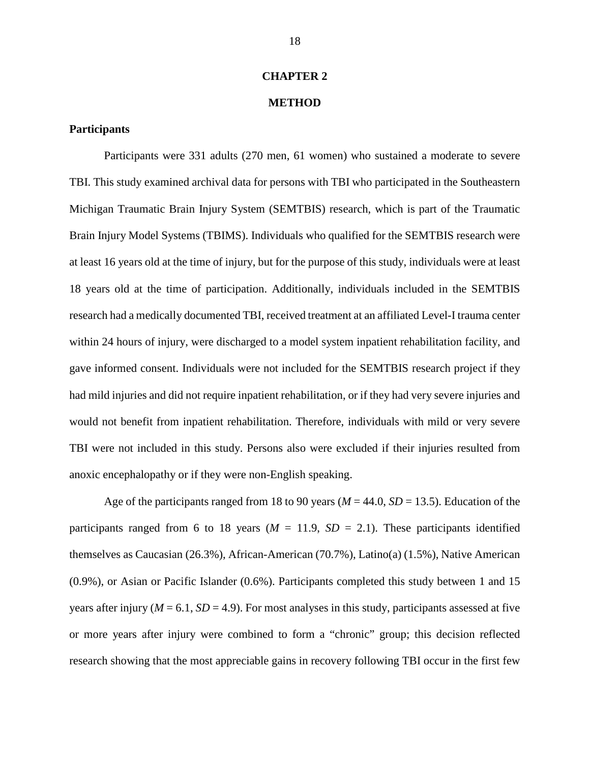# CHAPTER 2

# METHOD

## Participants

Participants were 331 adults (270 men, 61 women) who sustained a moderate to severe TBI. This study examined archival data for persons with TBI who participated in the Southeastern Michigan Traumatic Brain Injury System (SEMTBIS) research, which is part of the Traumatic Brain Injury Model Systems (TBIMS). Individuals who qualified for the SEMTBIS research were at least 16 years old at the time of injury, but for the purpose of this study, individuals were at least 18 years old at the time of participation. Additionally, individuals included in the SEMTBIS research had a medically documented TBI, received treatment at an affiliated Level-I trauma center within 24 hours of injury, were discharged to a model system inpatient rehabilitation facility, and gave informed consent. Individuals were not included for the SEMTBIS research project if they had mild injuries and did not require inpatient rehabilitation, or if they had very severe injuries and would not benefit from inpatient rehabilitation. Therefore, individuals with mild or very severe TBI were not included in this study. Persons also were excluded if their injuries resulted from anoxic encephalopathy or if they were non-English speaking.

Age of the participants ranged from 18 to 90 years ($M = 44.0$, $SD = 13.5$). Education of the participants ranged from 6 to 18 years ($M = 11.9$, $SD = 2.1$). These participants identified themselves as Caucasian (26.3%), African-American (70.7%), Latino(a) (1.5%), Native American (0.9%), or Asian or Pacific Islander (0.6%). Participants completed this study between 1 and 15 years after injury ($M = 6.1$, $SD = 4.9$). For most analyses in this study, participants assessed at five or more years after injury were combined to form a "chronic" group; this decision reflected research showing that the most appreciable gains in recovery following TBI occur in the first few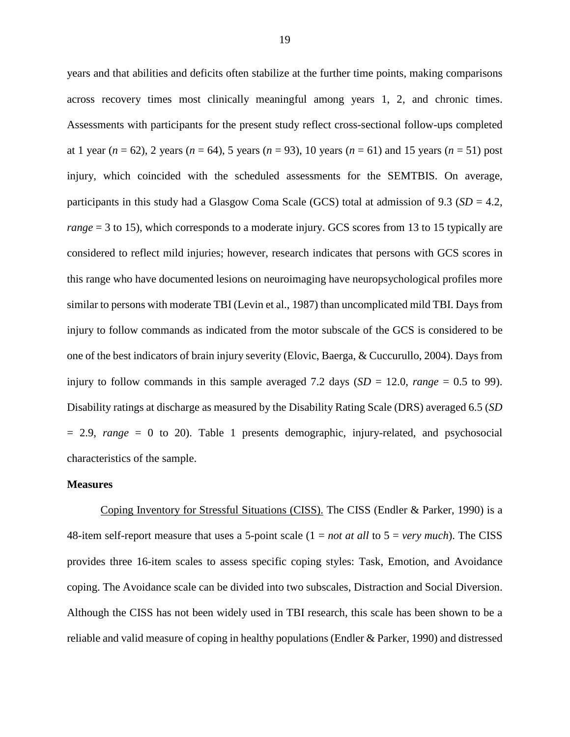years and that abilities and deficits often stabilize at the further time points, making comparisons across recovery times most clinically meaningful among years 1, 2, and chronic times. Assessments with participants for the present study reflect cross-sectional follow-ups completed at 1 year (*n* = 62), 2 years (*n* = 64), 5 years (*n* = 93), 10 years (*n* = 61) and 15 years (*n* = 51) post injury, which coincided with the scheduled assessments for the SEMTBIS. On average, participants in this study had a Glasgow Coma Scale (GCS) total at admission of 9.3 (*SD* = 4.2, *range* = 3 to 15), which corresponds to a moderate injury. GCS scores from 13 to 15 typically are considered to reflect mild injuries; however, research indicates that persons with GCS scores in this range who have documented lesions on neuroimaging have neuropsychological profiles more similar to persons with moderate TBI (Levin et al., 1987) than uncomplicated mild TBI. Days from injury to follow commands as indicated from the motor subscale of the GCS is considered to be one of the best indicators of brain injury severity (Elovic, Baerga, & Cuccurullo, 2004). Days from injury to follow commands in this sample averaged 7.2 days (*SD* = 12.0, *range* = 0.5 to 99). Disability ratings at discharge as measured by the Disability Rating Scale (DRS) averaged 6.5 (*SD* = 2.9, *range* = 0 to 20). Table 1 presents demographic, injury-related, and psychosocial characteristics of the sample.

**Measures**

<u>Coping Inventory for Stressful Situations (CISS).</u> The CISS (Endler & Parker, 1990) is a 48-item self-report measure that uses a 5-point scale (1 = *not at all* to 5 = *very much*). The CISS provides three 16-item scales to assess specific coping styles: Task, Emotion, and Avoidance coping. The Avoidance scale can be divided into two subscales, Distraction and Social Diversion. Although the CISS has not been widely used in TBI research, this scale has been shown to be a reliable and valid measure of coping in healthy populations (Endler & Parker, 1990) and distressed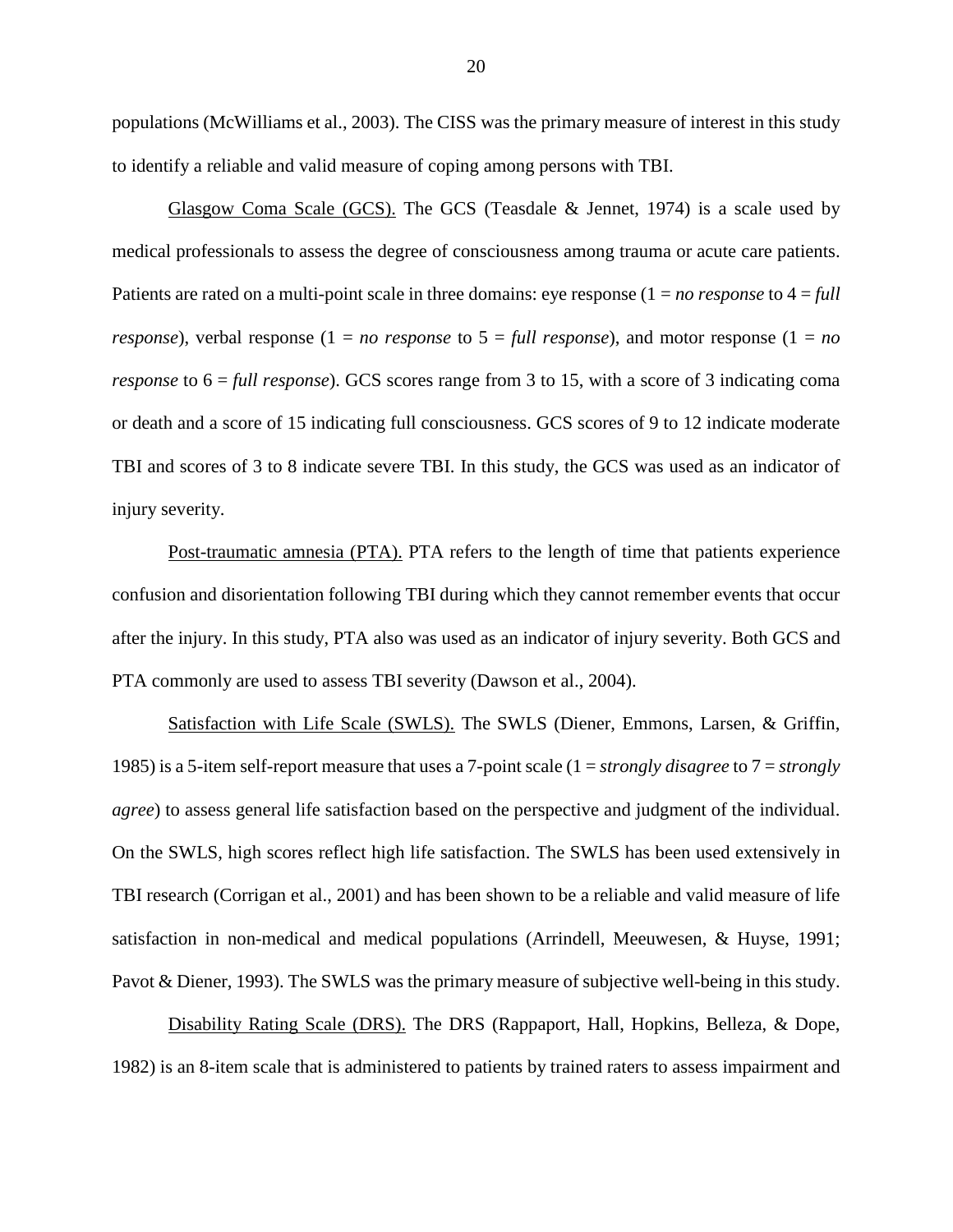populations (McWilliams et al., 2003). The CISS was the primary measure of interest in this study to identify a reliable and valid measure of coping among persons with TBI.

Glasgow Coma Scale (GCS). The GCS (Teasdale & Jennet, 1974) is a scale used by medical professionals to assess the degree of consciousness among trauma or acute care patients. Patients are rated on a multi-point scale in three domains: eye response (1 = *no response* to 4 = *full response*), verbal response (1 = *no response* to 5 = *full response*), and motor response (1 = *no response* to 6 = *full response*). GCS scores range from 3 to 15, with a score of 3 indicating coma or death and a score of 15 indicating full consciousness. GCS scores of 9 to 12 indicate moderate TBI and scores of 3 to 8 indicate severe TBI. In this study, the GCS was used as an indicator of injury severity.

Post-traumatic amnesia (PTA). PTA refers to the length of time that patients experience confusion and disorientation following TBI during which they cannot remember events that occur after the injury. In this study, PTA also was used as an indicator of injury severity. Both GCS and PTA commonly are used to assess TBI severity (Dawson et al., 2004).

Satisfaction with Life Scale (SWLS). The SWLS (Diener, Emmons, Larsen, & Griffin, 1985) is a 5-item self-report measure that uses a 7-point scale (1 = *strongly disagree* to 7 = *strongly agree*) to assess general life satisfaction based on the perspective and judgment of the individual. On the SWLS, high scores reflect high life satisfaction. The SWLS has been used extensively in TBI research (Corrigan et al., 2001) and has been shown to be a reliable and valid measure of life satisfaction in non-medical and medical populations (Arrindell, Meeuwesen, & Huyse, 1991; Pavot & Diener, 1993). The SWLS was the primary measure of subjective well-being in this study.

Disability Rating Scale (DRS). The DRS (Rappaport, Hall, Hopkins, Belleza, & Dope, 1982) is an 8-item scale that is administered to patients by trained raters to assess impairment and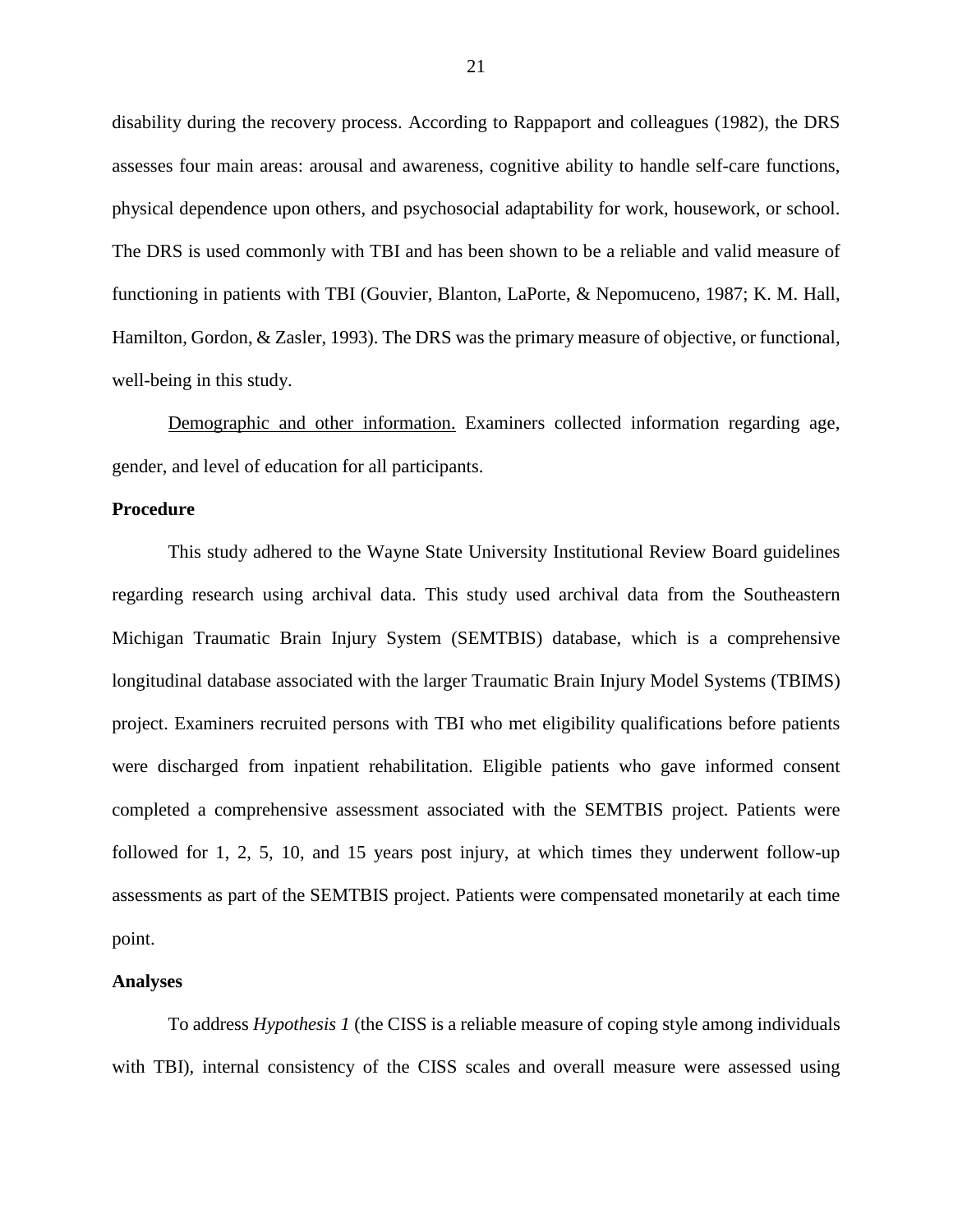disability during the recovery process. According to Rappaport and colleagues (1982), the DRS assesses four main areas: arousal and awareness, cognitive ability to handle self-care functions, physical dependence upon others, and psychosocial adaptability for work, housework, or school. The DRS is used commonly with TBI and has been shown to be a reliable and valid measure of functioning in patients with TBI (Gouvier, Blanton, LaPorte, & Nepomuceno, 1987; K. M. Hall, Hamilton, Gordon, & Zasler, 1993). The DRS was the primary measure of objective, or functional, well-being in this study.

<u>Demographic and other information.</u> Examiners collected information regarding age, gender, and level of education for all participants.

**Procedure**

This study adhered to the Wayne State University Institutional Review Board guidelines regarding research using archival data. This study used archival data from the Southeastern Michigan Traumatic Brain Injury System (SEMTBIS) database, which is a comprehensive longitudinal database associated with the larger Traumatic Brain Injury Model Systems (TBIMS) project. Examiners recruited persons with TBI who met eligibility qualifications before patients were discharged from inpatient rehabilitation. Eligible patients who gave informed consent completed a comprehensive assessment associated with the SEMTBIS project. Patients were followed for 1, 2, 5, 10, and 15 years post injury, at which times they underwent follow-up assessments as part of the SEMTBIS project. Patients were compensated monetarily at each time point.

**Analyses**

To address *Hypothesis 1* (the CISS is a reliable measure of coping style among individuals with TBI), internal consistency of the CISS scales and overall measure were assessed using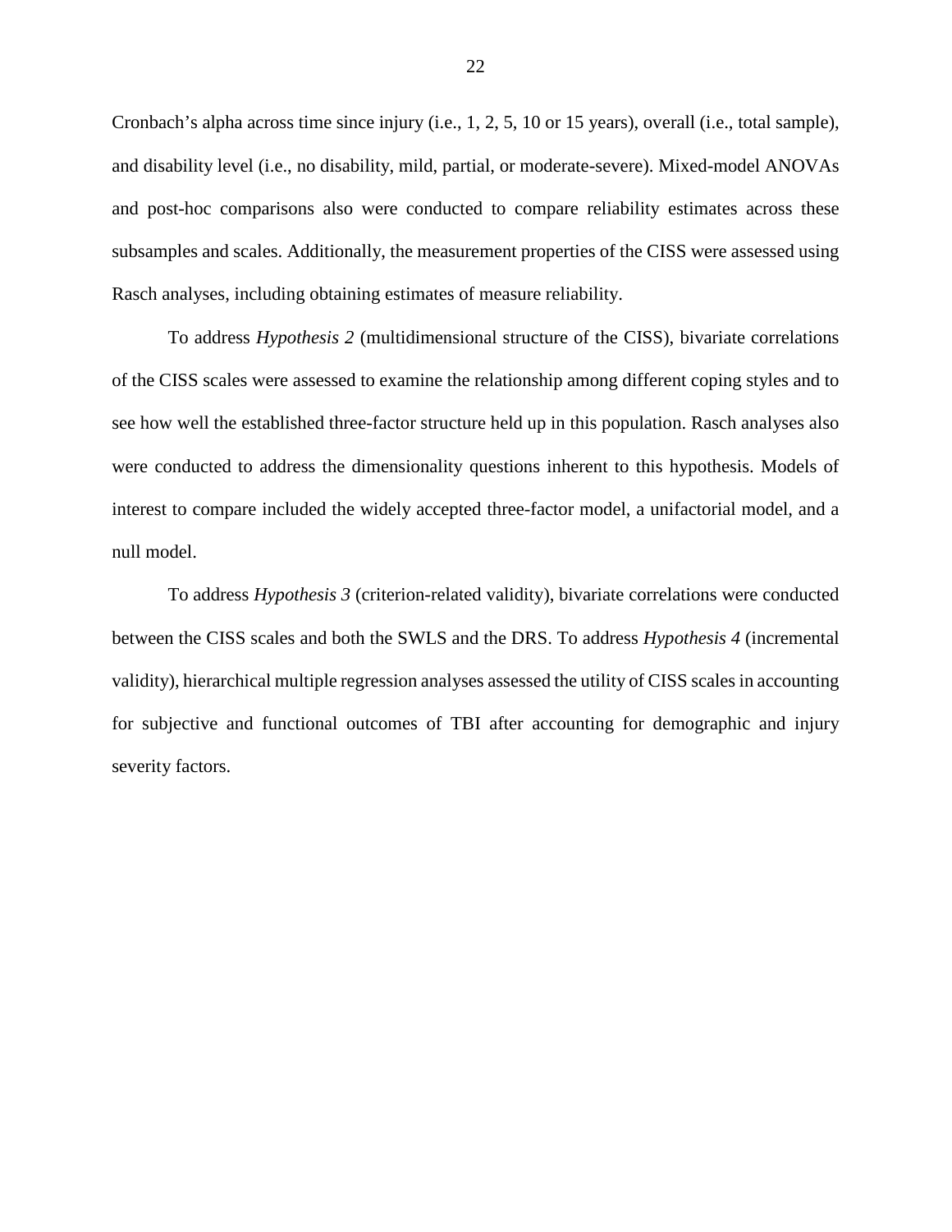Cronbach's alpha across time since injury (i.e., 1, 2, 5, 10 or 15 years), overall (i.e., total sample), and disability level (i.e., no disability, mild, partial, or moderate-severe). Mixed-model ANOVAs and post-hoc comparisons also were conducted to compare reliability estimates across these subsamples and scales. Additionally, the measurement properties of the CISS were assessed using Rasch analyses, including obtaining estimates of measure reliability.

To address *Hypothesis 2* (multidimensional structure of the CISS), bivariate correlations of the CISS scales were assessed to examine the relationship among different coping styles and to see how well the established three-factor structure held up in this population. Rasch analyses also were conducted to address the dimensionality questions inherent to this hypothesis. Models of interest to compare included the widely accepted three-factor model, a unifactorial model, and a null model.

To address *Hypothesis 3* (criterion-related validity), bivariate correlations were conducted between the CISS scales and both the SWLS and the DRS. To address *Hypothesis 4* (incremental validity), hierarchical multiple regression analyses assessed the utility of CISS scales in accounting for subjective and functional outcomes of TBI after accounting for demographic and injury severity factors.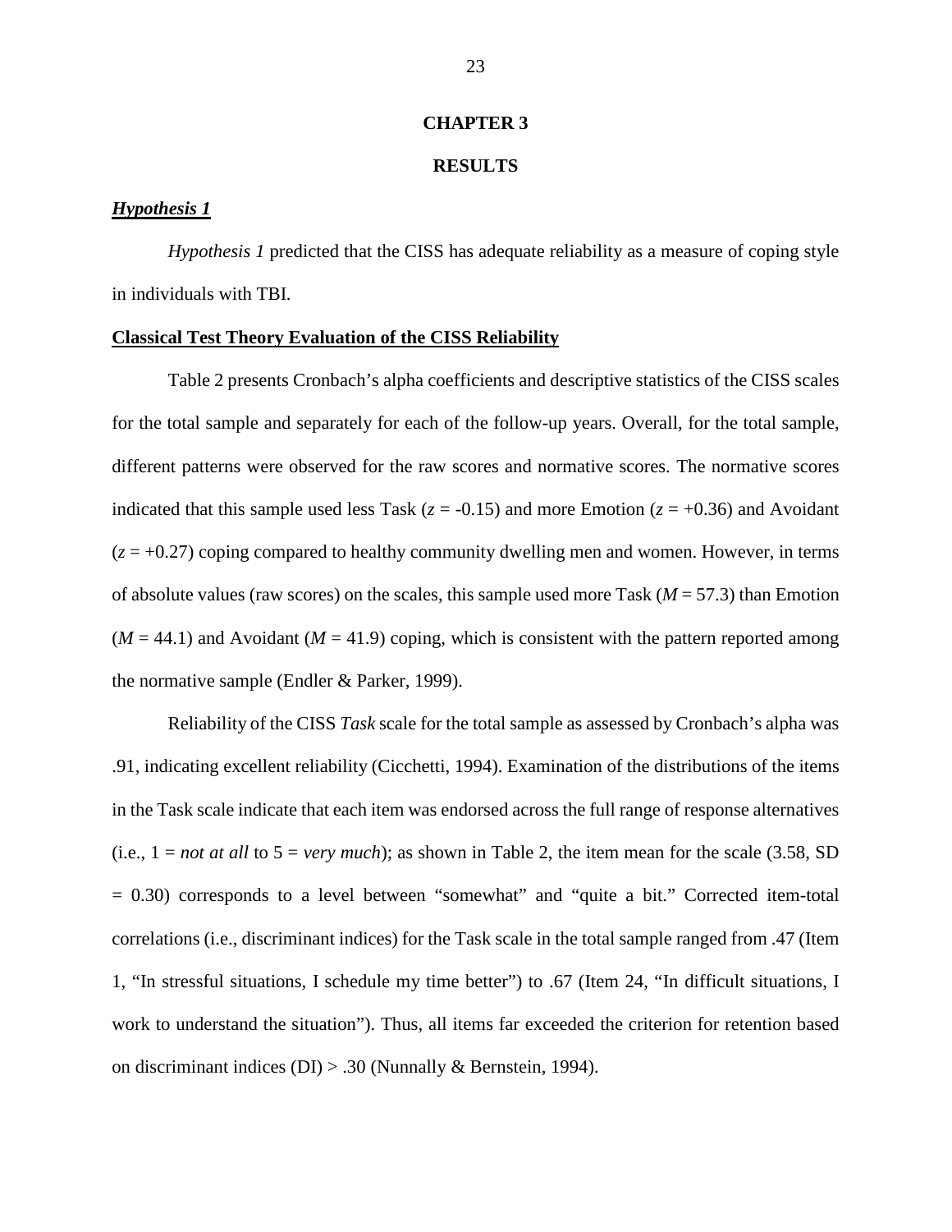# CHAPTER 3

# RESULTS

## ***Hypothesis 1***

*Hypothesis 1* predicted that the CISS has adequate reliability as a measure of coping style in individuals with TBI.

### **Classical Test Theory Evaluation of the CISS Reliability**

Table 2 presents Cronbach's alpha coefficients and descriptive statistics of the CISS scales for the total sample and separately for each of the follow-up years. Overall, for the total sample, different patterns were observed for the raw scores and normative scores. The normative scores indicated that this sample used less Task ($z$ = -0.15) and more Emotion ($z$ = +0.36) and Avoidant ($z$ = +0.27) coping compared to healthy community dwelling men and women. However, in terms of absolute values (raw scores) on the scales, this sample used more Task ($M$ = 57.3) than Emotion ($M$ = 44.1) and Avoidant ($M$ = 41.9) coping, which is consistent with the pattern reported among the normative sample (Endler & Parker, 1999).

Reliability of the CISS *Task* scale for the total sample as assessed by Cronbach's alpha was .91, indicating excellent reliability (Cicchetti, 1994). Examination of the distributions of the items in the Task scale indicate that each item was endorsed across the full range of response alternatives (i.e., 1 = *not at all* to 5 = *very much*); as shown in Table 2, the item mean for the scale (3.58, SD = 0.30) corresponds to a level between "somewhat" and "quite a bit." Corrected item-total correlations (i.e., discriminant indices) for the Task scale in the total sample ranged from .47 (Item 1, "In stressful situations, I schedule my time better") to .67 (Item 24, "In difficult situations, I work to understand the situation"). Thus, all items far exceeded the criterion for retention based on discriminant indices (DI) > .30 (Nunnally & Bernstein, 1994).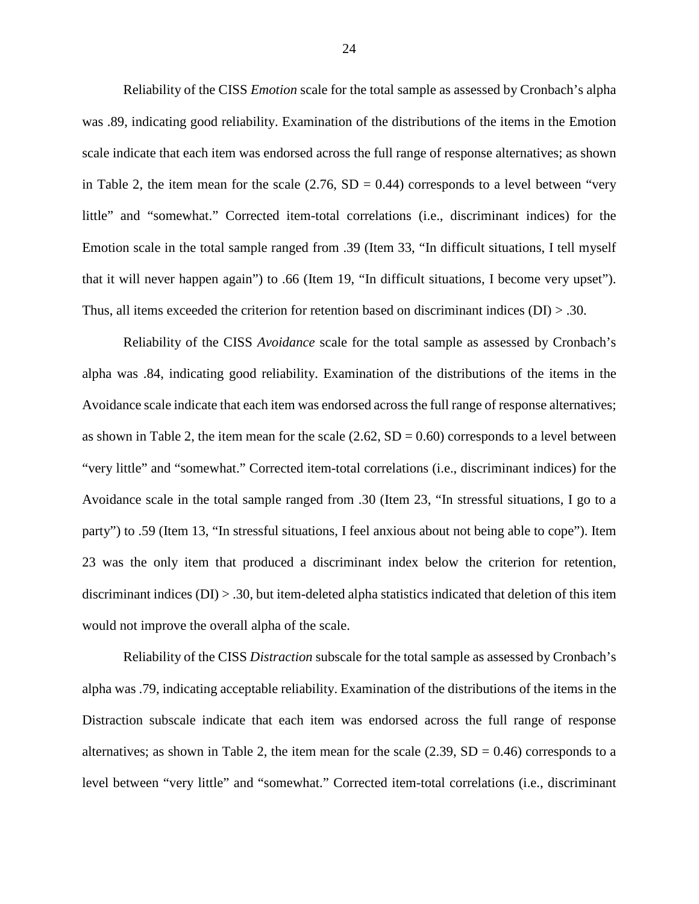Reliability of the CISS *Emotion* scale for the total sample as assessed by Cronbach's alpha was .89, indicating good reliability. Examination of the distributions of the items in the Emotion scale indicate that each item was endorsed across the full range of response alternatives; as shown in Table 2, the item mean for the scale (2.76, SD = 0.44) corresponds to a level between "very little" and "somewhat." Corrected item-total correlations (i.e., discriminant indices) for the Emotion scale in the total sample ranged from .39 (Item 33, "In difficult situations, I tell myself that it will never happen again") to .66 (Item 19, "In difficult situations, I become very upset"). Thus, all items exceeded the criterion for retention based on discriminant indices (DI) > .30.

Reliability of the CISS *Avoidance* scale for the total sample as assessed by Cronbach's alpha was .84, indicating good reliability. Examination of the distributions of the items in the Avoidance scale indicate that each item was endorsed across the full range of response alternatives; as shown in Table 2, the item mean for the scale (2.62, SD = 0.60) corresponds to a level between "very little" and "somewhat." Corrected item-total correlations (i.e., discriminant indices) for the Avoidance scale in the total sample ranged from .30 (Item 23, "In stressful situations, I go to a party") to .59 (Item 13, "In stressful situations, I feel anxious about not being able to cope"). Item 23 was the only item that produced a discriminant index below the criterion for retention, discriminant indices (DI) > .30, but item-deleted alpha statistics indicated that deletion of this item would not improve the overall alpha of the scale.

Reliability of the CISS *Distraction* subscale for the total sample as assessed by Cronbach's alpha was .79, indicating acceptable reliability. Examination of the distributions of the items in the Distraction subscale indicate that each item was endorsed across the full range of response alternatives; as shown in Table 2, the item mean for the scale (2.39, SD = 0.46) corresponds to a level between "very little" and "somewhat." Corrected item-total correlations (i.e., discriminant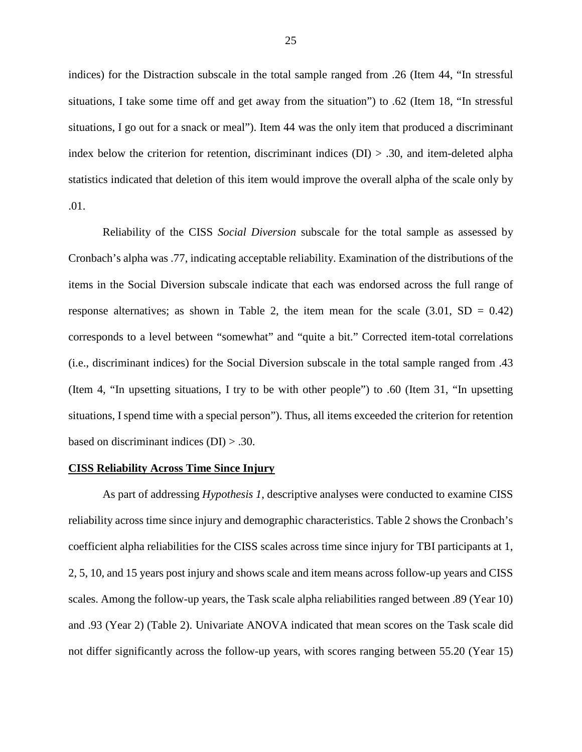indices) for the Distraction subscale in the total sample ranged from .26 (Item 44, "In stressful situations, I take some time off and get away from the situation") to .62 (Item 18, "In stressful situations, I go out for a snack or meal"). Item 44 was the only item that produced a discriminant index below the criterion for retention, discriminant indices (DI) > .30, and item-deleted alpha statistics indicated that deletion of this item would improve the overall alpha of the scale only by .01.

Reliability of the CISS *Social Diversion* subscale for the total sample as assessed by Cronbach's alpha was .77, indicating acceptable reliability. Examination of the distributions of the items in the Social Diversion subscale indicate that each was endorsed across the full range of response alternatives; as shown in Table 2, the item mean for the scale (3.01, SD = 0.42) corresponds to a level between "somewhat" and "quite a bit." Corrected item-total correlations (i.e., discriminant indices) for the Social Diversion subscale in the total sample ranged from .43 (Item 4, "In upsetting situations, I try to be with other people") to .60 (Item 31, "In upsetting situations, I spend time with a special person"). Thus, all items exceeded the criterion for retention based on discriminant indices (DI) > .30.

**CISS Reliability Across Time Since Injury**

As part of addressing *Hypothesis 1*, descriptive analyses were conducted to examine CISS reliability across time since injury and demographic characteristics. Table 2 shows the Cronbach's coefficient alpha reliabilities for the CISS scales across time since injury for TBI participants at 1, 2, 5, 10, and 15 years post injury and shows scale and item means across follow-up years and CISS scales. Among the follow-up years, the Task scale alpha reliabilities ranged between .89 (Year 10) and .93 (Year 2) (Table 2). Univariate ANOVA indicated that mean scores on the Task scale did not differ significantly across the follow-up years, with scores ranging between 55.20 (Year 15)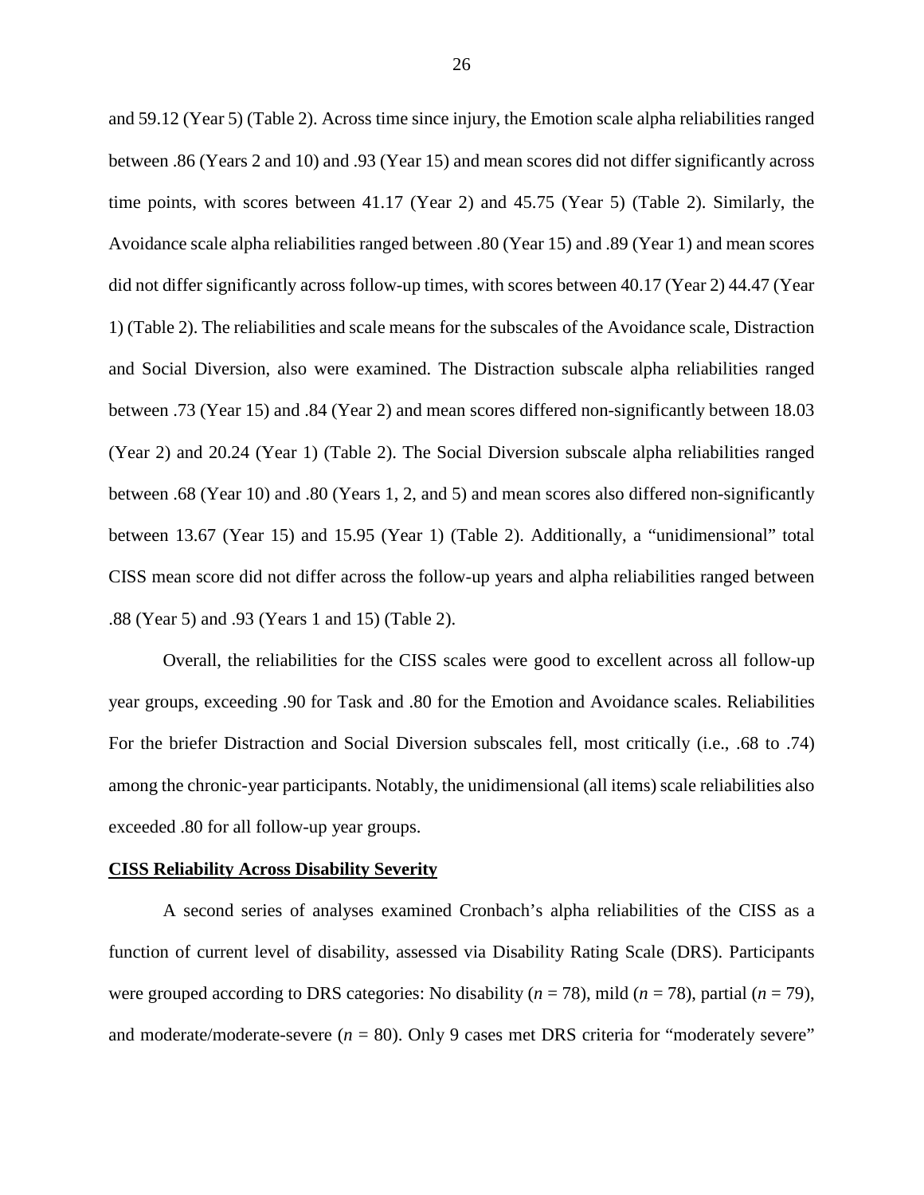and 59.12 (Year 5) (Table 2). Across time since injury, the Emotion scale alpha reliabilities ranged between .86 (Years 2 and 10) and .93 (Year 15) and mean scores did not differ significantly across time points, with scores between 41.17 (Year 2) and 45.75 (Year 5) (Table 2). Similarly, the Avoidance scale alpha reliabilities ranged between .80 (Year 15) and .89 (Year 1) and mean scores did not differ significantly across follow-up times, with scores between 40.17 (Year 2) 44.47 (Year 1) (Table 2). The reliabilities and scale means for the subscales of the Avoidance scale, Distraction and Social Diversion, also were examined. The Distraction subscale alpha reliabilities ranged between .73 (Year 15) and .84 (Year 2) and mean scores differed non-significantly between 18.03 (Year 2) and 20.24 (Year 1) (Table 2). The Social Diversion subscale alpha reliabilities ranged between .68 (Year 10) and .80 (Years 1, 2, and 5) and mean scores also differed non-significantly between 13.67 (Year 15) and 15.95 (Year 1) (Table 2). Additionally, a "unidimensional" total CISS mean score did not differ across the follow-up years and alpha reliabilities ranged between .88 (Year 5) and .93 (Years 1 and 15) (Table 2).

Overall, the reliabilities for the CISS scales were good to excellent across all follow-up year groups, exceeding .90 for Task and .80 for the Emotion and Avoidance scales. Reliabilities For the briefer Distraction and Social Diversion subscales fell, most critically (i.e., .68 to .74) among the chronic-year participants. Notably, the unidimensional (all items) scale reliabilities also exceeded .80 for all follow-up year groups.

**CISS Reliability Across Disability Severity**

A second series of analyses examined Cronbach's alpha reliabilities of the CISS as a function of current level of disability, assessed via Disability Rating Scale (DRS). Participants were grouped according to DRS categories: No disability ($n$ = 78), mild ($n$ = 78), partial ($n$ = 79), and moderate/moderate-severe ($n$ = 80). Only 9 cases met DRS criteria for "moderately severe"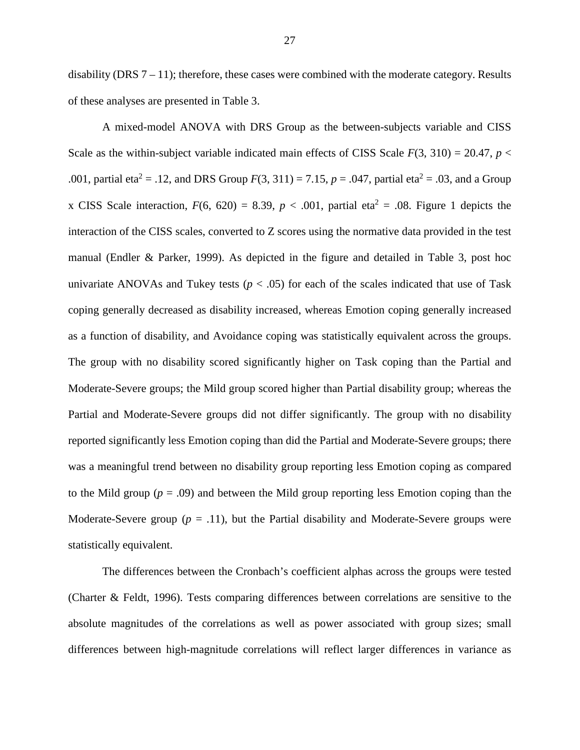disability (DRS 7 – 11); therefore, these cases were combined with the moderate category. Results of these analyses are presented in Table 3.

A mixed-model ANOVA with DRS Group as the between-subjects variable and CISS Scale as the within-subject variable indicated main effects of CISS Scale $F(3, 310) = 20.47$, $p < .001$, partial eta$^2$ = .12, and DRS Group $F(3, 311) = 7.15$, $p = .047$, partial eta$^2$ = .03, and a Group x CISS Scale interaction, $F(6, 620) = 8.39$, $p < .001$, partial eta$^2$ = .08. Figure 1 depicts the interaction of the CISS scales, converted to Z scores using the normative data provided in the test manual (Endler & Parker, 1999). As depicted in the figure and detailed in Table 3, post hoc univariate ANOVAs and Tukey tests ($p < .05$) for each of the scales indicated that use of Task coping generally decreased as disability increased, whereas Emotion coping generally increased as a function of disability, and Avoidance coping was statistically equivalent across the groups. The group with no disability scored significantly higher on Task coping than the Partial and Moderate-Severe groups; the Mild group scored higher than Partial disability group; whereas the Partial and Moderate-Severe groups did not differ significantly. The group with no disability reported significantly less Emotion coping than did the Partial and Moderate-Severe groups; there was a meaningful trend between no disability group reporting less Emotion coping as compared to the Mild group ($p = .09$) and between the Mild group reporting less Emotion coping than the Moderate-Severe group ($p = .11$), but the Partial disability and Moderate-Severe groups were statistically equivalent.

The differences between the Cronbach's coefficient alphas across the groups were tested (Charter & Feldt, 1996). Tests comparing differences between correlations are sensitive to the absolute magnitudes of the correlations as well as power associated with group sizes; small differences between high-magnitude correlations will reflect larger differences in variance as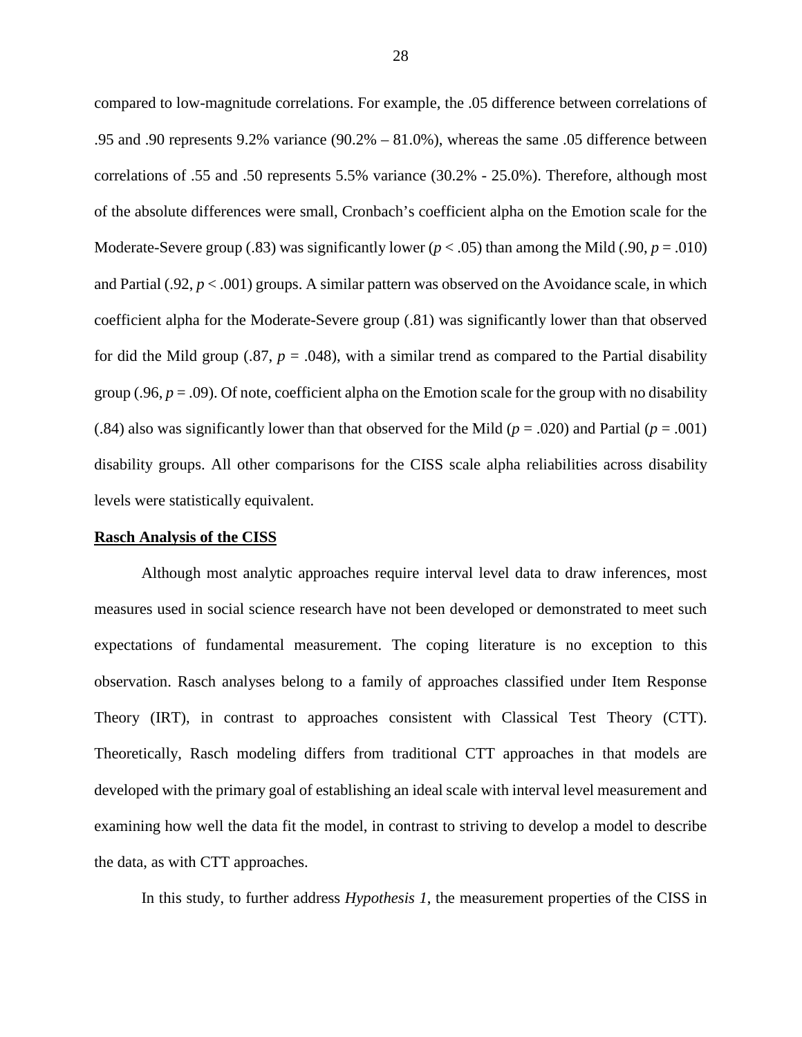compared to low-magnitude correlations. For example, the .05 difference between correlations of .95 and .90 represents 9.2% variance (90.2% – 81.0%), whereas the same .05 difference between correlations of .55 and .50 represents 5.5% variance (30.2% - 25.0%). Therefore, although most of the absolute differences were small, Cronbach's coefficient alpha on the Emotion scale for the Moderate-Severe group (.83) was significantly lower ($p < .05$) than among the Mild (.90, $p = .010$) and Partial (.92, $p < .001$) groups. A similar pattern was observed on the Avoidance scale, in which coefficient alpha for the Moderate-Severe group (.81) was significantly lower than that observed for did the Mild group (.87, $p = .048$), with a similar trend as compared to the Partial disability group (.96, $p = .09$). Of note, coefficient alpha on the Emotion scale for the group with no disability (.84) also was significantly lower than that observed for the Mild ($p = .020$) and Partial ($p = .001$) disability groups. All other comparisons for the CISS scale alpha reliabilities across disability levels were statistically equivalent.

## Rasch Analysis of the CISS

Although most analytic approaches require interval level data to draw inferences, most measures used in social science research have not been developed or demonstrated to meet such expectations of fundamental measurement. The coping literature is no exception to this observation. Rasch analyses belong to a family of approaches classified under Item Response Theory (IRT), in contrast to approaches consistent with Classical Test Theory (CTT). Theoretically, Rasch modeling differs from traditional CTT approaches in that models are developed with the primary goal of establishing an ideal scale with interval level measurement and examining how well the data fit the model, in contrast to striving to develop a model to describe the data, as with CTT approaches.

In this study, to further address *Hypothesis 1*, the measurement properties of the CISS in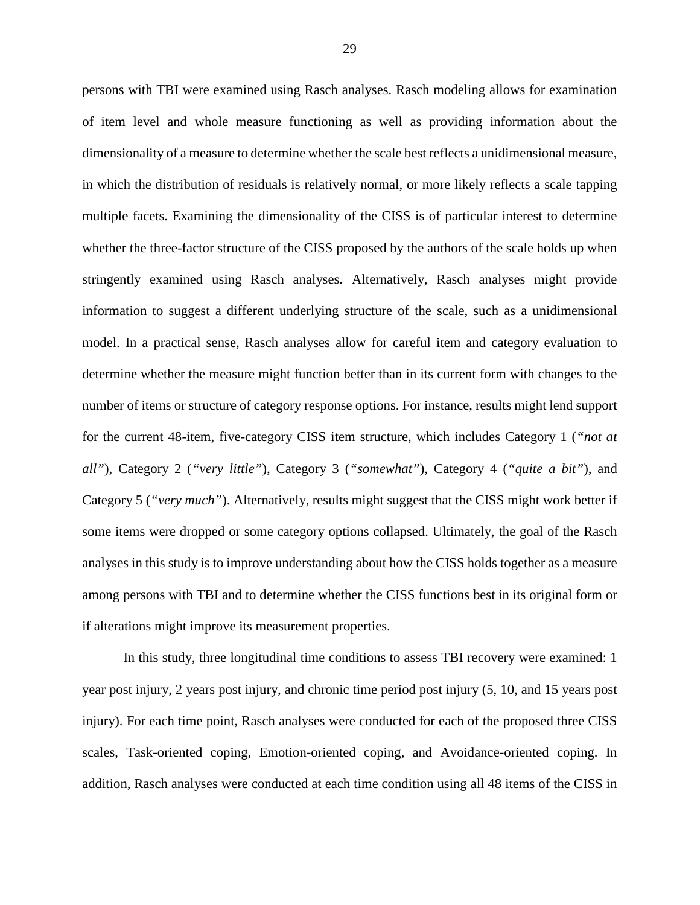persons with TBI were examined using Rasch analyses. Rasch modeling allows for examination of item level and whole measure functioning as well as providing information about the dimensionality of a measure to determine whether the scale best reflects a unidimensional measure, in which the distribution of residuals is relatively normal, or more likely reflects a scale tapping multiple facets. Examining the dimensionality of the CISS is of particular interest to determine whether the three-factor structure of the CISS proposed by the authors of the scale holds up when stringently examined using Rasch analyses. Alternatively, Rasch analyses might provide information to suggest a different underlying structure of the scale, such as a unidimensional model. In a practical sense, Rasch analyses allow for careful item and category evaluation to determine whether the measure might function better than in its current form with changes to the number of items or structure of category response options. For instance, results might lend support for the current 48-item, five-category CISS item structure, which includes Category 1 (*"not at all"*), Category 2 (*"very little"*), Category 3 (*"somewhat"*), Category 4 (*"quite a bit"*), and Category 5 (*"very much"*). Alternatively, results might suggest that the CISS might work better if some items were dropped or some category options collapsed. Ultimately, the goal of the Rasch analyses in this study is to improve understanding about how the CISS holds together as a measure among persons with TBI and to determine whether the CISS functions best in its original form or if alterations might improve its measurement properties.

In this study, three longitudinal time conditions to assess TBI recovery were examined: 1 year post injury, 2 years post injury, and chronic time period post injury (5, 10, and 15 years post injury). For each time point, Rasch analyses were conducted for each of the proposed three CISS scales, Task-oriented coping, Emotion-oriented coping, and Avoidance-oriented coping. In addition, Rasch analyses were conducted at each time condition using all 48 items of the CISS in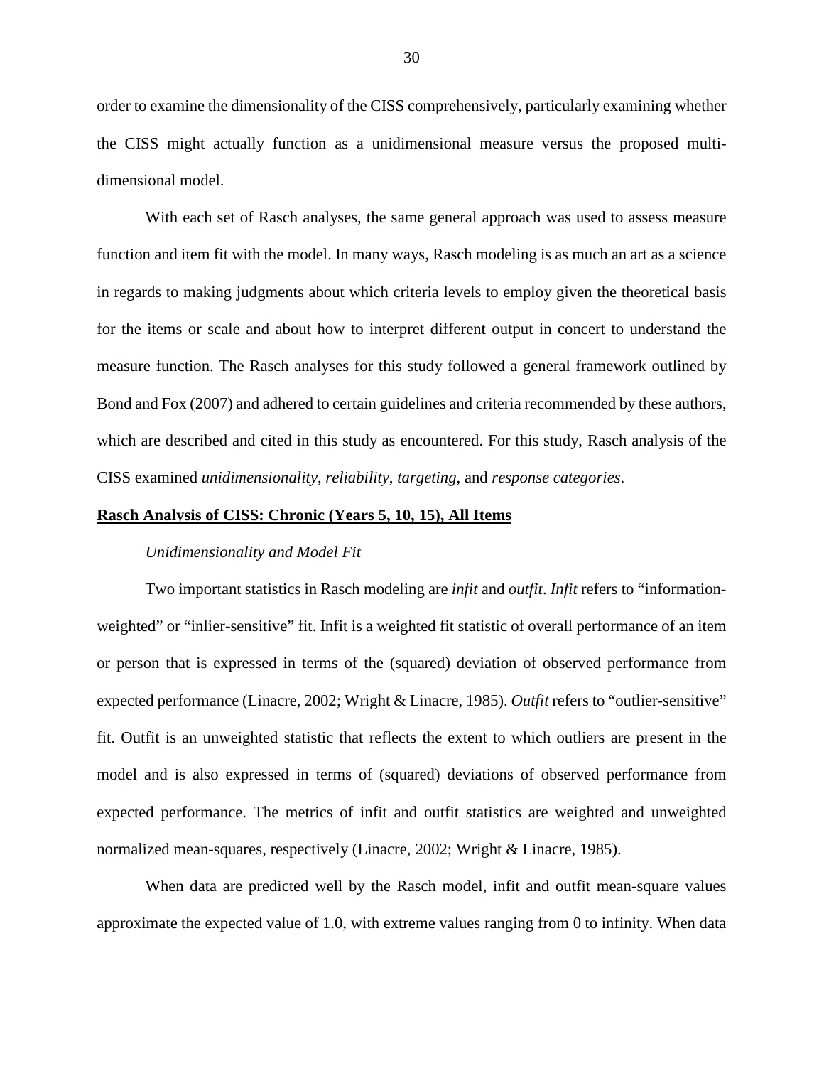order to examine the dimensionality of the CISS comprehensively, particularly examining whether the CISS might actually function as a unidimensional measure versus the proposed multi-dimensional model.

With each set of Rasch analyses, the same general approach was used to assess measure function and item fit with the model. In many ways, Rasch modeling is as much an art as a science in regards to making judgments about which criteria levels to employ given the theoretical basis for the items or scale and about how to interpret different output in concert to understand the measure function. The Rasch analyses for this study followed a general framework outlined by Bond and Fox (2007) and adhered to certain guidelines and criteria recommended by these authors, which are described and cited in this study as encountered. For this study, Rasch analysis of the CISS examined *unidimensionality*, *reliability*, *targeting*, and *response categories*.

## Rasch Analysis of CISS: Chronic (Years 5, 10, 15), All Items

### *Unidimensionality and Model Fit*

Two important statistics in Rasch modeling are *infit* and *outfit*. *Infit* refers to "information-weighted" or "inlier-sensitive" fit. Infit is a weighted fit statistic of overall performance of an item or person that is expressed in terms of the (squared) deviation of observed performance from expected performance (Linacre, 2002; Wright & Linacre, 1985). *Outfit* refers to "outlier-sensitive" fit. Outfit is an unweighted statistic that reflects the extent to which outliers are present in the model and is also expressed in terms of (squared) deviations of observed performance from expected performance. The metrics of infit and outfit statistics are weighted and unweighted normalized mean-squares, respectively (Linacre, 2002; Wright & Linacre, 1985).

When data are predicted well by the Rasch model, infit and outfit mean-square values approximate the expected value of 1.0, with extreme values ranging from 0 to infinity. When data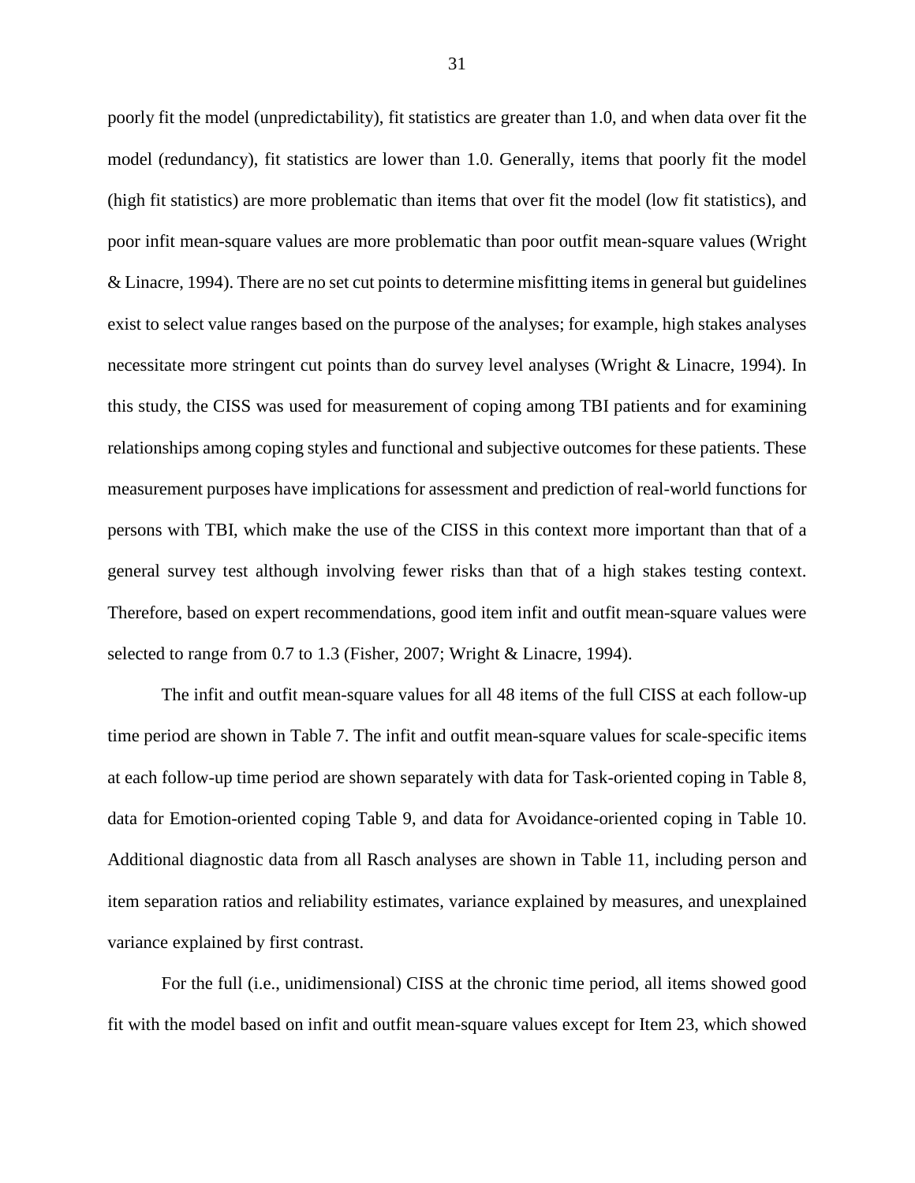poorly fit the model (unpredictability), fit statistics are greater than 1.0, and when data over fit the model (redundancy), fit statistics are lower than 1.0. Generally, items that poorly fit the model (high fit statistics) are more problematic than items that over fit the model (low fit statistics), and poor infit mean-square values are more problematic than poor outfit mean-square values (Wright & Linacre, 1994). There are no set cut points to determine misfitting items in general but guidelines exist to select value ranges based on the purpose of the analyses; for example, high stakes analyses necessitate more stringent cut points than do survey level analyses (Wright & Linacre, 1994). In this study, the CISS was used for measurement of coping among TBI patients and for examining relationships among coping styles and functional and subjective outcomes for these patients. These measurement purposes have implications for assessment and prediction of real-world functions for persons with TBI, which make the use of the CISS in this context more important than that of a general survey test although involving fewer risks than that of a high stakes testing context. Therefore, based on expert recommendations, good item infit and outfit mean-square values were selected to range from 0.7 to 1.3 (Fisher, 2007; Wright & Linacre, 1994).

The infit and outfit mean-square values for all 48 items of the full CISS at each follow-up time period are shown in Table 7. The infit and outfit mean-square values for scale-specific items at each follow-up time period are shown separately with data for Task-oriented coping in Table 8, data for Emotion-oriented coping Table 9, and data for Avoidance-oriented coping in Table 10. Additional diagnostic data from all Rasch analyses are shown in Table 11, including person and item separation ratios and reliability estimates, variance explained by measures, and unexplained variance explained by first contrast.

For the full (i.e., unidimensional) CISS at the chronic time period, all items showed good fit with the model based on infit and outfit mean-square values except for Item 23, which showed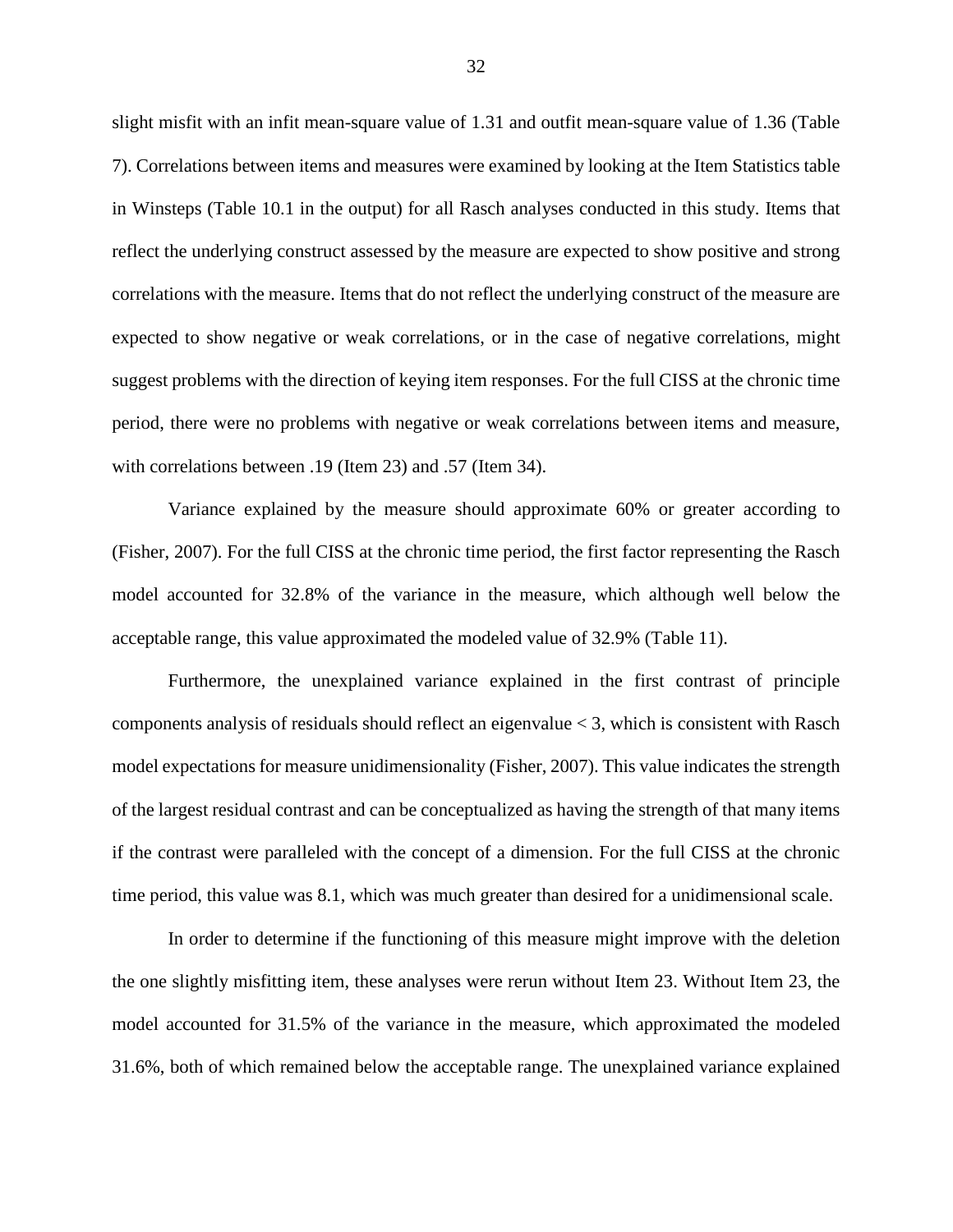slight misfit with an infit mean-square value of 1.31 and outfit mean-square value of 1.36 (Table 7). Correlations between items and measures were examined by looking at the Item Statistics table in Winsteps (Table 10.1 in the output) for all Rasch analyses conducted in this study. Items that reflect the underlying construct assessed by the measure are expected to show positive and strong correlations with the measure. Items that do not reflect the underlying construct of the measure are expected to show negative or weak correlations, or in the case of negative correlations, might suggest problems with the direction of keying item responses. For the full CISS at the chronic time period, there were no problems with negative or weak correlations between items and measure, with correlations between .19 (Item 23) and .57 (Item 34).

Variance explained by the measure should approximate 60% or greater according to (Fisher, 2007). For the full CISS at the chronic time period, the first factor representing the Rasch model accounted for 32.8% of the variance in the measure, which although well below the acceptable range, this value approximated the modeled value of 32.9% (Table 11).

Furthermore, the unexplained variance explained in the first contrast of principle components analysis of residuals should reflect an eigenvalue < 3, which is consistent with Rasch model expectations for measure unidimensionality (Fisher, 2007). This value indicates the strength of the largest residual contrast and can be conceptualized as having the strength of that many items if the contrast were paralleled with the concept of a dimension. For the full CISS at the chronic time period, this value was 8.1, which was much greater than desired for a unidimensional scale.

In order to determine if the functioning of this measure might improve with the deletion the one slightly misfitting item, these analyses were rerun without Item 23. Without Item 23, the model accounted for 31.5% of the variance in the measure, which approximated the modeled 31.6%, both of which remained below the acceptable range. The unexplained variance explained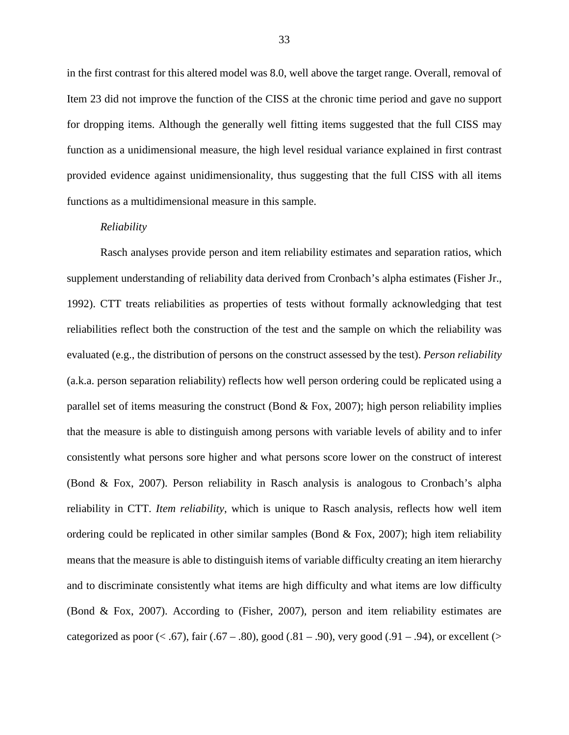in the first contrast for this altered model was 8.0, well above the target range. Overall, removal of Item 23 did not improve the function of the CISS at the chronic time period and gave no support for dropping items. Although the generally well fitting items suggested that the full CISS may function as a unidimensional measure, the high level residual variance explained in first contrast provided evidence against unidimensionality, thus suggesting that the full CISS with all items functions as a multidimensional measure in this sample.

*Reliability*

Rasch analyses provide person and item reliability estimates and separation ratios, which supplement understanding of reliability data derived from Cronbach's alpha estimates (Fisher Jr., 1992). CTT treats reliabilities as properties of tests without formally acknowledging that test reliabilities reflect both the construction of the test and the sample on which the reliability was evaluated (e.g., the distribution of persons on the construct assessed by the test). *Person reliability* (a.k.a. person separation reliability) reflects how well person ordering could be replicated using a parallel set of items measuring the construct (Bond & Fox, 2007); high person reliability implies that the measure is able to distinguish among persons with variable levels of ability and to infer consistently what persons sore higher and what persons score lower on the construct of interest (Bond & Fox, 2007). Person reliability in Rasch analysis is analogous to Cronbach's alpha reliability in CTT. *Item reliability*, which is unique to Rasch analysis, reflects how well item ordering could be replicated in other similar samples (Bond & Fox, 2007); high item reliability means that the measure is able to distinguish items of variable difficulty creating an item hierarchy and to discriminate consistently what items are high difficulty and what items are low difficulty (Bond & Fox, 2007). According to (Fisher, 2007), person and item reliability estimates are categorized as poor (< .67), fair (.67 – .80), good (.81 – .90), very good (.91 – .94), or excellent (>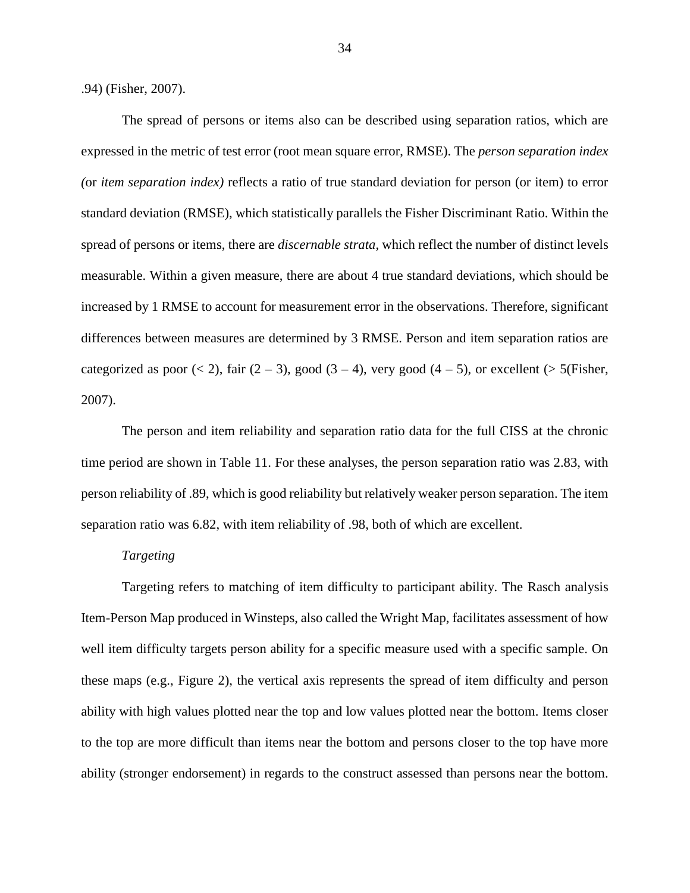.94) (Fisher, 2007).

The spread of persons or items also can be described using separation ratios, which are expressed in the metric of test error (root mean square error, RMSE). The *person separation index (*or *item separation index)* reflects a ratio of true standard deviation for person (or item) to error standard deviation (RMSE), which statistically parallels the Fisher Discriminant Ratio. Within the spread of persons or items, there are *discernable strata*, which reflect the number of distinct levels measurable. Within a given measure, there are about 4 true standard deviations, which should be increased by 1 RMSE to account for measurement error in the observations. Therefore, significant differences between measures are determined by 3 RMSE. Person and item separation ratios are categorized as poor (< 2), fair (2 – 3), good (3 – 4), very good (4 – 5), or excellent (> 5(Fisher, 2007).

The person and item reliability and separation ratio data for the full CISS at the chronic time period are shown in Table 11. For these analyses, the person separation ratio was 2.83, with person reliability of .89, which is good reliability but relatively weaker person separation. The item separation ratio was 6.82, with item reliability of .98, both of which are excellent.

*Targeting*

Targeting refers to matching of item difficulty to participant ability. The Rasch analysis Item-Person Map produced in Winsteps, also called the Wright Map, facilitates assessment of how well item difficulty targets person ability for a specific measure used with a specific sample. On these maps (e.g., Figure 2), the vertical axis represents the spread of item difficulty and person ability with high values plotted near the top and low values plotted near the bottom. Items closer to the top are more difficult than items near the bottom and persons closer to the top have more ability (stronger endorsement) in regards to the construct assessed than persons near the bottom.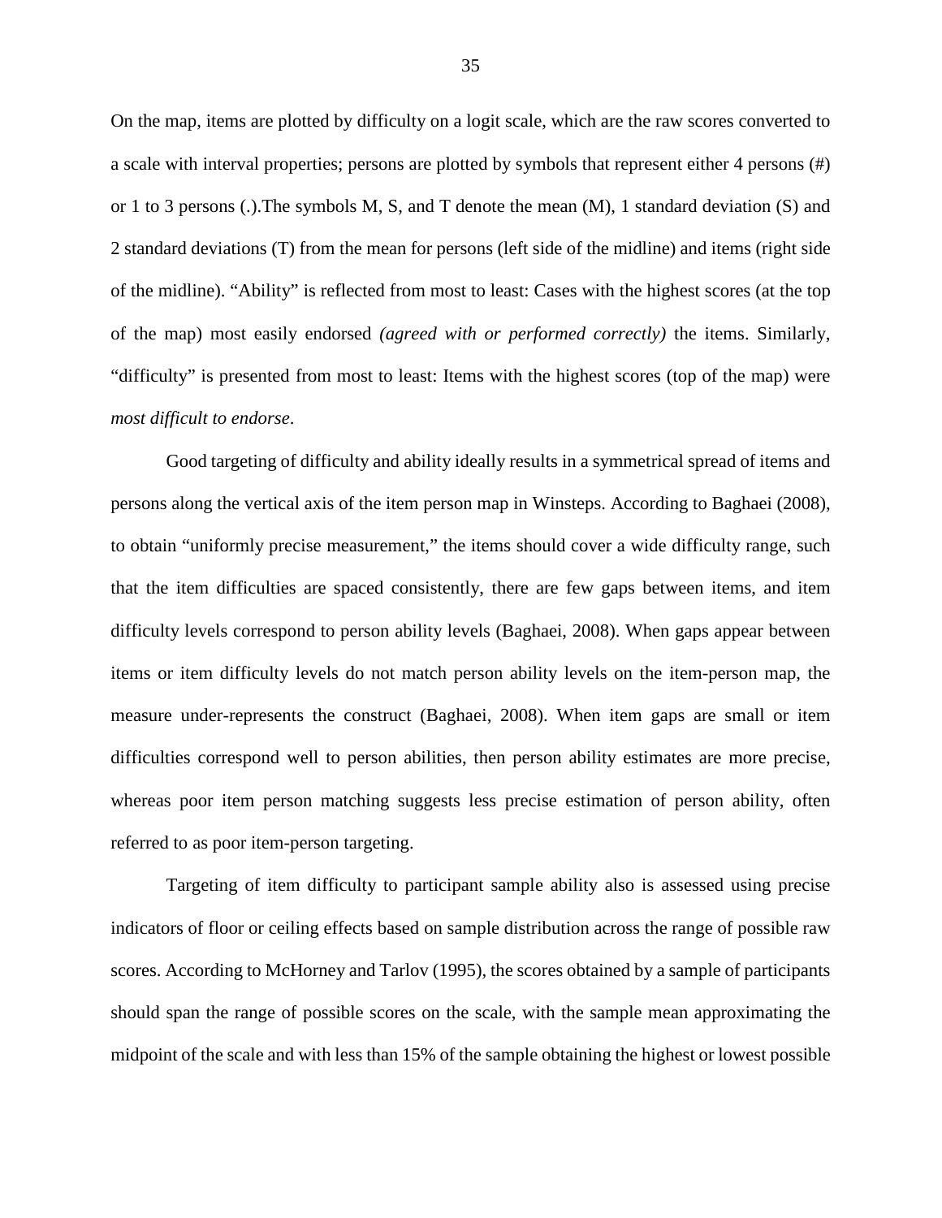On the map, items are plotted by difficulty on a logit scale, which are the raw scores converted to a scale with interval properties; persons are plotted by symbols that represent either 4 persons (#) or 1 to 3 persons (.).The symbols M, S, and T denote the mean (M), 1 standard deviation (S) and 2 standard deviations (T) from the mean for persons (left side of the midline) and items (right side of the midline). "Ability" is reflected from most to least: Cases with the highest scores (at the top of the map) most easily endorsed *(agreed with or performed correctly)* the items. Similarly, "difficulty" is presented from most to least: Items with the highest scores (top of the map) were *most difficult to endorse*.

Good targeting of difficulty and ability ideally results in a symmetrical spread of items and persons along the vertical axis of the item person map in Winsteps. According to Baghaei (2008), to obtain "uniformly precise measurement," the items should cover a wide difficulty range, such that the item difficulties are spaced consistently, there are few gaps between items, and item difficulty levels correspond to person ability levels (Baghaei, 2008). When gaps appear between items or item difficulty levels do not match person ability levels on the item-person map, the measure under-represents the construct (Baghaei, 2008). When item gaps are small or item difficulties correspond well to person abilities, then person ability estimates are more precise, whereas poor item person matching suggests less precise estimation of person ability, often referred to as poor item-person targeting.

Targeting of item difficulty to participant sample ability also is assessed using precise indicators of floor or ceiling effects based on sample distribution across the range of possible raw scores. According to McHorney and Tarlov (1995), the scores obtained by a sample of participants should span the range of possible scores on the scale, with the sample mean approximating the midpoint of the scale and with less than 15% of the sample obtaining the highest or lowest possible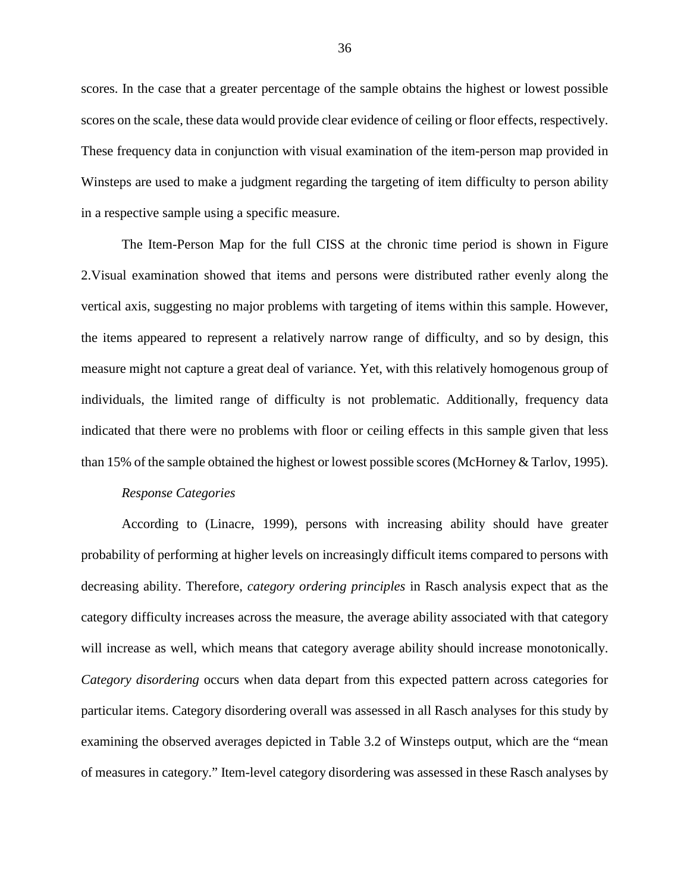scores. In the case that a greater percentage of the sample obtains the highest or lowest possible scores on the scale, these data would provide clear evidence of ceiling or floor effects, respectively. These frequency data in conjunction with visual examination of the item-person map provided in Winsteps are used to make a judgment regarding the targeting of item difficulty to person ability in a respective sample using a specific measure.

The Item-Person Map for the full CISS at the chronic time period is shown in Figure 2.Visual examination showed that items and persons were distributed rather evenly along the vertical axis, suggesting no major problems with targeting of items within this sample. However, the items appeared to represent a relatively narrow range of difficulty, and so by design, this measure might not capture a great deal of variance. Yet, with this relatively homogenous group of individuals, the limited range of difficulty is not problematic. Additionally, frequency data indicated that there were no problems with floor or ceiling effects in this sample given that less than 15% of the sample obtained the highest or lowest possible scores (McHorney & Tarlov, 1995).

*Response Categories*

According to (Linacre, 1999), persons with increasing ability should have greater probability of performing at higher levels on increasingly difficult items compared to persons with decreasing ability. Therefore, *category ordering principles* in Rasch analysis expect that as the category difficulty increases across the measure, the average ability associated with that category will increase as well, which means that category average ability should increase monotonically. *Category disordering* occurs when data depart from this expected pattern across categories for particular items. Category disordering overall was assessed in all Rasch analyses for this study by examining the observed averages depicted in Table 3.2 of Winsteps output, which are the "mean of measures in category." Item-level category disordering was assessed in these Rasch analyses by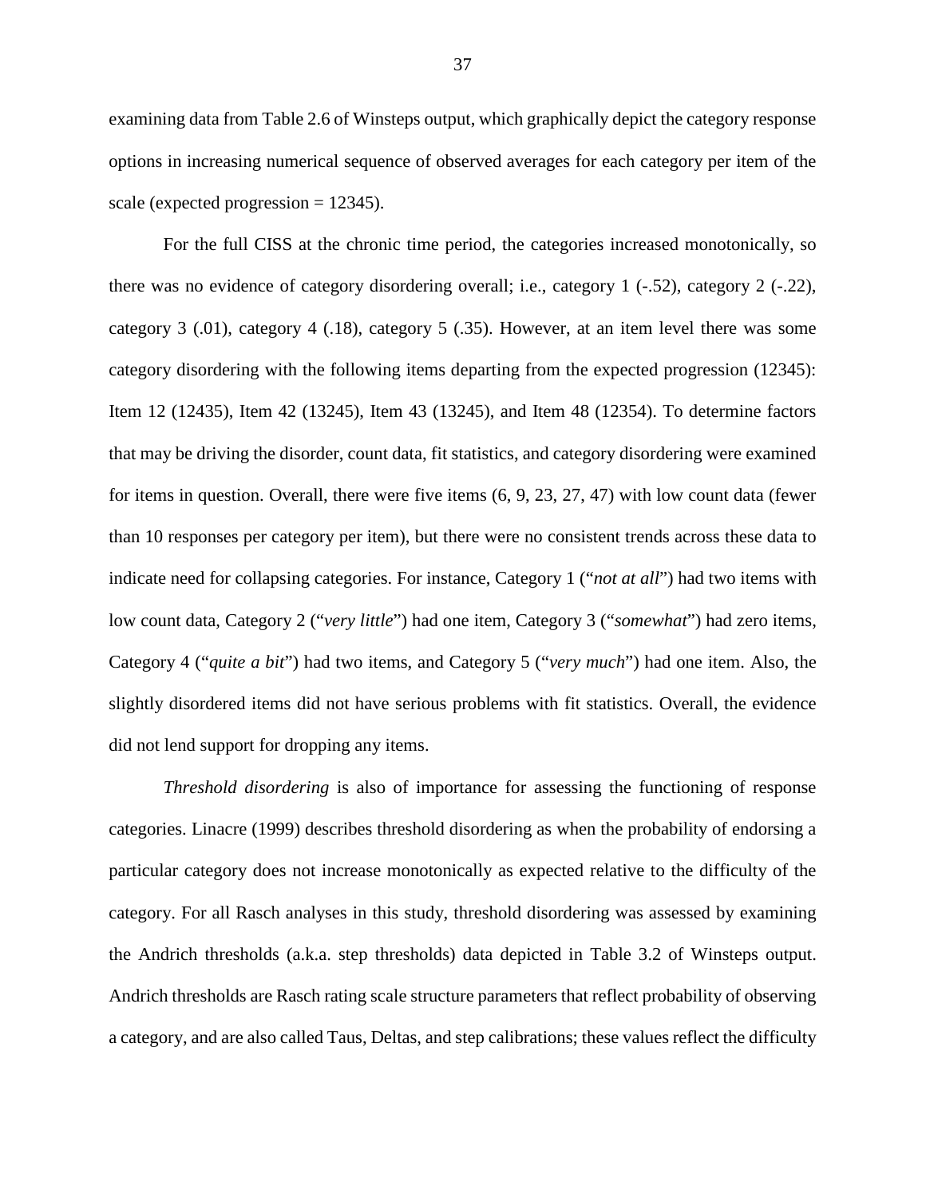examining data from Table 2.6 of Winsteps output, which graphically depict the category response options in increasing numerical sequence of observed averages for each category per item of the scale (expected progression = 12345).

For the full CISS at the chronic time period, the categories increased monotonically, so there was no evidence of category disordering overall; i.e., category 1 (-.52), category 2 (-.22), category 3 (.01), category 4 (.18), category 5 (.35). However, at an item level there was some category disordering with the following items departing from the expected progression (12345): Item 12 (12435), Item 42 (13245), Item 43 (13245), and Item 48 (12354). To determine factors that may be driving the disorder, count data, fit statistics, and category disordering were examined for items in question. Overall, there were five items (6, 9, 23, 27, 47) with low count data (fewer than 10 responses per category per item), but there were no consistent trends across these data to indicate need for collapsing categories. For instance, Category 1 ("*not at all*") had two items with low count data, Category 2 ("*very little*") had one item, Category 3 ("*somewhat*") had zero items, Category 4 ("*quite a bit*") had two items, and Category 5 ("*very much*") had one item. Also, the slightly disordered items did not have serious problems with fit statistics. Overall, the evidence did not lend support for dropping any items.

*Threshold disordering* is also of importance for assessing the functioning of response categories. Linacre (1999) describes threshold disordering as when the probability of endorsing a particular category does not increase monotonically as expected relative to the difficulty of the category. For all Rasch analyses in this study, threshold disordering was assessed by examining the Andrich thresholds (a.k.a. step thresholds) data depicted in Table 3.2 of Winsteps output. Andrich thresholds are Rasch rating scale structure parameters that reflect probability of observing a category, and are also called Taus, Deltas, and step calibrations; these values reflect the difficulty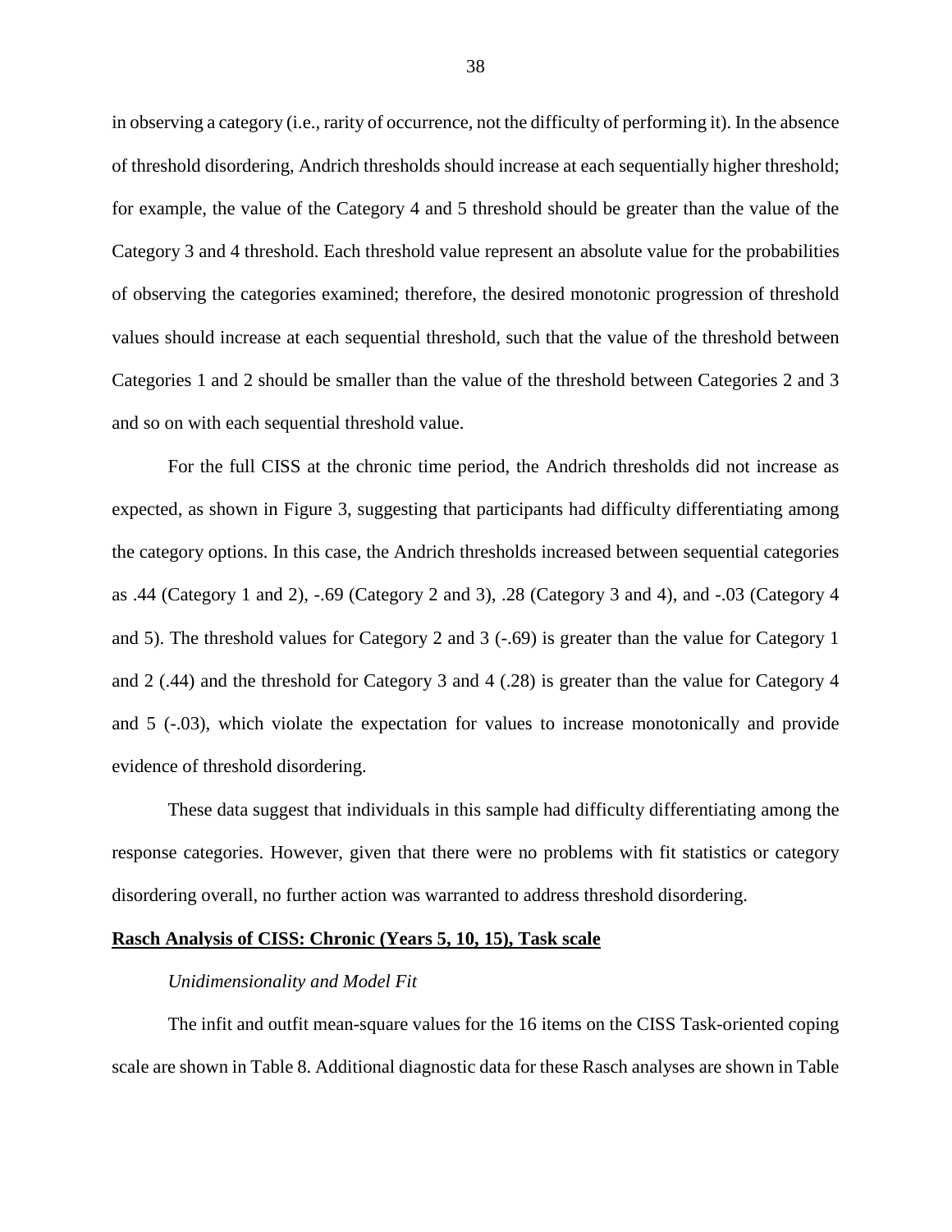in observing a category (i.e., rarity of occurrence, not the difficulty of performing it). In the absence of threshold disordering, Andrich thresholds should increase at each sequentially higher threshold; for example, the value of the Category 4 and 5 threshold should be greater than the value of the Category 3 and 4 threshold. Each threshold value represent an absolute value for the probabilities of observing the categories examined; therefore, the desired monotonic progression of threshold values should increase at each sequential threshold, such that the value of the threshold between Categories 1 and 2 should be smaller than the value of the threshold between Categories 2 and 3 and so on with each sequential threshold value.

For the full CISS at the chronic time period, the Andrich thresholds did not increase as expected, as shown in Figure 3, suggesting that participants had difficulty differentiating among the category options. In this case, the Andrich thresholds increased between sequential categories as .44 (Category 1 and 2), -.69 (Category 2 and 3), .28 (Category 3 and 4), and -.03 (Category 4 and 5). The threshold values for Category 2 and 3 (-.69) is greater than the value for Category 1 and 2 (.44) and the threshold for Category 3 and 4 (.28) is greater than the value for Category 4 and 5 (-.03), which violate the expectation for values to increase monotonically and provide evidence of threshold disordering.

These data suggest that individuals in this sample had difficulty differentiating among the response categories. However, given that there were no problems with fit statistics or category disordering overall, no further action was warranted to address threshold disordering.

## Rasch Analysis of CISS: Chronic (Years 5, 10, 15), Task scale

### *Unidimensionality and Model Fit*

The infit and outfit mean-square values for the 16 items on the CISS Task-oriented coping scale are shown in Table 8. Additional diagnostic data for these Rasch analyses are shown in Table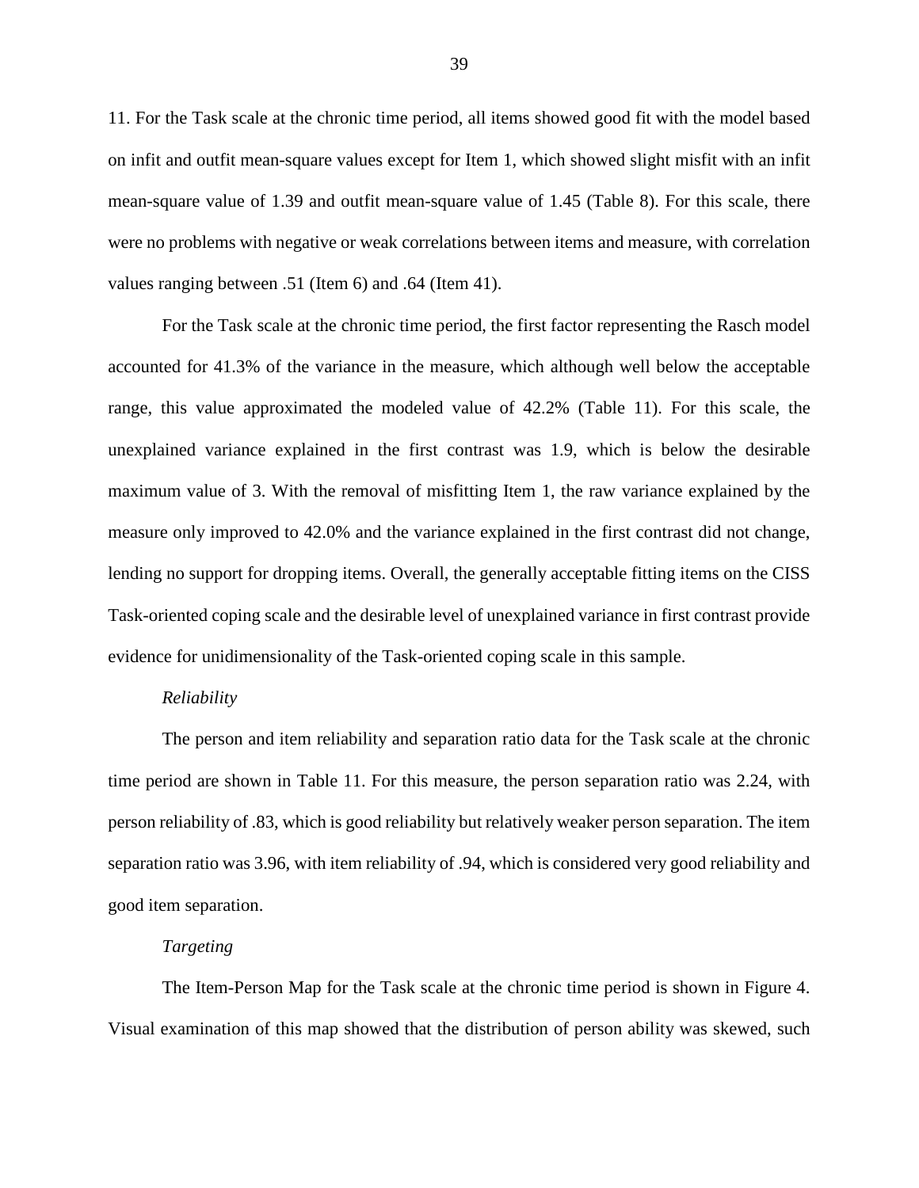11. For the Task scale at the chronic time period, all items showed good fit with the model based on infit and outfit mean-square values except for Item 1, which showed slight misfit with an infit mean-square value of 1.39 and outfit mean-square value of 1.45 (Table 8). For this scale, there were no problems with negative or weak correlations between items and measure, with correlation values ranging between .51 (Item 6) and .64 (Item 41).

For the Task scale at the chronic time period, the first factor representing the Rasch model accounted for 41.3% of the variance in the measure, which although well below the acceptable range, this value approximated the modeled value of 42.2% (Table 11). For this scale, the unexplained variance explained in the first contrast was 1.9, which is below the desirable maximum value of 3. With the removal of misfitting Item 1, the raw variance explained by the measure only improved to 42.0% and the variance explained in the first contrast did not change, lending no support for dropping items. Overall, the generally acceptable fitting items on the CISS Task-oriented coping scale and the desirable level of unexplained variance in first contrast provide evidence for unidimensionality of the Task-oriented coping scale in this sample.

*Reliability*

The person and item reliability and separation ratio data for the Task scale at the chronic time period are shown in Table 11. For this measure, the person separation ratio was 2.24, with person reliability of .83, which is good reliability but relatively weaker person separation. The item separation ratio was 3.96, with item reliability of .94, which is considered very good reliability and good item separation.

*Targeting*

The Item-Person Map for the Task scale at the chronic time period is shown in Figure 4. Visual examination of this map showed that the distribution of person ability was skewed, such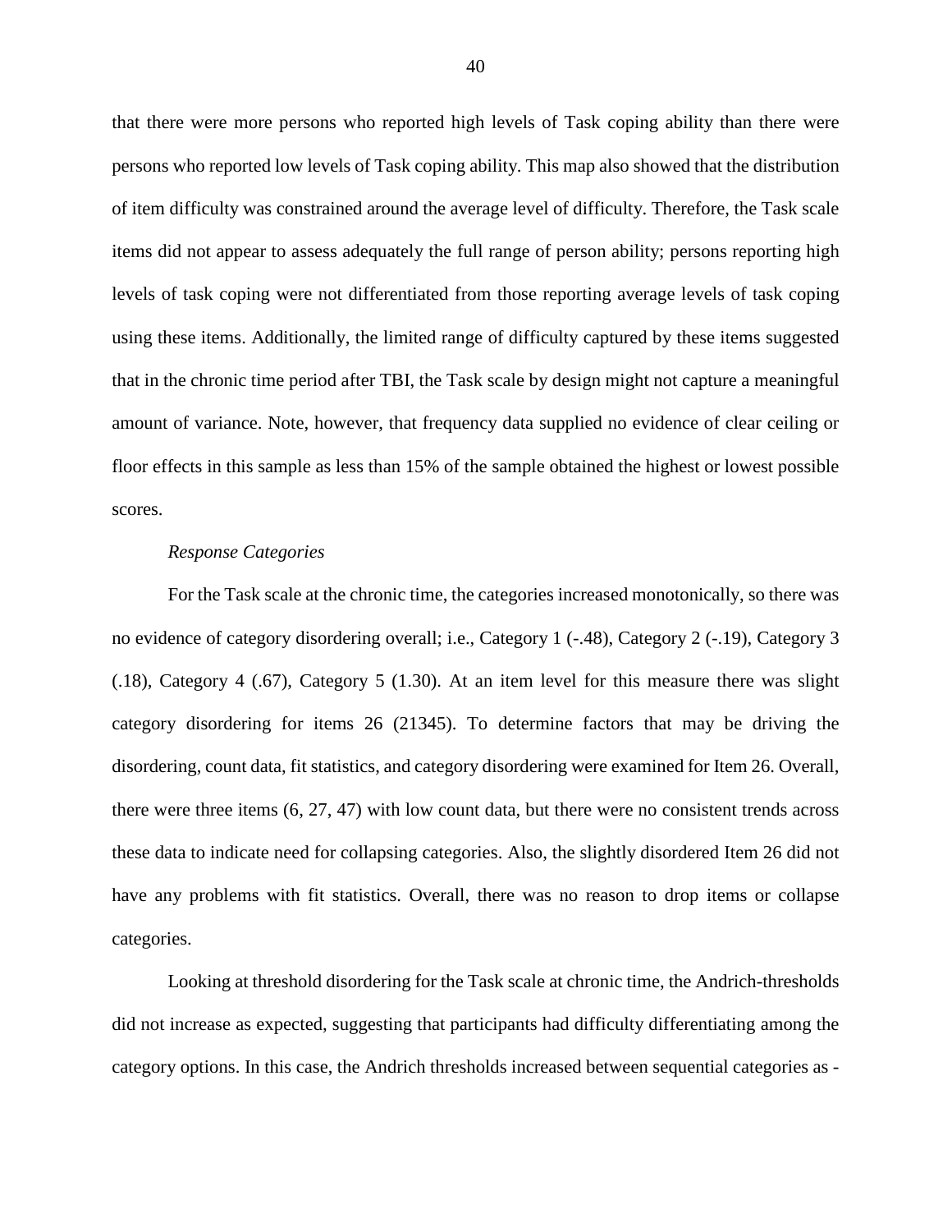that there were more persons who reported high levels of Task coping ability than there were persons who reported low levels of Task coping ability. This map also showed that the distribution of item difficulty was constrained around the average level of difficulty. Therefore, the Task scale items did not appear to assess adequately the full range of person ability; persons reporting high levels of task coping were not differentiated from those reporting average levels of task coping using these items. Additionally, the limited range of difficulty captured by these items suggested that in the chronic time period after TBI, the Task scale by design might not capture a meaningful amount of variance. Note, however, that frequency data supplied no evidence of clear ceiling or floor effects in this sample as less than 15% of the sample obtained the highest or lowest possible scores.

*Response Categories*

For the Task scale at the chronic time, the categories increased monotonically, so there was no evidence of category disordering overall; i.e., Category 1 (-.48), Category 2 (-.19), Category 3 (.18), Category 4 (.67), Category 5 (1.30). At an item level for this measure there was slight category disordering for items 26 (21345). To determine factors that may be driving the disordering, count data, fit statistics, and category disordering were examined for Item 26. Overall, there were three items (6, 27, 47) with low count data, but there were no consistent trends across these data to indicate need for collapsing categories. Also, the slightly disordered Item 26 did not have any problems with fit statistics. Overall, there was no reason to drop items or collapse categories.

Looking at threshold disordering for the Task scale at chronic time, the Andrich-thresholds did not increase as expected, suggesting that participants had difficulty differentiating among the category options. In this case, the Andrich thresholds increased between sequential categories as -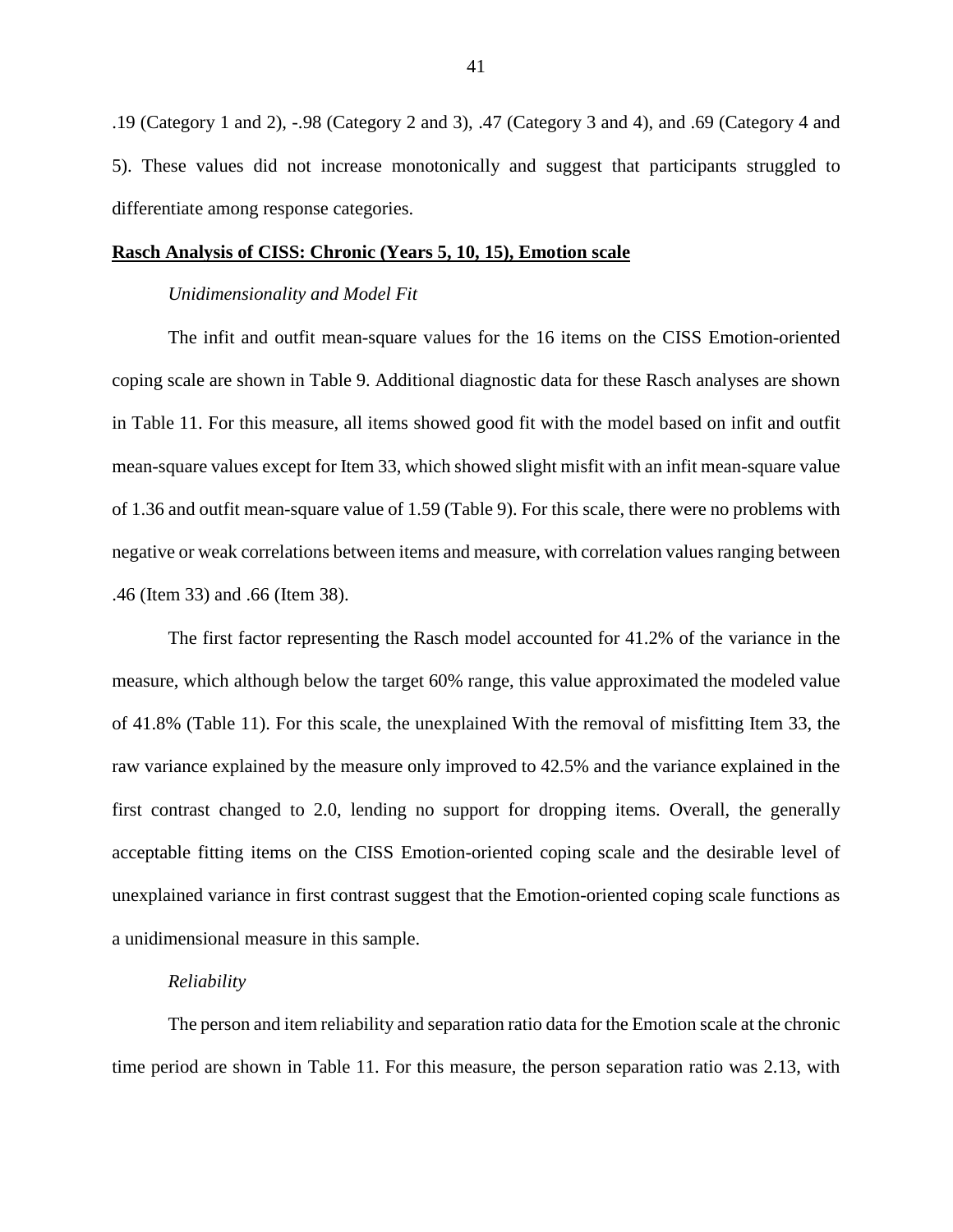.19 (Category 1 and 2), -.98 (Category 2 and 3), .47 (Category 3 and 4), and .69 (Category 4 and 5). These values did not increase monotonically and suggest that participants struggled to differentiate among response categories.

**Rasch Analysis of CISS: Chronic (Years 5, 10, 15), Emotion scale**

*Unidimensionality and Model Fit*

The infit and outfit mean-square values for the 16 items on the CISS Emotion-oriented coping scale are shown in Table 9. Additional diagnostic data for these Rasch analyses are shown in Table 11. For this measure, all items showed good fit with the model based on infit and outfit mean-square values except for Item 33, which showed slight misfit with an infit mean-square value of 1.36 and outfit mean-square value of 1.59 (Table 9). For this scale, there were no problems with negative or weak correlations between items and measure, with correlation values ranging between .46 (Item 33) and .66 (Item 38).

The first factor representing the Rasch model accounted for 41.2% of the variance in the measure, which although below the target 60% range, this value approximated the modeled value of 41.8% (Table 11). For this scale, the unexplained With the removal of misfitting Item 33, the raw variance explained by the measure only improved to 42.5% and the variance explained in the first contrast changed to 2.0, lending no support for dropping items. Overall, the generally acceptable fitting items on the CISS Emotion-oriented coping scale and the desirable level of unexplained variance in first contrast suggest that the Emotion-oriented coping scale functions as a unidimensional measure in this sample.

*Reliability*

The person and item reliability and separation ratio data for the Emotion scale at the chronic time period are shown in Table 11. For this measure, the person separation ratio was 2.13, with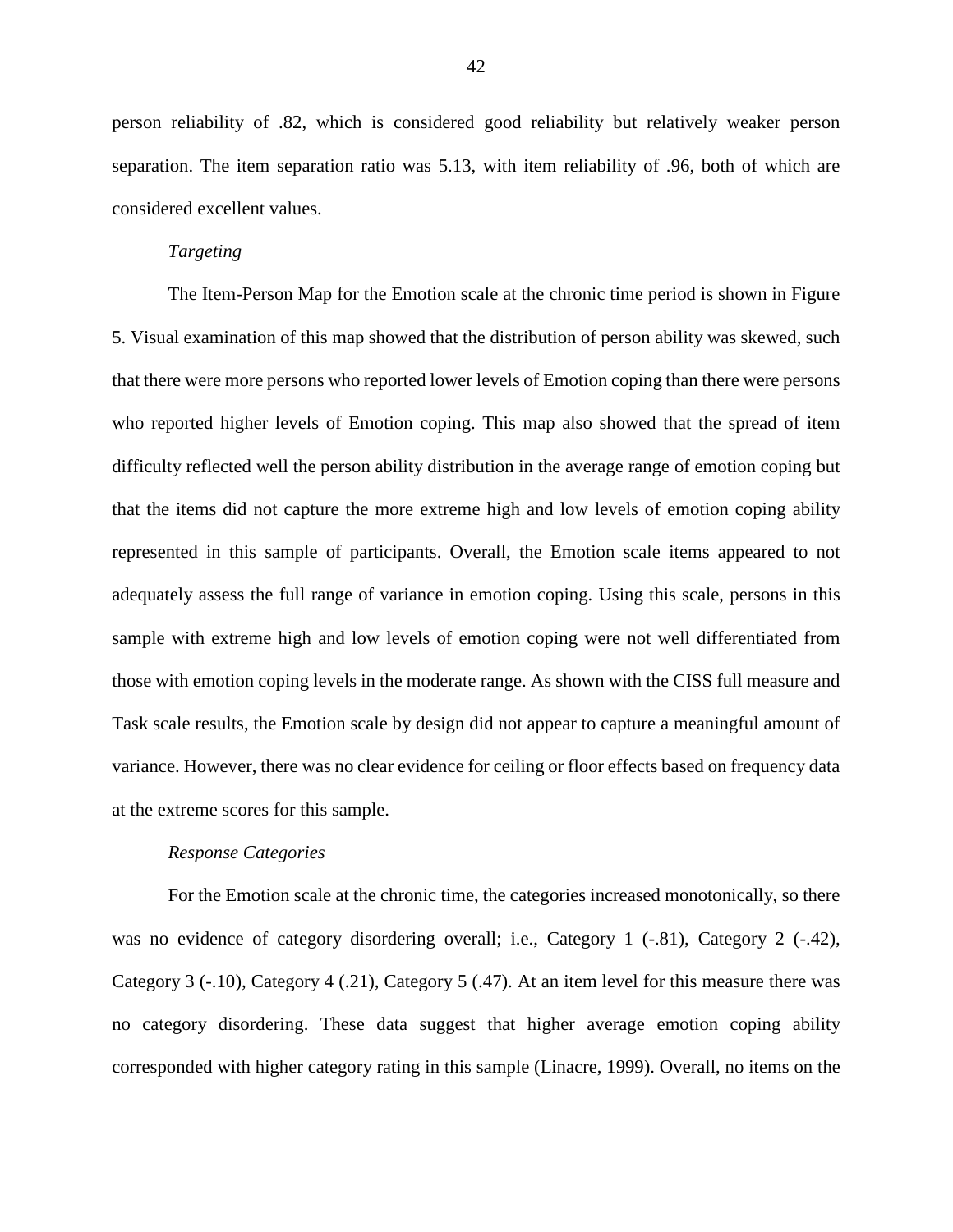person reliability of .82, which is considered good reliability but relatively weaker person separation. The item separation ratio was 5.13, with item reliability of .96, both of which are considered excellent values.

*Targeting*

The Item-Person Map for the Emotion scale at the chronic time period is shown in Figure 5. Visual examination of this map showed that the distribution of person ability was skewed, such that there were more persons who reported lower levels of Emotion coping than there were persons who reported higher levels of Emotion coping. This map also showed that the spread of item difficulty reflected well the person ability distribution in the average range of emotion coping but that the items did not capture the more extreme high and low levels of emotion coping ability represented in this sample of participants. Overall, the Emotion scale items appeared to not adequately assess the full range of variance in emotion coping. Using this scale, persons in this sample with extreme high and low levels of emotion coping were not well differentiated from those with emotion coping levels in the moderate range. As shown with the CISS full measure and Task scale results, the Emotion scale by design did not appear to capture a meaningful amount of variance. However, there was no clear evidence for ceiling or floor effects based on frequency data at the extreme scores for this sample.

*Response Categories*

For the Emotion scale at the chronic time, the categories increased monotonically, so there was no evidence of category disordering overall; i.e., Category 1 (-.81), Category 2 (-.42), Category 3 (-.10), Category 4 (.21), Category 5 (.47). At an item level for this measure there was no category disordering. These data suggest that higher average emotion coping ability corresponded with higher category rating in this sample (Linacre, 1999). Overall, no items on the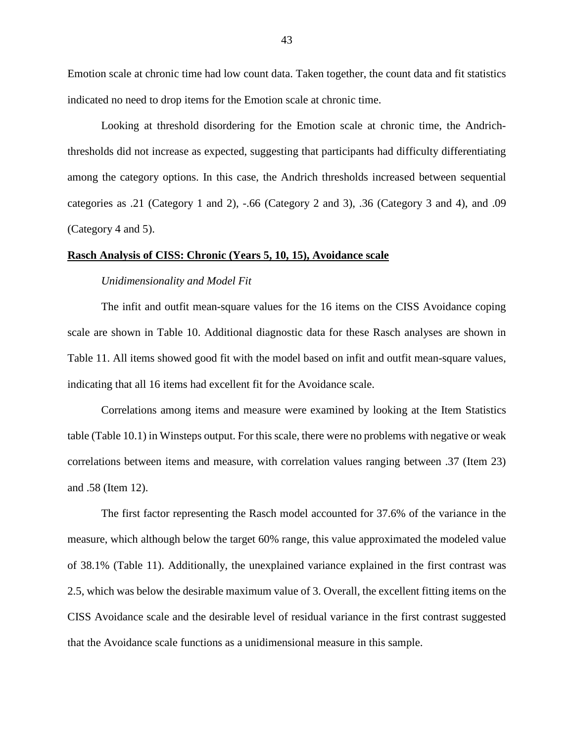Emotion scale at chronic time had low count data. Taken together, the count data and fit statistics indicated no need to drop items for the Emotion scale at chronic time.

Looking at threshold disordering for the Emotion scale at chronic time, the Andrich-thresholds did not increase as expected, suggesting that participants had difficulty differentiating among the category options. In this case, the Andrich thresholds increased between sequential categories as .21 (Category 1 and 2), -.66 (Category 2 and 3), .36 (Category 3 and 4), and .09 (Category 4 and 5).

## **Rasch Analysis of CISS: Chronic (Years 5, 10, 15), Avoidance scale**

### *Unidimensionality and Model Fit*

The infit and outfit mean-square values for the 16 items on the CISS Avoidance coping scale are shown in Table 10. Additional diagnostic data for these Rasch analyses are shown in Table 11. All items showed good fit with the model based on infit and outfit mean-square values, indicating that all 16 items had excellent fit for the Avoidance scale.

Correlations among items and measure were examined by looking at the Item Statistics table (Table 10.1) in Winsteps output. For this scale, there were no problems with negative or weak correlations between items and measure, with correlation values ranging between .37 (Item 23) and .58 (Item 12).

The first factor representing the Rasch model accounted for 37.6% of the variance in the measure, which although below the target 60% range, this value approximated the modeled value of 38.1% (Table 11). Additionally, the unexplained variance explained in the first contrast was 2.5, which was below the desirable maximum value of 3. Overall, the excellent fitting items on the CISS Avoidance scale and the desirable level of residual variance in the first contrast suggested that the Avoidance scale functions as a unidimensional measure in this sample.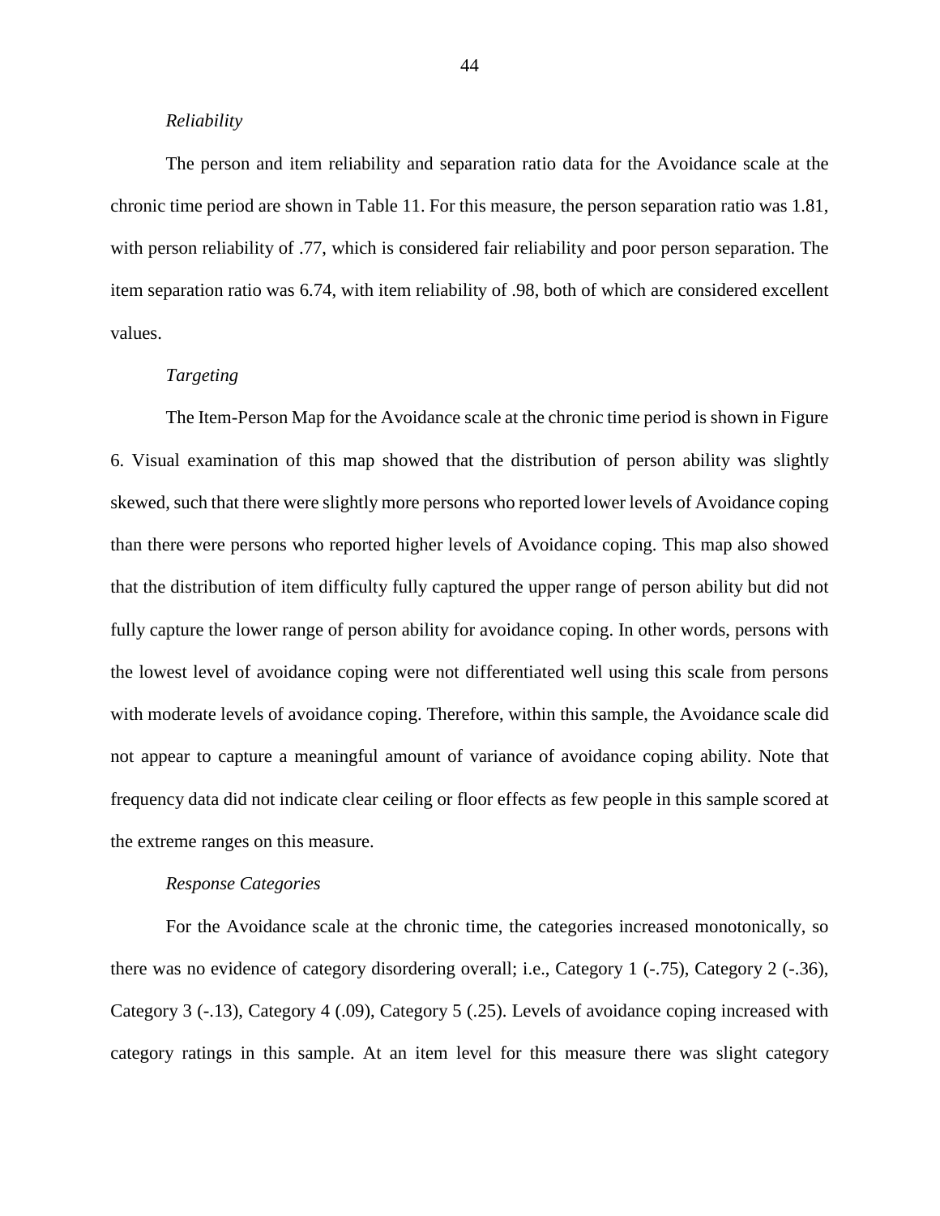*Reliability*

The person and item reliability and separation ratio data for the Avoidance scale at the chronic time period are shown in Table 11. For this measure, the person separation ratio was 1.81, with person reliability of .77, which is considered fair reliability and poor person separation. The item separation ratio was 6.74, with item reliability of .98, both of which are considered excellent values.

*Targeting*

The Item-Person Map for the Avoidance scale at the chronic time period is shown in Figure 6. Visual examination of this map showed that the distribution of person ability was slightly skewed, such that there were slightly more persons who reported lower levels of Avoidance coping than there were persons who reported higher levels of Avoidance coping. This map also showed that the distribution of item difficulty fully captured the upper range of person ability but did not fully capture the lower range of person ability for avoidance coping. In other words, persons with the lowest level of avoidance coping were not differentiated well using this scale from persons with moderate levels of avoidance coping. Therefore, within this sample, the Avoidance scale did not appear to capture a meaningful amount of variance of avoidance coping ability. Note that frequency data did not indicate clear ceiling or floor effects as few people in this sample scored at the extreme ranges on this measure.

*Response Categories*

For the Avoidance scale at the chronic time, the categories increased monotonically, so there was no evidence of category disordering overall; i.e., Category 1 (-.75), Category 2 (-.36), Category 3 (-.13), Category 4 (.09), Category 5 (.25). Levels of avoidance coping increased with category ratings in this sample. At an item level for this measure there was slight category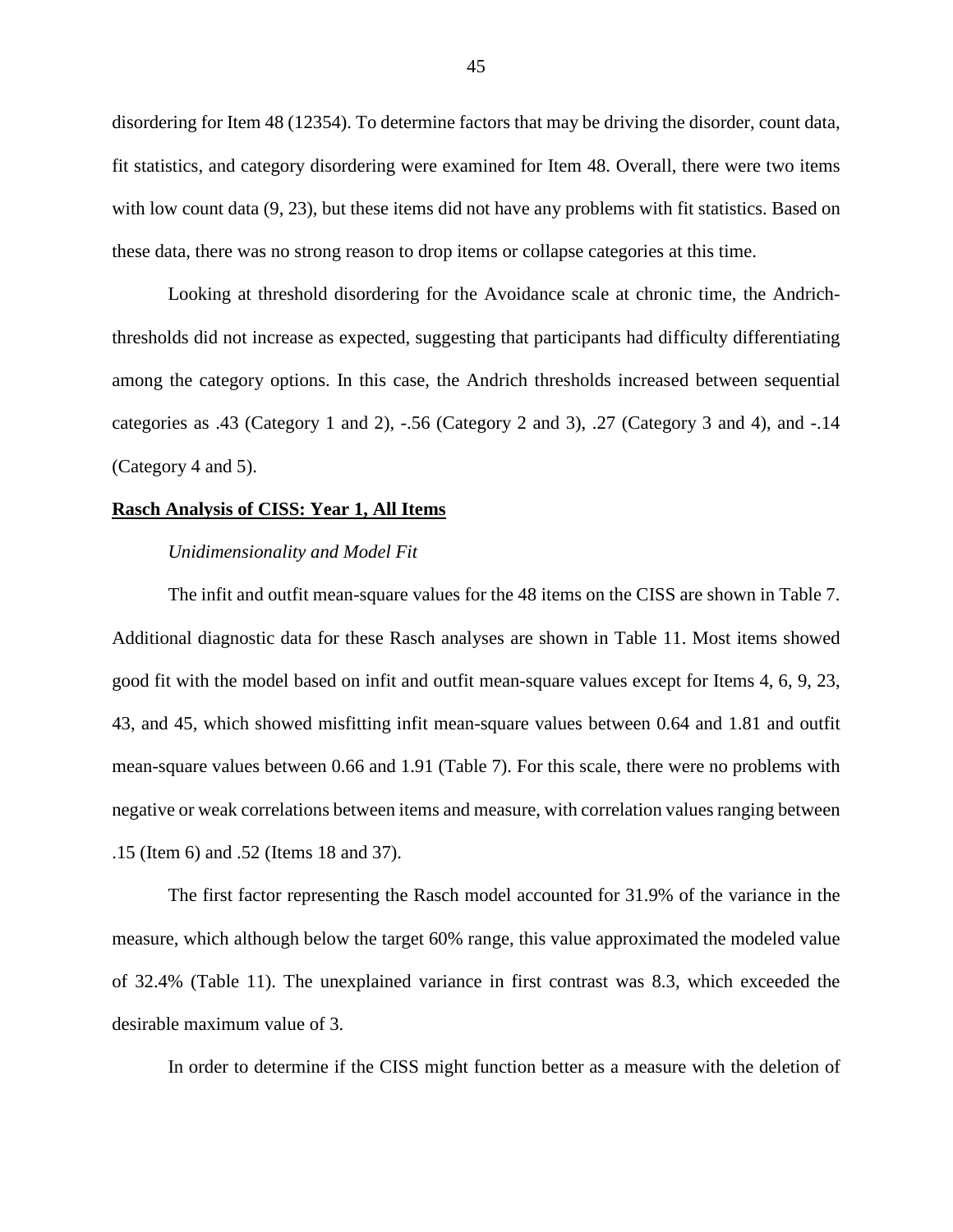disordering for Item 48 (12354). To determine factors that may be driving the disorder, count data, fit statistics, and category disordering were examined for Item 48. Overall, there were two items with low count data (9, 23), but these items did not have any problems with fit statistics. Based on these data, there was no strong reason to drop items or collapse categories at this time.

Looking at threshold disordering for the Avoidance scale at chronic time, the Andrich-thresholds did not increase as expected, suggesting that participants had difficulty differentiating among the category options. In this case, the Andrich thresholds increased between sequential categories as .43 (Category 1 and 2), -.56 (Category 2 and 3), .27 (Category 3 and 4), and -.14 (Category 4 and 5).

## Rasch Analysis of CISS: Year 1, All Items

### *Unidimensionality and Model Fit*

The infit and outfit mean-square values for the 48 items on the CISS are shown in Table 7. Additional diagnostic data for these Rasch analyses are shown in Table 11. Most items showed good fit with the model based on infit and outfit mean-square values except for Items 4, 6, 9, 23, 43, and 45, which showed misfitting infit mean-square values between 0.64 and 1.81 and outfit mean-square values between 0.66 and 1.91 (Table 7). For this scale, there were no problems with negative or weak correlations between items and measure, with correlation values ranging between .15 (Item 6) and .52 (Items 18 and 37).

The first factor representing the Rasch model accounted for 31.9% of the variance in the measure, which although below the target 60% range, this value approximated the modeled value of 32.4% (Table 11). The unexplained variance in first contrast was 8.3, which exceeded the desirable maximum value of 3.

In order to determine if the CISS might function better as a measure with the deletion of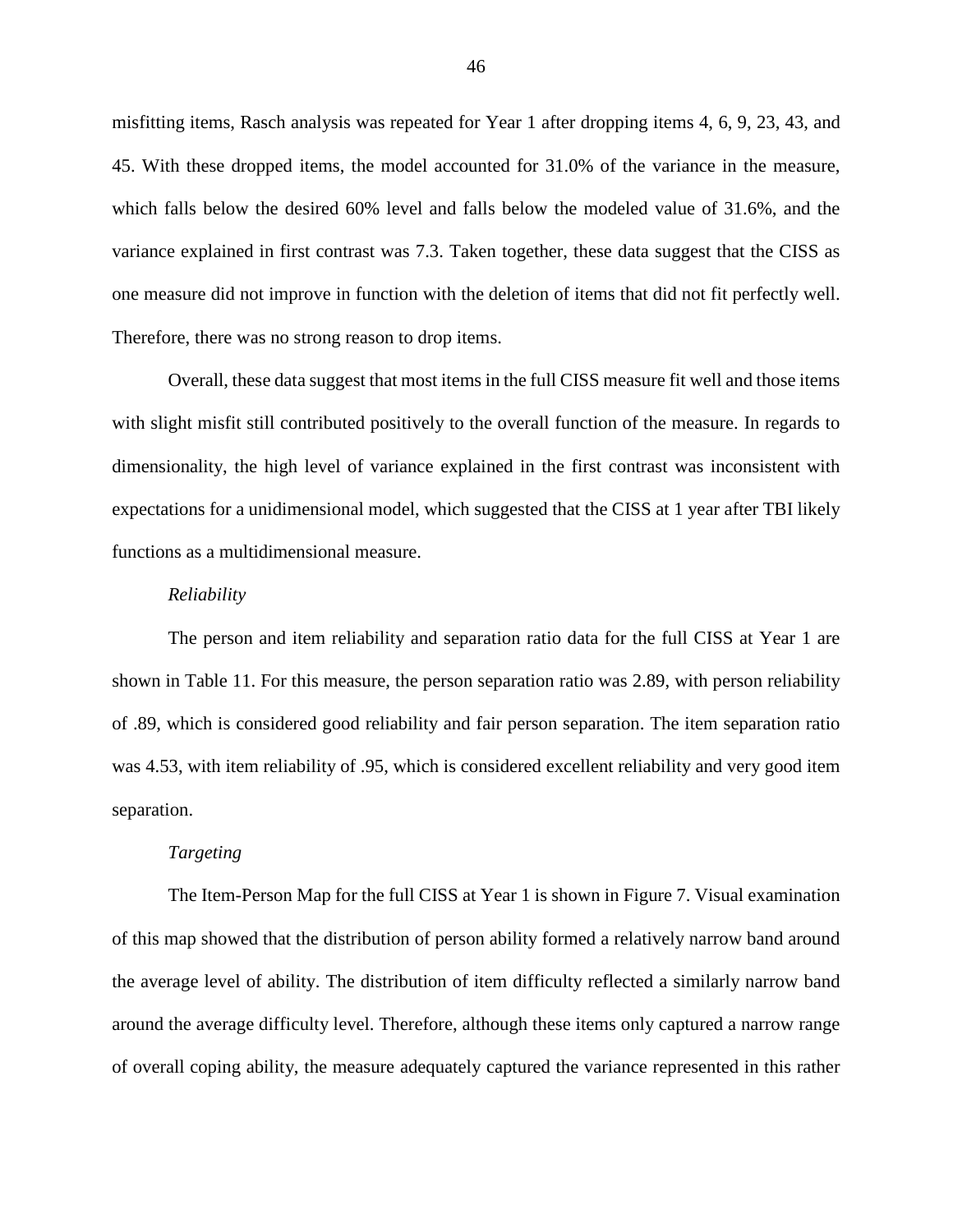misfitting items, Rasch analysis was repeated for Year 1 after dropping items 4, 6, 9, 23, 43, and 45. With these dropped items, the model accounted for 31.0% of the variance in the measure, which falls below the desired 60% level and falls below the modeled value of 31.6%, and the variance explained in first contrast was 7.3. Taken together, these data suggest that the CISS as one measure did not improve in function with the deletion of items that did not fit perfectly well. Therefore, there was no strong reason to drop items.

Overall, these data suggest that most items in the full CISS measure fit well and those items with slight misfit still contributed positively to the overall function of the measure. In regards to dimensionality, the high level of variance explained in the first contrast was inconsistent with expectations for a unidimensional model, which suggested that the CISS at 1 year after TBI likely functions as a multidimensional measure.

*Reliability*

The person and item reliability and separation ratio data for the full CISS at Year 1 are shown in Table 11. For this measure, the person separation ratio was 2.89, with person reliability of .89, which is considered good reliability and fair person separation. The item separation ratio was 4.53, with item reliability of .95, which is considered excellent reliability and very good item separation.

*Targeting*

The Item-Person Map for the full CISS at Year 1 is shown in Figure 7. Visual examination of this map showed that the distribution of person ability formed a relatively narrow band around the average level of ability. The distribution of item difficulty reflected a similarly narrow band around the average difficulty level. Therefore, although these items only captured a narrow range of overall coping ability, the measure adequately captured the variance represented in this rather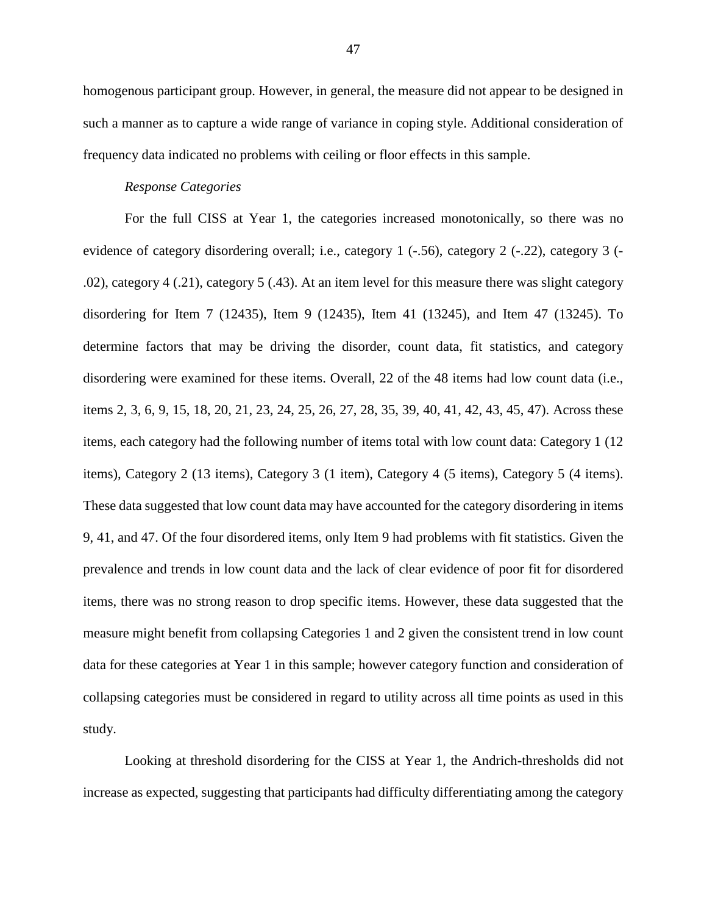homogenous participant group. However, in general, the measure did not appear to be designed in such a manner as to capture a wide range of variance in coping style. Additional consideration of frequency data indicated no problems with ceiling or floor effects in this sample.

*Response Categories*

For the full CISS at Year 1, the categories increased monotonically, so there was no evidence of category disordering overall; i.e., category 1 (-.56), category 2 (-.22), category 3 (-.02), category 4 (.21), category 5 (.43). At an item level for this measure there was slight category disordering for Item 7 (12435), Item 9 (12435), Item 41 (13245), and Item 47 (13245). To determine factors that may be driving the disorder, count data, fit statistics, and category disordering were examined for these items. Overall, 22 of the 48 items had low count data (i.e., items 2, 3, 6, 9, 15, 18, 20, 21, 23, 24, 25, 26, 27, 28, 35, 39, 40, 41, 42, 43, 45, 47). Across these items, each category had the following number of items total with low count data: Category 1 (12 items), Category 2 (13 items), Category 3 (1 item), Category 4 (5 items), Category 5 (4 items). These data suggested that low count data may have accounted for the category disordering in items 9, 41, and 47. Of the four disordered items, only Item 9 had problems with fit statistics. Given the prevalence and trends in low count data and the lack of clear evidence of poor fit for disordered items, there was no strong reason to drop specific items. However, these data suggested that the measure might benefit from collapsing Categories 1 and 2 given the consistent trend in low count data for these categories at Year 1 in this sample; however category function and consideration of collapsing categories must be considered in regard to utility across all time points as used in this study.

Looking at threshold disordering for the CISS at Year 1, the Andrich-thresholds did not increase as expected, suggesting that participants had difficulty differentiating among the category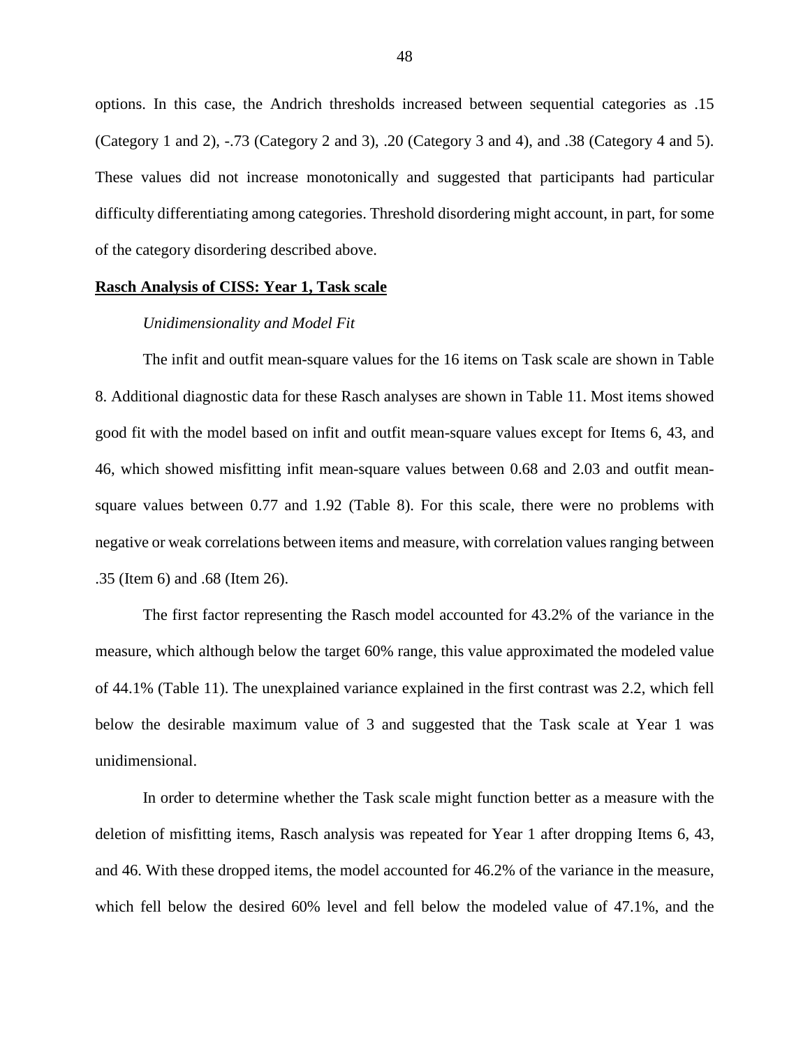options. In this case, the Andrich thresholds increased between sequential categories as .15 (Category 1 and 2), -.73 (Category 2 and 3), .20 (Category 3 and 4), and .38 (Category 4 and 5). These values did not increase monotonically and suggested that participants had particular difficulty differentiating among categories. Threshold disordering might account, in part, for some of the category disordering described above.

## **Rasch Analysis of CISS: Year 1, Task scale**

### *Unidimensionality and Model Fit*

The infit and outfit mean-square values for the 16 items on Task scale are shown in Table 8. Additional diagnostic data for these Rasch analyses are shown in Table 11. Most items showed good fit with the model based on infit and outfit mean-square values except for Items 6, 43, and 46, which showed misfitting infit mean-square values between 0.68 and 2.03 and outfit mean-square values between 0.77 and 1.92 (Table 8). For this scale, there were no problems with negative or weak correlations between items and measure, with correlation values ranging between .35 (Item 6) and .68 (Item 26).

The first factor representing the Rasch model accounted for 43.2% of the variance in the measure, which although below the target 60% range, this value approximated the modeled value of 44.1% (Table 11). The unexplained variance explained in the first contrast was 2.2, which fell below the desirable maximum value of 3 and suggested that the Task scale at Year 1 was unidimensional.

In order to determine whether the Task scale might function better as a measure with the deletion of misfitting items, Rasch analysis was repeated for Year 1 after dropping Items 6, 43, and 46. With these dropped items, the model accounted for 46.2% of the variance in the measure, which fell below the desired 60% level and fell below the modeled value of 47.1%, and the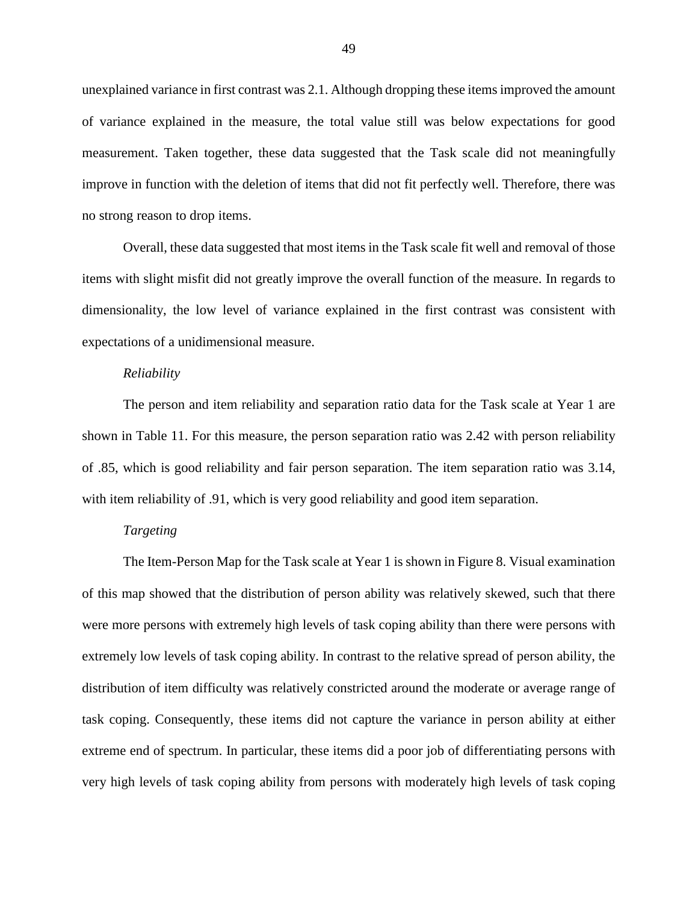unexplained variance in first contrast was 2.1. Although dropping these items improved the amount of variance explained in the measure, the total value still was below expectations for good measurement. Taken together, these data suggested that the Task scale did not meaningfully improve in function with the deletion of items that did not fit perfectly well. Therefore, there was no strong reason to drop items.

Overall, these data suggested that most items in the Task scale fit well and removal of those items with slight misfit did not greatly improve the overall function of the measure. In regards to dimensionality, the low level of variance explained in the first contrast was consistent with expectations of a unidimensional measure.

*Reliability*

The person and item reliability and separation ratio data for the Task scale at Year 1 are shown in Table 11. For this measure, the person separation ratio was 2.42 with person reliability of .85, which is good reliability and fair person separation. The item separation ratio was 3.14, with item reliability of .91, which is very good reliability and good item separation.

*Targeting*

The Item-Person Map for the Task scale at Year 1 is shown in Figure 8. Visual examination of this map showed that the distribution of person ability was relatively skewed, such that there were more persons with extremely high levels of task coping ability than there were persons with extremely low levels of task coping ability. In contrast to the relative spread of person ability, the distribution of item difficulty was relatively constricted around the moderate or average range of task coping. Consequently, these items did not capture the variance in person ability at either extreme end of spectrum. In particular, these items did a poor job of differentiating persons with very high levels of task coping ability from persons with moderately high levels of task coping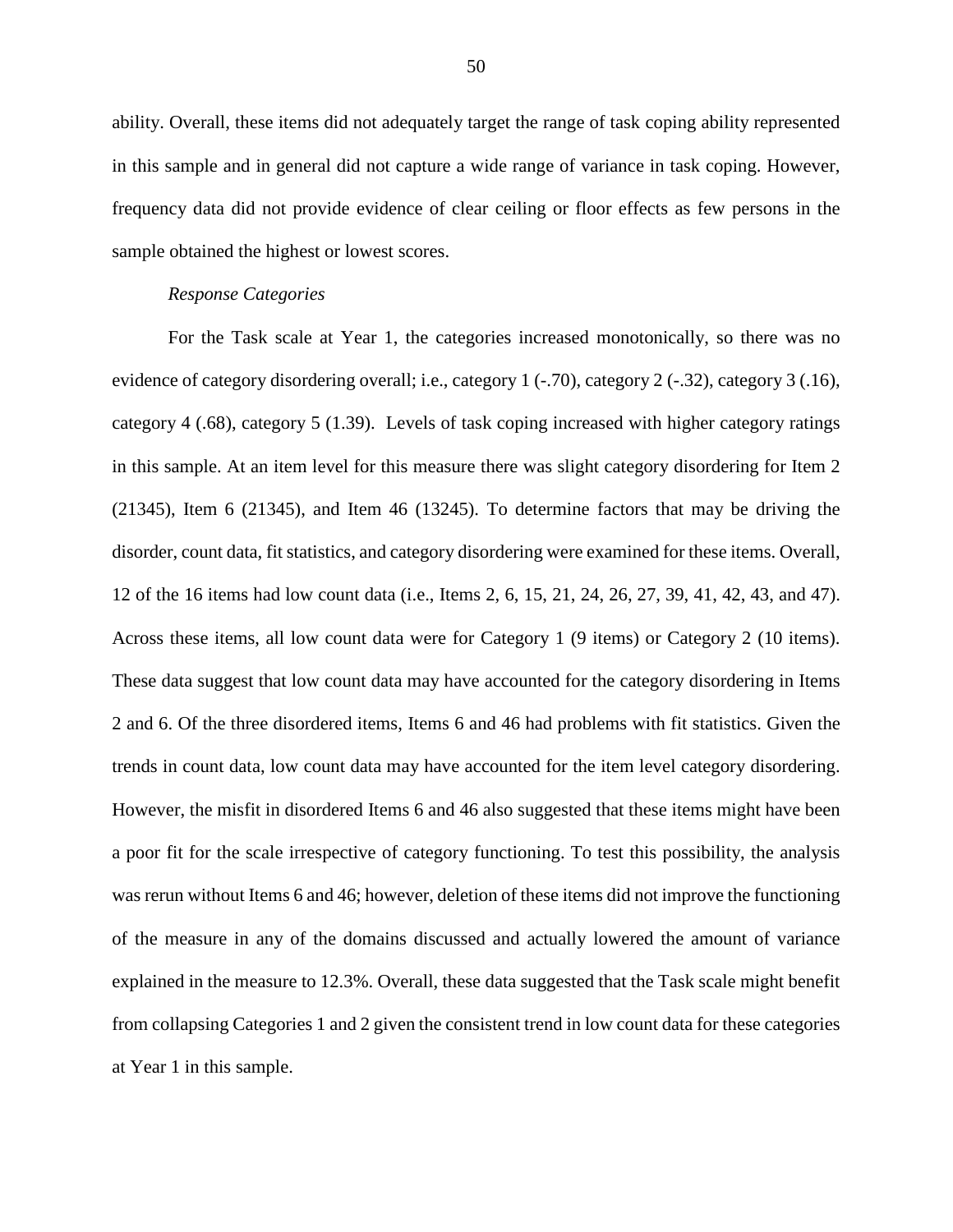ability. Overall, these items did not adequately target the range of task coping ability represented in this sample and in general did not capture a wide range of variance in task coping. However, frequency data did not provide evidence of clear ceiling or floor effects as few persons in the sample obtained the highest or lowest scores.

*Response Categories*

For the Task scale at Year 1, the categories increased monotonically, so there was no evidence of category disordering overall; i.e., category 1 (-.70), category 2 (-.32), category 3 (.16), category 4 (.68), category 5 (1.39). Levels of task coping increased with higher category ratings in this sample. At an item level for this measure there was slight category disordering for Item 2 (21345), Item 6 (21345), and Item 46 (13245). To determine factors that may be driving the disorder, count data, fit statistics, and category disordering were examined for these items. Overall, 12 of the 16 items had low count data (i.e., Items 2, 6, 15, 21, 24, 26, 27, 39, 41, 42, 43, and 47). Across these items, all low count data were for Category 1 (9 items) or Category 2 (10 items). These data suggest that low count data may have accounted for the category disordering in Items 2 and 6. Of the three disordered items, Items 6 and 46 had problems with fit statistics. Given the trends in count data, low count data may have accounted for the item level category disordering. However, the misfit in disordered Items 6 and 46 also suggested that these items might have been a poor fit for the scale irrespective of category functioning. To test this possibility, the analysis was rerun without Items 6 and 46; however, deletion of these items did not improve the functioning of the measure in any of the domains discussed and actually lowered the amount of variance explained in the measure to 12.3%. Overall, these data suggested that the Task scale might benefit from collapsing Categories 1 and 2 given the consistent trend in low count data for these categories at Year 1 in this sample.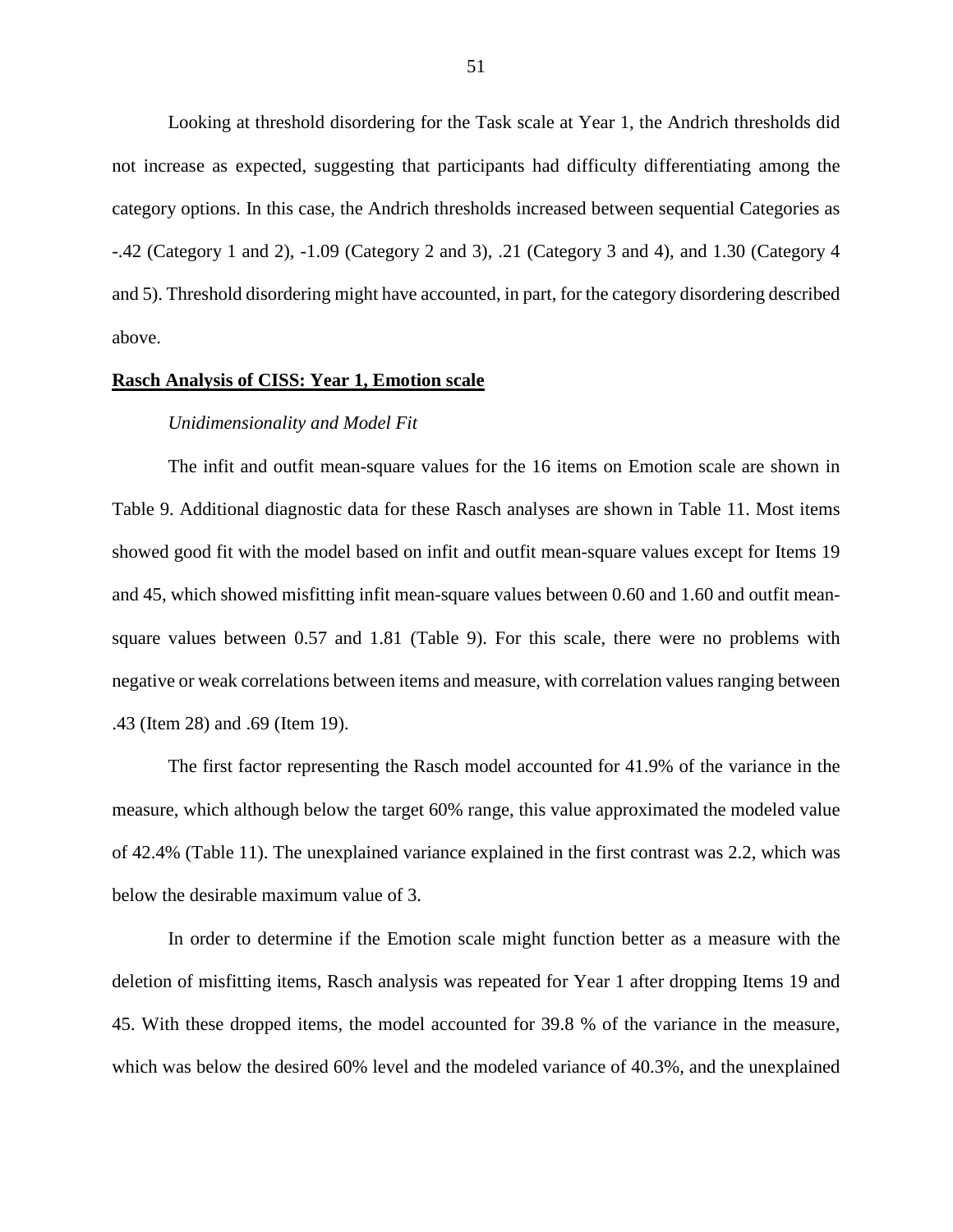Looking at threshold disordering for the Task scale at Year 1, the Andrich thresholds did not increase as expected, suggesting that participants had difficulty differentiating among the category options. In this case, the Andrich thresholds increased between sequential Categories as -.42 (Category 1 and 2), -1.09 (Category 2 and 3), .21 (Category 3 and 4), and 1.30 (Category 4 and 5). Threshold disordering might have accounted, in part, for the category disordering described above.

**Rasch Analysis of CISS: Year 1, Emotion scale**

*Unidimensionality and Model Fit*

The infit and outfit mean-square values for the 16 items on Emotion scale are shown in Table 9. Additional diagnostic data for these Rasch analyses are shown in Table 11. Most items showed good fit with the model based on infit and outfit mean-square values except for Items 19 and 45, which showed misfitting infit mean-square values between 0.60 and 1.60 and outfit mean-square values between 0.57 and 1.81 (Table 9). For this scale, there were no problems with negative or weak correlations between items and measure, with correlation values ranging between .43 (Item 28) and .69 (Item 19).

The first factor representing the Rasch model accounted for 41.9% of the variance in the measure, which although below the target 60% range, this value approximated the modeled value of 42.4% (Table 11). The unexplained variance explained in the first contrast was 2.2, which was below the desirable maximum value of 3.

In order to determine if the Emotion scale might function better as a measure with the deletion of misfitting items, Rasch analysis was repeated for Year 1 after dropping Items 19 and 45. With these dropped items, the model accounted for 39.8 % of the variance in the measure, which was below the desired 60% level and the modeled variance of 40.3%, and the unexplained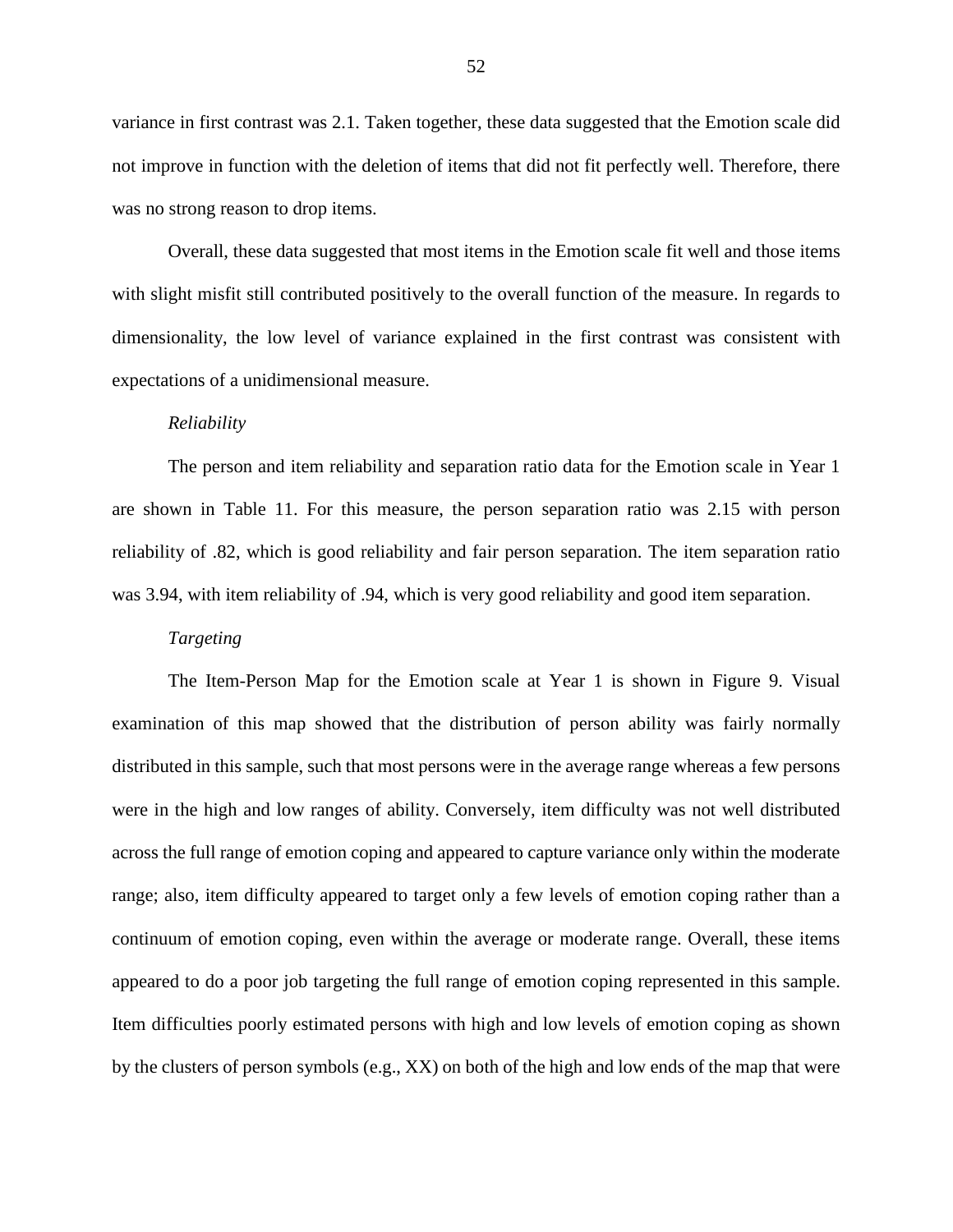variance in first contrast was 2.1. Taken together, these data suggested that the Emotion scale did not improve in function with the deletion of items that did not fit perfectly well. Therefore, there was no strong reason to drop items.

Overall, these data suggested that most items in the Emotion scale fit well and those items with slight misfit still contributed positively to the overall function of the measure. In regards to dimensionality, the low level of variance explained in the first contrast was consistent with expectations of a unidimensional measure.

*Reliability*

The person and item reliability and separation ratio data for the Emotion scale in Year 1 are shown in Table 11. For this measure, the person separation ratio was 2.15 with person reliability of .82, which is good reliability and fair person separation. The item separation ratio was 3.94, with item reliability of .94, which is very good reliability and good item separation.

*Targeting*

The Item-Person Map for the Emotion scale at Year 1 is shown in Figure 9. Visual examination of this map showed that the distribution of person ability was fairly normally distributed in this sample, such that most persons were in the average range whereas a few persons were in the high and low ranges of ability. Conversely, item difficulty was not well distributed across the full range of emotion coping and appeared to capture variance only within the moderate range; also, item difficulty appeared to target only a few levels of emotion coping rather than a continuum of emotion coping, even within the average or moderate range. Overall, these items appeared to do a poor job targeting the full range of emotion coping represented in this sample. Item difficulties poorly estimated persons with high and low levels of emotion coping as shown by the clusters of person symbols (e.g., XX) on both of the high and low ends of the map that were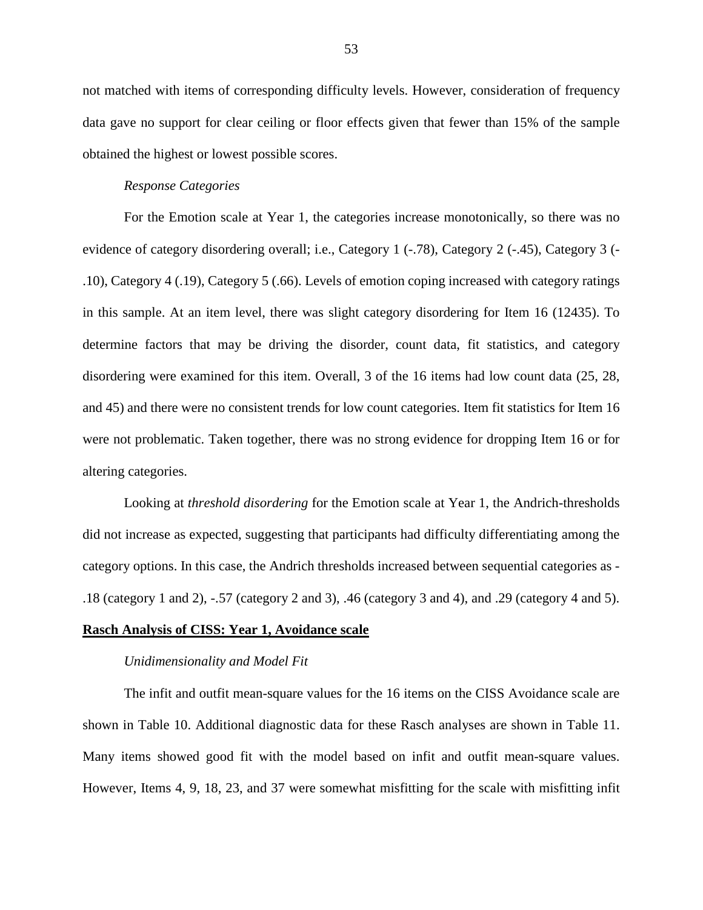not matched with items of corresponding difficulty levels. However, consideration of frequency data gave no support for clear ceiling or floor effects given that fewer than 15% of the sample obtained the highest or lowest possible scores.

*Response Categories*

For the Emotion scale at Year 1, the categories increase monotonically, so there was no evidence of category disordering overall; i.e., Category 1 (-.78), Category 2 (-.45), Category 3 (-.10), Category 4 (.19), Category 5 (.66). Levels of emotion coping increased with category ratings in this sample. At an item level, there was slight category disordering for Item 16 (12435). To determine factors that may be driving the disorder, count data, fit statistics, and category disordering were examined for this item. Overall, 3 of the 16 items had low count data (25, 28, and 45) and there were no consistent trends for low count categories. Item fit statistics for Item 16 were not problematic. Taken together, there was no strong evidence for dropping Item 16 or for altering categories.

Looking at *threshold disordering* for the Emotion scale at Year 1, the Andrich-thresholds did not increase as expected, suggesting that participants had difficulty differentiating among the category options. In this case, the Andrich thresholds increased between sequential categories as -.18 (category 1 and 2), -.57 (category 2 and 3), .46 (category 3 and 4), and .29 (category 4 and 5).

**<u>Rasch Analysis of CISS: Year 1, Avoidance scale</u>**

*Unidimensionality and Model Fit*

The infit and outfit mean-square values for the 16 items on the CISS Avoidance scale are shown in Table 10. Additional diagnostic data for these Rasch analyses are shown in Table 11. Many items showed good fit with the model based on infit and outfit mean-square values. However, Items 4, 9, 18, 23, and 37 were somewhat misfitting for the scale with misfitting infit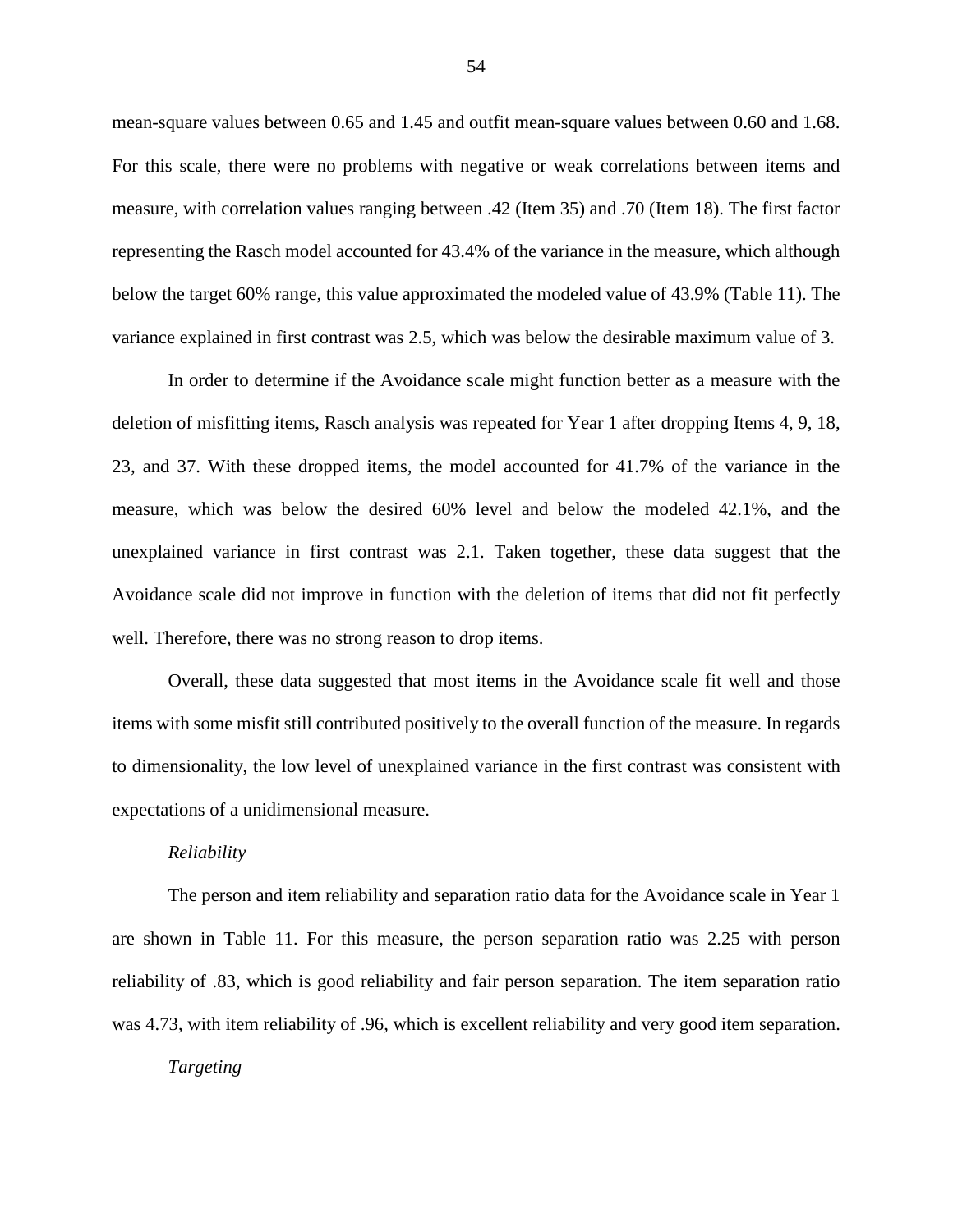mean-square values between 0.65 and 1.45 and outfit mean-square values between 0.60 and 1.68. For this scale, there were no problems with negative or weak correlations between items and measure, with correlation values ranging between .42 (Item 35) and .70 (Item 18). The first factor representing the Rasch model accounted for 43.4% of the variance in the measure, which although below the target 60% range, this value approximated the modeled value of 43.9% (Table 11). The variance explained in first contrast was 2.5, which was below the desirable maximum value of 3.

In order to determine if the Avoidance scale might function better as a measure with the deletion of misfitting items, Rasch analysis was repeated for Year 1 after dropping Items 4, 9, 18, 23, and 37. With these dropped items, the model accounted for 41.7% of the variance in the measure, which was below the desired 60% level and below the modeled 42.1%, and the unexplained variance in first contrast was 2.1. Taken together, these data suggest that the Avoidance scale did not improve in function with the deletion of items that did not fit perfectly well. Therefore, there was no strong reason to drop items.

Overall, these data suggested that most items in the Avoidance scale fit well and those items with some misfit still contributed positively to the overall function of the measure. In regards to dimensionality, the low level of unexplained variance in the first contrast was consistent with expectations of a unidimensional measure.

*Reliability*

The person and item reliability and separation ratio data for the Avoidance scale in Year 1 are shown in Table 11. For this measure, the person separation ratio was 2.25 with person reliability of .83, which is good reliability and fair person separation. The item separation ratio was 4.73, with item reliability of .96, which is excellent reliability and very good item separation.

*Targeting*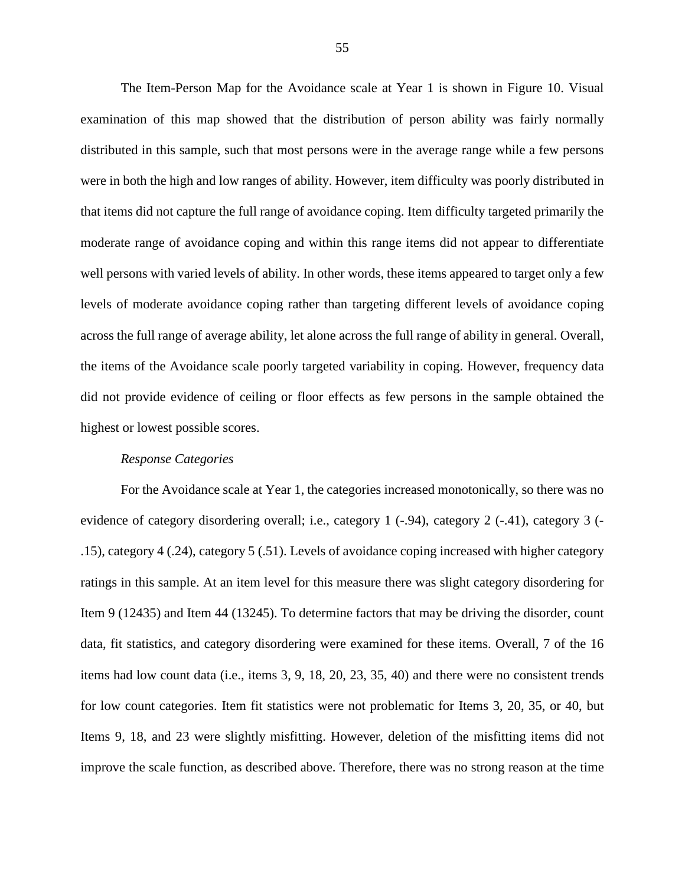The Item-Person Map for the Avoidance scale at Year 1 is shown in Figure 10. Visual examination of this map showed that the distribution of person ability was fairly normally distributed in this sample, such that most persons were in the average range while a few persons were in both the high and low ranges of ability. However, item difficulty was poorly distributed in that items did not capture the full range of avoidance coping. Item difficulty targeted primarily the moderate range of avoidance coping and within this range items did not appear to differentiate well persons with varied levels of ability. In other words, these items appeared to target only a few levels of moderate avoidance coping rather than targeting different levels of avoidance coping across the full range of average ability, let alone across the full range of ability in general. Overall, the items of the Avoidance scale poorly targeted variability in coping. However, frequency data did not provide evidence of ceiling or floor effects as few persons in the sample obtained the highest or lowest possible scores.

*Response Categories*

For the Avoidance scale at Year 1, the categories increased monotonically, so there was no evidence of category disordering overall; i.e., category 1 (-.94), category 2 (-.41), category 3 (-.15), category 4 (.24), category 5 (.51). Levels of avoidance coping increased with higher category ratings in this sample. At an item level for this measure there was slight category disordering for Item 9 (12435) and Item 44 (13245). To determine factors that may be driving the disorder, count data, fit statistics, and category disordering were examined for these items. Overall, 7 of the 16 items had low count data (i.e., items 3, 9, 18, 20, 23, 35, 40) and there were no consistent trends for low count categories. Item fit statistics were not problematic for Items 3, 20, 35, or 40, but Items 9, 18, and 23 were slightly misfitting. However, deletion of the misfitting items did not improve the scale function, as described above. Therefore, there was no strong reason at the time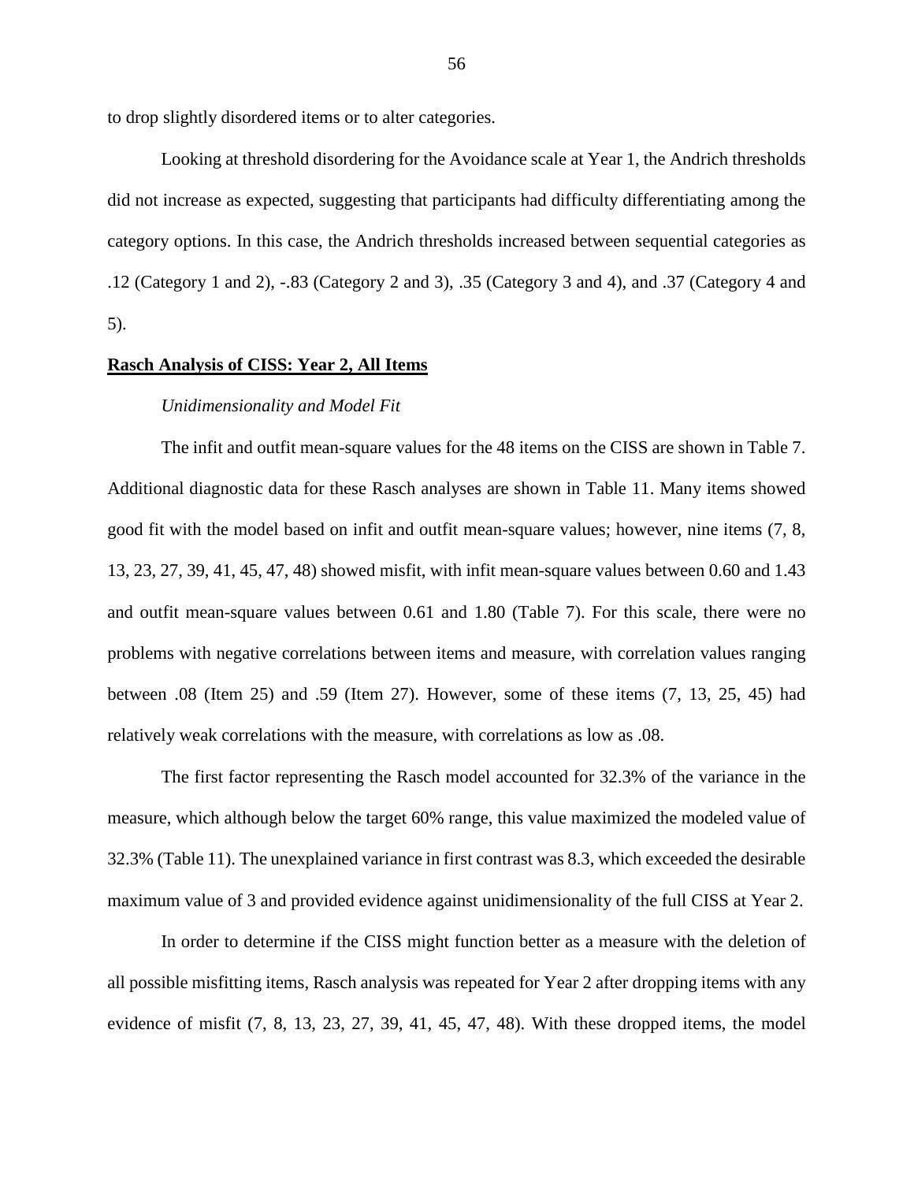to drop slightly disordered items or to alter categories.

Looking at threshold disordering for the Avoidance scale at Year 1, the Andrich thresholds did not increase as expected, suggesting that participants had difficulty differentiating among the category options. In this case, the Andrich thresholds increased between sequential categories as .12 (Category 1 and 2), -.83 (Category 2 and 3), .35 (Category 3 and 4), and .37 (Category 4 and 5).

## Rasch Analysis of CISS: Year 2, All Items

### *Unidimensionality and Model Fit*

The infit and outfit mean-square values for the 48 items on the CISS are shown in Table 7. Additional diagnostic data for these Rasch analyses are shown in Table 11. Many items showed good fit with the model based on infit and outfit mean-square values; however, nine items (7, 8, 13, 23, 27, 39, 41, 45, 47, 48) showed misfit, with infit mean-square values between 0.60 and 1.43 and outfit mean-square values between 0.61 and 1.80 (Table 7). For this scale, there were no problems with negative correlations between items and measure, with correlation values ranging between .08 (Item 25) and .59 (Item 27). However, some of these items (7, 13, 25, 45) had relatively weak correlations with the measure, with correlations as low as .08.

The first factor representing the Rasch model accounted for 32.3% of the variance in the measure, which although below the target 60% range, this value maximized the modeled value of 32.3% (Table 11). The unexplained variance in first contrast was 8.3, which exceeded the desirable maximum value of 3 and provided evidence against unidimensionality of the full CISS at Year 2.

In order to determine if the CISS might function better as a measure with the deletion of all possible misfitting items, Rasch analysis was repeated for Year 2 after dropping items with any evidence of misfit (7, 8, 13, 23, 27, 39, 41, 45, 47, 48). With these dropped items, the model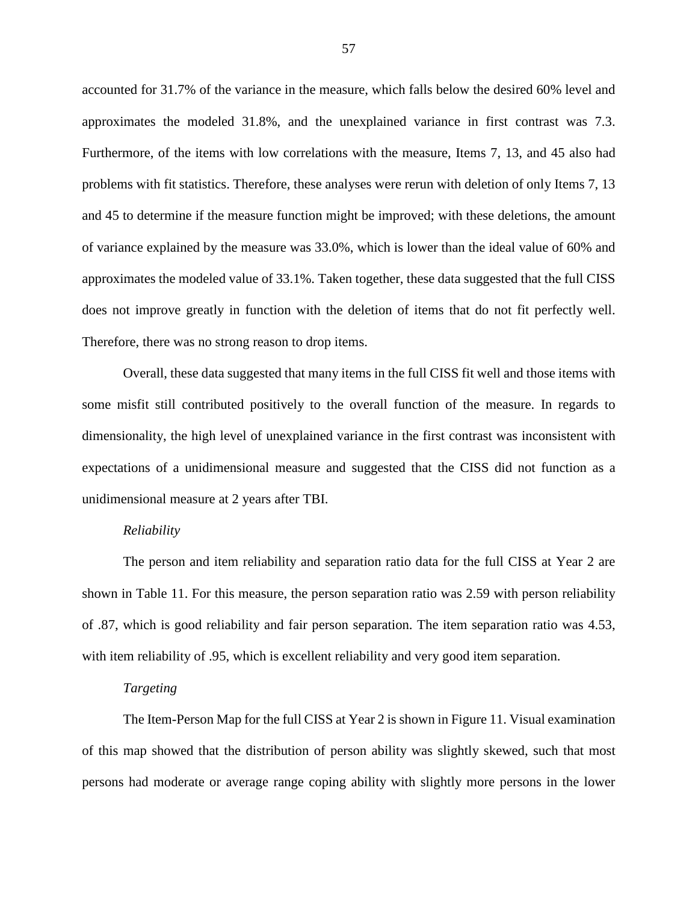accounted for 31.7% of the variance in the measure, which falls below the desired 60% level and approximates the modeled 31.8%, and the unexplained variance in first contrast was 7.3. Furthermore, of the items with low correlations with the measure, Items 7, 13, and 45 also had problems with fit statistics. Therefore, these analyses were rerun with deletion of only Items 7, 13 and 45 to determine if the measure function might be improved; with these deletions, the amount of variance explained by the measure was 33.0%, which is lower than the ideal value of 60% and approximates the modeled value of 33.1%. Taken together, these data suggested that the full CISS does not improve greatly in function with the deletion of items that do not fit perfectly well. Therefore, there was no strong reason to drop items.

Overall, these data suggested that many items in the full CISS fit well and those items with some misfit still contributed positively to the overall function of the measure. In regards to dimensionality, the high level of unexplained variance in the first contrast was inconsistent with expectations of a unidimensional measure and suggested that the CISS did not function as a unidimensional measure at 2 years after TBI.

*Reliability*

The person and item reliability and separation ratio data for the full CISS at Year 2 are shown in Table 11. For this measure, the person separation ratio was 2.59 with person reliability of .87, which is good reliability and fair person separation. The item separation ratio was 4.53, with item reliability of .95, which is excellent reliability and very good item separation.

*Targeting*

The Item-Person Map for the full CISS at Year 2 is shown in Figure 11. Visual examination of this map showed that the distribution of person ability was slightly skewed, such that most persons had moderate or average range coping ability with slightly more persons in the lower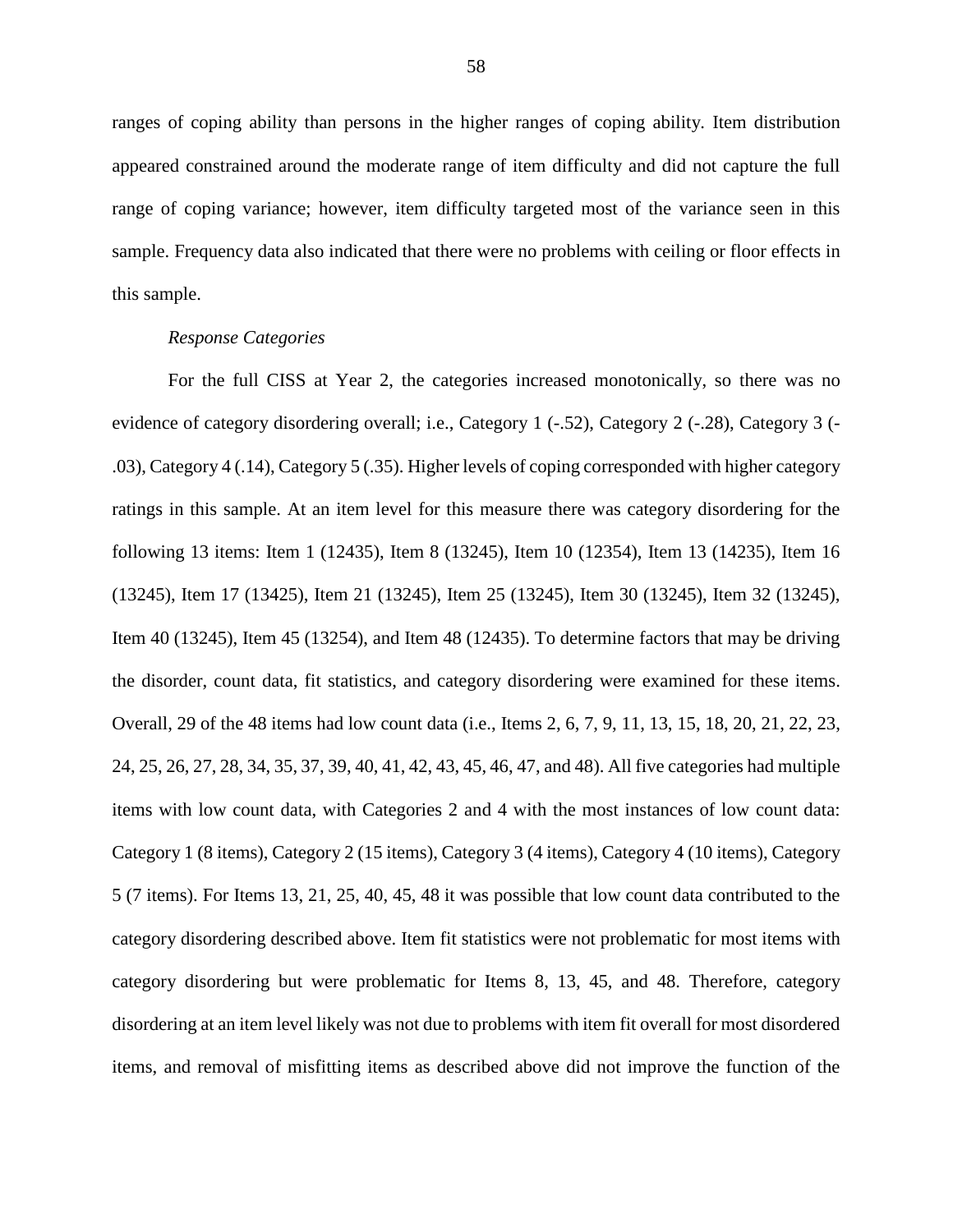ranges of coping ability than persons in the higher ranges of coping ability. Item distribution appeared constrained around the moderate range of item difficulty and did not capture the full range of coping variance; however, item difficulty targeted most of the variance seen in this sample. Frequency data also indicated that there were no problems with ceiling or floor effects in this sample.

*Response Categories*

For the full CISS at Year 2, the categories increased monotonically, so there was no evidence of category disordering overall; i.e., Category 1 (-.52), Category 2 (-.28), Category 3 (-.03), Category 4 (.14), Category 5 (.35). Higher levels of coping corresponded with higher category ratings in this sample. At an item level for this measure there was category disordering for the following 13 items: Item 1 (12435), Item 8 (13245), Item 10 (12354), Item 13 (14235), Item 16 (13245), Item 17 (13425), Item 21 (13245), Item 25 (13245), Item 30 (13245), Item 32 (13245), Item 40 (13245), Item 45 (13254), and Item 48 (12435). To determine factors that may be driving the disorder, count data, fit statistics, and category disordering were examined for these items. Overall, 29 of the 48 items had low count data (i.e., Items 2, 6, 7, 9, 11, 13, 15, 18, 20, 21, 22, 23, 24, 25, 26, 27, 28, 34, 35, 37, 39, 40, 41, 42, 43, 45, 46, 47, and 48). All five categories had multiple items with low count data, with Categories 2 and 4 with the most instances of low count data: Category 1 (8 items), Category 2 (15 items), Category 3 (4 items), Category 4 (10 items), Category 5 (7 items). For Items 13, 21, 25, 40, 45, 48 it was possible that low count data contributed to the category disordering described above. Item fit statistics were not problematic for most items with category disordering but were problematic for Items 8, 13, 45, and 48. Therefore, category disordering at an item level likely was not due to problems with item fit overall for most disordered items, and removal of misfitting items as described above did not improve the function of the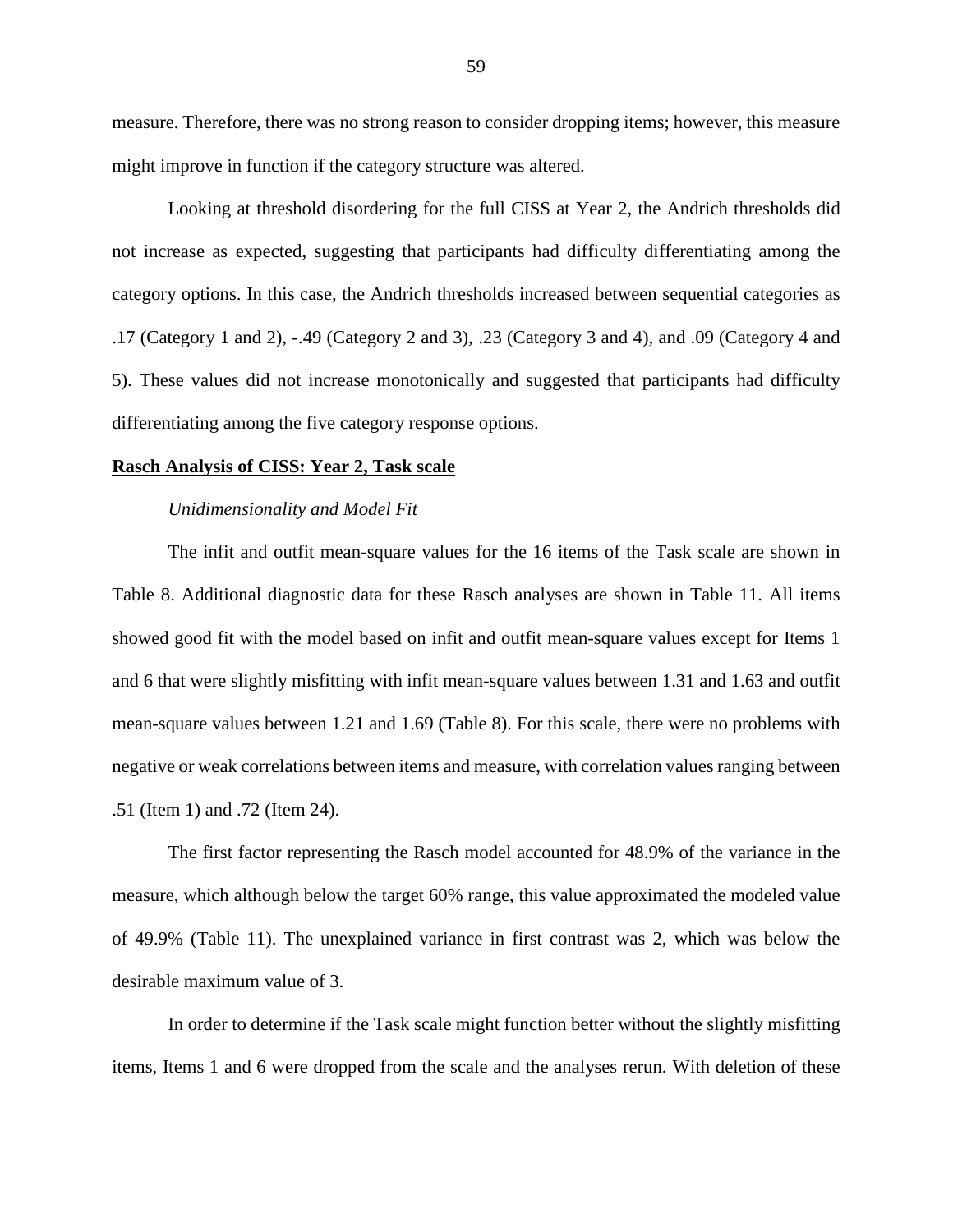measure. Therefore, there was no strong reason to consider dropping items; however, this measure might improve in function if the category structure was altered.

Looking at threshold disordering for the full CISS at Year 2, the Andrich thresholds did not increase as expected, suggesting that participants had difficulty differentiating among the category options. In this case, the Andrich thresholds increased between sequential categories as .17 (Category 1 and 2), -.49 (Category 2 and 3), .23 (Category 3 and 4), and .09 (Category 4 and 5). These values did not increase monotonically and suggested that participants had difficulty differentiating among the five category response options.

**Rasch Analysis of CISS: Year 2, Task scale**

*Unidimensionality and Model Fit*

The infit and outfit mean-square values for the 16 items of the Task scale are shown in Table 8. Additional diagnostic data for these Rasch analyses are shown in Table 11. All items showed good fit with the model based on infit and outfit mean-square values except for Items 1 and 6 that were slightly misfitting with infit mean-square values between 1.31 and 1.63 and outfit mean-square values between 1.21 and 1.69 (Table 8). For this scale, there were no problems with negative or weak correlations between items and measure, with correlation values ranging between .51 (Item 1) and .72 (Item 24).

The first factor representing the Rasch model accounted for 48.9% of the variance in the measure, which although below the target 60% range, this value approximated the modeled value of 49.9% (Table 11). The unexplained variance in first contrast was 2, which was below the desirable maximum value of 3.

In order to determine if the Task scale might function better without the slightly misfitting items, Items 1 and 6 were dropped from the scale and the analyses rerun. With deletion of these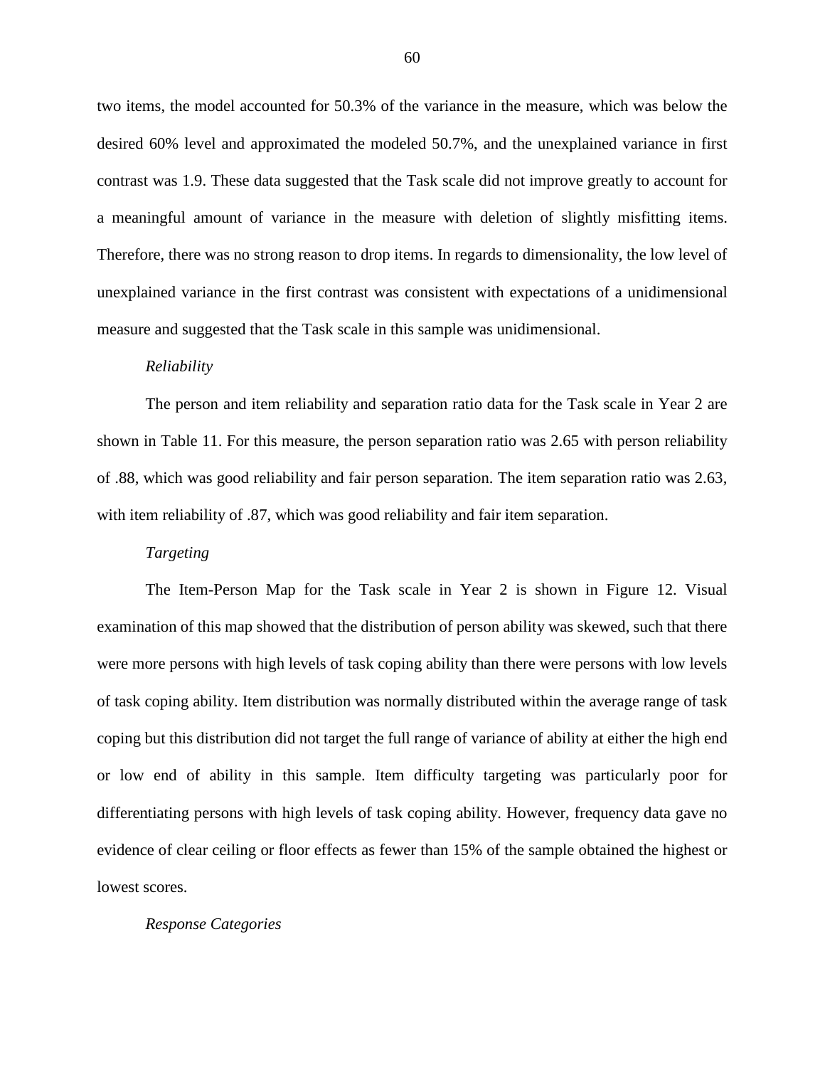two items, the model accounted for 50.3% of the variance in the measure, which was below the desired 60% level and approximated the modeled 50.7%, and the unexplained variance in first contrast was 1.9. These data suggested that the Task scale did not improve greatly to account for a meaningful amount of variance in the measure with deletion of slightly misfitting items. Therefore, there was no strong reason to drop items. In regards to dimensionality, the low level of unexplained variance in the first contrast was consistent with expectations of a unidimensional measure and suggested that the Task scale in this sample was unidimensional.

*Reliability*

The person and item reliability and separation ratio data for the Task scale in Year 2 are shown in Table 11. For this measure, the person separation ratio was 2.65 with person reliability of .88, which was good reliability and fair person separation. The item separation ratio was 2.63, with item reliability of .87, which was good reliability and fair item separation.

*Targeting*

The Item-Person Map for the Task scale in Year 2 is shown in Figure 12. Visual examination of this map showed that the distribution of person ability was skewed, such that there were more persons with high levels of task coping ability than there were persons with low levels of task coping ability. Item distribution was normally distributed within the average range of task coping but this distribution did not target the full range of variance of ability at either the high end or low end of ability in this sample. Item difficulty targeting was particularly poor for differentiating persons with high levels of task coping ability. However, frequency data gave no evidence of clear ceiling or floor effects as fewer than 15% of the sample obtained the highest or lowest scores.

*Response Categories*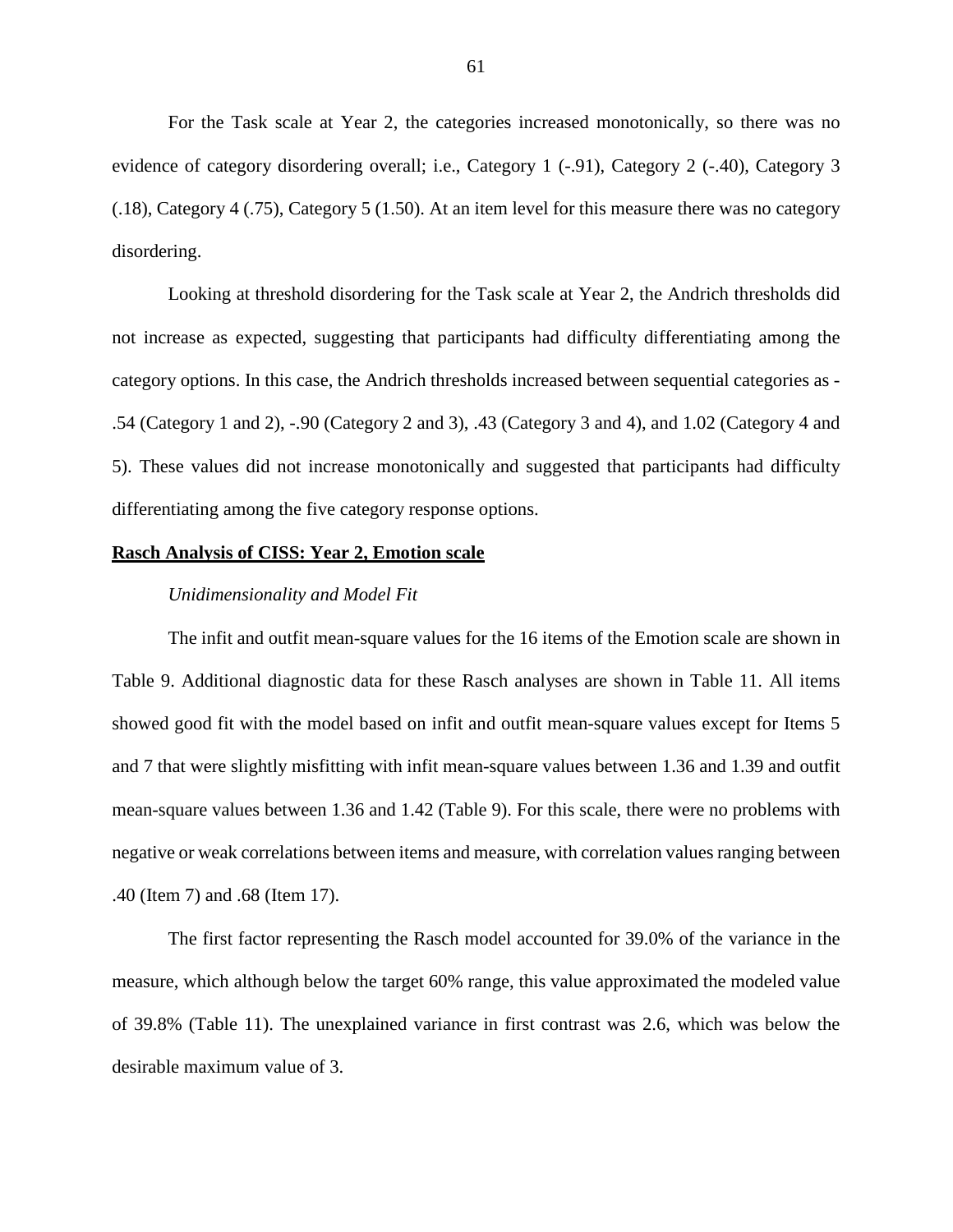For the Task scale at Year 2, the categories increased monotonically, so there was no evidence of category disordering overall; i.e., Category 1 (-.91), Category 2 (-.40), Category 3 (.18), Category 4 (.75), Category 5 (1.50). At an item level for this measure there was no category disordering.

Looking at threshold disordering for the Task scale at Year 2, the Andrich thresholds did not increase as expected, suggesting that participants had difficulty differentiating among the category options. In this case, the Andrich thresholds increased between sequential categories as -.54 (Category 1 and 2), -.90 (Category 2 and 3), .43 (Category 3 and 4), and 1.02 (Category 4 and 5). These values did not increase monotonically and suggested that participants had difficulty differentiating among the five category response options.

**Rasch Analysis of CISS: Year 2, Emotion scale**

*Unidimensionality and Model Fit*

The infit and outfit mean-square values for the 16 items of the Emotion scale are shown in Table 9. Additional diagnostic data for these Rasch analyses are shown in Table 11. All items showed good fit with the model based on infit and outfit mean-square values except for Items 5 and 7 that were slightly misfitting with infit mean-square values between 1.36 and 1.39 and outfit mean-square values between 1.36 and 1.42 (Table 9). For this scale, there were no problems with negative or weak correlations between items and measure, with correlation values ranging between .40 (Item 7) and .68 (Item 17).

The first factor representing the Rasch model accounted for 39.0% of the variance in the measure, which although below the target 60% range, this value approximated the modeled value of 39.8% (Table 11). The unexplained variance in first contrast was 2.6, which was below the desirable maximum value of 3.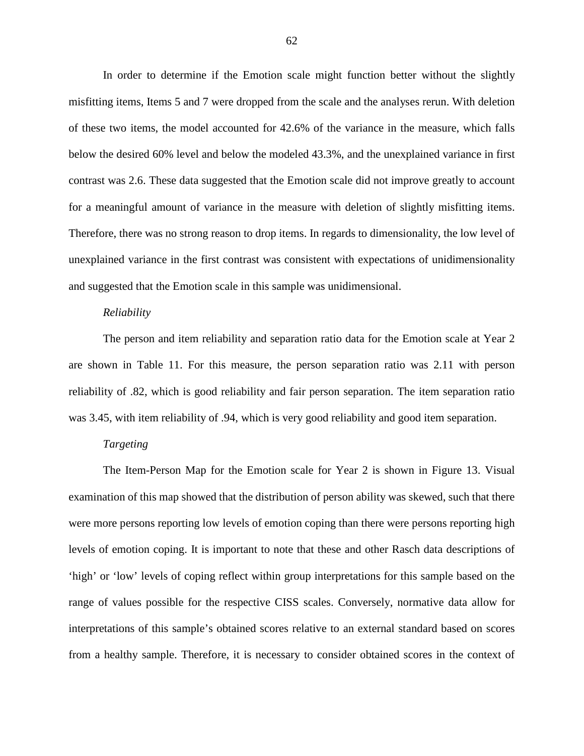In order to determine if the Emotion scale might function better without the slightly misfitting items, Items 5 and 7 were dropped from the scale and the analyses rerun. With deletion of these two items, the model accounted for 42.6% of the variance in the measure, which falls below the desired 60% level and below the modeled 43.3%, and the unexplained variance in first contrast was 2.6. These data suggested that the Emotion scale did not improve greatly to account for a meaningful amount of variance in the measure with deletion of slightly misfitting items. Therefore, there was no strong reason to drop items. In regards to dimensionality, the low level of unexplained variance in the first contrast was consistent with expectations of unidimensionality and suggested that the Emotion scale in this sample was unidimensional.

*Reliability*

The person and item reliability and separation ratio data for the Emotion scale at Year 2 are shown in Table 11. For this measure, the person separation ratio was 2.11 with person reliability of .82, which is good reliability and fair person separation. The item separation ratio was 3.45, with item reliability of .94, which is very good reliability and good item separation.

*Targeting*

The Item-Person Map for the Emotion scale for Year 2 is shown in Figure 13. Visual examination of this map showed that the distribution of person ability was skewed, such that there were more persons reporting low levels of emotion coping than there were persons reporting high levels of emotion coping. It is important to note that these and other Rasch data descriptions of 'high' or 'low' levels of coping reflect within group interpretations for this sample based on the range of values possible for the respective CISS scales. Conversely, normative data allow for interpretations of this sample's obtained scores relative to an external standard based on scores from a healthy sample. Therefore, it is necessary to consider obtained scores in the context of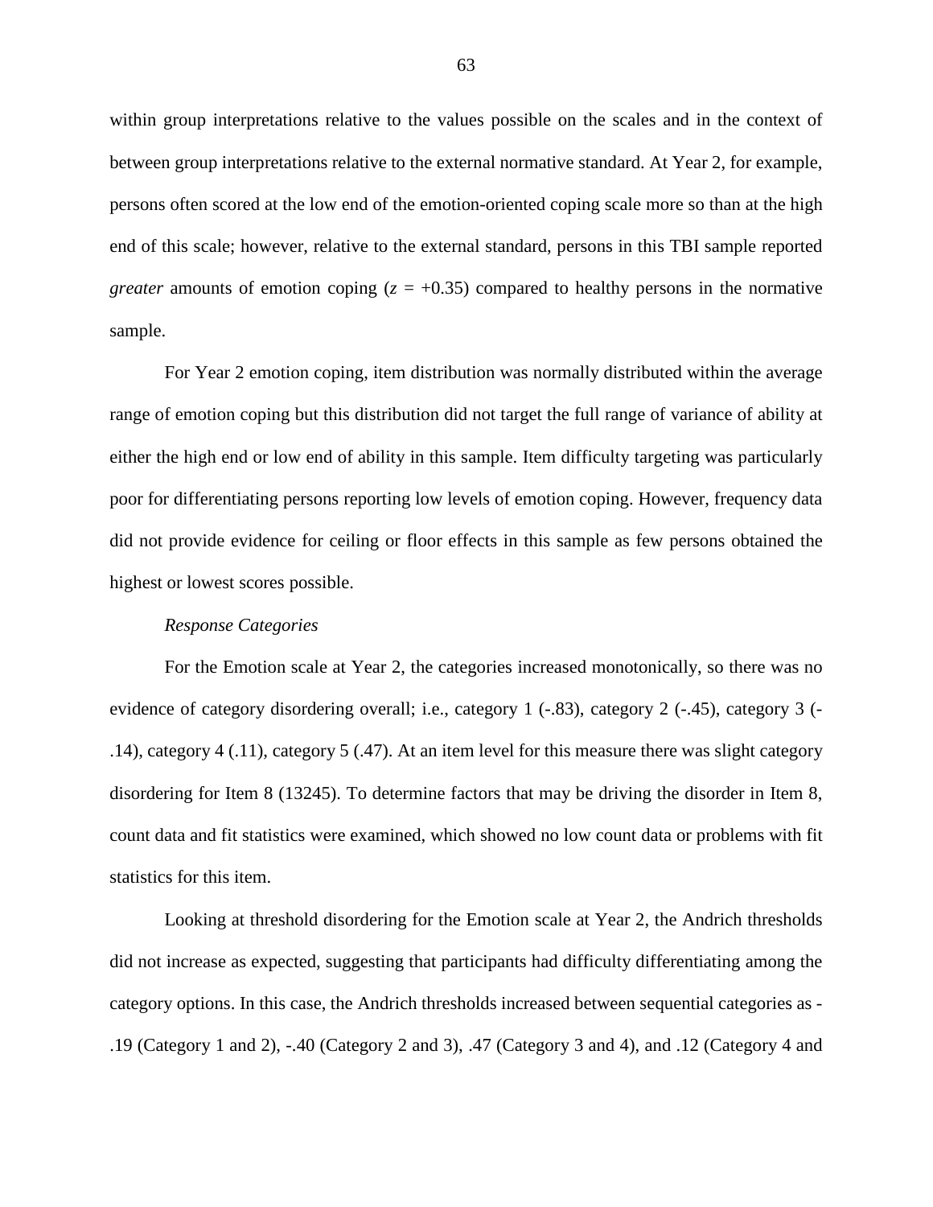within group interpretations relative to the values possible on the scales and in the context of between group interpretations relative to the external normative standard. At Year 2, for example, persons often scored at the low end of the emotion-oriented coping scale more so than at the high end of this scale; however, relative to the external standard, persons in this TBI sample reported *greater* amounts of emotion coping ($z$ = +0.35) compared to healthy persons in the normative sample.

For Year 2 emotion coping, item distribution was normally distributed within the average range of emotion coping but this distribution did not target the full range of variance of ability at either the high end or low end of ability in this sample. Item difficulty targeting was particularly poor for differentiating persons reporting low levels of emotion coping. However, frequency data did not provide evidence for ceiling or floor effects in this sample as few persons obtained the highest or lowest scores possible.

*Response Categories*

For the Emotion scale at Year 2, the categories increased monotonically, so there was no evidence of category disordering overall; i.e., category 1 (-.83), category 2 (-.45), category 3 (-.14), category 4 (.11), category 5 (.47). At an item level for this measure there was slight category disordering for Item 8 (13245). To determine factors that may be driving the disorder in Item 8, count data and fit statistics were examined, which showed no low count data or problems with fit statistics for this item.

Looking at threshold disordering for the Emotion scale at Year 2, the Andrich thresholds did not increase as expected, suggesting that participants had difficulty differentiating among the category options. In this case, the Andrich thresholds increased between sequential categories as -.19 (Category 1 and 2), -.40 (Category 2 and 3), .47 (Category 3 and 4), and .12 (Category 4 and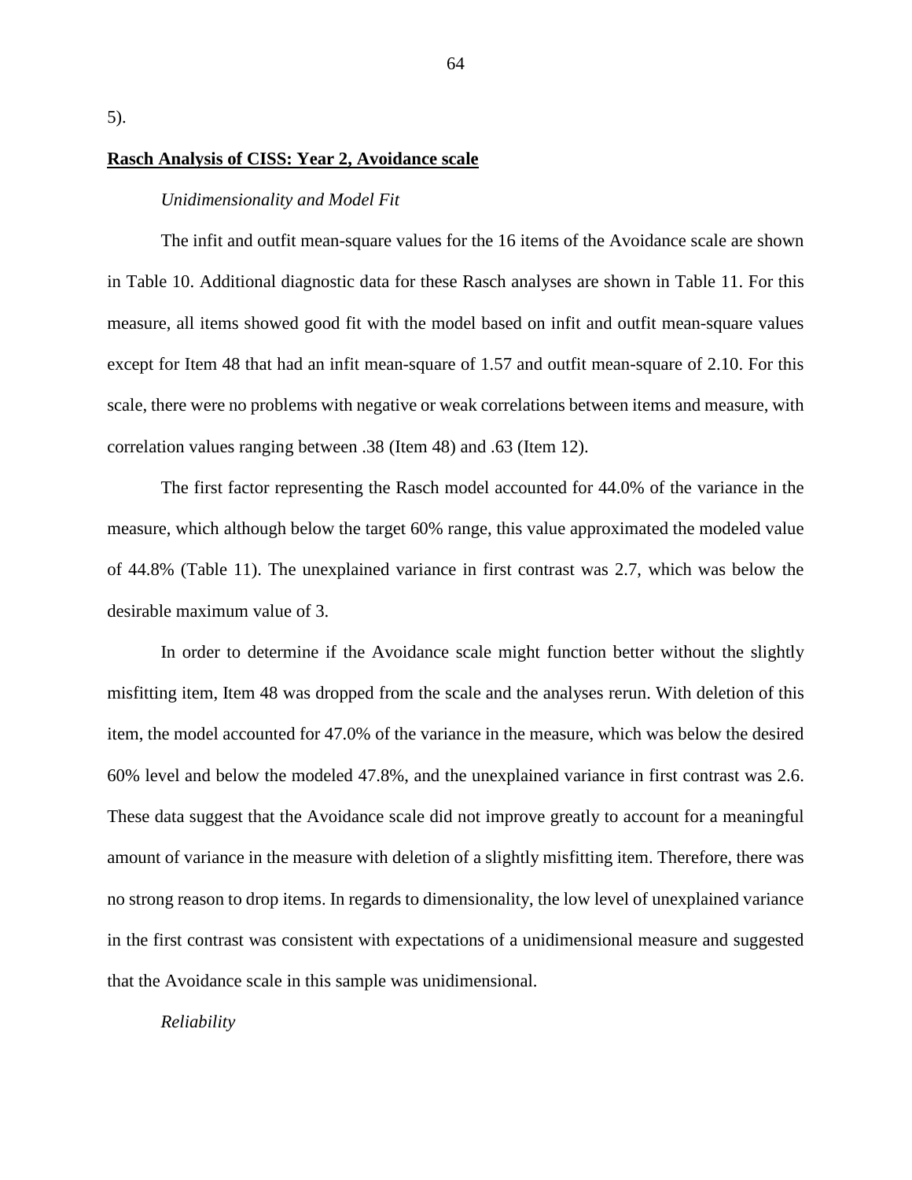5).

**Rasch Analysis of CISS: Year 2, Avoidance scale**

*Unidimensionality and Model Fit*

The infit and outfit mean-square values for the 16 items of the Avoidance scale are shown in Table 10. Additional diagnostic data for these Rasch analyses are shown in Table 11. For this measure, all items showed good fit with the model based on infit and outfit mean-square values except for Item 48 that had an infit mean-square of 1.57 and outfit mean-square of 2.10. For this scale, there were no problems with negative or weak correlations between items and measure, with correlation values ranging between .38 (Item 48) and .63 (Item 12).

The first factor representing the Rasch model accounted for 44.0% of the variance in the measure, which although below the target 60% range, this value approximated the modeled value of 44.8% (Table 11). The unexplained variance in first contrast was 2.7, which was below the desirable maximum value of 3.

In order to determine if the Avoidance scale might function better without the slightly misfitting item, Item 48 was dropped from the scale and the analyses rerun. With deletion of this item, the model accounted for 47.0% of the variance in the measure, which was below the desired 60% level and below the modeled 47.8%, and the unexplained variance in first contrast was 2.6. These data suggest that the Avoidance scale did not improve greatly to account for a meaningful amount of variance in the measure with deletion of a slightly misfitting item. Therefore, there was no strong reason to drop items. In regards to dimensionality, the low level of unexplained variance in the first contrast was consistent with expectations of a unidimensional measure and suggested that the Avoidance scale in this sample was unidimensional.

*Reliability*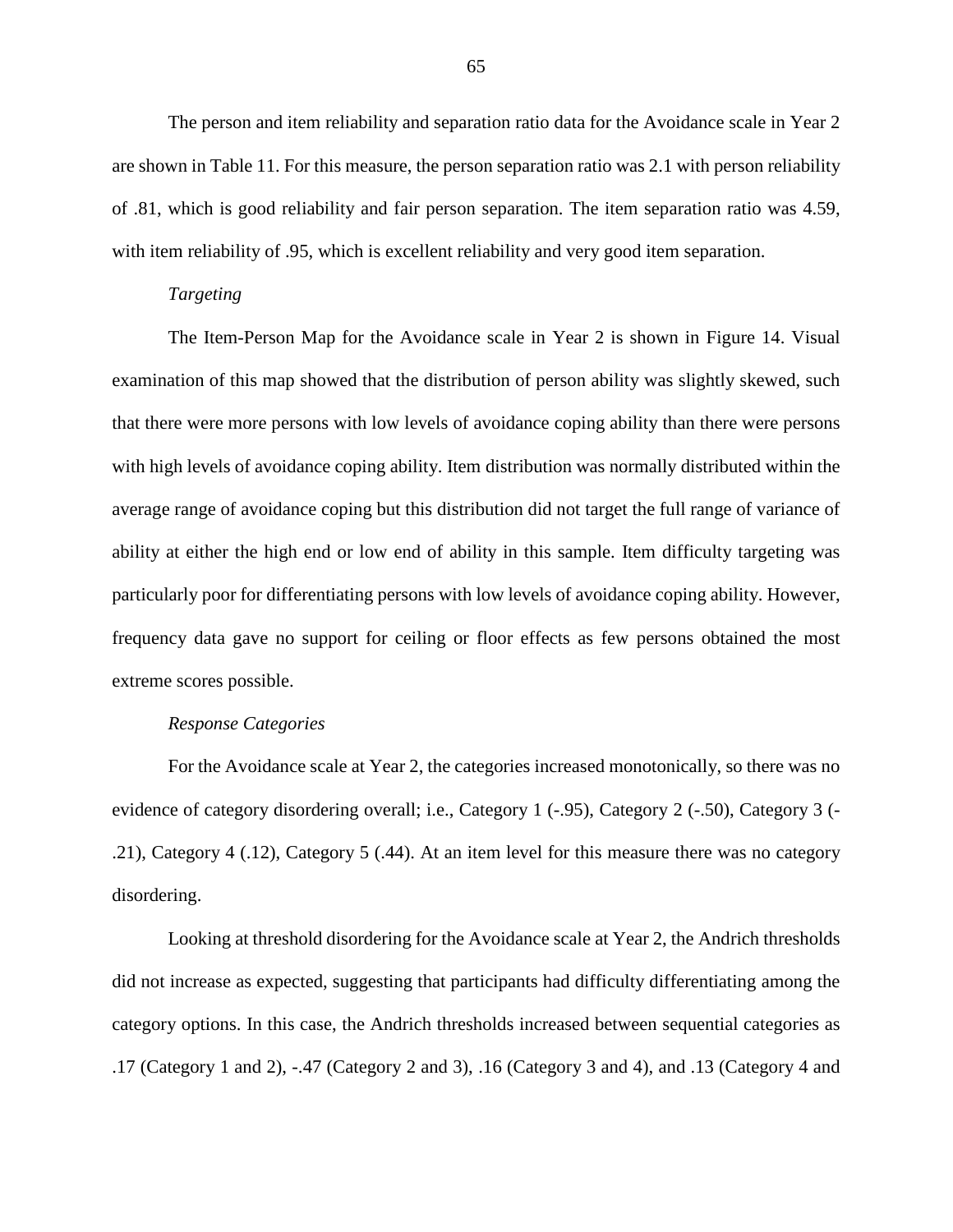The person and item reliability and separation ratio data for the Avoidance scale in Year 2 are shown in Table 11. For this measure, the person separation ratio was 2.1 with person reliability of .81, which is good reliability and fair person separation. The item separation ratio was 4.59, with item reliability of .95, which is excellent reliability and very good item separation.

*Targeting*

The Item-Person Map for the Avoidance scale in Year 2 is shown in Figure 14. Visual examination of this map showed that the distribution of person ability was slightly skewed, such that there were more persons with low levels of avoidance coping ability than there were persons with high levels of avoidance coping ability. Item distribution was normally distributed within the average range of avoidance coping but this distribution did not target the full range of variance of ability at either the high end or low end of ability in this sample. Item difficulty targeting was particularly poor for differentiating persons with low levels of avoidance coping ability. However, frequency data gave no support for ceiling or floor effects as few persons obtained the most extreme scores possible.

*Response Categories*

For the Avoidance scale at Year 2, the categories increased monotonically, so there was no evidence of category disordering overall; i.e., Category 1 (-.95), Category 2 (-.50), Category 3 (-.21), Category 4 (.12), Category 5 (.44). At an item level for this measure there was no category disordering.

Looking at threshold disordering for the Avoidance scale at Year 2, the Andrich thresholds did not increase as expected, suggesting that participants had difficulty differentiating among the category options. In this case, the Andrich thresholds increased between sequential categories as .17 (Category 1 and 2), -.47 (Category 2 and 3), .16 (Category 3 and 4), and .13 (Category 4 and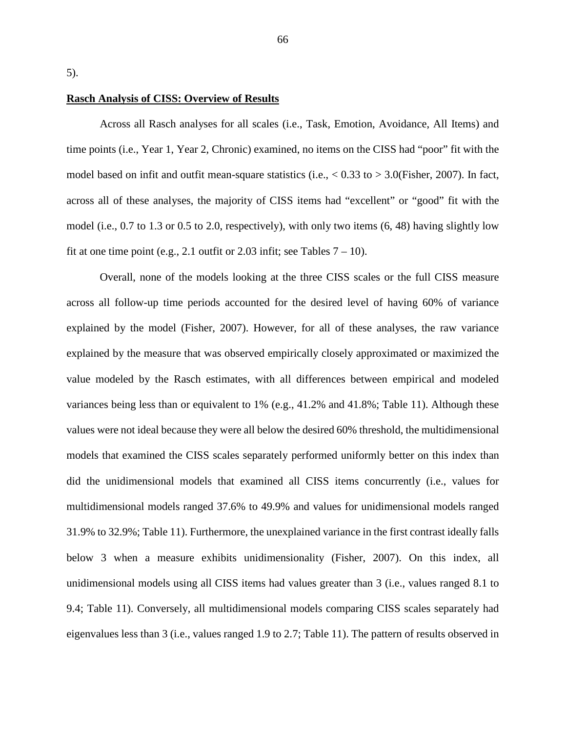5).

**Rasch Analysis of CISS: Overview of Results**

Across all Rasch analyses for all scales (i.e., Task, Emotion, Avoidance, All Items) and time points (i.e., Year 1, Year 2, Chronic) examined, no items on the CISS had "poor" fit with the model based on infit and outfit mean-square statistics (i.e., < 0.33 to > 3.0(Fisher, 2007). In fact, across all of these analyses, the majority of CISS items had "excellent" or "good" fit with the model (i.e., 0.7 to 1.3 or 0.5 to 2.0, respectively), with only two items (6, 48) having slightly low fit at one time point (e.g., 2.1 outfit or 2.03 infit; see Tables 7 – 10).

Overall, none of the models looking at the three CISS scales or the full CISS measure across all follow-up time periods accounted for the desired level of having 60% of variance explained by the model (Fisher, 2007). However, for all of these analyses, the raw variance explained by the measure that was observed empirically closely approximated or maximized the value modeled by the Rasch estimates, with all differences between empirical and modeled variances being less than or equivalent to 1% (e.g., 41.2% and 41.8%; Table 11). Although these values were not ideal because they were all below the desired 60% threshold, the multidimensional models that examined the CISS scales separately performed uniformly better on this index than did the unidimensional models that examined all CISS items concurrently (i.e., values for multidimensional models ranged 37.6% to 49.9% and values for unidimensional models ranged 31.9% to 32.9%; Table 11). Furthermore, the unexplained variance in the first contrast ideally falls below 3 when a measure exhibits unidimensionality (Fisher, 2007). On this index, all unidimensional models using all CISS items had values greater than 3 (i.e., values ranged 8.1 to 9.4; Table 11). Conversely, all multidimensional models comparing CISS scales separately had eigenvalues less than 3 (i.e., values ranged 1.9 to 2.7; Table 11). The pattern of results observed in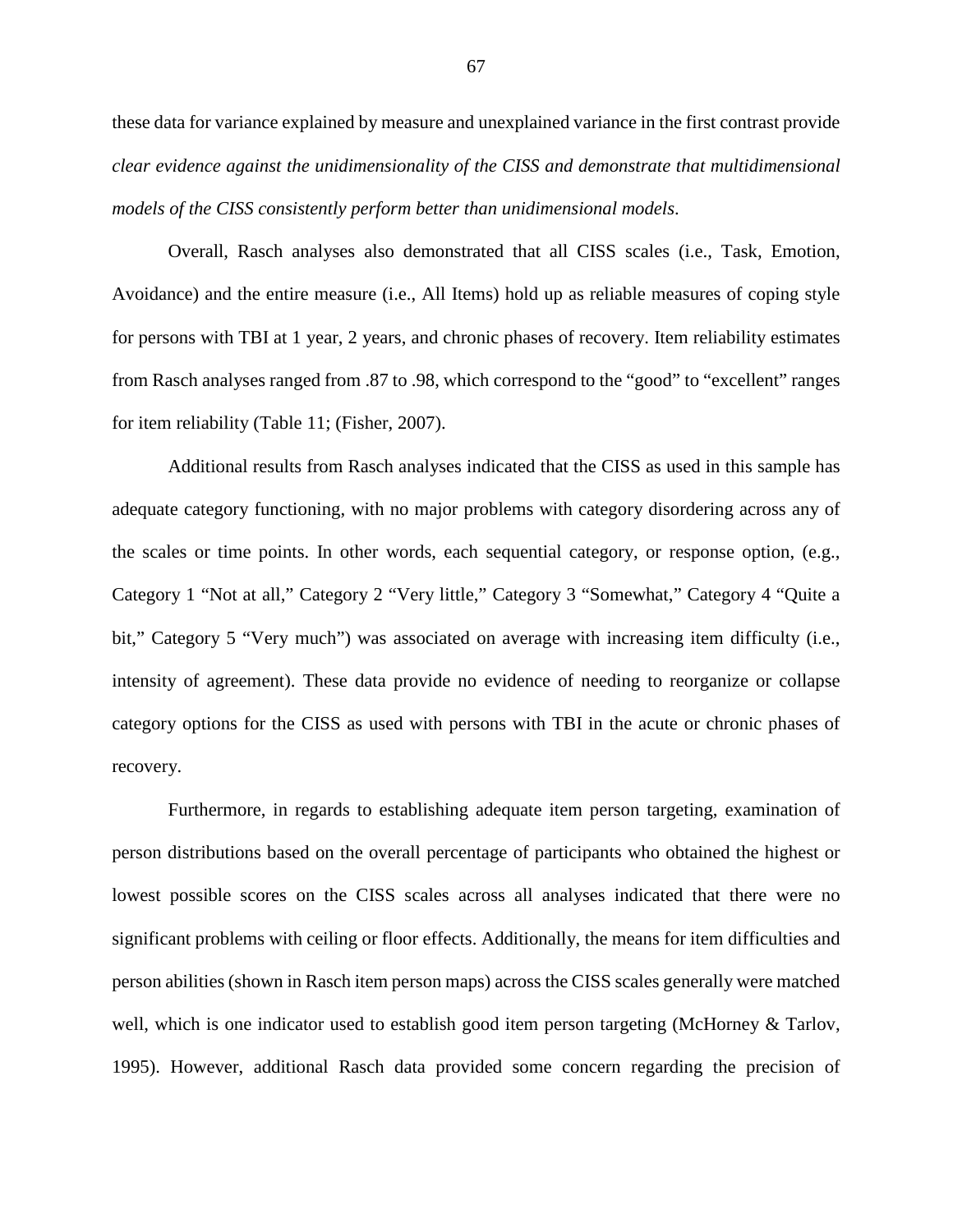these data for variance explained by measure and unexplained variance in the first contrast provide *clear evidence against the unidimensionality of the CISS and demonstrate that multidimensional models of the CISS consistently perform better than unidimensional models*.

Overall, Rasch analyses also demonstrated that all CISS scales (i.e., Task, Emotion, Avoidance) and the entire measure (i.e., All Items) hold up as reliable measures of coping style for persons with TBI at 1 year, 2 years, and chronic phases of recovery. Item reliability estimates from Rasch analyses ranged from .87 to .98, which correspond to the "good" to "excellent" ranges for item reliability (Table 11; (Fisher, 2007).

Additional results from Rasch analyses indicated that the CISS as used in this sample has adequate category functioning, with no major problems with category disordering across any of the scales or time points. In other words, each sequential category, or response option, (e.g., Category 1 "Not at all," Category 2 "Very little," Category 3 "Somewhat," Category 4 "Quite a bit," Category 5 "Very much") was associated on average with increasing item difficulty (i.e., intensity of agreement). These data provide no evidence of needing to reorganize or collapse category options for the CISS as used with persons with TBI in the acute or chronic phases of recovery.

Furthermore, in regards to establishing adequate item person targeting, examination of person distributions based on the overall percentage of participants who obtained the highest or lowest possible scores on the CISS scales across all analyses indicated that there were no significant problems with ceiling or floor effects. Additionally, the means for item difficulties and person abilities (shown in Rasch item person maps) across the CISS scales generally were matched well, which is one indicator used to establish good item person targeting (McHorney & Tarlov, 1995). However, additional Rasch data provided some concern regarding the precision of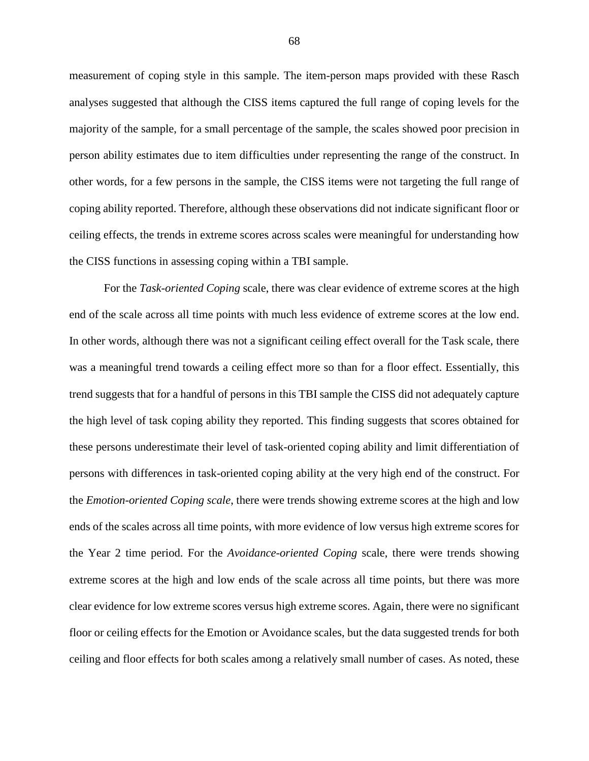measurement of coping style in this sample. The item-person maps provided with these Rasch analyses suggested that although the CISS items captured the full range of coping levels for the majority of the sample, for a small percentage of the sample, the scales showed poor precision in person ability estimates due to item difficulties under representing the range of the construct. In other words, for a few persons in the sample, the CISS items were not targeting the full range of coping ability reported. Therefore, although these observations did not indicate significant floor or ceiling effects, the trends in extreme scores across scales were meaningful for understanding how the CISS functions in assessing coping within a TBI sample.

For the *Task-oriented Coping* scale, there was clear evidence of extreme scores at the high end of the scale across all time points with much less evidence of extreme scores at the low end. In other words, although there was not a significant ceiling effect overall for the Task scale, there was a meaningful trend towards a ceiling effect more so than for a floor effect. Essentially, this trend suggests that for a handful of persons in this TBI sample the CISS did not adequately capture the high level of task coping ability they reported. This finding suggests that scores obtained for these persons underestimate their level of task-oriented coping ability and limit differentiation of persons with differences in task-oriented coping ability at the very high end of the construct. For the *Emotion-oriented Coping scale*, there were trends showing extreme scores at the high and low ends of the scales across all time points, with more evidence of low versus high extreme scores for the Year 2 time period. For the *Avoidance-oriented Coping* scale, there were trends showing extreme scores at the high and low ends of the scale across all time points, but there was more clear evidence for low extreme scores versus high extreme scores. Again, there were no significant floor or ceiling effects for the Emotion or Avoidance scales, but the data suggested trends for both ceiling and floor effects for both scales among a relatively small number of cases. As noted, these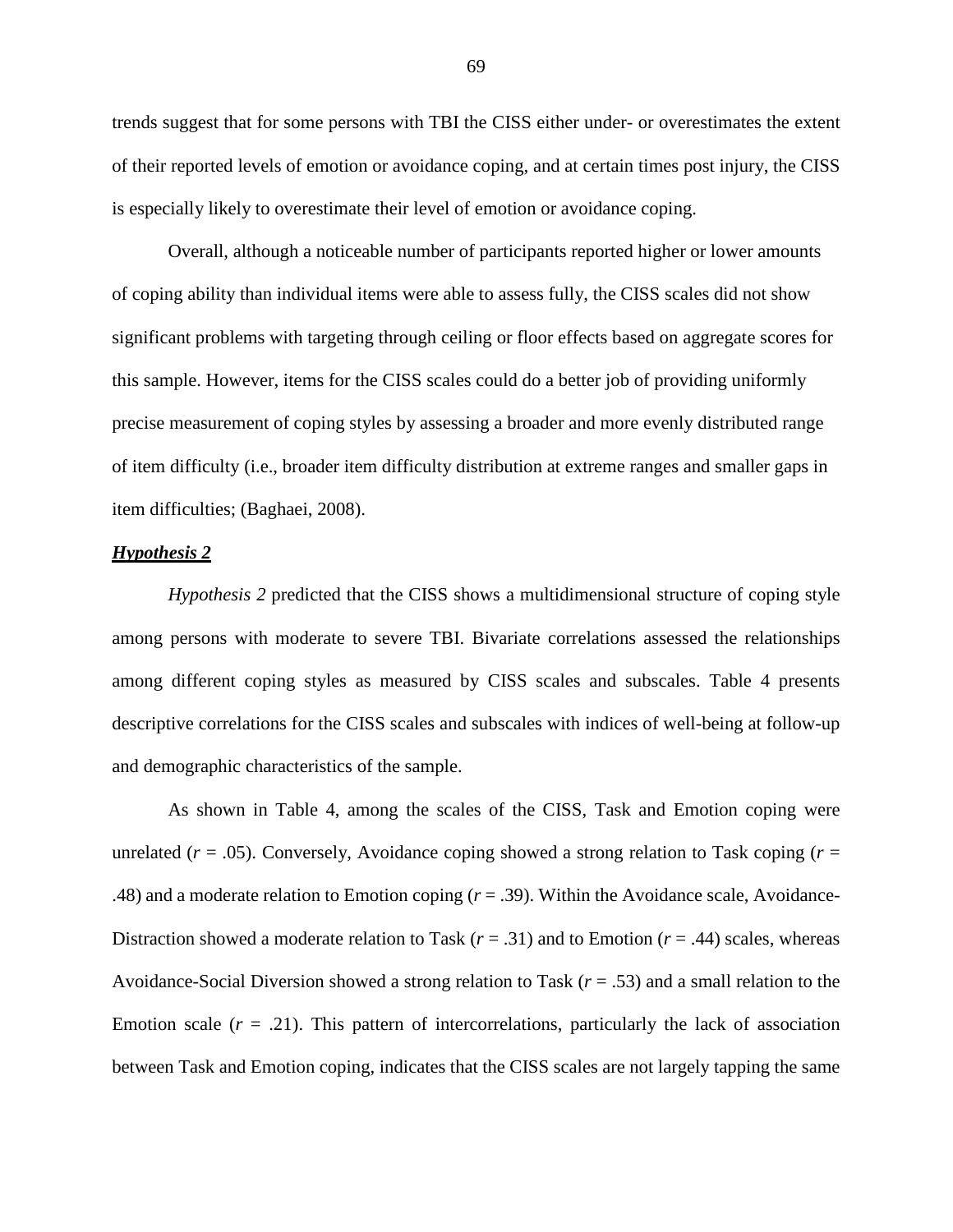trends suggest that for some persons with TBI the CISS either under- or overestimates the extent of their reported levels of emotion or avoidance coping, and at certain times post injury, the CISS is especially likely to overestimate their level of emotion or avoidance coping.

Overall, although a noticeable number of participants reported higher or lower amounts of coping ability than individual items were able to assess fully, the CISS scales did not show significant problems with targeting through ceiling or floor effects based on aggregate scores for this sample. However, items for the CISS scales could do a better job of providing uniformly precise measurement of coping styles by assessing a broader and more evenly distributed range of item difficulty (i.e., broader item difficulty distribution at extreme ranges and smaller gaps in item difficulties; (Baghaei, 2008).

***Hypothesis 2***

*Hypothesis 2* predicted that the CISS shows a multidimensional structure of coping style among persons with moderate to severe TBI. Bivariate correlations assessed the relationships among different coping styles as measured by CISS scales and subscales. Table 4 presents descriptive correlations for the CISS scales and subscales with indices of well-being at follow-up and demographic characteristics of the sample.

As shown in Table 4, among the scales of the CISS, Task and Emotion coping were unrelated ($r$ = .05). Conversely, Avoidance coping showed a strong relation to Task coping ($r$ = .48) and a moderate relation to Emotion coping ($r$ = .39). Within the Avoidance scale, Avoidance-Distraction showed a moderate relation to Task ($r$ = .31) and to Emotion ($r$ = .44) scales, whereas Avoidance-Social Diversion showed a strong relation to Task ($r$ = .53) and a small relation to the Emotion scale ($r$ = .21). This pattern of intercorrelations, particularly the lack of association between Task and Emotion coping, indicates that the CISS scales are not largely tapping the same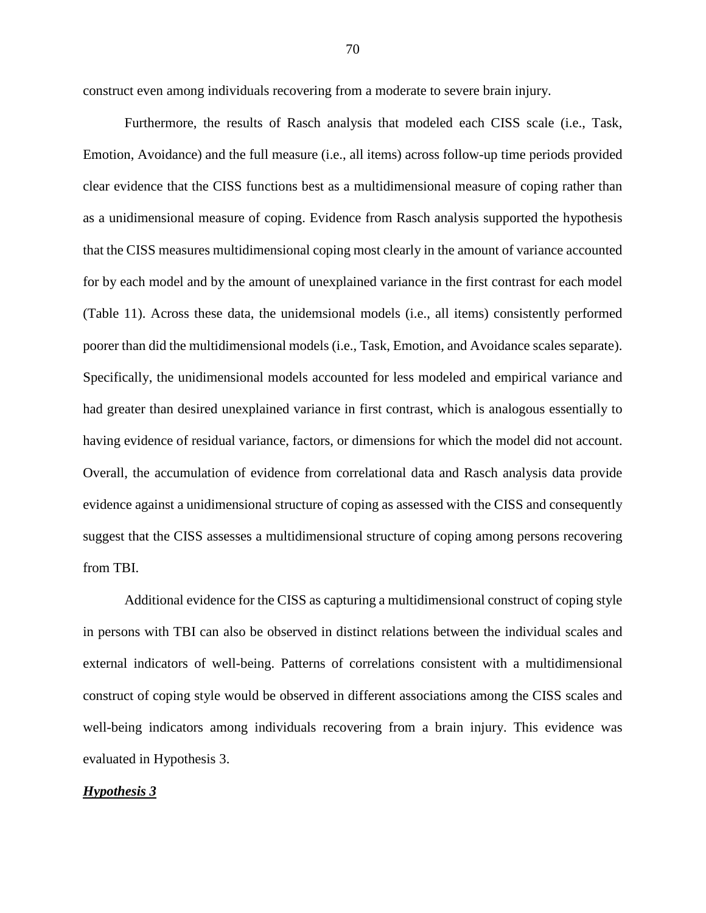construct even among individuals recovering from a moderate to severe brain injury.

Furthermore, the results of Rasch analysis that modeled each CISS scale (i.e., Task, Emotion, Avoidance) and the full measure (i.e., all items) across follow-up time periods provided clear evidence that the CISS functions best as a multidimensional measure of coping rather than as a unidimensional measure of coping. Evidence from Rasch analysis supported the hypothesis that the CISS measures multidimensional coping most clearly in the amount of variance accounted for by each model and by the amount of unexplained variance in the first contrast for each model (Table 11). Across these data, the unidemsional models (i.e., all items) consistently performed poorer than did the multidimensional models (i.e., Task, Emotion, and Avoidance scales separate). Specifically, the unidimensional models accounted for less modeled and empirical variance and had greater than desired unexplained variance in first contrast, which is analogous essentially to having evidence of residual variance, factors, or dimensions for which the model did not account. Overall, the accumulation of evidence from correlational data and Rasch analysis data provide evidence against a unidimensional structure of coping as assessed with the CISS and consequently suggest that the CISS assesses a multidimensional structure of coping among persons recovering from TBI.

Additional evidence for the CISS as capturing a multidimensional construct of coping style in persons with TBI can also be observed in distinct relations between the individual scales and external indicators of well-being. Patterns of correlations consistent with a multidimensional construct of coping style would be observed in different associations among the CISS scales and well-being indicators among individuals recovering from a brain injury. This evidence was evaluated in Hypothesis 3.

***Hypothesis 3***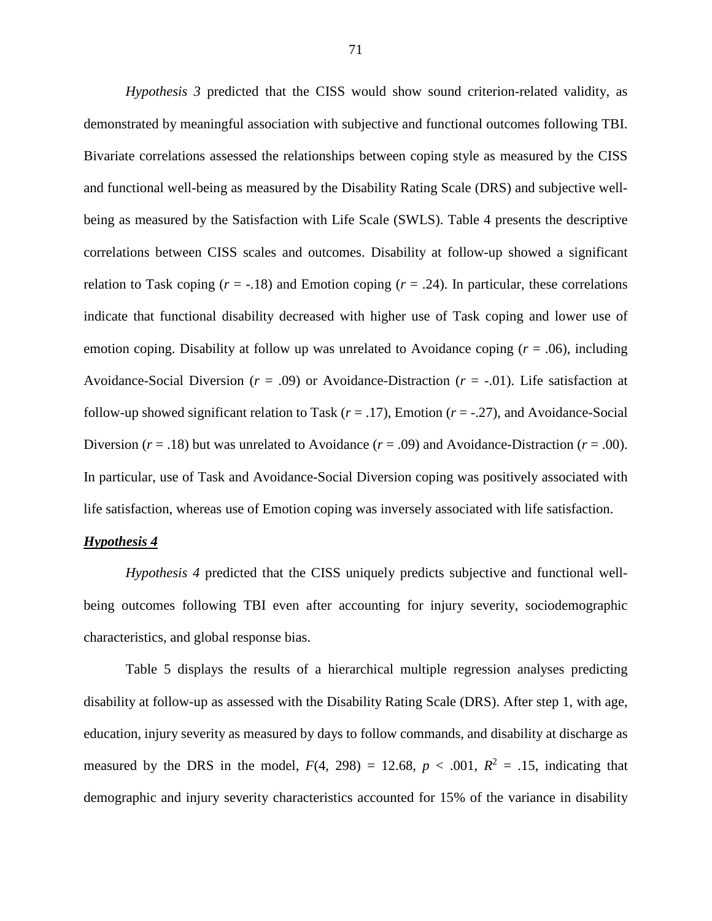*Hypothesis 3* predicted that the CISS would show sound criterion-related validity, as demonstrated by meaningful association with subjective and functional outcomes following TBI. Bivariate correlations assessed the relationships between coping style as measured by the CISS and functional well-being as measured by the Disability Rating Scale (DRS) and subjective well-being as measured by the Satisfaction with Life Scale (SWLS). Table 4 presents the descriptive correlations between CISS scales and outcomes. Disability at follow-up showed a significant relation to Task coping ($r$ = -.18) and Emotion coping ($r$ = .24). In particular, these correlations indicate that functional disability decreased with higher use of Task coping and lower use of emotion coping. Disability at follow up was unrelated to Avoidance coping ($r$ = .06), including Avoidance-Social Diversion ($r$ = .09) or Avoidance-Distraction ($r$ = -.01). Life satisfaction at follow-up showed significant relation to Task ($r$ = .17), Emotion ($r$ = -.27), and Avoidance-Social Diversion ($r$ = .18) but was unrelated to Avoidance ($r$ = .09) and Avoidance-Distraction ($r$ = .00). In particular, use of Task and Avoidance-Social Diversion coping was positively associated with life satisfaction, whereas use of Emotion coping was inversely associated with life satisfaction.

### ***Hypothesis 4***

*Hypothesis 4* predicted that the CISS uniquely predicts subjective and functional well-being outcomes following TBI even after accounting for injury severity, sociodemographic characteristics, and global response bias.

Table 5 displays the results of a hierarchical multiple regression analyses predicting disability at follow-up as assessed with the Disability Rating Scale (DRS). After step 1, with age, education, injury severity as measured by days to follow commands, and disability at discharge as measured by the DRS in the model, $F(4, 298) = 12.68$, $p < .001$, $R^2 = .15$, indicating that demographic and injury severity characteristics accounted for 15% of the variance in disability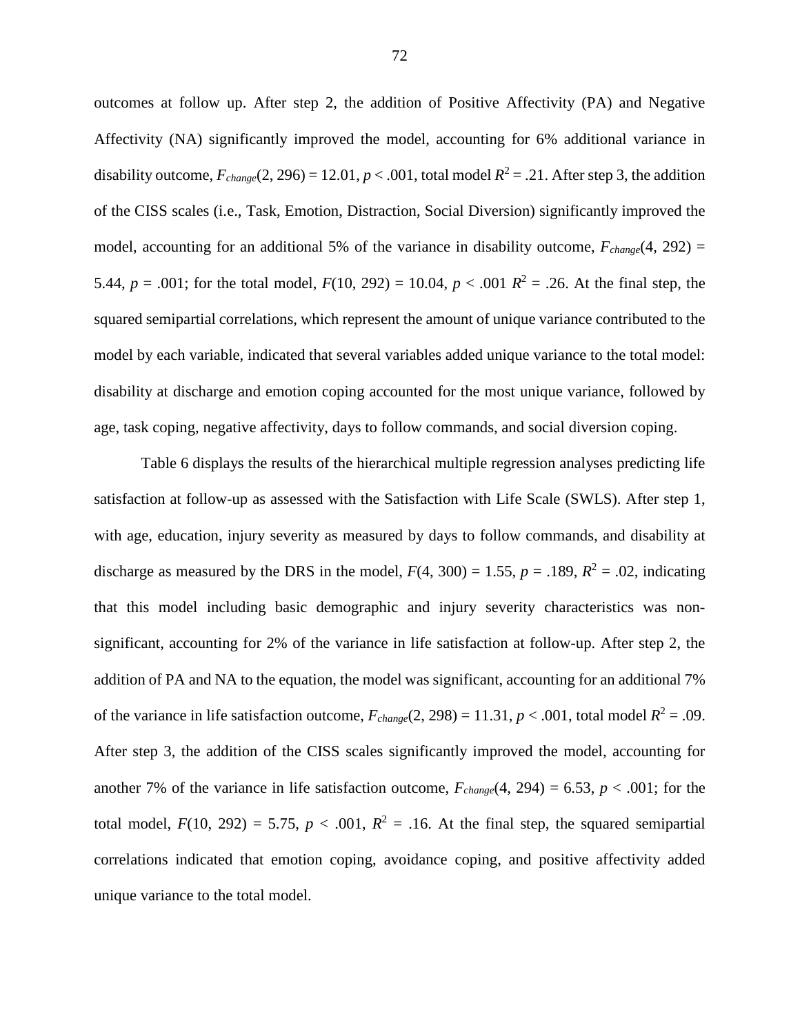outcomes at follow up. After step 2, the addition of Positive Affectivity (PA) and Negative Affectivity (NA) significantly improved the model, accounting for 6% additional variance in disability outcome, $F_{change}(2, 296) = 12.01$, $p < .001$, total model $R^2 = .21$. After step 3, the addition of the CISS scales (i.e., Task, Emotion, Distraction, Social Diversion) significantly improved the model, accounting for an additional 5% of the variance in disability outcome, $F_{change}(4, 292) = 5.44$, $p = .001$; for the total model, $F(10, 292) = 10.04$, $p < .001$ $R^2 = .26$. At the final step, the squared semipartial correlations, which represent the amount of unique variance contributed to the model by each variable, indicated that several variables added unique variance to the total model: disability at discharge and emotion coping accounted for the most unique variance, followed by age, task coping, negative affectivity, days to follow commands, and social diversion coping.

Table 6 displays the results of the hierarchical multiple regression analyses predicting life satisfaction at follow-up as assessed with the Satisfaction with Life Scale (SWLS). After step 1, with age, education, injury severity as measured by days to follow commands, and disability at discharge as measured by the DRS in the model, $F(4, 300) = 1.55$, $p = .189$, $R^2 = .02$, indicating that this model including basic demographic and injury severity characteristics was non-significant, accounting for 2% of the variance in life satisfaction at follow-up. After step 2, the addition of PA and NA to the equation, the model was significant, accounting for an additional 7% of the variance in life satisfaction outcome, $F_{change}(2, 298) = 11.31$, $p < .001$, total model $R^2 = .09$. After step 3, the addition of the CISS scales significantly improved the model, accounting for another 7% of the variance in life satisfaction outcome, $F_{change}(4, 294) = 6.53$, $p < .001$; for the total model, $F(10, 292) = 5.75$, $p < .001$, $R^2 = .16$. At the final step, the squared semipartial correlations indicated that emotion coping, avoidance coping, and positive affectivity added unique variance to the total model.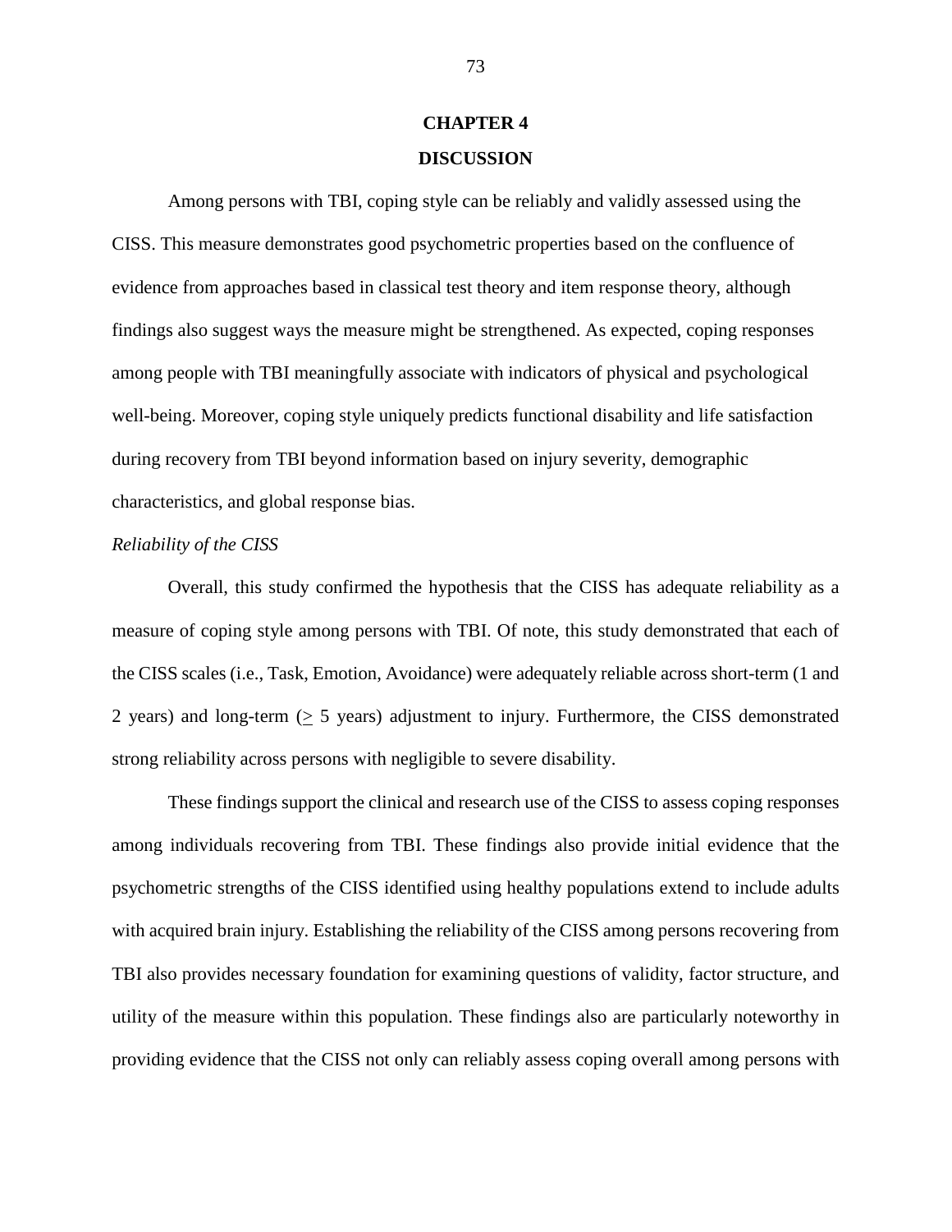# CHAPTER 4
## DISCUSSION

Among persons with TBI, coping style can be reliably and validly assessed using the CISS. This measure demonstrates good psychometric properties based on the confluence of evidence from approaches based in classical test theory and item response theory, although findings also suggest ways the measure might be strengthened. As expected, coping responses among people with TBI meaningfully associate with indicators of physical and psychological well-being. Moreover, coping style uniquely predicts functional disability and life satisfaction during recovery from TBI beyond information based on injury severity, demographic characteristics, and global response bias.

*Reliability of the CISS*

Overall, this study confirmed the hypothesis that the CISS has adequate reliability as a measure of coping style among persons with TBI. Of note, this study demonstrated that each of the CISS scales (i.e., Task, Emotion, Avoidance) were adequately reliable across short-term (1 and 2 years) and long-term ($\geq$ 5 years) adjustment to injury. Furthermore, the CISS demonstrated strong reliability across persons with negligible to severe disability.

These findings support the clinical and research use of the CISS to assess coping responses among individuals recovering from TBI. These findings also provide initial evidence that the psychometric strengths of the CISS identified using healthy populations extend to include adults with acquired brain injury. Establishing the reliability of the CISS among persons recovering from TBI also provides necessary foundation for examining questions of validity, factor structure, and utility of the measure within this population. These findings also are particularly noteworthy in providing evidence that the CISS not only can reliably assess coping overall among persons with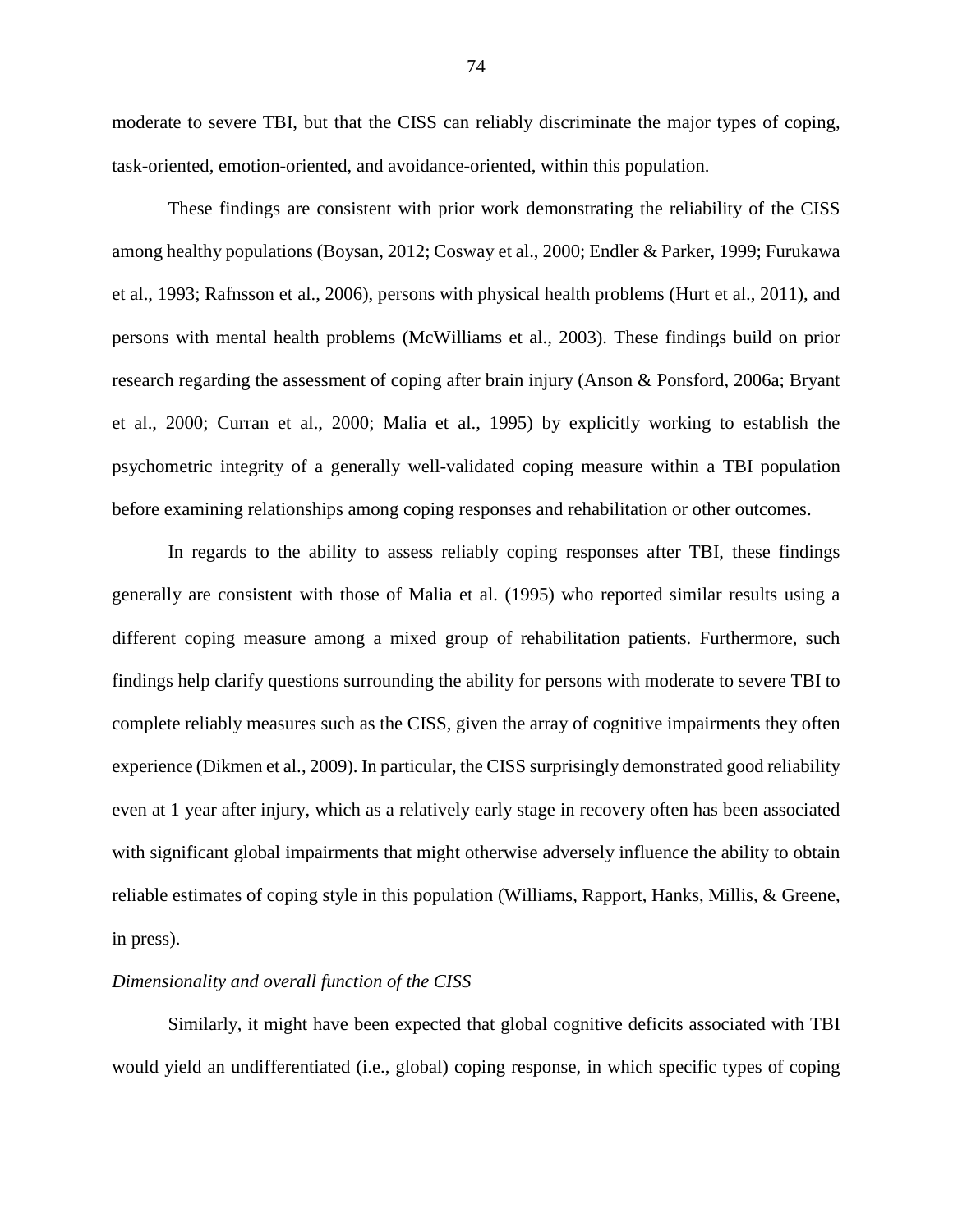moderate to severe TBI, but that the CISS can reliably discriminate the major types of coping, task-oriented, emotion-oriented, and avoidance-oriented, within this population.

These findings are consistent with prior work demonstrating the reliability of the CISS among healthy populations (Boysan, 2012; Cosway et al., 2000; Endler & Parker, 1999; Furukawa et al., 1993; Rafnsson et al., 2006), persons with physical health problems (Hurt et al., 2011), and persons with mental health problems (McWilliams et al., 2003). These findings build on prior research regarding the assessment of coping after brain injury (Anson & Ponsford, 2006a; Bryant et al., 2000; Curran et al., 2000; Malia et al., 1995) by explicitly working to establish the psychometric integrity of a generally well-validated coping measure within a TBI population before examining relationships among coping responses and rehabilitation or other outcomes.

In regards to the ability to assess reliably coping responses after TBI, these findings generally are consistent with those of Malia et al. (1995) who reported similar results using a different coping measure among a mixed group of rehabilitation patients. Furthermore, such findings help clarify questions surrounding the ability for persons with moderate to severe TBI to complete reliably measures such as the CISS, given the array of cognitive impairments they often experience (Dikmen et al., 2009). In particular, the CISS surprisingly demonstrated good reliability even at 1 year after injury, which as a relatively early stage in recovery often has been associated with significant global impairments that might otherwise adversely influence the ability to obtain reliable estimates of coping style in this population (Williams, Rapport, Hanks, Millis, & Greene, in press).

*Dimensionality and overall function of the CISS*

Similarly, it might have been expected that global cognitive deficits associated with TBI would yield an undifferentiated (i.e., global) coping response, in which specific types of coping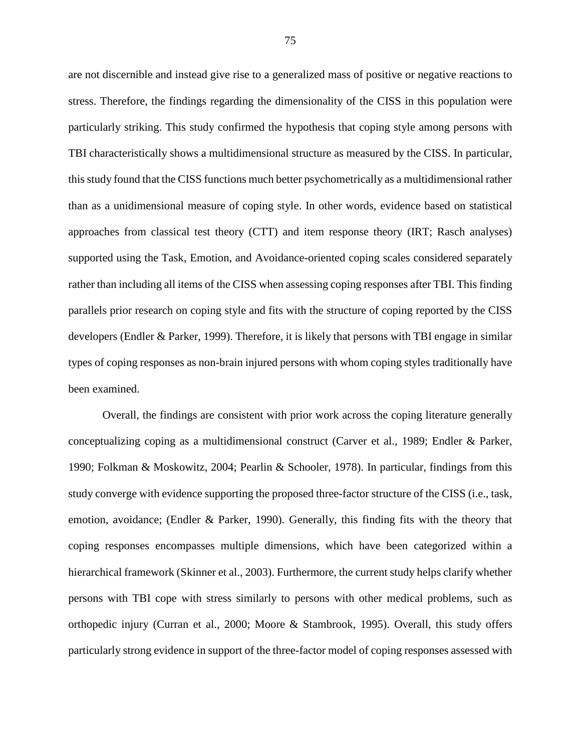are not discernible and instead give rise to a generalized mass of positive or negative reactions to stress. Therefore, the findings regarding the dimensionality of the CISS in this population were particularly striking. This study confirmed the hypothesis that coping style among persons with TBI characteristically shows a multidimensional structure as measured by the CISS. In particular, this study found that the CISS functions much better psychometrically as a multidimensional rather than as a unidimensional measure of coping style. In other words, evidence based on statistical approaches from classical test theory (CTT) and item response theory (IRT; Rasch analyses) supported using the Task, Emotion, and Avoidance-oriented coping scales considered separately rather than including all items of the CISS when assessing coping responses after TBI. This finding parallels prior research on coping style and fits with the structure of coping reported by the CISS developers (Endler & Parker, 1999). Therefore, it is likely that persons with TBI engage in similar types of coping responses as non-brain injured persons with whom coping styles traditionally have been examined.

Overall, the findings are consistent with prior work across the coping literature generally conceptualizing coping as a multidimensional construct (Carver et al., 1989; Endler & Parker, 1990; Folkman & Moskowitz, 2004; Pearlin & Schooler, 1978). In particular, findings from this study converge with evidence supporting the proposed three-factor structure of the CISS (i.e., task, emotion, avoidance; (Endler & Parker, 1990). Generally, this finding fits with the theory that coping responses encompasses multiple dimensions, which have been categorized within a hierarchical framework (Skinner et al., 2003). Furthermore, the current study helps clarify whether persons with TBI cope with stress similarly to persons with other medical problems, such as orthopedic injury (Curran et al., 2000; Moore & Stambrook, 1995). Overall, this study offers particularly strong evidence in support of the three-factor model of coping responses assessed with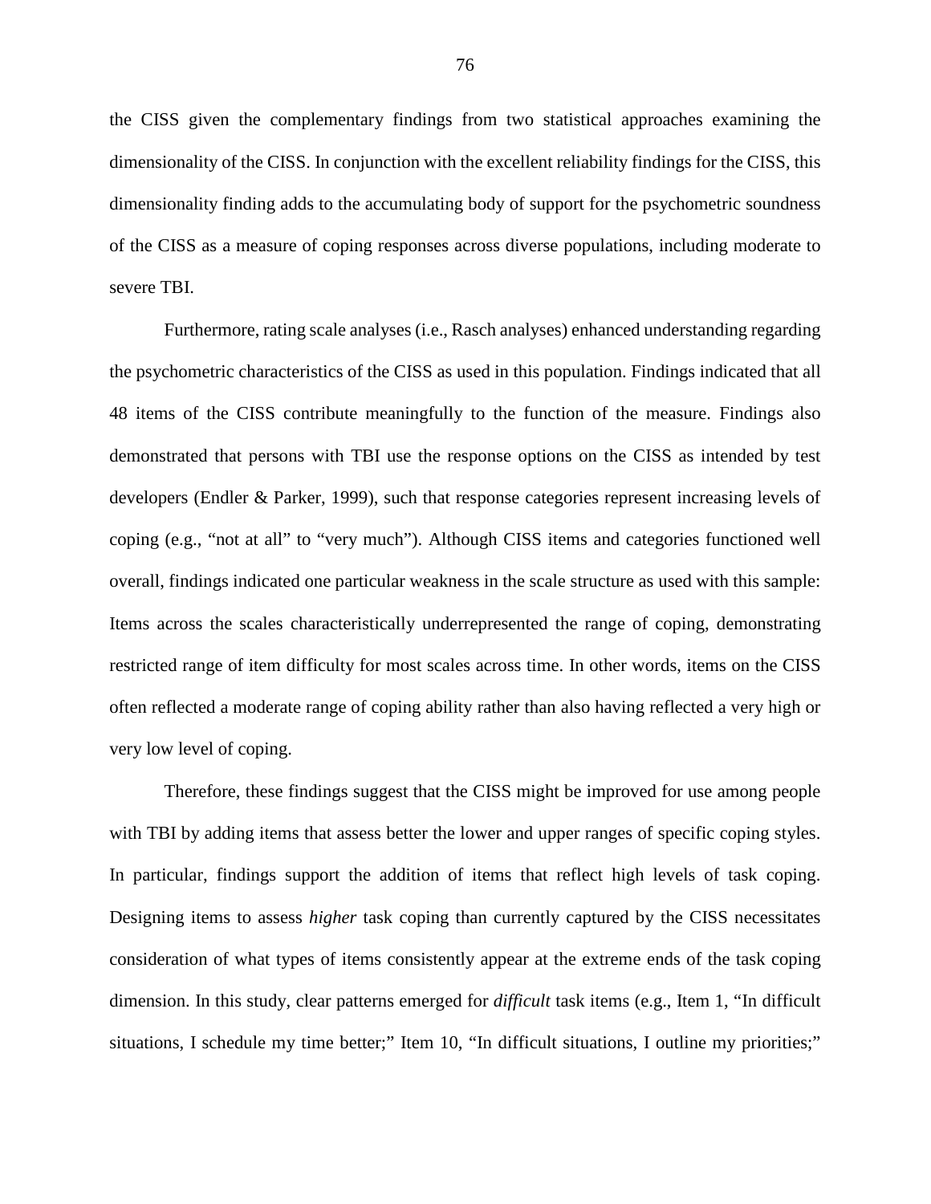the CISS given the complementary findings from two statistical approaches examining the dimensionality of the CISS. In conjunction with the excellent reliability findings for the CISS, this dimensionality finding adds to the accumulating body of support for the psychometric soundness of the CISS as a measure of coping responses across diverse populations, including moderate to severe TBI.

Furthermore, rating scale analyses (i.e., Rasch analyses) enhanced understanding regarding the psychometric characteristics of the CISS as used in this population. Findings indicated that all 48 items of the CISS contribute meaningfully to the function of the measure. Findings also demonstrated that persons with TBI use the response options on the CISS as intended by test developers (Endler & Parker, 1999), such that response categories represent increasing levels of coping (e.g., "not at all" to "very much"). Although CISS items and categories functioned well overall, findings indicated one particular weakness in the scale structure as used with this sample: Items across the scales characteristically underrepresented the range of coping, demonstrating restricted range of item difficulty for most scales across time. In other words, items on the CISS often reflected a moderate range of coping ability rather than also having reflected a very high or very low level of coping.

Therefore, these findings suggest that the CISS might be improved for use among people with TBI by adding items that assess better the lower and upper ranges of specific coping styles. In particular, findings support the addition of items that reflect high levels of task coping. Designing items to assess *higher* task coping than currently captured by the CISS necessitates consideration of what types of items consistently appear at the extreme ends of the task coping dimension. In this study, clear patterns emerged for *difficult* task items (e.g., Item 1, "In difficult situations, I schedule my time better;" Item 10, "In difficult situations, I outline my priorities;"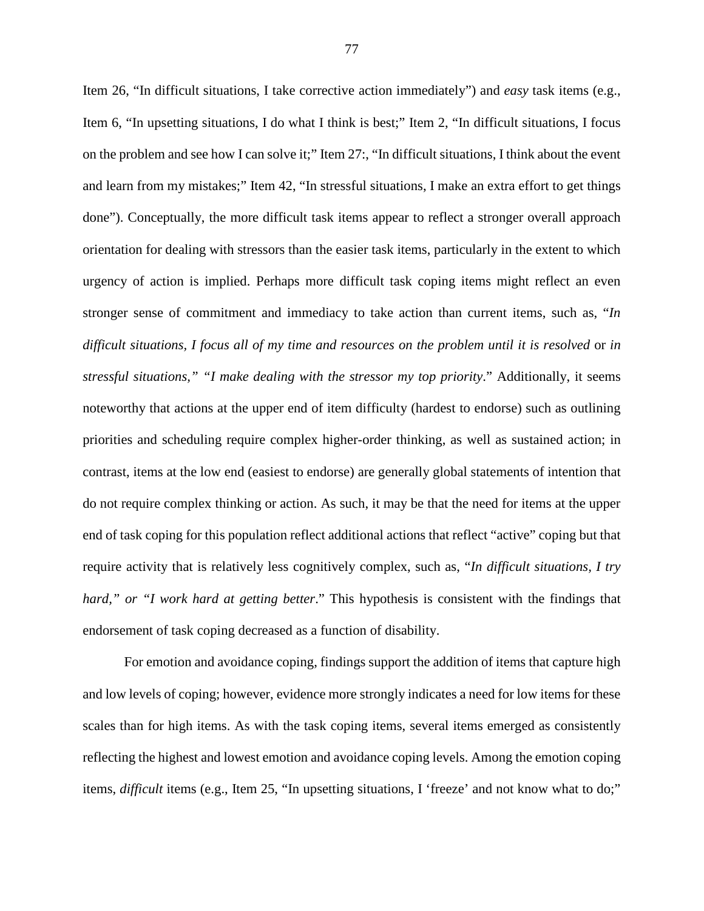Item 26, "In difficult situations, I take corrective action immediately") and *easy* task items (e.g., Item 6, "In upsetting situations, I do what I think is best;" Item 2, "In difficult situations, I focus on the problem and see how I can solve it;" Item 27:, "In difficult situations, I think about the event and learn from my mistakes;" Item 42, "In stressful situations, I make an extra effort to get things done"). Conceptually, the more difficult task items appear to reflect a stronger overall approach orientation for dealing with stressors than the easier task items, particularly in the extent to which urgency of action is implied. Perhaps more difficult task coping items might reflect an even stronger sense of commitment and immediacy to take action than current items, such as, "*In difficult situations, I focus all of my time and resources on the problem until it is resolved* or *in stressful situations," "I make dealing with the stressor my top priority*." Additionally, it seems noteworthy that actions at the upper end of item difficulty (hardest to endorse) such as outlining priorities and scheduling require complex higher-order thinking, as well as sustained action; in contrast, items at the low end (easiest to endorse) are generally global statements of intention that do not require complex thinking or action. As such, it may be that the need for items at the upper end of task coping for this population reflect additional actions that reflect "active" coping but that require activity that is relatively less cognitively complex, such as, "*In difficult situations, I try hard," or "I work hard at getting better*." This hypothesis is consistent with the findings that endorsement of task coping decreased as a function of disability.

For emotion and avoidance coping, findings support the addition of items that capture high and low levels of coping; however, evidence more strongly indicates a need for low items for these scales than for high items. As with the task coping items, several items emerged as consistently reflecting the highest and lowest emotion and avoidance coping levels. Among the emotion coping items, *difficult* items (e.g., Item 25, "In upsetting situations, I 'freeze' and not know what to do;"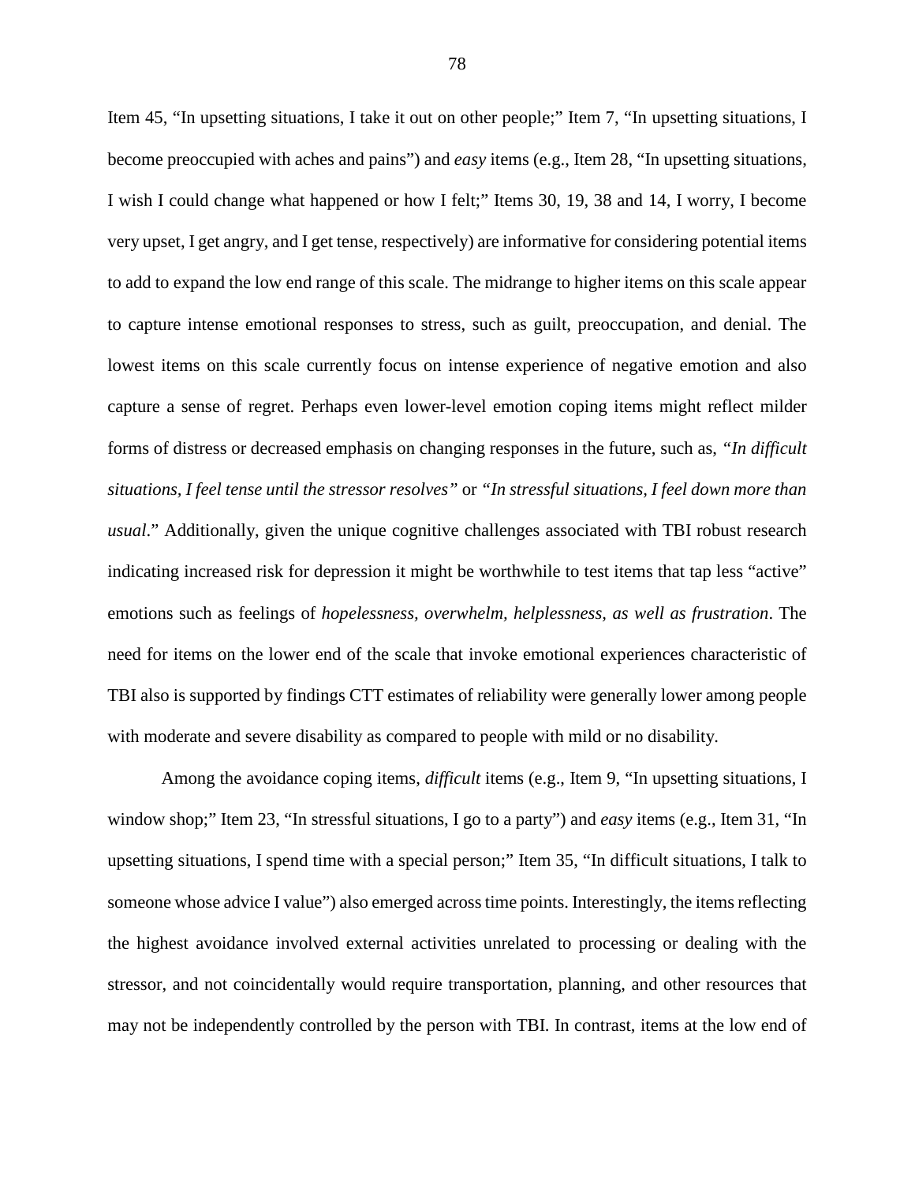Item 45, "In upsetting situations, I take it out on other people;" Item 7, "In upsetting situations, I become preoccupied with aches and pains") and *easy* items (e.g., Item 28, "In upsetting situations, I wish I could change what happened or how I felt;" Items 30, 19, 38 and 14, I worry, I become very upset, I get angry, and I get tense, respectively) are informative for considering potential items to add to expand the low end range of this scale. The midrange to higher items on this scale appear to capture intense emotional responses to stress, such as guilt, preoccupation, and denial. The lowest items on this scale currently focus on intense experience of negative emotion and also capture a sense of regret. Perhaps even lower-level emotion coping items might reflect milder forms of distress or decreased emphasis on changing responses in the future, such as, *"In difficult situations, I feel tense until the stressor resolves"* or *"In stressful situations, I feel down more than usual*." Additionally, given the unique cognitive challenges associated with TBI robust research indicating increased risk for depression it might be worthwhile to test items that tap less "active" emotions such as feelings of *hopelessness, overwhelm, helplessness, as well as frustration*. The need for items on the lower end of the scale that invoke emotional experiences characteristic of TBI also is supported by findings CTT estimates of reliability were generally lower among people with moderate and severe disability as compared to people with mild or no disability.

Among the avoidance coping items, *difficult* items (e.g., Item 9, "In upsetting situations, I window shop;" Item 23, "In stressful situations, I go to a party") and *easy* items (e.g., Item 31, "In upsetting situations, I spend time with a special person;" Item 35, "In difficult situations, I talk to someone whose advice I value") also emerged across time points. Interestingly, the items reflecting the highest avoidance involved external activities unrelated to processing or dealing with the stressor, and not coincidentally would require transportation, planning, and other resources that may not be independently controlled by the person with TBI. In contrast, items at the low end of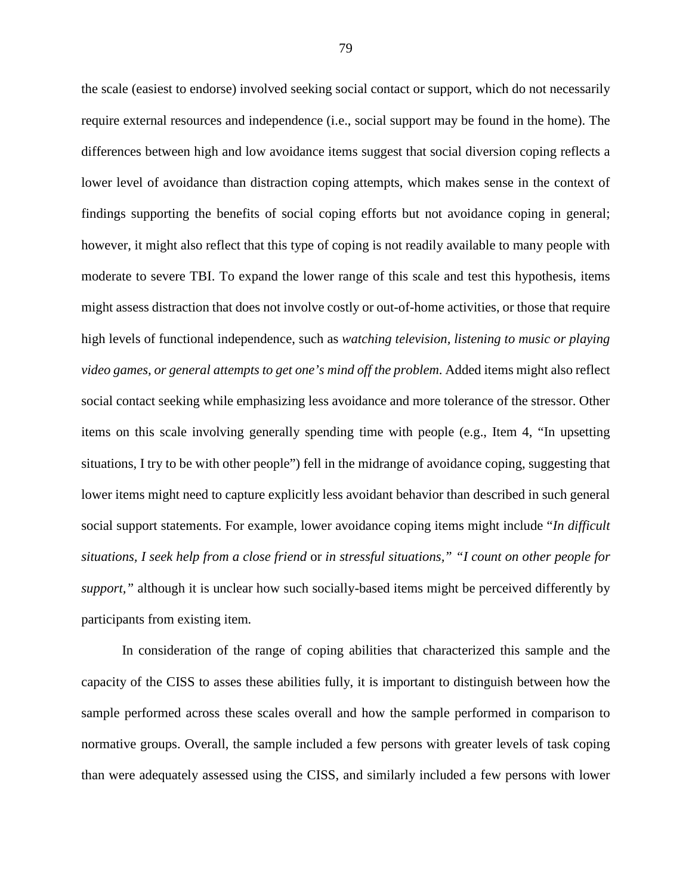the scale (easiest to endorse) involved seeking social contact or support, which do not necessarily require external resources and independence (i.e., social support may be found in the home). The differences between high and low avoidance items suggest that social diversion coping reflects a lower level of avoidance than distraction coping attempts, which makes sense in the context of findings supporting the benefits of social coping efforts but not avoidance coping in general; however, it might also reflect that this type of coping is not readily available to many people with moderate to severe TBI. To expand the lower range of this scale and test this hypothesis, items might assess distraction that does not involve costly or out-of-home activities, or those that require high levels of functional independence, such as *watching television, listening to music or playing video games, or general attempts to get one's mind off the problem*. Added items might also reflect social contact seeking while emphasizing less avoidance and more tolerance of the stressor. Other items on this scale involving generally spending time with people (e.g., Item 4, "In upsetting situations, I try to be with other people") fell in the midrange of avoidance coping, suggesting that lower items might need to capture explicitly less avoidant behavior than described in such general social support statements. For example, lower avoidance coping items might include "*In difficult situations, I seek help from a close friend* or *in stressful situations," "I count on other people for support,"* although it is unclear how such socially-based items might be perceived differently by participants from existing item.

In consideration of the range of coping abilities that characterized this sample and the capacity of the CISS to asses these abilities fully, it is important to distinguish between how the sample performed across these scales overall and how the sample performed in comparison to normative groups. Overall, the sample included a few persons with greater levels of task coping than were adequately assessed using the CISS, and similarly included a few persons with lower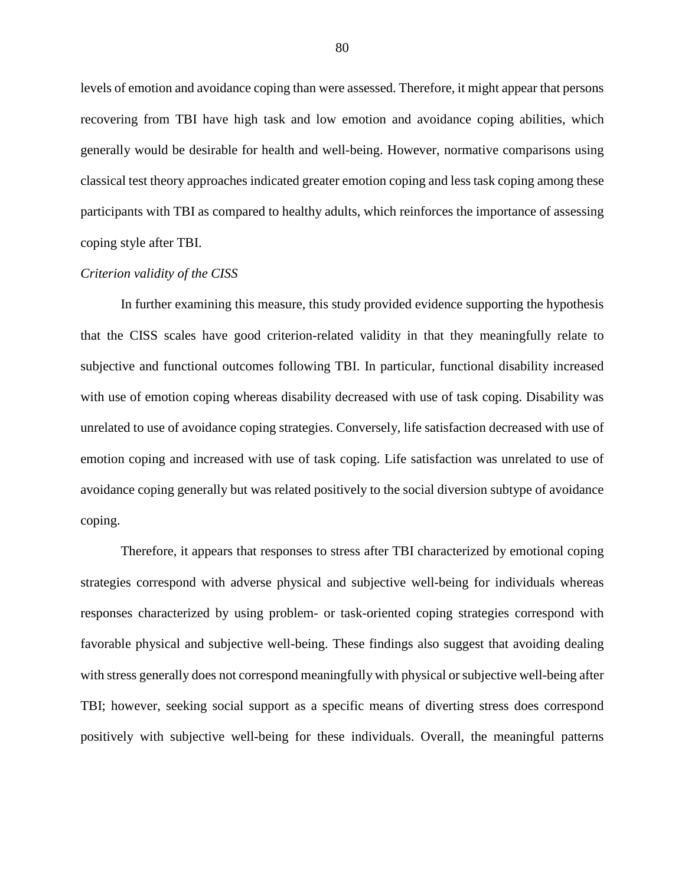levels of emotion and avoidance coping than were assessed. Therefore, it might appear that persons recovering from TBI have high task and low emotion and avoidance coping abilities, which generally would be desirable for health and well-being. However, normative comparisons using classical test theory approaches indicated greater emotion coping and less task coping among these participants with TBI as compared to healthy adults, which reinforces the importance of assessing coping style after TBI.

*Criterion validity of the CISS*

In further examining this measure, this study provided evidence supporting the hypothesis that the CISS scales have good criterion-related validity in that they meaningfully relate to subjective and functional outcomes following TBI. In particular, functional disability increased with use of emotion coping whereas disability decreased with use of task coping. Disability was unrelated to use of avoidance coping strategies. Conversely, life satisfaction decreased with use of emotion coping and increased with use of task coping. Life satisfaction was unrelated to use of avoidance coping generally but was related positively to the social diversion subtype of avoidance coping.

Therefore, it appears that responses to stress after TBI characterized by emotional coping strategies correspond with adverse physical and subjective well-being for individuals whereas responses characterized by using problem- or task-oriented coping strategies correspond with favorable physical and subjective well-being. These findings also suggest that avoiding dealing with stress generally does not correspond meaningfully with physical or subjective well-being after TBI; however, seeking social support as a specific means of diverting stress does correspond positively with subjective well-being for these individuals. Overall, the meaningful patterns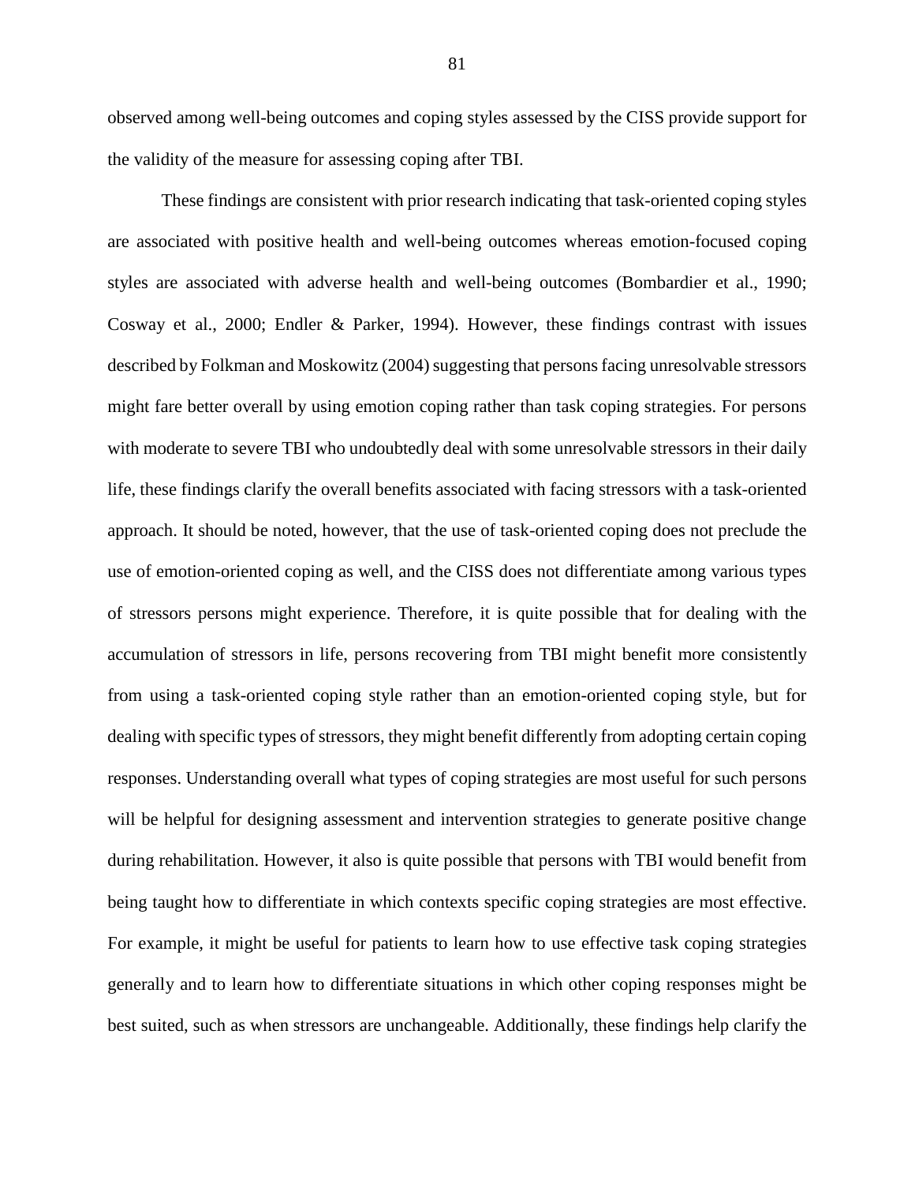observed among well-being outcomes and coping styles assessed by the CISS provide support for the validity of the measure for assessing coping after TBI.

These findings are consistent with prior research indicating that task-oriented coping styles are associated with positive health and well-being outcomes whereas emotion-focused coping styles are associated with adverse health and well-being outcomes (Bombardier et al., 1990; Cosway et al., 2000; Endler & Parker, 1994). However, these findings contrast with issues described by Folkman and Moskowitz (2004) suggesting that persons facing unresolvable stressors might fare better overall by using emotion coping rather than task coping strategies. For persons with moderate to severe TBI who undoubtedly deal with some unresolvable stressors in their daily life, these findings clarify the overall benefits associated with facing stressors with a task-oriented approach. It should be noted, however, that the use of task-oriented coping does not preclude the use of emotion-oriented coping as well, and the CISS does not differentiate among various types of stressors persons might experience. Therefore, it is quite possible that for dealing with the accumulation of stressors in life, persons recovering from TBI might benefit more consistently from using a task-oriented coping style rather than an emotion-oriented coping style, but for dealing with specific types of stressors, they might benefit differently from adopting certain coping responses. Understanding overall what types of coping strategies are most useful for such persons will be helpful for designing assessment and intervention strategies to generate positive change during rehabilitation. However, it also is quite possible that persons with TBI would benefit from being taught how to differentiate in which contexts specific coping strategies are most effective. For example, it might be useful for patients to learn how to use effective task coping strategies generally and to learn how to differentiate situations in which other coping responses might be best suited, such as when stressors are unchangeable. Additionally, these findings help clarify the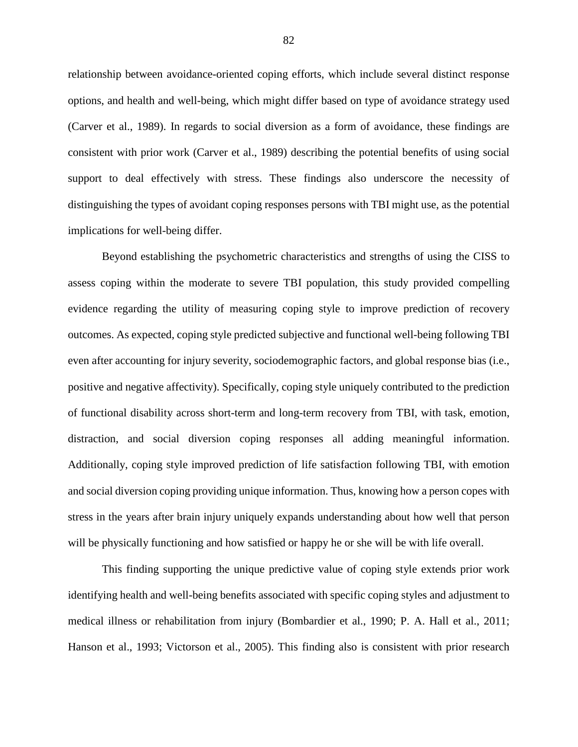relationship between avoidance-oriented coping efforts, which include several distinct response options, and health and well-being, which might differ based on type of avoidance strategy used (Carver et al., 1989). In regards to social diversion as a form of avoidance, these findings are consistent with prior work (Carver et al., 1989) describing the potential benefits of using social support to deal effectively with stress. These findings also underscore the necessity of distinguishing the types of avoidant coping responses persons with TBI might use, as the potential implications for well-being differ.

Beyond establishing the psychometric characteristics and strengths of using the CISS to assess coping within the moderate to severe TBI population, this study provided compelling evidence regarding the utility of measuring coping style to improve prediction of recovery outcomes. As expected, coping style predicted subjective and functional well-being following TBI even after accounting for injury severity, sociodemographic factors, and global response bias (i.e., positive and negative affectivity). Specifically, coping style uniquely contributed to the prediction of functional disability across short-term and long-term recovery from TBI, with task, emotion, distraction, and social diversion coping responses all adding meaningful information. Additionally, coping style improved prediction of life satisfaction following TBI, with emotion and social diversion coping providing unique information. Thus, knowing how a person copes with stress in the years after brain injury uniquely expands understanding about how well that person will be physically functioning and how satisfied or happy he or she will be with life overall.

This finding supporting the unique predictive value of coping style extends prior work identifying health and well-being benefits associated with specific coping styles and adjustment to medical illness or rehabilitation from injury (Bombardier et al., 1990; P. A. Hall et al., 2011; Hanson et al., 1993; Victorson et al., 2005). This finding also is consistent with prior research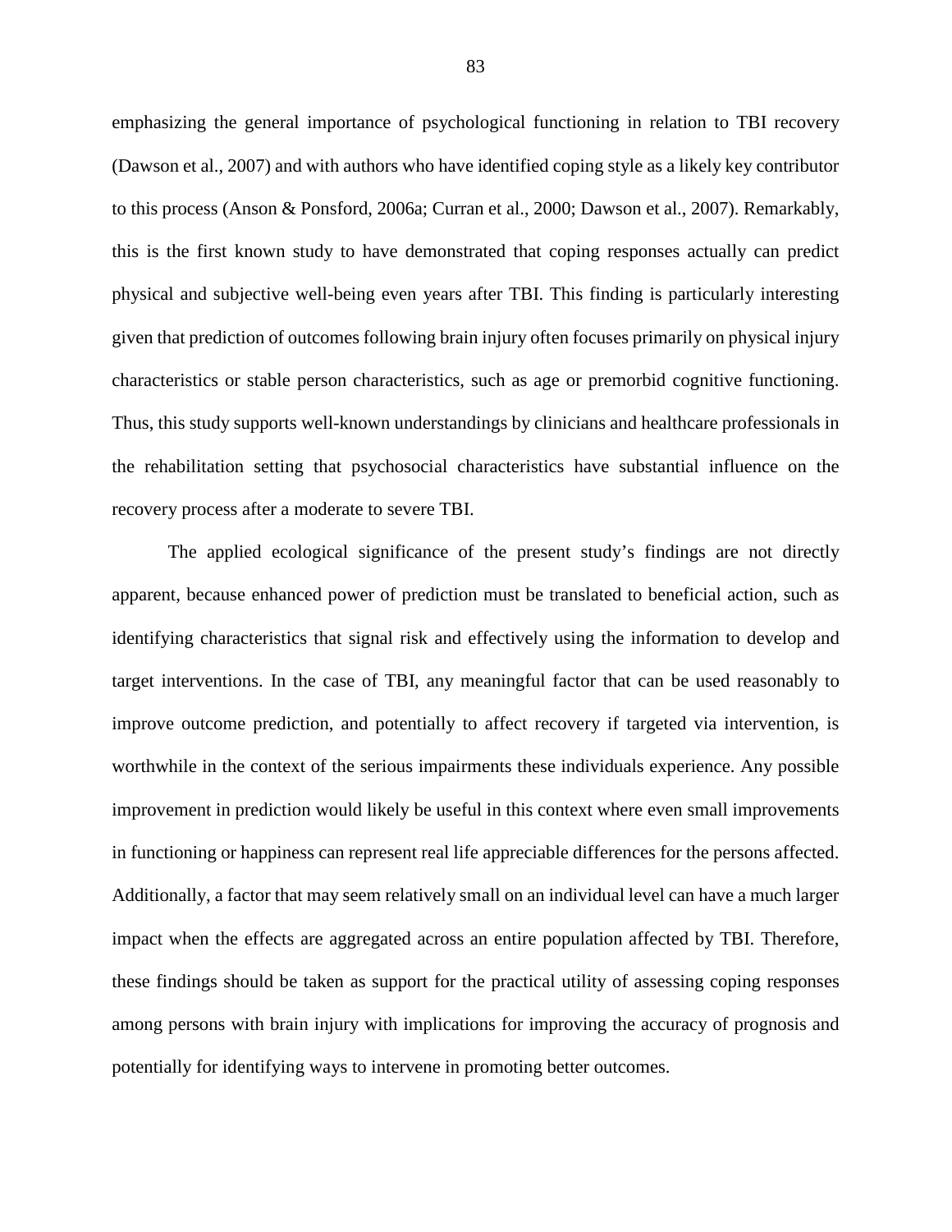emphasizing the general importance of psychological functioning in relation to TBI recovery (Dawson et al., 2007) and with authors who have identified coping style as a likely key contributor to this process (Anson & Ponsford, 2006a; Curran et al., 2000; Dawson et al., 2007). Remarkably, this is the first known study to have demonstrated that coping responses actually can predict physical and subjective well-being even years after TBI. This finding is particularly interesting given that prediction of outcomes following brain injury often focuses primarily on physical injury characteristics or stable person characteristics, such as age or premorbid cognitive functioning. Thus, this study supports well-known understandings by clinicians and healthcare professionals in the rehabilitation setting that psychosocial characteristics have substantial influence on the recovery process after a moderate to severe TBI.

The applied ecological significance of the present study's findings are not directly apparent, because enhanced power of prediction must be translated to beneficial action, such as identifying characteristics that signal risk and effectively using the information to develop and target interventions. In the case of TBI, any meaningful factor that can be used reasonably to improve outcome prediction, and potentially to affect recovery if targeted via intervention, is worthwhile in the context of the serious impairments these individuals experience. Any possible improvement in prediction would likely be useful in this context where even small improvements in functioning or happiness can represent real life appreciable differences for the persons affected. Additionally, a factor that may seem relatively small on an individual level can have a much larger impact when the effects are aggregated across an entire population affected by TBI. Therefore, these findings should be taken as support for the practical utility of assessing coping responses among persons with brain injury with implications for improving the accuracy of prognosis and potentially for identifying ways to intervene in promoting better outcomes.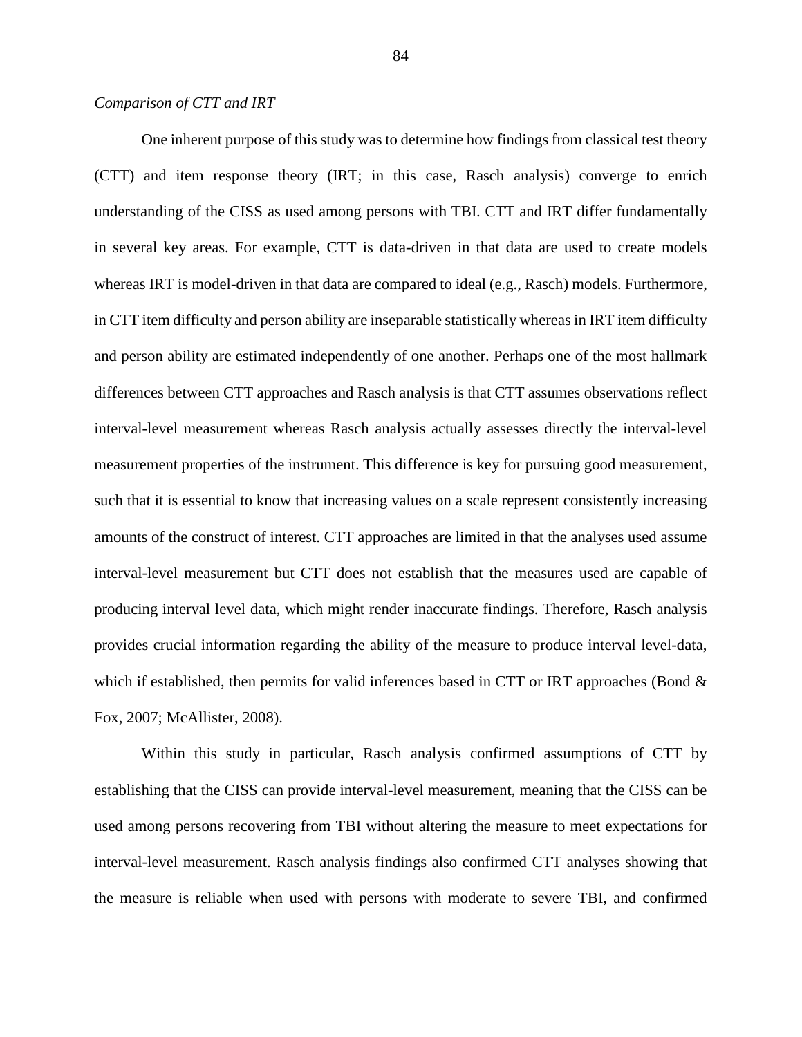*Comparison of CTT and IRT*

One inherent purpose of this study was to determine how findings from classical test theory (CTT) and item response theory (IRT; in this case, Rasch analysis) converge to enrich understanding of the CISS as used among persons with TBI. CTT and IRT differ fundamentally in several key areas. For example, CTT is data-driven in that data are used to create models whereas IRT is model-driven in that data are compared to ideal (e.g., Rasch) models. Furthermore, in CTT item difficulty and person ability are inseparable statistically whereas in IRT item difficulty and person ability are estimated independently of one another. Perhaps one of the most hallmark differences between CTT approaches and Rasch analysis is that CTT assumes observations reflect interval-level measurement whereas Rasch analysis actually assesses directly the interval-level measurement properties of the instrument. This difference is key for pursuing good measurement, such that it is essential to know that increasing values on a scale represent consistently increasing amounts of the construct of interest. CTT approaches are limited in that the analyses used assume interval-level measurement but CTT does not establish that the measures used are capable of producing interval level data, which might render inaccurate findings. Therefore, Rasch analysis provides crucial information regarding the ability of the measure to produce interval level-data, which if established, then permits for valid inferences based in CTT or IRT approaches (Bond & Fox, 2007; McAllister, 2008).

Within this study in particular, Rasch analysis confirmed assumptions of CTT by establishing that the CISS can provide interval-level measurement, meaning that the CISS can be used among persons recovering from TBI without altering the measure to meet expectations for interval-level measurement. Rasch analysis findings also confirmed CTT analyses showing that the measure is reliable when used with persons with moderate to severe TBI, and confirmed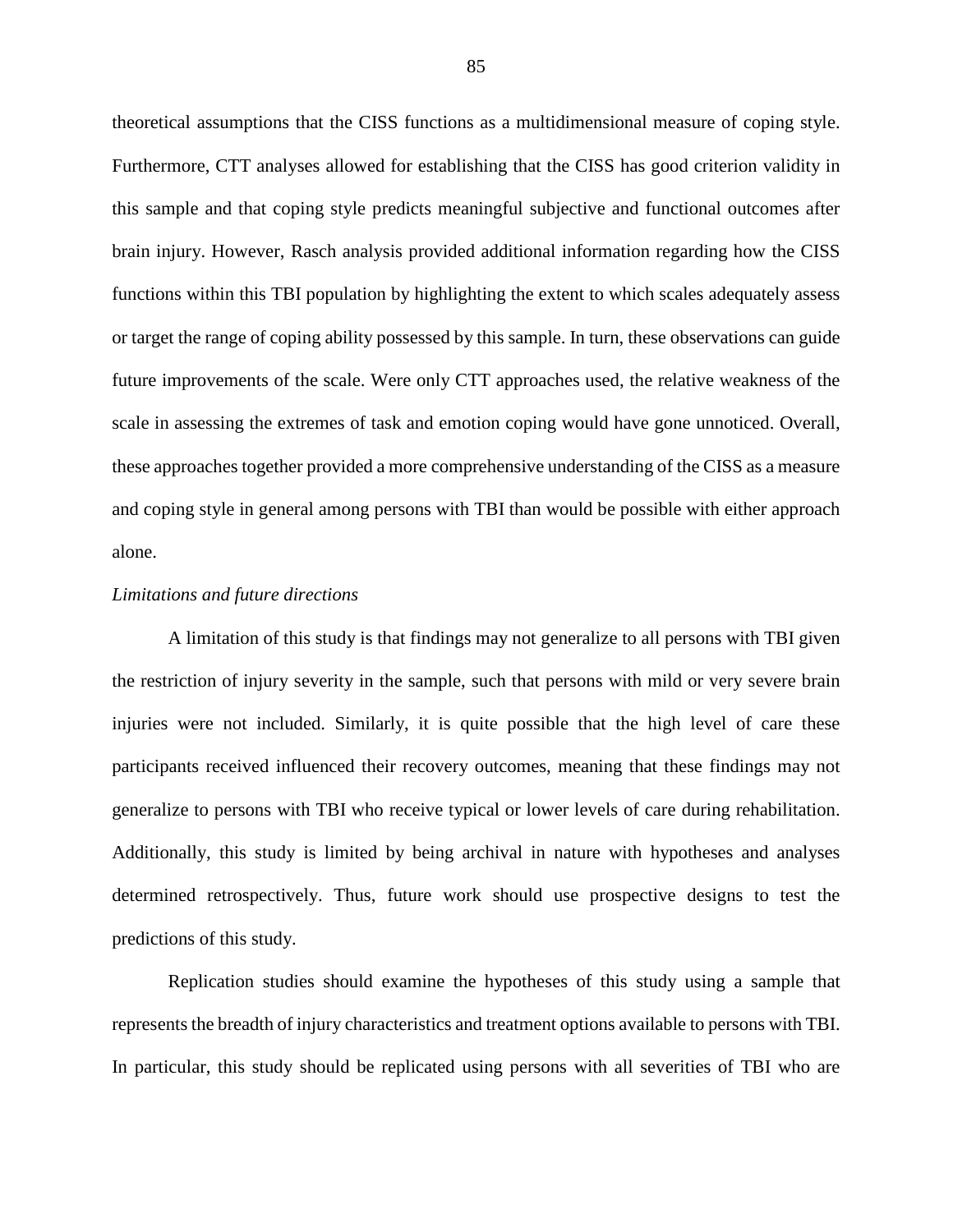theoretical assumptions that the CISS functions as a multidimensional measure of coping style. Furthermore, CTT analyses allowed for establishing that the CISS has good criterion validity in this sample and that coping style predicts meaningful subjective and functional outcomes after brain injury. However, Rasch analysis provided additional information regarding how the CISS functions within this TBI population by highlighting the extent to which scales adequately assess or target the range of coping ability possessed by this sample. In turn, these observations can guide future improvements of the scale. Were only CTT approaches used, the relative weakness of the scale in assessing the extremes of task and emotion coping would have gone unnoticed. Overall, these approaches together provided a more comprehensive understanding of the CISS as a measure and coping style in general among persons with TBI than would be possible with either approach alone.

*Limitations and future directions*

A limitation of this study is that findings may not generalize to all persons with TBI given the restriction of injury severity in the sample, such that persons with mild or very severe brain injuries were not included. Similarly, it is quite possible that the high level of care these participants received influenced their recovery outcomes, meaning that these findings may not generalize to persons with TBI who receive typical or lower levels of care during rehabilitation. Additionally, this study is limited by being archival in nature with hypotheses and analyses determined retrospectively. Thus, future work should use prospective designs to test the predictions of this study.

Replication studies should examine the hypotheses of this study using a sample that represents the breadth of injury characteristics and treatment options available to persons with TBI. In particular, this study should be replicated using persons with all severities of TBI who are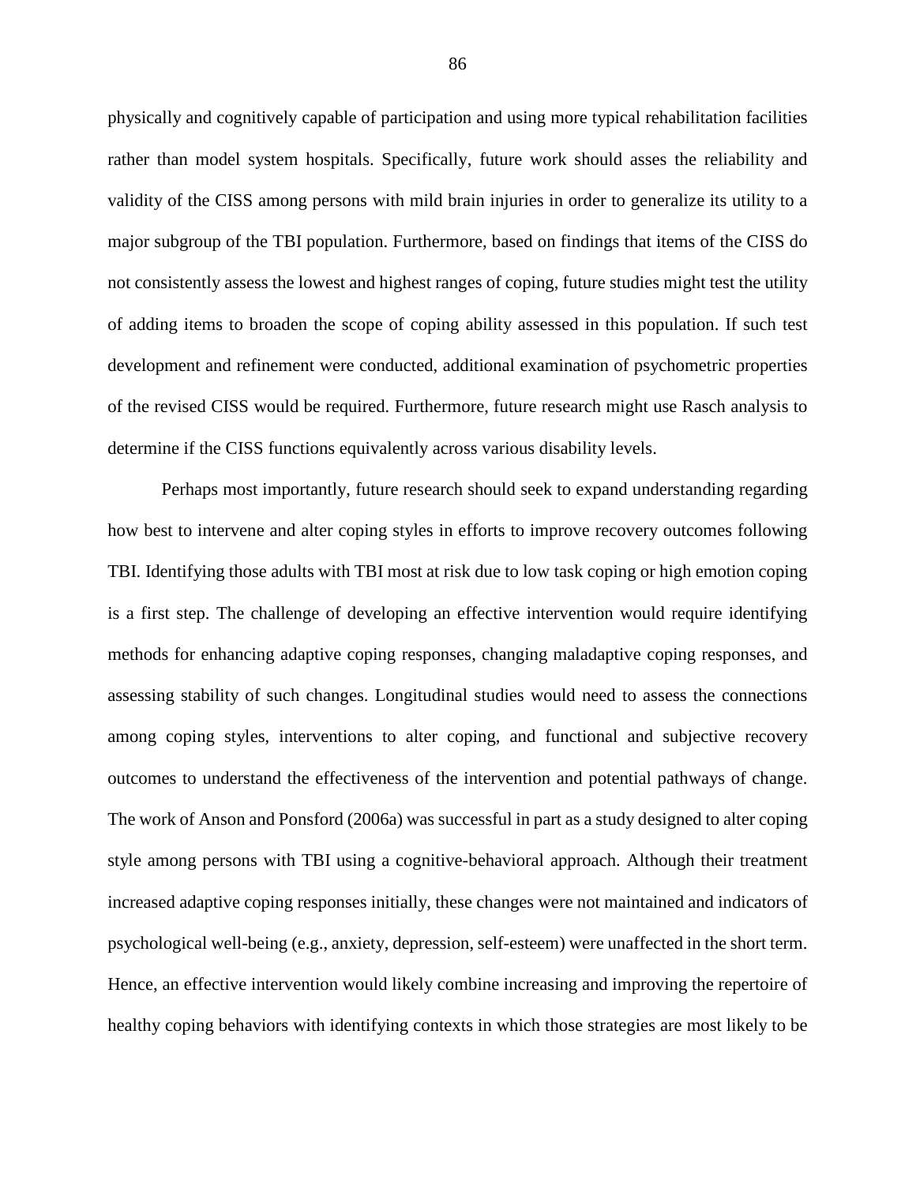physically and cognitively capable of participation and using more typical rehabilitation facilities rather than model system hospitals. Specifically, future work should asses the reliability and validity of the CISS among persons with mild brain injuries in order to generalize its utility to a major subgroup of the TBI population. Furthermore, based on findings that items of the CISS do not consistently assess the lowest and highest ranges of coping, future studies might test the utility of adding items to broaden the scope of coping ability assessed in this population. If such test development and refinement were conducted, additional examination of psychometric properties of the revised CISS would be required. Furthermore, future research might use Rasch analysis to determine if the CISS functions equivalently across various disability levels.

Perhaps most importantly, future research should seek to expand understanding regarding how best to intervene and alter coping styles in efforts to improve recovery outcomes following TBI. Identifying those adults with TBI most at risk due to low task coping or high emotion coping is a first step. The challenge of developing an effective intervention would require identifying methods for enhancing adaptive coping responses, changing maladaptive coping responses, and assessing stability of such changes. Longitudinal studies would need to assess the connections among coping styles, interventions to alter coping, and functional and subjective recovery outcomes to understand the effectiveness of the intervention and potential pathways of change. The work of Anson and Ponsford (2006a) was successful in part as a study designed to alter coping style among persons with TBI using a cognitive-behavioral approach. Although their treatment increased adaptive coping responses initially, these changes were not maintained and indicators of psychological well-being (e.g., anxiety, depression, self-esteem) were unaffected in the short term. Hence, an effective intervention would likely combine increasing and improving the repertoire of healthy coping behaviors with identifying contexts in which those strategies are most likely to be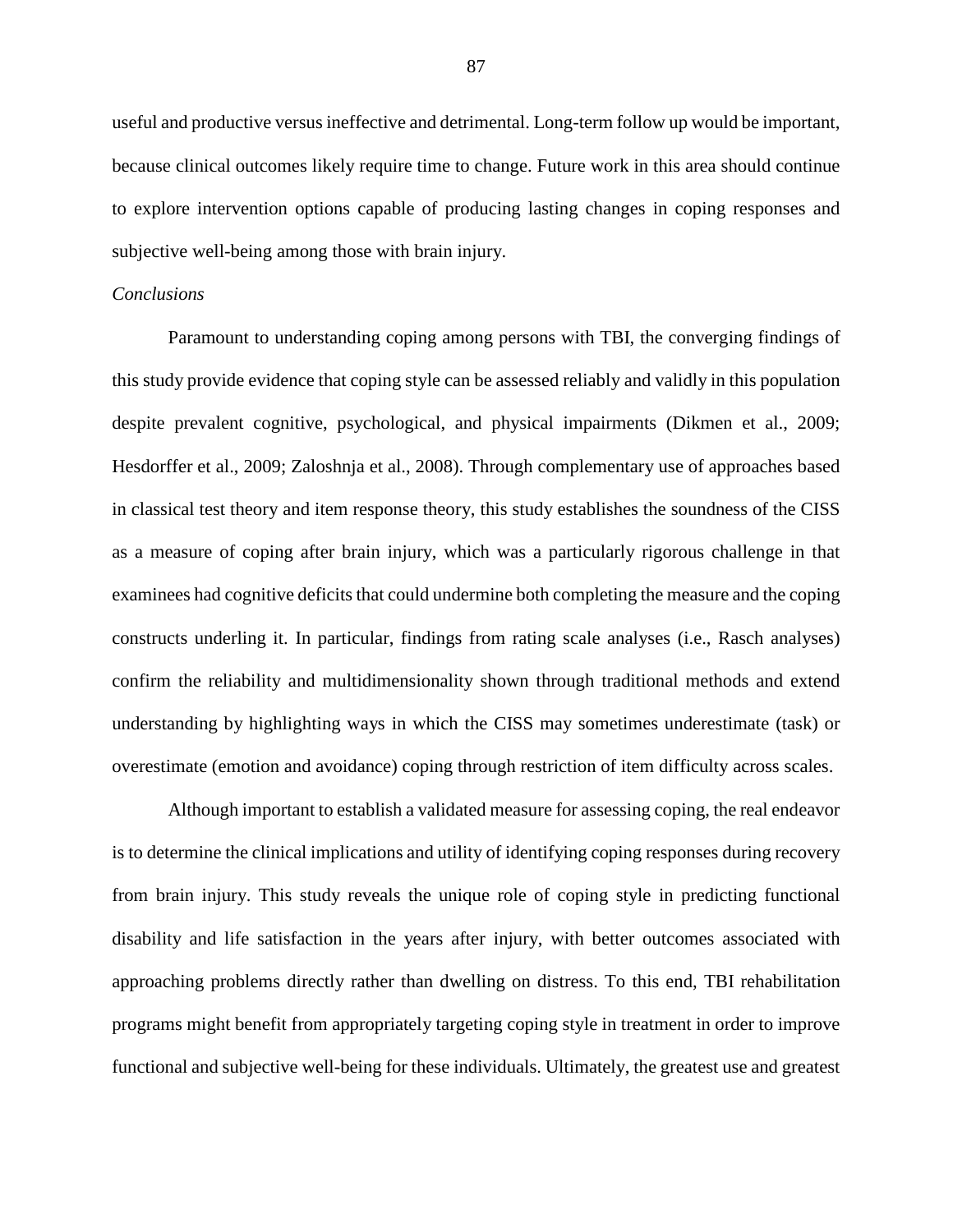useful and productive versus ineffective and detrimental. Long-term follow up would be important, because clinical outcomes likely require time to change. Future work in this area should continue to explore intervention options capable of producing lasting changes in coping responses and subjective well-being among those with brain injury.

*Conclusions*

Paramount to understanding coping among persons with TBI, the converging findings of this study provide evidence that coping style can be assessed reliably and validly in this population despite prevalent cognitive, psychological, and physical impairments (Dikmen et al., 2009; Hesdorffer et al., 2009; Zaloshnja et al., 2008). Through complementary use of approaches based in classical test theory and item response theory, this study establishes the soundness of the CISS as a measure of coping after brain injury, which was a particularly rigorous challenge in that examinees had cognitive deficits that could undermine both completing the measure and the coping constructs underling it. In particular, findings from rating scale analyses (i.e., Rasch analyses) confirm the reliability and multidimensionality shown through traditional methods and extend understanding by highlighting ways in which the CISS may sometimes underestimate (task) or overestimate (emotion and avoidance) coping through restriction of item difficulty across scales.

Although important to establish a validated measure for assessing coping, the real endeavor is to determine the clinical implications and utility of identifying coping responses during recovery from brain injury. This study reveals the unique role of coping style in predicting functional disability and life satisfaction in the years after injury, with better outcomes associated with approaching problems directly rather than dwelling on distress. To this end, TBI rehabilitation programs might benefit from appropriately targeting coping style in treatment in order to improve functional and subjective well-being for these individuals. Ultimately, the greatest use and greatest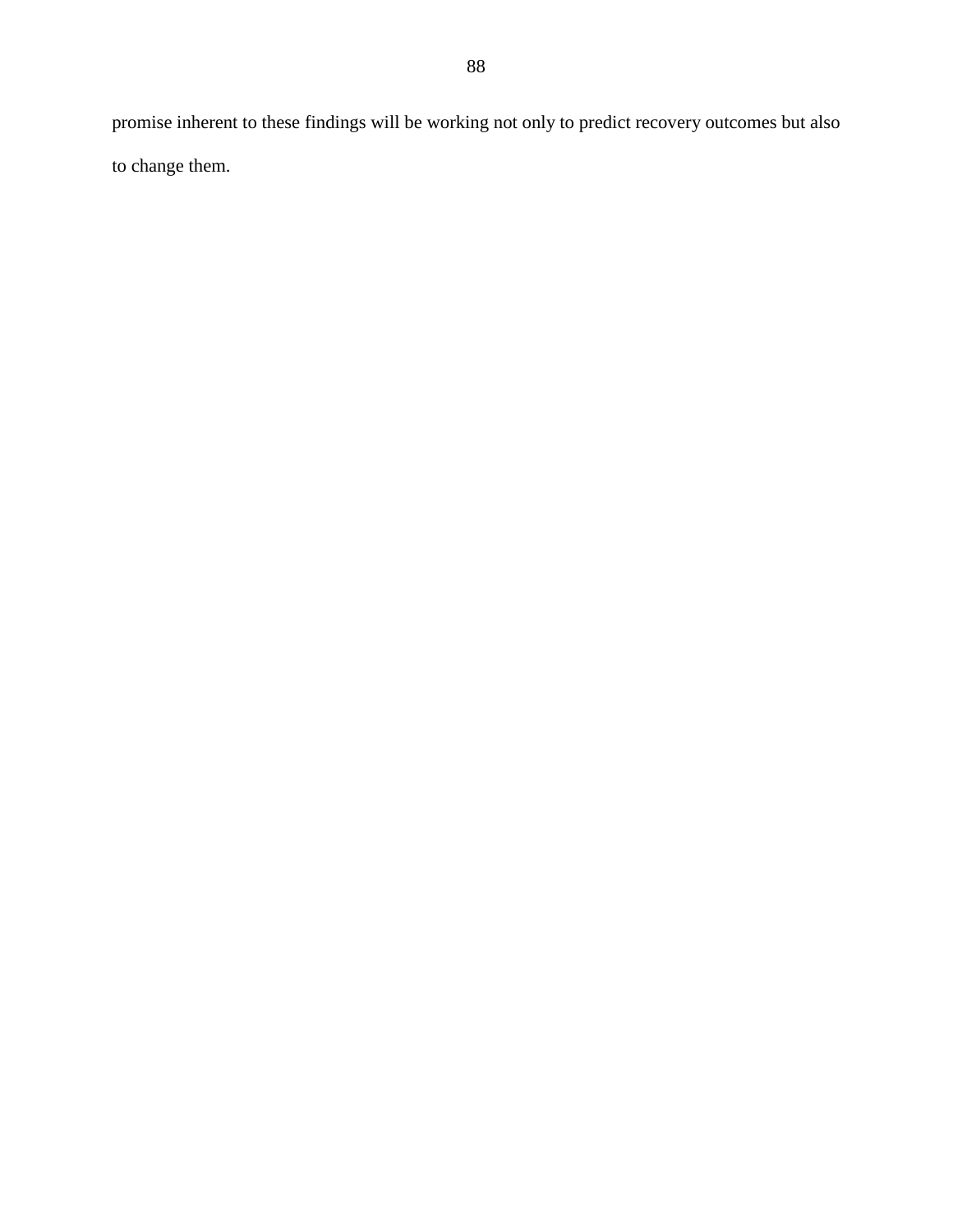promise inherent to these findings will be working not only to predict recovery outcomes but also to change them.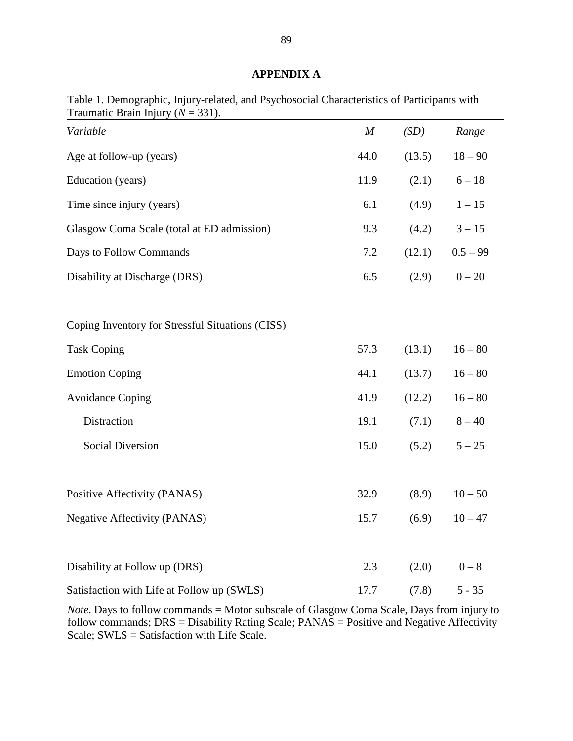# APPENDIX A

Table 1. Demographic, Injury-related, and Psychosocial Characteristics of Participants with Traumatic Brain Injury ($N$ = 331).

| *Variable* | *M* | *(SD)* | *Range* |
|---|---|---|---|
| Age at follow-up (years) | 44.0 | (13.5) | 18 – 90 |
| Education (years) | 11.9 | (2.1) | 6 – 18 |
| Time since injury (years) | 6.1 | (4.9) | 1 – 15 |
| Glasgow Coma Scale (total at ED admission) | 9.3 | (4.2) | 3 – 15 |
| Days to Follow Commands | 7.2 | (12.1) | 0.5 – 99 |
| Disability at Discharge (DRS) | 6.5 | (2.9) | 0 – 20 |
| Coping Inventory for Stressful Situations (CISS) | | | |
| Task Coping | 57.3 | (13.1) | 16 – 80 |
| Emotion Coping | 44.1 | (13.7) | 16 – 80 |
| Avoidance Coping | 41.9 | (12.2) | 16 – 80 |
| Distraction | 19.1 | (7.1) | 8 – 40 |
| Social Diversion | 15.0 | (5.2) | 5 – 25 |
| Positive Affectivity (PANAS) | 32.9 | (8.9) | 10 – 50 |
| Negative Affectivity (PANAS) | 15.7 | (6.9) | 10 – 47 |
| Disability at Follow up (DRS) | 2.3 | (2.0) | 0 – 8 |
| Satisfaction with Life at Follow up (SWLS) | 17.7 | (7.8) | 5 - 35 |

*Note*. Days to follow commands = Motor subscale of Glasgow Coma Scale, Days from injury to follow commands; DRS = Disability Rating Scale; PANAS = Positive and Negative Affectivity Scale; SWLS = Satisfaction with Life Scale.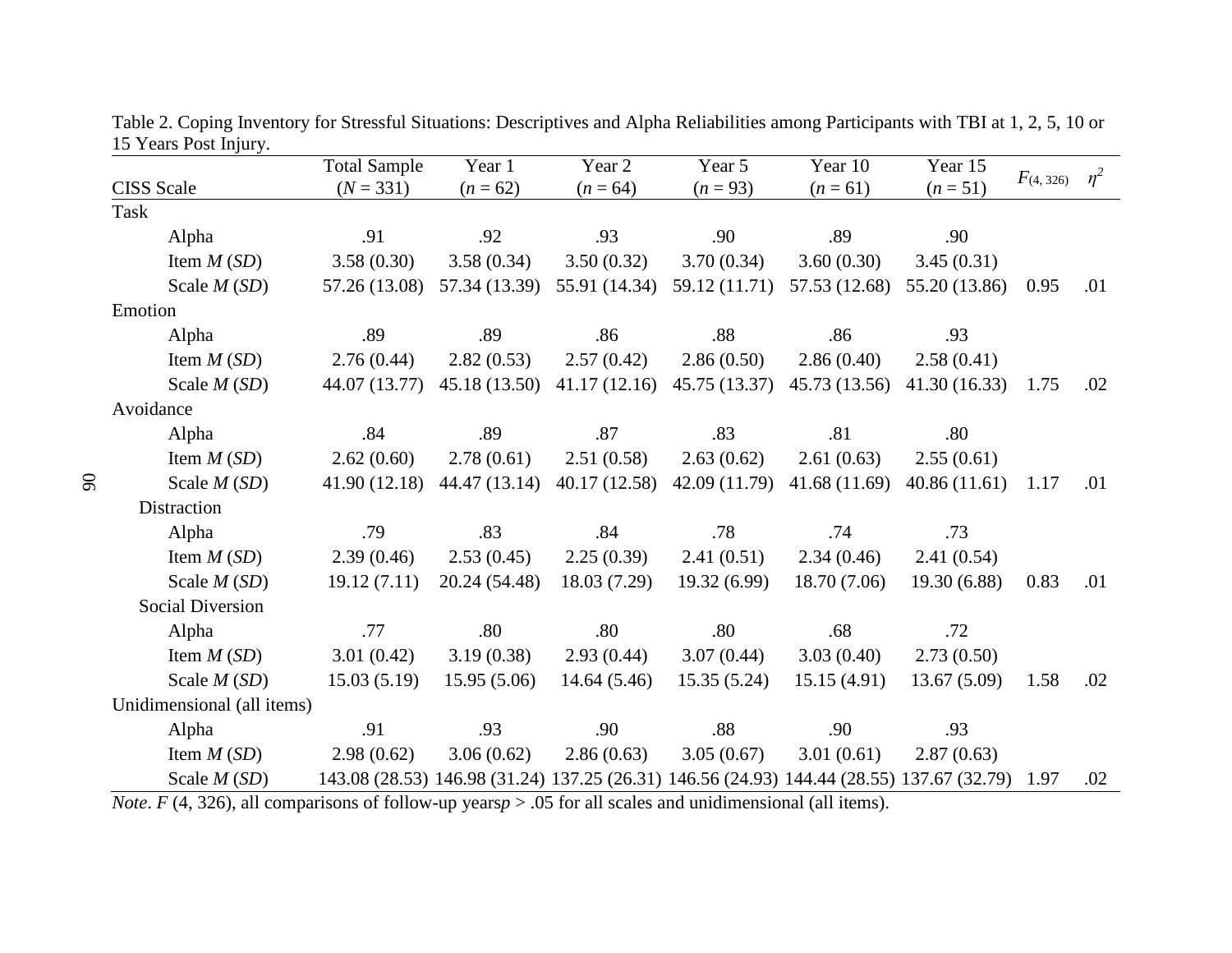Table 2. Coping Inventory for Stressful Situations: Descriptives and Alpha Reliabilities among Participants with TBI at 1, 2, 5, 10 or 15 Years Post Injury.

| CISS Scale | Total Sample ($N$ = 331) | Year 1 ($n$ = 62) | Year 2 ($n$ = 64) | Year 5 ($n$ = 93) | Year 10 ($n$ = 61) | Year 15 ($n$ = 51) | $F_{(4, 326)}$ | $\eta^2$ |
|---|---|---|---|---|---|---|---|---|
| Task | | | | | | | | |
| Alpha | .91 | .92 | .93 | .90 | .89 | .90 | | |
| Item *M* (*SD*) | 3.58 (0.30) | 3.58 (0.34) | 3.50 (0.32) | 3.70 (0.34) | 3.60 (0.30) | 3.45 (0.31) | | |
| Scale *M* (*SD*) | 57.26 (13.08) | 57.34 (13.39) | 55.91 (14.34) | 59.12 (11.71) | 57.53 (12.68) | 55.20 (13.86) | 0.95 | .01 |
| Emotion | | | | | | | | |
| Alpha | .89 | .89 | .86 | .88 | .86 | .93 | | |
| Item *M* (*SD*) | 2.76 (0.44) | 2.82 (0.53) | 2.57 (0.42) | 2.86 (0.50) | 2.86 (0.40) | 2.58 (0.41) | | |
| Scale *M* (*SD*) | 44.07 (13.77) | 45.18 (13.50) | 41.17 (12.16) | 45.75 (13.37) | 45.73 (13.56) | 41.30 (16.33) | 1.75 | .02 |
| Avoidance | | | | | | | | |
| Alpha | .84 | .89 | .87 | .83 | .81 | .80 | | |
| Item *M* (*SD*) | 2.62 (0.60) | 2.78 (0.61) | 2.51 (0.58) | 2.63 (0.62) | 2.61 (0.63) | 2.55 (0.61) | | |
| Scale *M* (*SD*) | 41.90 (12.18) | 44.47 (13.14) | 40.17 (12.58) | 42.09 (11.79) | 41.68 (11.69) | 40.86 (11.61) | 1.17 | .01 |
| Distraction | | | | | | | | |
| Alpha | .79 | .83 | .84 | .78 | .74 | .73 | | |
| Item *M* (*SD*) | 2.39 (0.46) | 2.53 (0.45) | 2.25 (0.39) | 2.41 (0.51) | 2.34 (0.46) | 2.41 (0.54) | | |
| Scale *M* (*SD*) | 19.12 (7.11) | 20.24 (54.48) | 18.03 (7.29) | 19.32 (6.99) | 18.70 (7.06) | 19.30 (6.88) | 0.83 | .01 |
| Social Diversion | | | | | | | | |
| Alpha | .77 | .80 | .80 | .80 | .68 | .72 | | |
| Item *M* (*SD*) | 3.01 (0.42) | 3.19 (0.38) | 2.93 (0.44) | 3.07 (0.44) | 3.03 (0.40) | 2.73 (0.50) | | |
| Scale *M* (*SD*) | 15.03 (5.19) | 15.95 (5.06) | 14.64 (5.46) | 15.35 (5.24) | 15.15 (4.91) | 13.67 (5.09) | 1.58 | .02 |
| Unidimensional (all items) | | | | | | | | |
| Alpha | .91 | .93 | .90 | .88 | .90 | .93 | | |
| Item *M* (*SD*) | 2.98 (0.62) | 3.06 (0.62) | 2.86 (0.63) | 3.05 (0.67) | 3.01 (0.61) | 2.87 (0.63) | | |
| Scale *M* (*SD*) | 143.08 (28.53) | 146.98 (31.24) | 137.25 (26.31) | 146.56 (24.93) | 144.44 (28.55) | 137.67 (32.79) | 1.97 | .02 |

*Note*. $F$ (4, 326), all comparisons of follow-up years$p > .05$ for all scales and unidimensional (all items).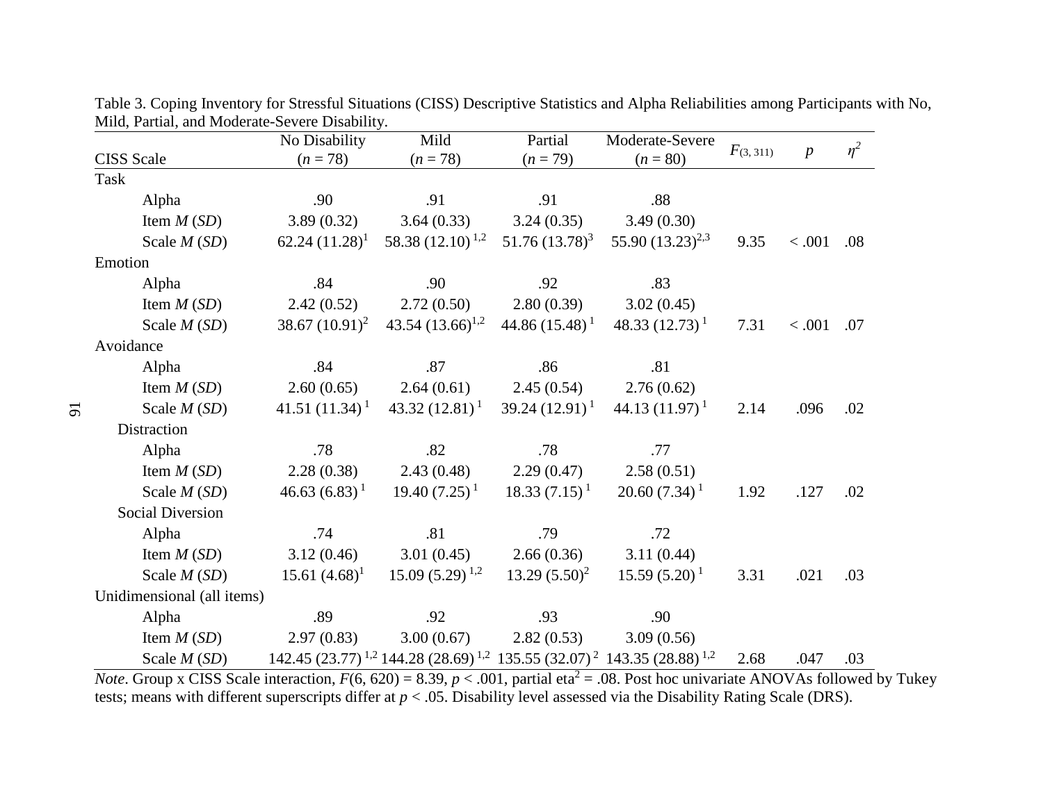Table 3. Coping Inventory for Stressful Situations (CISS) Descriptive Statistics and Alpha Reliabilities among Participants with No, Mild, Partial, and Moderate-Severe Disability.

| CISS Scale | No Disability ($n$ = 78) | Mild ($n$ = 78) | Partial ($n$ = 79) | Moderate-Severe ($n$ = 80) | $F_{(3, 311)}$ | $p$ | $\eta^2$ |
|---|---|---|---|---|---|---|---|
| Task | | | | | | | |
| Alpha | .90 | .91 | .91 | .88 | | | |
| Item $M$ ($SD$) | 3.89 (0.32) | 3.64 (0.33) | 3.24 (0.35) | 3.49 (0.30) | | | |
| Scale $M$ ($SD$) | 62.24 (11.28)[1] | 58.38 (12.10)[1,2] | 51.76 (13.78)[3] | 55.90 (13.23)[2,3] | 9.35 | < .001 | .08 |
| Emotion | | | | | | | |
| Alpha | .84 | .90 | .92 | .83 | | | |
| Item $M$ ($SD$) | 2.42 (0.52) | 2.72 (0.50) | 2.80 (0.39) | 3.02 (0.45) | | | |
| Scale $M$ ($SD$) | 38.67 (10.91)[2] | 43.54 (13.66)[1,2] | 44.86 (15.48)[1] | 48.33 (12.73)[1] | 7.31 | < .001 | .07 |
| Avoidance | | | | | | | |
| Alpha | .84 | .87 | .86 | .81 | | | |
| Item $M$ ($SD$) | 2.60 (0.65) | 2.64 (0.61) | 2.45 (0.54) | 2.76 (0.62) | | | |
| Scale $M$ ($SD$) | 41.51 (11.34)[1] | 43.32 (12.81)[1] | 39.24 (12.91)[1] | 44.13 (11.97)[1] | 2.14 | .096 | .02 |
| Distraction | | | | | | | |
| Alpha | .78 | .82 | .78 | .77 | | | |
| Item $M$ ($SD$) | 2.28 (0.38) | 2.43 (0.48) | 2.29 (0.47) | 2.58 (0.51) | | | |
| Scale $M$ ($SD$) | 46.63 (6.83)[1] | 19.40 (7.25)[1] | 18.33 (7.15)[1] | 20.60 (7.34)[1] | 1.92 | .127 | .02 |
| Social Diversion | | | | | | | |
| Alpha | .74 | .81 | .79 | .72 | | | |
| Item $M$ ($SD$) | 3.12 (0.46) | 3.01 (0.45) | 2.66 (0.36) | 3.11 (0.44) | | | |
| Scale $M$ ($SD$) | 15.61 (4.68)[1] | 15.09 (5.29)[1,2] | 13.29 (5.50)[2] | 15.59 (5.20)[1] | 3.31 | .021 | .03 |
| Unidimensional (all items) | | | | | | | |
| Alpha | .89 | .92 | .93 | .90 | | | |
| Item $M$ ($SD$) | 2.97 (0.83) | 3.00 (0.67) | 2.82 (0.53) | 3.09 (0.56) | | | |
| Scale $M$ ($SD$) | 142.45 (23.77)[1,2] | 144.28 (28.69)[1,2] | 135.55 (32.07)[2] | 143.35 (28.88)[1,2] | 2.68 | .047 | .03 |

*Note*. Group x CISS Scale interaction, $F(6, 620) = 8.39$, $p < .001$, partial eta$^2$ = .08. Post hoc univariate ANOVAs followed by Tukey tests; means with different superscripts differ at $p < .05$. Disability level assessed via the Disability Rating Scale (DRS).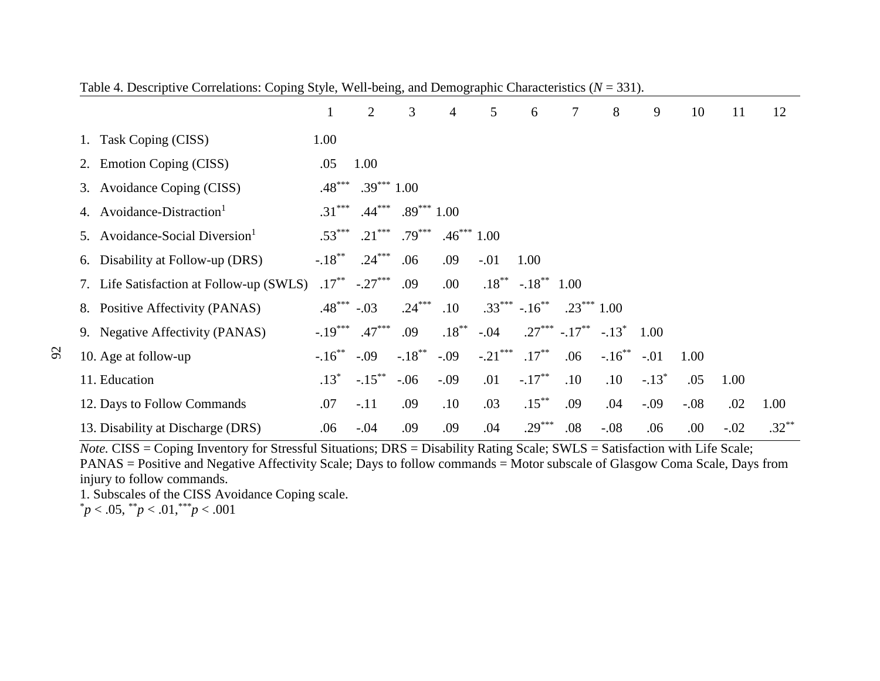Table 4. Descriptive Correlations: Coping Style, Well-being, and Demographic Characteristics (*N* = 331).

| | 1 | 2 | 3 | 4 | 5 | 6 | 7 | 8 | 9 | 10 | 11 | 12 |
|---|---|---|---|---|---|---|---|---|---|---|---|---|
| 1. Task Coping (CISS) | 1.00 | | | | | | | | | | | |
| 2. Emotion Coping (CISS) | .05 | 1.00 | | | | | | | | | | |
| 3. Avoidance Coping (CISS) | .48*** | .39*** | 1.00 | | | | | | | | | |
| 4. Avoidance-Distraction[1] | .31*** | .44*** | .89*** | 1.00 | | | | | | | | |
| 5. Avoidance-Social Diversion[1] | .53*** | .21*** | .79*** | .46*** | 1.00 | | | | | | | |
| 6. Disability at Follow-up (DRS) | -.18** | .24*** | .06 | .09 | -.01 | 1.00 | | | | | | |
| 7. Life Satisfaction at Follow-up (SWLS) | .17** | -.27*** | .09 | .00 | .18** | -.18** | 1.00 | | | | | |
| 8. Positive Affectivity (PANAS) | .48*** | -.03 | .24*** | .10 | .33*** | -.16** | .23*** | 1.00 | | | | |
| 9. Negative Affectivity (PANAS) | -.19*** | .47*** | .09 | .18** | -.04 | .27*** | -.17** | -.13* | 1.00 | | | |
| 10. Age at follow-up | -.16** | -.09 | -.18** | -.09 | -.21*** | .17** | .06 | -.16** | -.01 | 1.00 | | |
| 11. Education | .13* | -.15** | -.06 | -.09 | .01 | -.17** | .10 | .10 | -.13* | .05 | 1.00 | |
| 12. Days to Follow Commands | .07 | -.11 | .09 | .10 | .03 | .15** | .09 | .04 | -.09 | -.08 | .02 | 1.00 |
| 13. Disability at Discharge (DRS) | .06 | -.04 | .09 | .09 | .04 | .29*** | .08 | -.08 | .06 | .00 | -.02 | .32** |

*Note.* CISS = Coping Inventory for Stressful Situations; DRS = Disability Rating Scale; SWLS = Satisfaction with Life Scale; PANAS = Positive and Negative Affectivity Scale; Days to follow commands = Motor subscale of Glasgow Coma Scale, Days from injury to follow commands.

1. Subscales of the CISS Avoidance Coping scale.

*$p < .05$, **$p < .01$, ***$p < .001$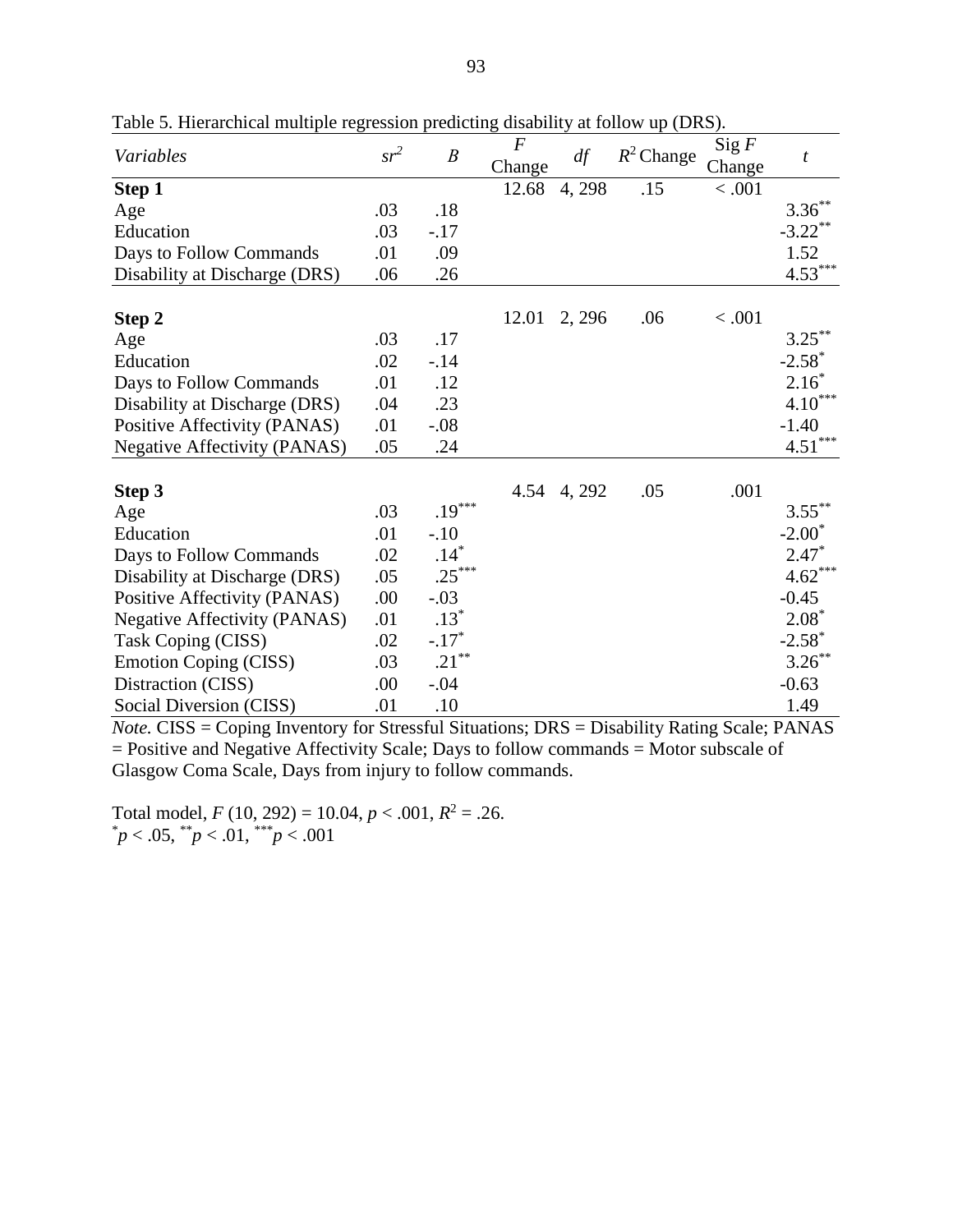Table 5. Hierarchical multiple regression predicting disability at follow up (DRS).

| *Variables* | $sr^2$ | $B$ | $F$ Change | $df$ | $R^2$ Change | Sig $F$ Change | $t$ |
|---|---|---|---|---|---|---|---|
| **Step 1** | | | 12.68 | 4, 298 | .15 | < .001 | |
| Age | .03 | .18 | | | | | $3.36^{**}$ |
| Education | .03 | -.17 | | | | | $-3.22^{**}$ |
| Days to Follow Commands | .01 | .09 | | | | | 1.52 |
| Disability at Discharge (DRS) | .06 | .26 | | | | | $4.53^{***}$ |
| **Step 2** | | | 12.01 | 2, 296 | .06 | < .001 | |
| Age | .03 | .17 | | | | | $3.25^{**}$ |
| Education | .02 | -.14 | | | | | $-2.58^{*}$ |
| Days to Follow Commands | .01 | .12 | | | | | $2.16^{*}$ |
| Disability at Discharge (DRS) | .04 | .23 | | | | | $4.10^{***}$ |
| Positive Affectivity (PANAS) | .01 | -.08 | | | | | -1.40 |
| Negative Affectivity (PANAS) | .05 | .24 | | | | | $4.51^{***}$ |
| **Step 3** | | | 4.54 | 4, 292 | .05 | .001 | |
| Age | .03 | $.19^{***}$ | | | | | $3.55^{**}$ |
| Education | .01 | -.10 | | | | | $-2.00^{*}$ |
| Days to Follow Commands | .02 | $.14^{*}$ | | | | | $2.47^{*}$ |
| Disability at Discharge (DRS) | .05 | $.25^{***}$ | | | | | $4.62^{***}$ |
| Positive Affectivity (PANAS) | .00 | -.03 | | | | | -0.45 |
| Negative Affectivity (PANAS) | .01 | $.13^{*}$ | | | | | $2.08^{*}$ |
| Task Coping (CISS) | .02 | $-.17^{*}$ | | | | | $-2.58^{*}$ |
| Emotion Coping (CISS) | .03 | $.21^{**}$ | | | | | $3.26^{**}$ |
| Distraction (CISS) | .00 | -.04 | | | | | -0.63 |
| Social Diversion (CISS) | .01 | .10 | | | | | 1.49 |

*Note.* CISS = Coping Inventory for Stressful Situations; DRS = Disability Rating Scale; PANAS = Positive and Negative Affectivity Scale; Days to follow commands = Motor subscale of Glasgow Coma Scale, Days from injury to follow commands.

Total model, $F$ (10, 292) = 10.04, $p < .001$, $R^2 = .26$.
$^{*}p < .05$, $^{**}p < .01$, $^{***}p < .001$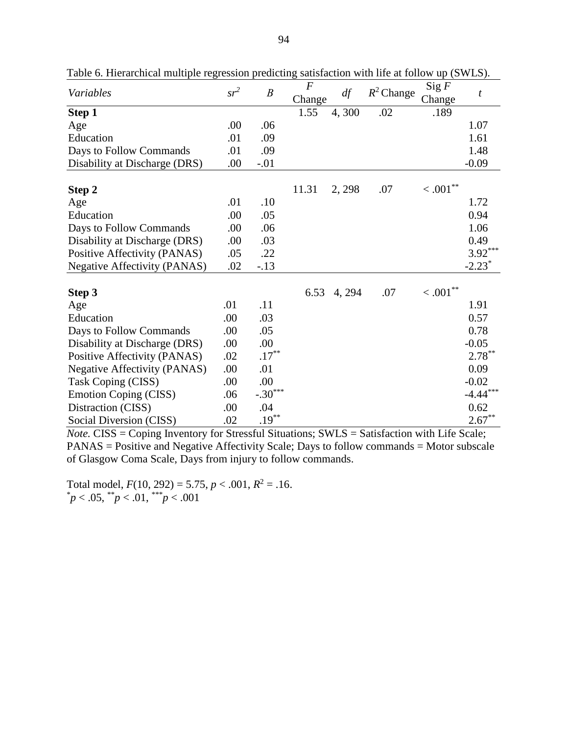Table 6. Hierarchical multiple regression predicting satisfaction with life at follow up (SWLS).

| *Variables* | $sr^2$ | $B$ | $F$ Change | *df* | $R^2$ Change | Sig $F$ Change | $t$ |
|---|---|---|---|---|---|---|---|
| **Step 1** | | | 1.55 | 4, 300 | .02 | .189 | |
| Age | .00 | .06 | | | | | 1.07 |
| Education | .01 | .09 | | | | | 1.61 |
| Days to Follow Commands | .01 | .09 | | | | | 1.48 |
| Disability at Discharge (DRS) | .00 | -.01 | | | | | -0.09 |
| **Step 2** | | | 11.31 | 2, 298 | .07 | $< .001^{**}$ | |
| Age | .01 | .10 | | | | | 1.72 |
| Education | .00 | .05 | | | | | 0.94 |
| Days to Follow Commands | .00 | .06 | | | | | 1.06 |
| Disability at Discharge (DRS) | .00 | .03 | | | | | 0.49 |
| Positive Affectivity (PANAS) | .05 | .22 | | | | | $3.92^{***}$ |
| Negative Affectivity (PANAS) | .02 | -.13 | | | | | $-2.23^{*}$ |
| **Step 3** | | | 6.53 | 4, 294 | .07 | $< .001^{**}$ | |
| Age | .01 | .11 | | | | | 1.91 |
| Education | .00 | .03 | | | | | 0.57 |
| Days to Follow Commands | .00 | .05 | | | | | 0.78 |
| Disability at Discharge (DRS) | .00 | .00 | | | | | -0.05 |
| Positive Affectivity (PANAS) | .02 | $.17^{**}$ | | | | | $2.78^{**}$ |
| Negative Affectivity (PANAS) | .00 | .01 | | | | | 0.09 |
| Task Coping (CISS) | .00 | .00 | | | | | -0.02 |
| Emotion Coping (CISS) | .06 | $-.30^{***}$ | | | | | $-4.44^{***}$ |
| Distraction (CISS) | .00 | .04 | | | | | 0.62 |
| Social Diversion (CISS) | .02 | $.19^{**}$ | | | | | $2.67^{**}$ |

*Note.* CISS = Coping Inventory for Stressful Situations; SWLS = Satisfaction with Life Scale; PANAS = Positive and Negative Affectivity Scale; Days to follow commands = Motor subscale of Glasgow Coma Scale, Days from injury to follow commands.

Total model, $F(10, 292) = 5.75$, $p < .001$, $R^2 = .16$.
$^{*}p < .05$, $^{**}p < .01$, $^{***}p < .001$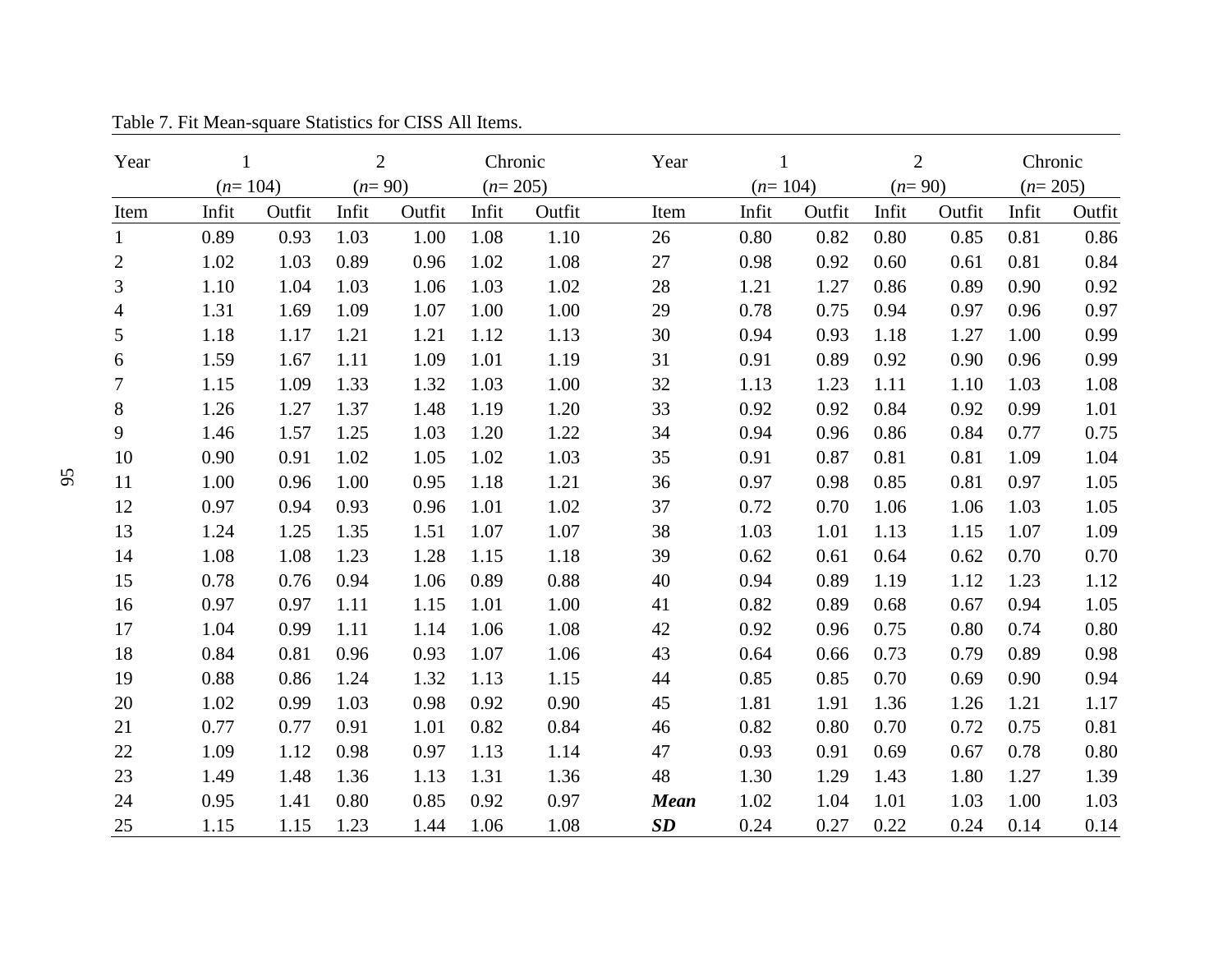Table 7. Fit Mean-square Statistics for CISS All Items.

| Year | 1 (*n*= 104) | | 2 (*n*= 90) | | Chronic (*n*= 205) | | Year | 1 (*n*= 104) | | 2 (*n*= 90) | | Chronic (*n*= 205) | |
|---|---|---|---|---|---|---|---|---|---|---|---|---|---|
| Item | Infit | Outfit | Infit | Outfit | Infit | Outfit | Item | Infit | Outfit | Infit | Outfit | Infit | Outfit |
| 1 | 0.89 | 0.93 | 1.03 | 1.00 | 1.08 | 1.10 | 26 | 0.80 | 0.82 | 0.80 | 0.85 | 0.81 | 0.86 |
| 2 | 1.02 | 1.03 | 0.89 | 0.96 | 1.02 | 1.08 | 27 | 0.98 | 0.92 | 0.60 | 0.61 | 0.81 | 0.84 |
| 3 | 1.10 | 1.04 | 1.03 | 1.06 | 1.03 | 1.02 | 28 | 1.21 | 1.27 | 0.86 | 0.89 | 0.90 | 0.92 |
| 4 | 1.31 | 1.69 | 1.09 | 1.07 | 1.00 | 1.00 | 29 | 0.78 | 0.75 | 0.94 | 0.97 | 0.96 | 0.97 |
| 5 | 1.18 | 1.17 | 1.21 | 1.21 | 1.12 | 1.13 | 30 | 0.94 | 0.93 | 1.18 | 1.27 | 1.00 | 0.99 |
| 6 | 1.59 | 1.67 | 1.11 | 1.09 | 1.01 | 1.19 | 31 | 0.91 | 0.89 | 0.92 | 0.90 | 0.96 | 0.99 |
| 7 | 1.15 | 1.09 | 1.33 | 1.32 | 1.03 | 1.00 | 32 | 1.13 | 1.23 | 1.11 | 1.10 | 1.03 | 1.08 |
| 8 | 1.26 | 1.27 | 1.37 | 1.48 | 1.19 | 1.20 | 33 | 0.92 | 0.92 | 0.84 | 0.92 | 0.99 | 1.01 |
| 9 | 1.46 | 1.57 | 1.25 | 1.03 | 1.20 | 1.22 | 34 | 0.94 | 0.96 | 0.86 | 0.84 | 0.77 | 0.75 |
| 10 | 0.90 | 0.91 | 1.02 | 1.05 | 1.02 | 1.03 | 35 | 0.91 | 0.87 | 0.81 | 0.81 | 1.09 | 1.04 |
| 11 | 1.00 | 0.96 | 1.00 | 0.95 | 1.18 | 1.21 | 36 | 0.97 | 0.98 | 0.85 | 0.81 | 0.97 | 1.05 |
| 12 | 0.97 | 0.94 | 0.93 | 0.96 | 1.01 | 1.02 | 37 | 0.72 | 0.70 | 1.06 | 1.06 | 1.03 | 1.05 |
| 13 | 1.24 | 1.25 | 1.35 | 1.51 | 1.07 | 1.07 | 38 | 1.03 | 1.01 | 1.13 | 1.15 | 1.07 | 1.09 |
| 14 | 1.08 | 1.08 | 1.23 | 1.28 | 1.15 | 1.18 | 39 | 0.62 | 0.61 | 0.64 | 0.62 | 0.70 | 0.70 |
| 15 | 0.78 | 0.76 | 0.94 | 1.06 | 0.89 | 0.88 | 40 | 0.94 | 0.89 | 1.19 | 1.12 | 1.23 | 1.12 |
| 16 | 0.97 | 0.97 | 1.11 | 1.15 | 1.01 | 1.00 | 41 | 0.82 | 0.89 | 0.68 | 0.67 | 0.94 | 1.05 |
| 17 | 1.04 | 0.99 | 1.11 | 1.14 | 1.06 | 1.08 | 42 | 0.92 | 0.96 | 0.75 | 0.80 | 0.74 | 0.80 |
| 18 | 0.84 | 0.81 | 0.96 | 0.93 | 1.07 | 1.06 | 43 | 0.64 | 0.66 | 0.73 | 0.79 | 0.89 | 0.98 |
| 19 | 0.88 | 0.86 | 1.24 | 1.32 | 1.13 | 1.15 | 44 | 0.85 | 0.85 | 0.70 | 0.69 | 0.90 | 0.94 |
| 20 | 1.02 | 0.99 | 1.03 | 0.98 | 0.92 | 0.90 | 45 | 1.81 | 1.91 | 1.36 | 1.26 | 1.21 | 1.17 |
| 21 | 0.77 | 0.77 | 0.91 | 1.01 | 0.82 | 0.84 | 46 | 0.82 | 0.80 | 0.70 | 0.72 | 0.75 | 0.81 |
| 22 | 1.09 | 1.12 | 0.98 | 0.97 | 1.13 | 1.14 | 47 | 0.93 | 0.91 | 0.69 | 0.67 | 0.78 | 0.80 |
| 23 | 1.49 | 1.48 | 1.36 | 1.13 | 1.31 | 1.36 | 48 | 1.30 | 1.29 | 1.43 | 1.80 | 1.27 | 1.39 |
| 24 | 0.95 | 1.41 | 0.80 | 0.85 | 0.92 | 0.97 | ***Mean*** | 1.02 | 1.04 | 1.01 | 1.03 | 1.00 | 1.03 |
| 25 | 1.15 | 1.15 | 1.23 | 1.44 | 1.06 | 1.08 | ***SD*** | 0.24 | 0.27 | 0.22 | 0.24 | 0.14 | 0.14 |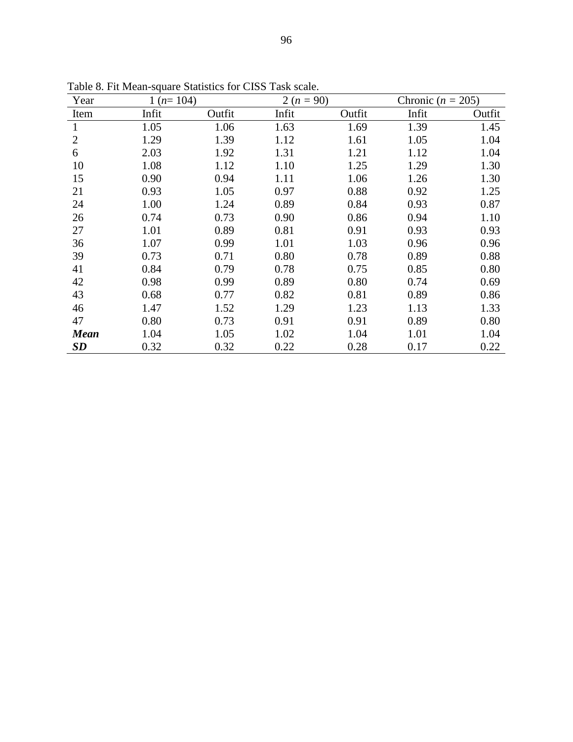Table 8. Fit Mean-square Statistics for CISS Task scale.

| Year | 1 (*n*= 104) | | 2 (*n* = 90) | | Chronic (*n* = 205) | |
|---|---|---|---|---|---|---|
| Item | Infit | Outfit | Infit | Outfit | Infit | Outfit |
| 1 | 1.05 | 1.06 | 1.63 | 1.69 | 1.39 | 1.45 |
| 2 | 1.29 | 1.39 | 1.12 | 1.61 | 1.05 | 1.04 |
| 6 | 2.03 | 1.92 | 1.31 | 1.21 | 1.12 | 1.04 |
| 10 | 1.08 | 1.12 | 1.10 | 1.25 | 1.29 | 1.30 |
| 15 | 0.90 | 0.94 | 1.11 | 1.06 | 1.26 | 1.30 |
| 21 | 0.93 | 1.05 | 0.97 | 0.88 | 0.92 | 1.25 |
| 24 | 1.00 | 1.24 | 0.89 | 0.84 | 0.93 | 0.87 |
| 26 | 0.74 | 0.73 | 0.90 | 0.86 | 0.94 | 1.10 |
| 27 | 1.01 | 0.89 | 0.81 | 0.91 | 0.93 | 0.93 |
| 36 | 1.07 | 0.99 | 1.01 | 1.03 | 0.96 | 0.96 |
| 39 | 0.73 | 0.71 | 0.80 | 0.78 | 0.89 | 0.88 |
| 41 | 0.84 | 0.79 | 0.78 | 0.75 | 0.85 | 0.80 |
| 42 | 0.98 | 0.99 | 0.89 | 0.80 | 0.74 | 0.69 |
| 43 | 0.68 | 0.77 | 0.82 | 0.81 | 0.89 | 0.86 |
| 46 | 1.47 | 1.52 | 1.29 | 1.23 | 1.13 | 1.33 |
| 47 | 0.80 | 0.73 | 0.91 | 0.91 | 0.89 | 0.80 |
| ***Mean*** | 1.04 | 1.05 | 1.02 | 1.04 | 1.01 | 1.04 |
| ***SD*** | 0.32 | 0.32 | 0.22 | 0.28 | 0.17 | 0.22 |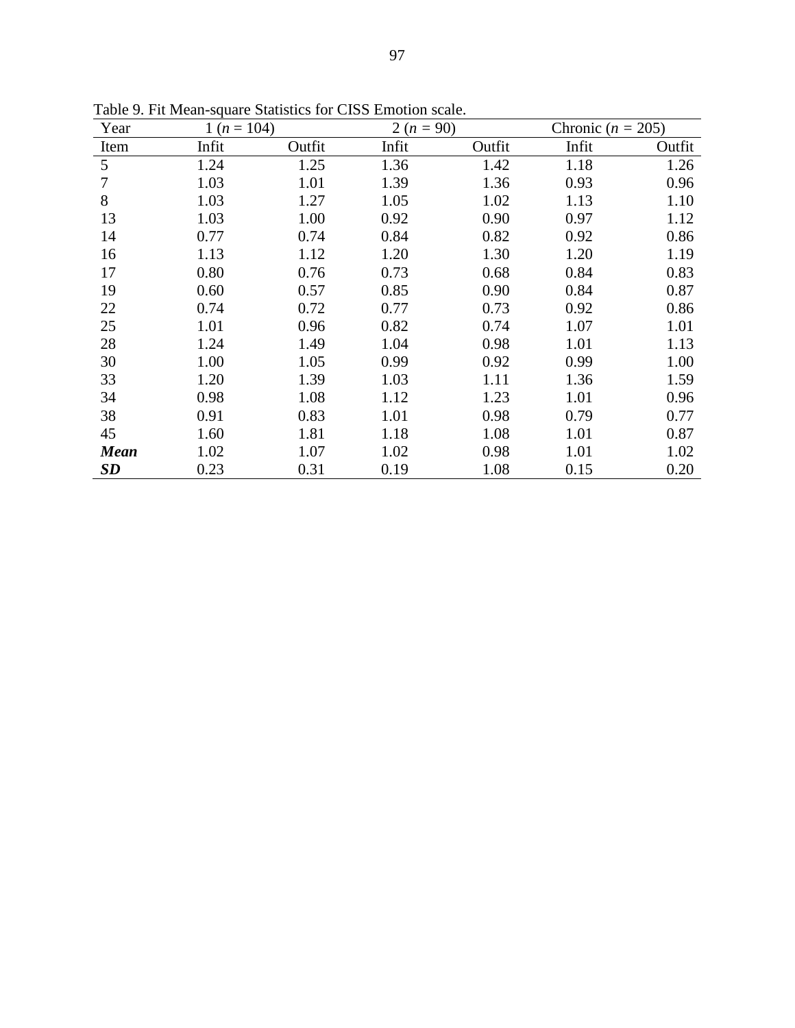Table 9. Fit Mean-square Statistics for CISS Emotion scale.

| Year | 1 ($n$ = 104) | | 2 ($n$ = 90) | | Chronic ($n$ = 205) | |
|---|---|---|---|---|---|---|
| Item | Infit | Outfit | Infit | Outfit | Infit | Outfit |
| 5 | 1.24 | 1.25 | 1.36 | 1.42 | 1.18 | 1.26 |
| 7 | 1.03 | 1.01 | 1.39 | 1.36 | 0.93 | 0.96 |
| 8 | 1.03 | 1.27 | 1.05 | 1.02 | 1.13 | 1.10 |
| 13 | 1.03 | 1.00 | 0.92 | 0.90 | 0.97 | 1.12 |
| 14 | 0.77 | 0.74 | 0.84 | 0.82 | 0.92 | 0.86 |
| 16 | 1.13 | 1.12 | 1.20 | 1.30 | 1.20 | 1.19 |
| 17 | 0.80 | 0.76 | 0.73 | 0.68 | 0.84 | 0.83 |
| 19 | 0.60 | 0.57 | 0.85 | 0.90 | 0.84 | 0.87 |
| 22 | 0.74 | 0.72 | 0.77 | 0.73 | 0.92 | 0.86 |
| 25 | 1.01 | 0.96 | 0.82 | 0.74 | 1.07 | 1.01 |
| 28 | 1.24 | 1.49 | 1.04 | 0.98 | 1.01 | 1.13 |
| 30 | 1.00 | 1.05 | 0.99 | 0.92 | 0.99 | 1.00 |
| 33 | 1.20 | 1.39 | 1.03 | 1.11 | 1.36 | 1.59 |
| 34 | 0.98 | 1.08 | 1.12 | 1.23 | 1.01 | 0.96 |
| 38 | 0.91 | 0.83 | 1.01 | 0.98 | 0.79 | 0.77 |
| 45 | 1.60 | 1.81 | 1.18 | 1.08 | 1.01 | 0.87 |
| ***Mean*** | 1.02 | 1.07 | 1.02 | 0.98 | 1.01 | 1.02 |
| ***SD*** | 0.23 | 0.31 | 0.19 | 1.08 | 0.15 | 0.20 |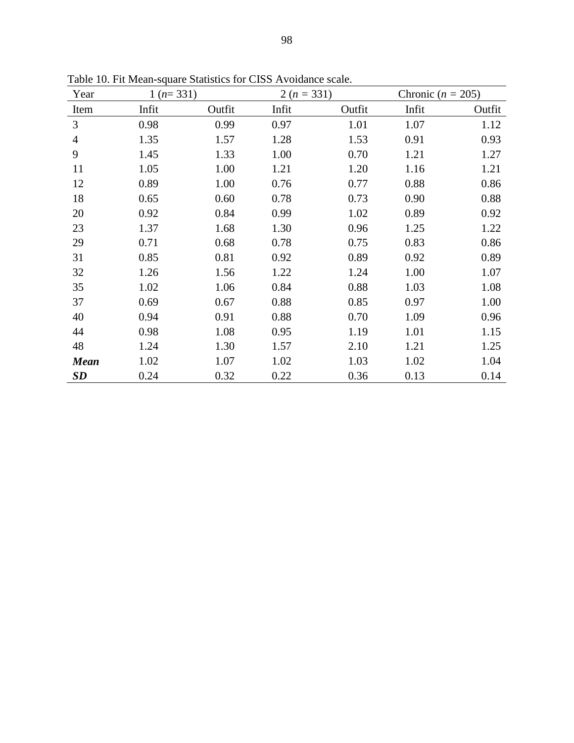Table 10. Fit Mean-square Statistics for CISS Avoidance scale.

| Year | 1 (*n*= 331) | | 2 (*n* = 331) | | Chronic (*n* = 205) | |
|---|---|---|---|---|---|---|
| Item | Infit | Outfit | Infit | Outfit | Infit | Outfit |
| 3 | 0.98 | 0.99 | 0.97 | 1.01 | 1.07 | 1.12 |
| 4 | 1.35 | 1.57 | 1.28 | 1.53 | 0.91 | 0.93 |
| 9 | 1.45 | 1.33 | 1.00 | 0.70 | 1.21 | 1.27 |
| 11 | 1.05 | 1.00 | 1.21 | 1.20 | 1.16 | 1.21 |
| 12 | 0.89 | 1.00 | 0.76 | 0.77 | 0.88 | 0.86 |
| 18 | 0.65 | 0.60 | 0.78 | 0.73 | 0.90 | 0.88 |
| 20 | 0.92 | 0.84 | 0.99 | 1.02 | 0.89 | 0.92 |
| 23 | 1.37 | 1.68 | 1.30 | 0.96 | 1.25 | 1.22 |
| 29 | 0.71 | 0.68 | 0.78 | 0.75 | 0.83 | 0.86 |
| 31 | 0.85 | 0.81 | 0.92 | 0.89 | 0.92 | 0.89 |
| 32 | 1.26 | 1.56 | 1.22 | 1.24 | 1.00 | 1.07 |
| 35 | 1.02 | 1.06 | 0.84 | 0.88 | 1.03 | 1.08 |
| 37 | 0.69 | 0.67 | 0.88 | 0.85 | 0.97 | 1.00 |
| 40 | 0.94 | 0.91 | 0.88 | 0.70 | 1.09 | 0.96 |
| 44 | 0.98 | 1.08 | 0.95 | 1.19 | 1.01 | 1.15 |
| 48 | 1.24 | 1.30 | 1.57 | 2.10 | 1.21 | 1.25 |
| ***Mean*** | 1.02 | 1.07 | 1.02 | 1.03 | 1.02 | 1.04 |
| ***SD*** | 0.24 | 0.32 | 0.22 | 0.36 | 0.13 | 0.14 |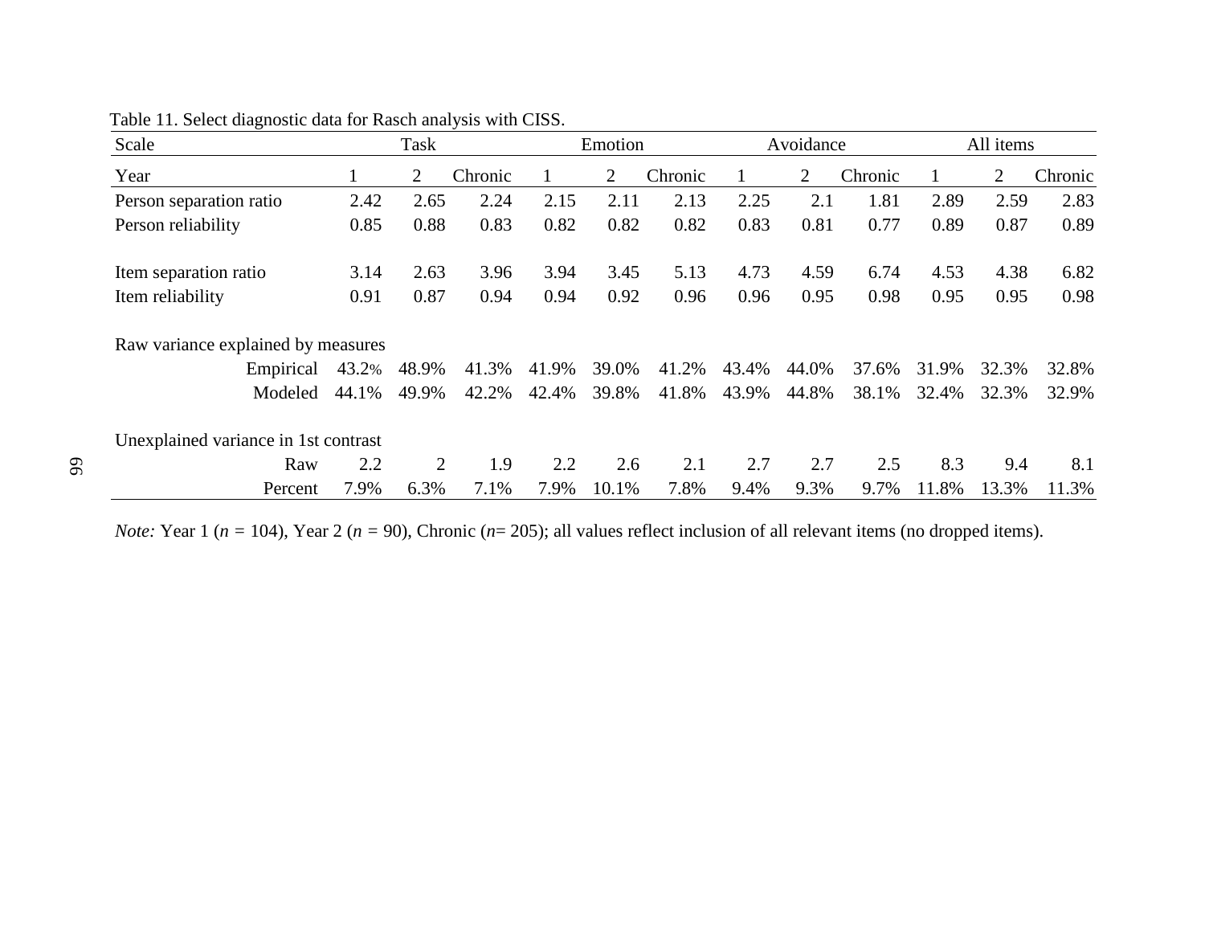Table 11. Select diagnostic data for Rasch analysis with CISS.

| Scale | Task | | | Emotion | | | Avoidance | | | All items | | |
|---|---|---|---|---|---|---|---|---|---|---|---|---|
| Year | 1 | 2 | Chronic | 1 | 2 | Chronic | 1 | 2 | Chronic | 1 | 2 | Chronic |
| Person separation ratio | 2.42 | 2.65 | 2.24 | 2.15 | 2.11 | 2.13 | 2.25 | 2.1 | 1.81 | 2.89 | 2.59 | 2.83 |
| Person reliability | 0.85 | 0.88 | 0.83 | 0.82 | 0.82 | 0.82 | 0.83 | 0.81 | 0.77 | 0.89 | 0.87 | 0.89 |
| Item separation ratio | 3.14 | 2.63 | 3.96 | 3.94 | 3.45 | 5.13 | 4.73 | 4.59 | 6.74 | 4.53 | 4.38 | 6.82 |
| Item reliability | 0.91 | 0.87 | 0.94 | 0.94 | 0.92 | 0.96 | 0.96 | 0.95 | 0.98 | 0.95 | 0.95 | 0.98 |
| Raw variance explained by measures | | | | | | | | | | | | |
| Empirical | 43.2% | 48.9% | 41.3% | 41.9% | 39.0% | 41.2% | 43.4% | 44.0% | 37.6% | 31.9% | 32.3% | 32.8% |
| Modeled | 44.1% | 49.9% | 42.2% | 42.4% | 39.8% | 41.8% | 43.9% | 44.8% | 38.1% | 32.4% | 32.3% | 32.9% |
| Unexplained variance in 1st contrast | | | | | | | | | | | | |
| Raw | 2.2 | 2 | 1.9 | 2.2 | 2.6 | 2.1 | 2.7 | 2.7 | 2.5 | 8.3 | 9.4 | 8.1 |
| Percent | 7.9% | 6.3% | 7.1% | 7.9% | 10.1% | 7.8% | 9.4% | 9.3% | 9.7% | 11.8% | 13.3% | 11.3% |

*Note:* Year 1 ($n$ = 104), Year 2 ($n$ = 90), Chronic ($n$= 205); all values reflect inclusion of all relevant items (no dropped items).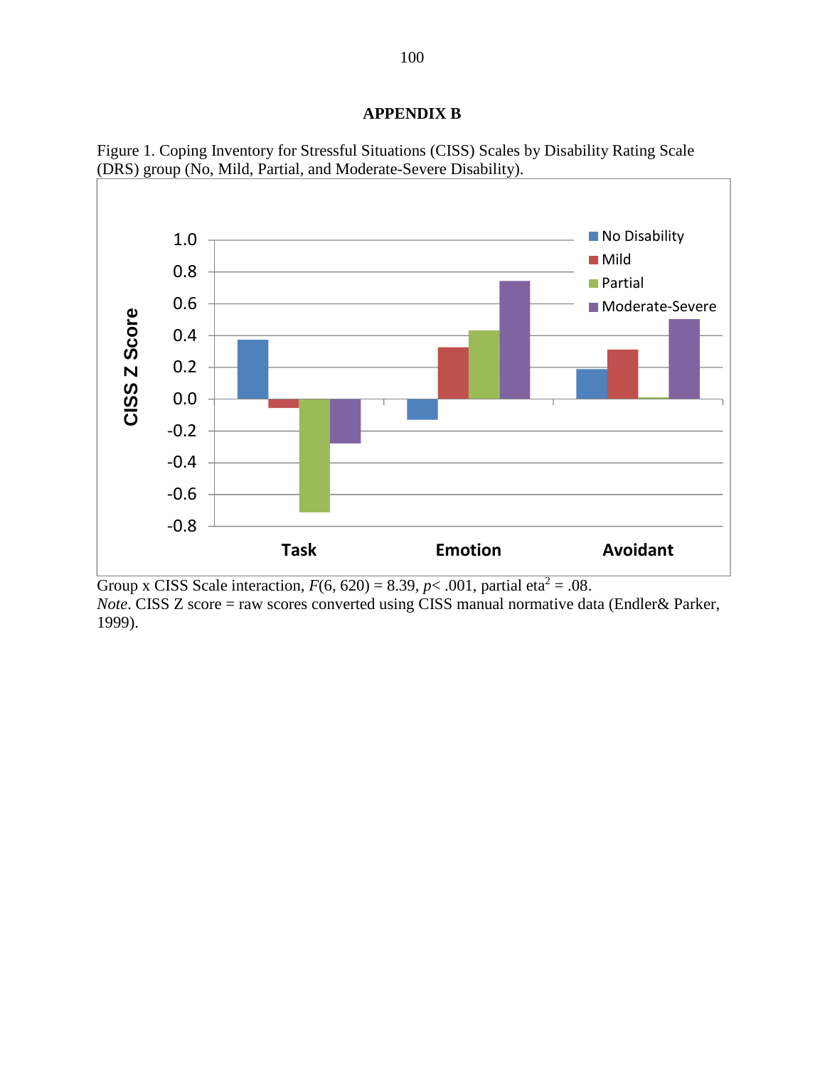## APPENDIX B

Figure 1. Coping Inventory for Stressful Situations (CISS) Scales by Disability Rating Scale (DRS) group (No, Mild, Partial, and Moderate-Severe Disability).

Group x CISS Scale interaction, $F(6, 620) = 8.39$, $p < .001$, partial $eta^2 = .08$.

*Note*. CISS Z score = raw scores converted using CISS manual normative data (Endler& Parker, 1999).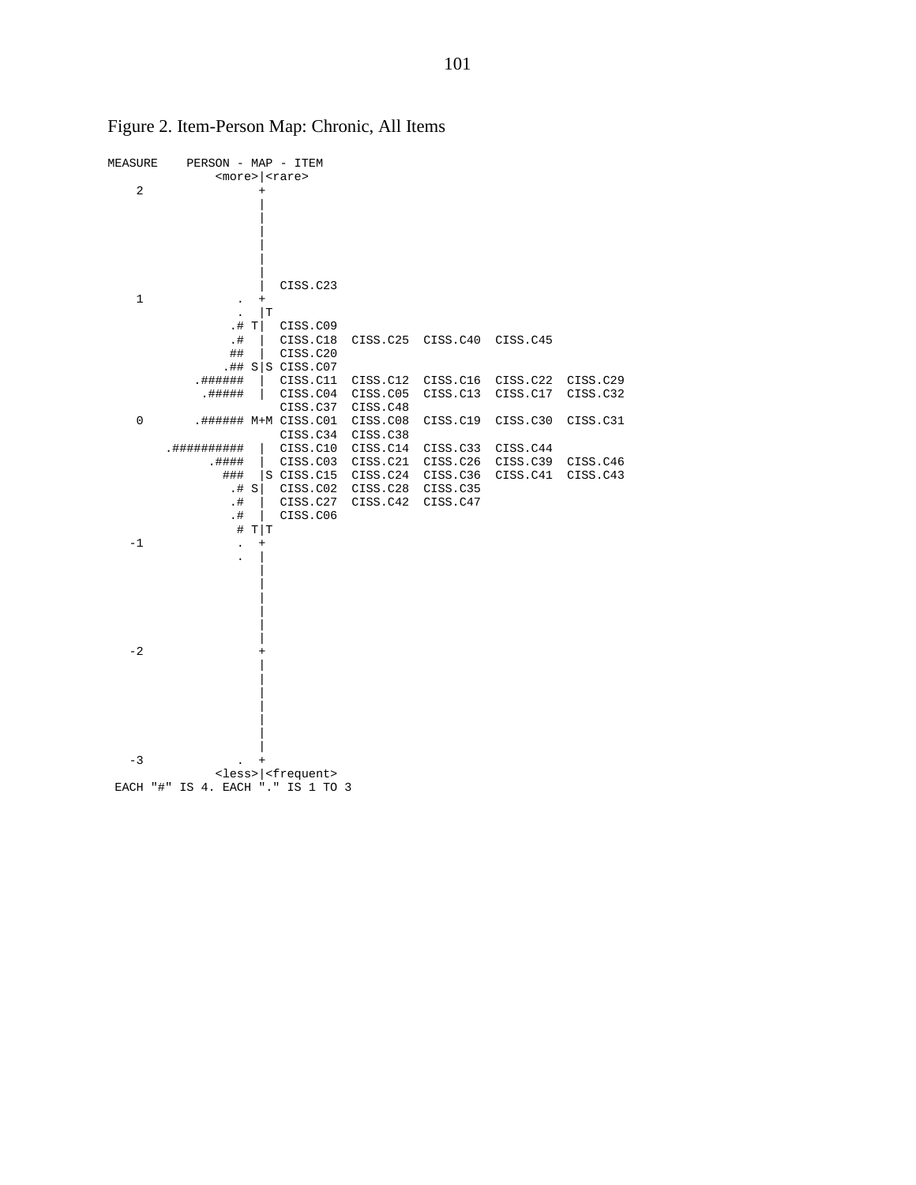Figure 2. Item-Person Map: Chronic, All Items

```
MEASURE    PERSON - MAP - ITEM
               <more>|<rare>
    2                +
                     |
                     |
                     |
                     |
                     |
                     |
                     |
                     |  CISS.C23
    1              . +
                   . |T
                  .# T|  CISS.C09
                  .#  |  CISS.C18  CISS.C25  CISS.C40  CISS.C45
                  ##  |  CISS.C20
                 .## S|S CISS.C07
             .######  |  CISS.C11  CISS.C12  CISS.C16  CISS.C22  CISS.C29
              .#####  |  CISS.C04  CISS.C05  CISS.C13  CISS.C17  CISS.C32
                         CISS.C37  CISS.C48
    0        .###### M+M CISS.C01  CISS.C08  CISS.C19  CISS.C30  CISS.C31
                         CISS.C34  CISS.C38
        .##########   |  CISS.C10  CISS.C14  CISS.C33  CISS.C44
              .####   |  CISS.C03  CISS.C21  CISS.C26  CISS.C39  CISS.C46
                ###   |S CISS.C15  CISS.C24  CISS.C36  CISS.C41  CISS.C43
                 .# S|   CISS.C02  CISS.C28  CISS.C35
                 .#   |  CISS.C27  CISS.C42  CISS.C47
                 .#   |  CISS.C06
                  # T|T
   -1              . +
                   . |
                     |
                     |
                     |
                     |
                     |
                     |
   -2                +
                     |
                     |
                     |
                     |
                     |
                     |
                     |
   -3              . +
               <less>|<frequent>
 EACH "#" IS 4. EACH "." IS 1 TO 3
```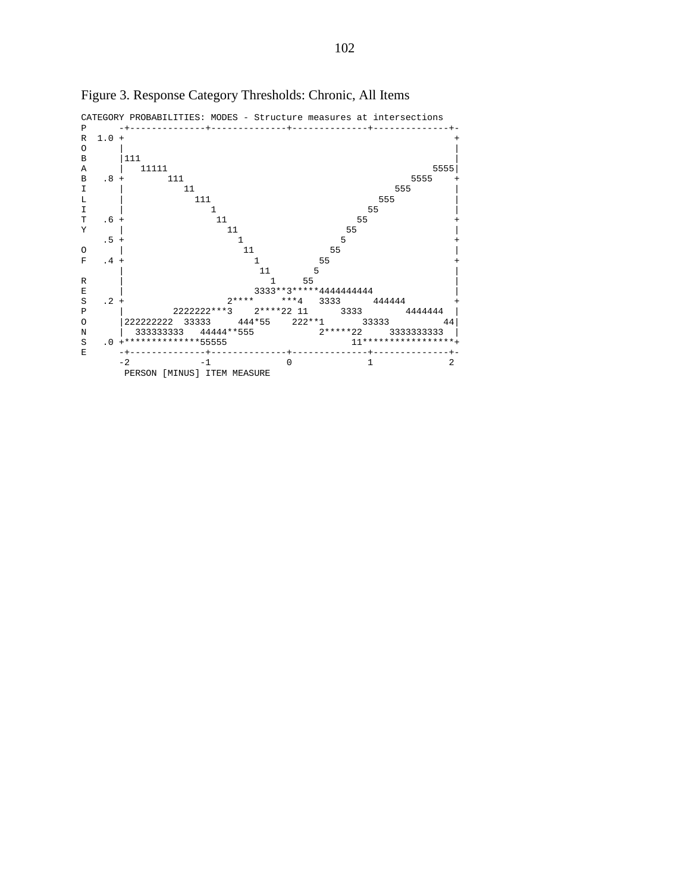Figure 3. Response Category Thresholds: Chronic, All Items

```
CATEGORY PROBABILITIES: MODES - Structure measures at intersections
P      -+-------------+-------------+-------------+-------------+-
R  1.0 +                                                           +
O      |                                                           |
B      |111                                                        |
A      |   11111                                               5555|
B   .8 +        111                                        5555    +
I      |           11                                   555        |
L      |             111                             555           |
I      |                1                          55              |
T   .6 +                 11                      55                +
Y      |                   11                  55                  |
    .5 +                     1                5                    +
O      |                      11            55                     |
F   .4 +                        1         55                       +
       |                         11      5                         |
R      |                           1    55                         |
E      |                         3333**3*****4444444444            |
S   .2 +                   2****      ***4   3333      444444      +
P      |         2222222***3    2****22 11      3333        4444444  |
O      |222222222  33333     444*55    222**1       33333          44|
N      |  333333333   44444**555           2*****22     3333333333  |
S   .0 +**************55555                     11*****************+
E      -+-------------+-------------+-------------+-------------+-
       -2            -1             0             1             2
        PERSON [MINUS] ITEM MEASURE
```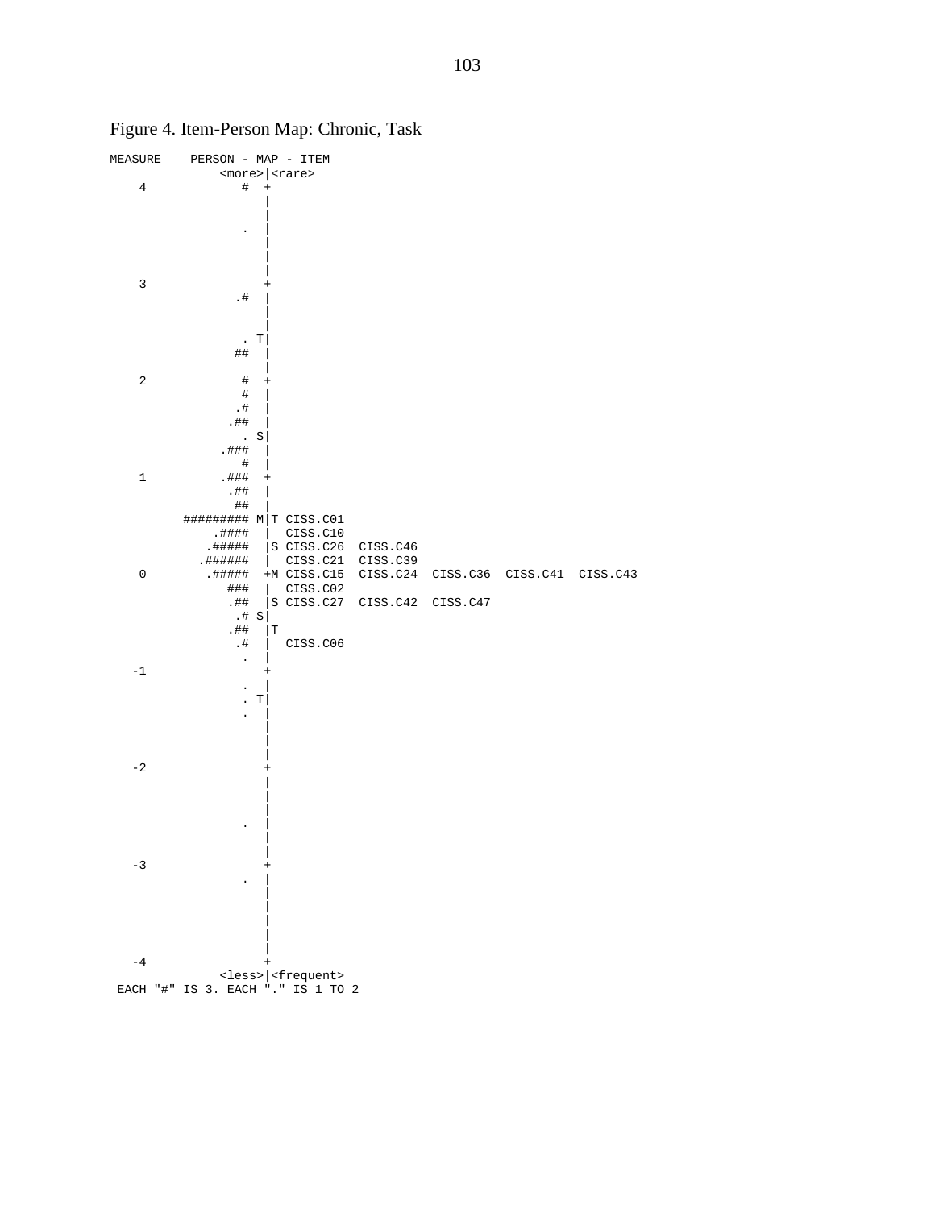Figure 4. Item-Person Map: Chronic, Task

```
MEASURE    PERSON - MAP - ITEM
             <more>|<rare>
    4           #  +
                   |
                   |
                .  |
                   |
                   |
                   |
    3              +
              .#   |
                   |
                   |
               . T|
              ##   |
                   |
    2           #  +
                #  |
               .#  |
              .##  |
                . S|
             .###  |
                #  |
    1        .###  +
              .##  |
               ##  |
        ######### M|T CISS.C01
            .####  |  CISS.C10
           .#####  |S CISS.C26  CISS.C46
          .######  |  CISS.C21  CISS.C39
    0      .#####  +M CISS.C15  CISS.C24  CISS.C36  CISS.C41  CISS.C43
              ###  |  CISS.C02
              .##  |S CISS.C27  CISS.C42  CISS.C47
               .# S|
              .##  |T
               .#  |  CISS.C06
                .  |
   -1              +
                .  |
                . T|
                .  |
                   |
                   |
                   |
   -2              +
                   |
                   |
                   |
                .  |
                   |
                   |
   -3              +
                .  |
                   |
                   |
                   |
                   |
                   |
   -4              +
             <less>|<frequent>
 EACH "#" IS 3. EACH "." IS 1 TO 2
```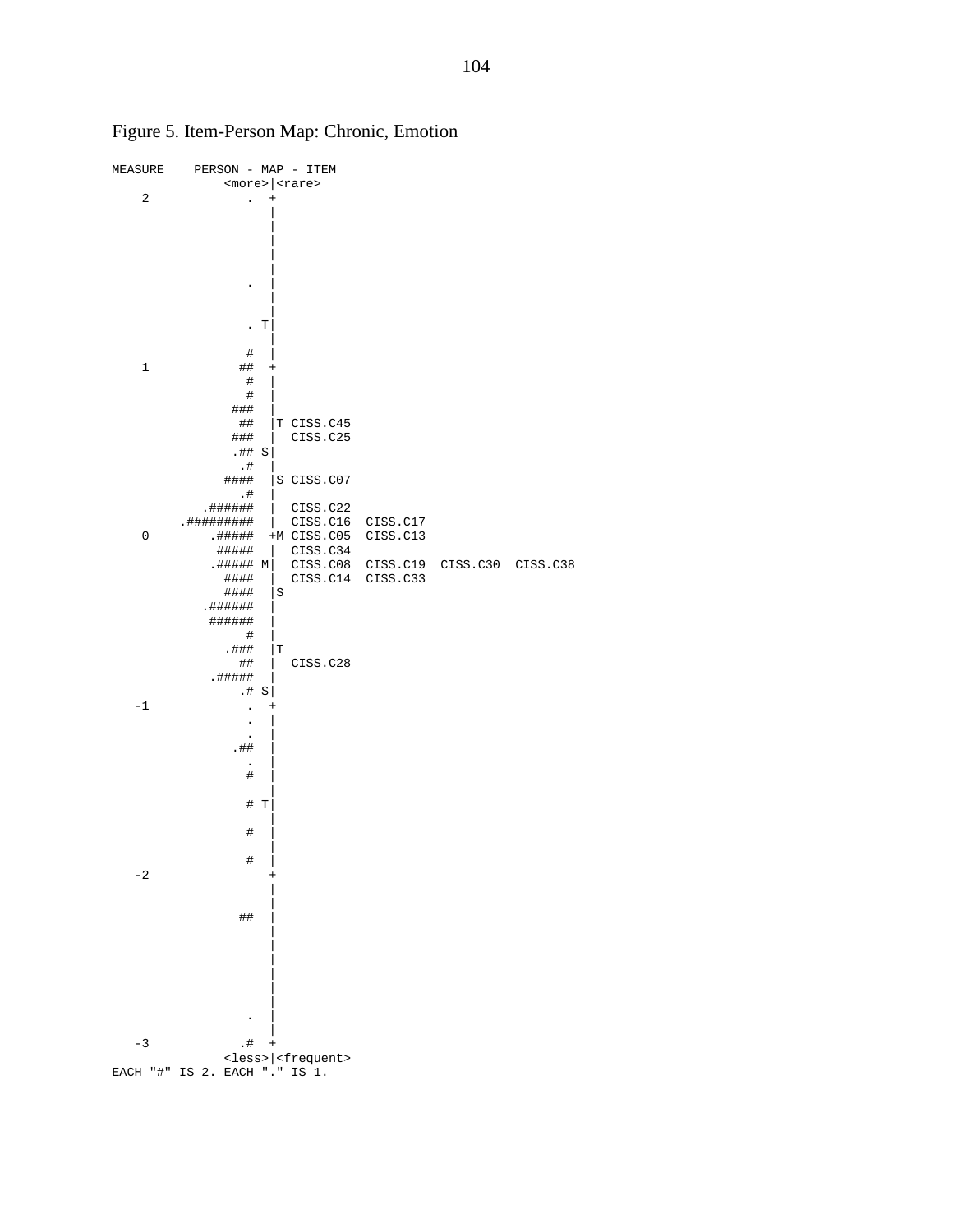Figure 5. Item-Person Map: Chronic, Emotion

```
MEASURE    PERSON - MAP - ITEM
              <more>|<rare>
    2            .  +
                    |
                    |
                    |
                    |
                    |
                    |
                 .  |
                    |
                    |
                 . T|
                    |
                #   |
    1          ##   +
                 #  |
                #   |
              ###   |
               ##   |T CISS.C45
              ###   |  CISS.C25
              .## S|
               .#   |
             ####   |S CISS.C07
               .#   |
          .######   |  CISS.C22
        .#########  |  CISS.C16  CISS.C17
    0       .#####  +M CISS.C05  CISS.C13
            #####   |  CISS.C34
           .##### M|  CISS.C08  CISS.C19  CISS.C30  CISS.C38
             ####   |  CISS.C14  CISS.C33
             ####   |S
          .######   |
           ######   |
                #   |
             .###   |T
               ##   |  CISS.C28
           .#####   |
               .# S|
   -1            .  +
                 .  |
                 .  |
              .##   |
                 .  |
                 #  |
                    |
                 # T|
                    |
                 #  |
                    |
                 #  |
   -2               +
                    |
                    |
               ##   |
                    |
                    |
                    |
                    |
                    |
                    |
                 .  |
                    |
   -3           .#  +
              <less>|<frequent>
EACH "#" IS 2. EACH "." IS 1.
```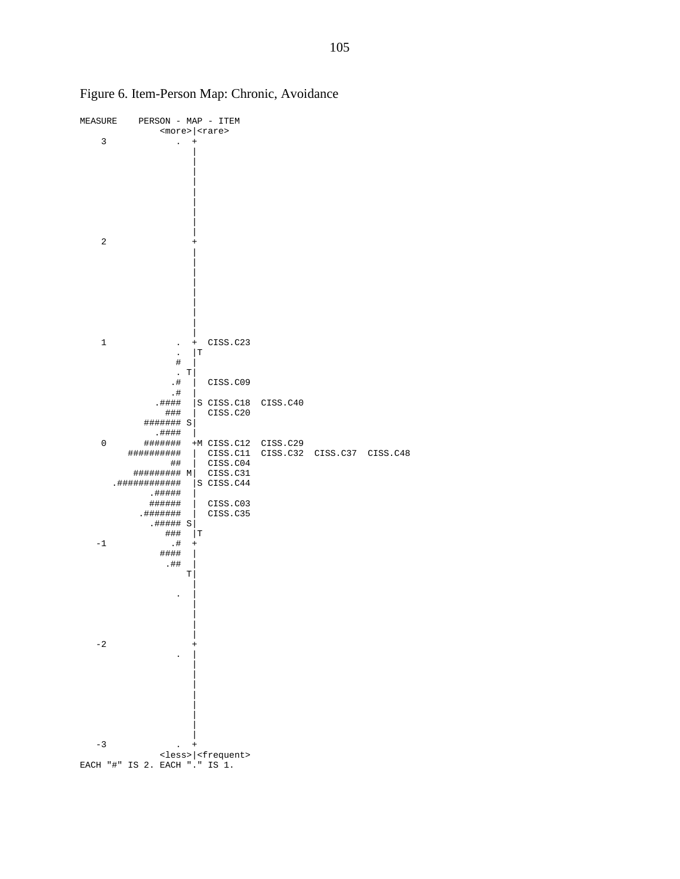Figure 6. Item-Person Map: Chronic, Avoidance

```
MEASURE    PERSON - MAP - ITEM
              <more>|<rare>
    3             .  +
                     |
                     |
                     |
                     |
                     |
                     |
                     |
                     |
                     |
    2                +
                     |
                     |
                     |
                     |
                     |
                     |
                     |
                     |
                     |
    1             .  +  CISS.C23
                  .  |T
                 #   |
                  . T|
                 .#  |  CISS.C09
                 .#  |
              .####  |S CISS.C18  CISS.C40
                ###  |  CISS.C20
            ####### S|
              .####  |
    0       #######  +M CISS.C12  CISS.C29
         ##########  |  CISS.C11  CISS.C32  CISS.C37  CISS.C48
                 ##  |  CISS.C04
          ######### M|  CISS.C31
      .############  |S CISS.C44
             .#####  |
             ######  |  CISS.C03
           .#######  |  CISS.C35
             .##### S|
                ###  |T
   -1            .#  +
               ####  |
                .##  |
                    T|
                     |
                  .  |
                     |
                     |
                     |
                     |
   -2                +
                  .  |
                     |
                     |
                     |
                     |
                     |
                     |
                     |
                     |
   -3             .  +
              <less>|<frequent>
EACH "#" IS 2. EACH "." IS 1.
```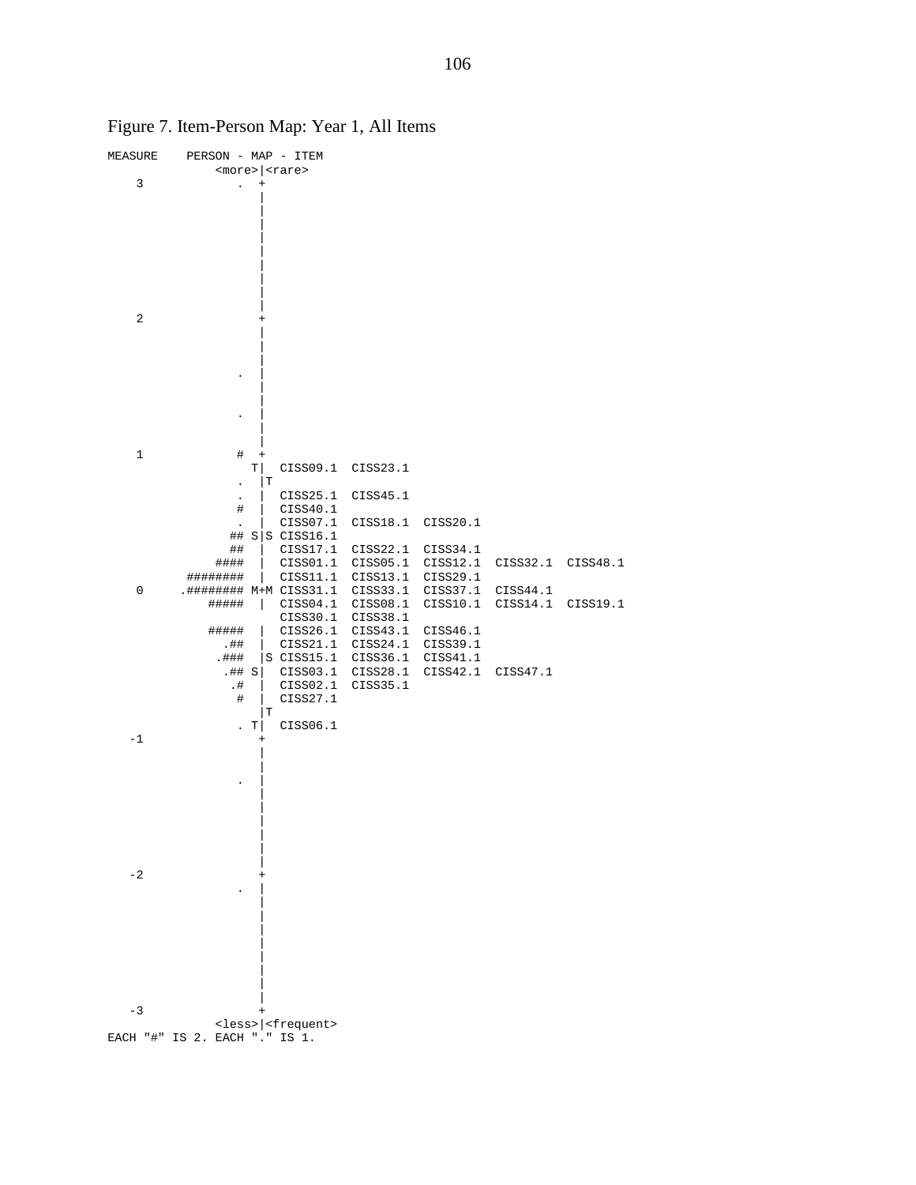Figure 7. Item-Person Map: Year 1, All Items

```
MEASURE    PERSON - MAP - ITEM
              <more>|<rare>
    3            .  +
                    |
                    |
                    |
                    |
                    |
                    |
                    |
                    |
                    |
    2               +
                    |
                    |
                    |
                 .  |
                    |
                    |
                 .  |
                    |
                    |
    1            #  +
                  T|  CISS09.1  CISS23.1
                 .  |T
                 .  |  CISS25.1  CISS45.1
                 #  |  CISS40.1
                 .  |  CISS07.1  CISS18.1  CISS20.1
                ## S|S CISS16.1
                ##  |  CISS17.1  CISS22.1  CISS34.1
              ####  |  CISS01.1  CISS05.1  CISS12.1  CISS32.1  CISS48.1
          ########  |  CISS11.1  CISS13.1  CISS29.1
    0    .######## M+M CISS31.1  CISS33.1  CISS37.1  CISS44.1
             #####  |  CISS04.1  CISS08.1  CISS10.1  CISS14.1  CISS19.1
                       CISS30.1  CISS38.1
             #####  |  CISS26.1  CISS43.1  CISS46.1
               .##  |  CISS21.1  CISS24.1  CISS39.1
              .###  |S CISS15.1  CISS36.1  CISS41.1
               .## S|  CISS03.1  CISS28.1  CISS42.1  CISS47.1
                .#  |  CISS02.1  CISS35.1
                 #  |  CISS27.1
                    |T
               . T|  CISS06.1
   -1               +
                    |
                    |
                 .  |
                    |
                    |
                    |
                    |
                    |
                    |
   -2               +
                 .  |
                    |
                    |
                    |
                    |
                    |
                    |
                    |
                    |
   -3               +
              <less>|<frequent>
EACH "#" IS 2. EACH "." IS 1.
```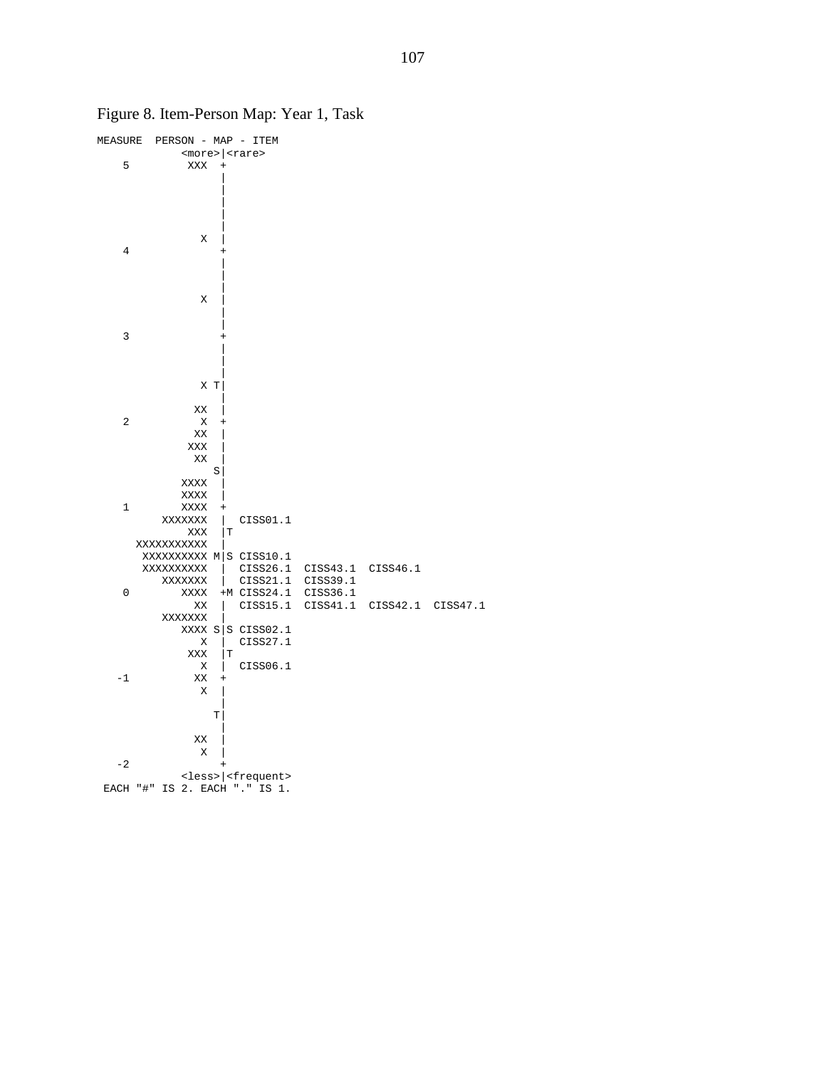Figure 8. Item-Person Map: Year 1, Task

```
MEASURE  PERSON - MAP - ITEM
              <more>|<rare>
    5          XXX  +
                    |
                    |
                    |
                    |
                    |
                 X  |
    4               +
                    |
                    |
                    |
                 X  |
                    |
                    |
    3               +
                    |
                    |
                    |
                 X T|
                    |
                XX  |
    2            X  +
                XX  |
               XXX  |
                XX  |
                  S|
              XXXX  |
              XXXX  |
    1         XXXX  +
           XXXXXXX  |  CISS01.1
               XXX  |T
       XXXXXXXXXXX  |
        XXXXXXXXXX M|S CISS10.1
        XXXXXXXXXX  |  CISS26.1  CISS43.1  CISS46.1
           XXXXXXX  |  CISS21.1  CISS39.1
    0         XXXX  +M CISS24.1  CISS36.1
                XX  |  CISS15.1  CISS41.1  CISS42.1  CISS47.1
           XXXXXXX  |
              XXXX S|S CISS02.1
                 X  |  CISS27.1
               XXX  |T
                 X  |  CISS06.1
   -1           XX  +
                 X  |
                    |
                   T|
                    |
                XX  |
                 X  |
   -2               +
              <less>|<frequent>
 EACH "#" IS 2. EACH "." IS 1.
```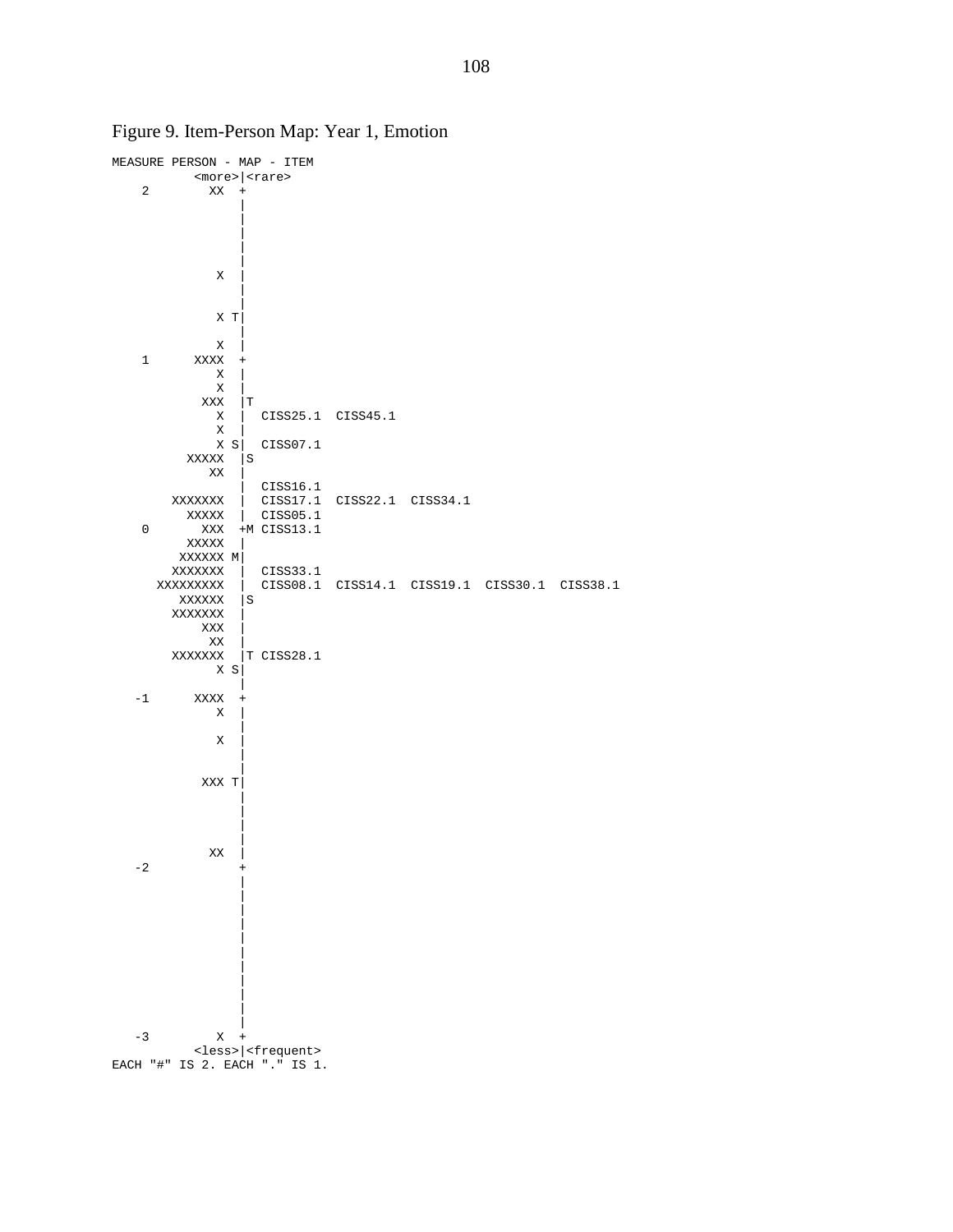Figure 9. Item-Person Map: Year 1, Emotion

```
MEASURE PERSON - MAP - ITEM
          <more>|<rare>
    2        XX  +
                 |
                 |
                 |
                 |
                 |
              X  |
                 |
                 |
              X T|
                 |
              X  |
    1      XXXX  +
              X  |
              X  |
            XXX  |T
              X  |  CISS25.1  CISS45.1
              X  |
              X S|  CISS07.1
          XXXXX  |S
             XX  |
                 |  CISS16.1
        XXXXXXX  |  CISS17.1  CISS22.1  CISS34.1
          XXXXX  |  CISS05.1
    0       XXX  +M CISS13.1
          XXXXX  |
         XXXXXX M|
        XXXXXXX  |  CISS33.1
      XXXXXXXXX  |  CISS08.1  CISS14.1  CISS19.1  CISS30.1  CISS38.1
         XXXXXX  |S
        XXXXXXX  |
            XXX  |
             XX  |
        XXXXXXX  |T CISS28.1
              X S|
                 |
   -1      XXXX  +
              X  |
                 |
              X  |
                 |
                 |
            XXX T|
                 |
                 |
                 |
                 |
             XX  |
   -2            +
                 |
                 |
                 |
                 |
                 |
                 |
                 |
                 |
                 |
                 |
   -3         X  +
          <less>|<frequent>
EACH "#" IS 2. EACH "." IS 1.
```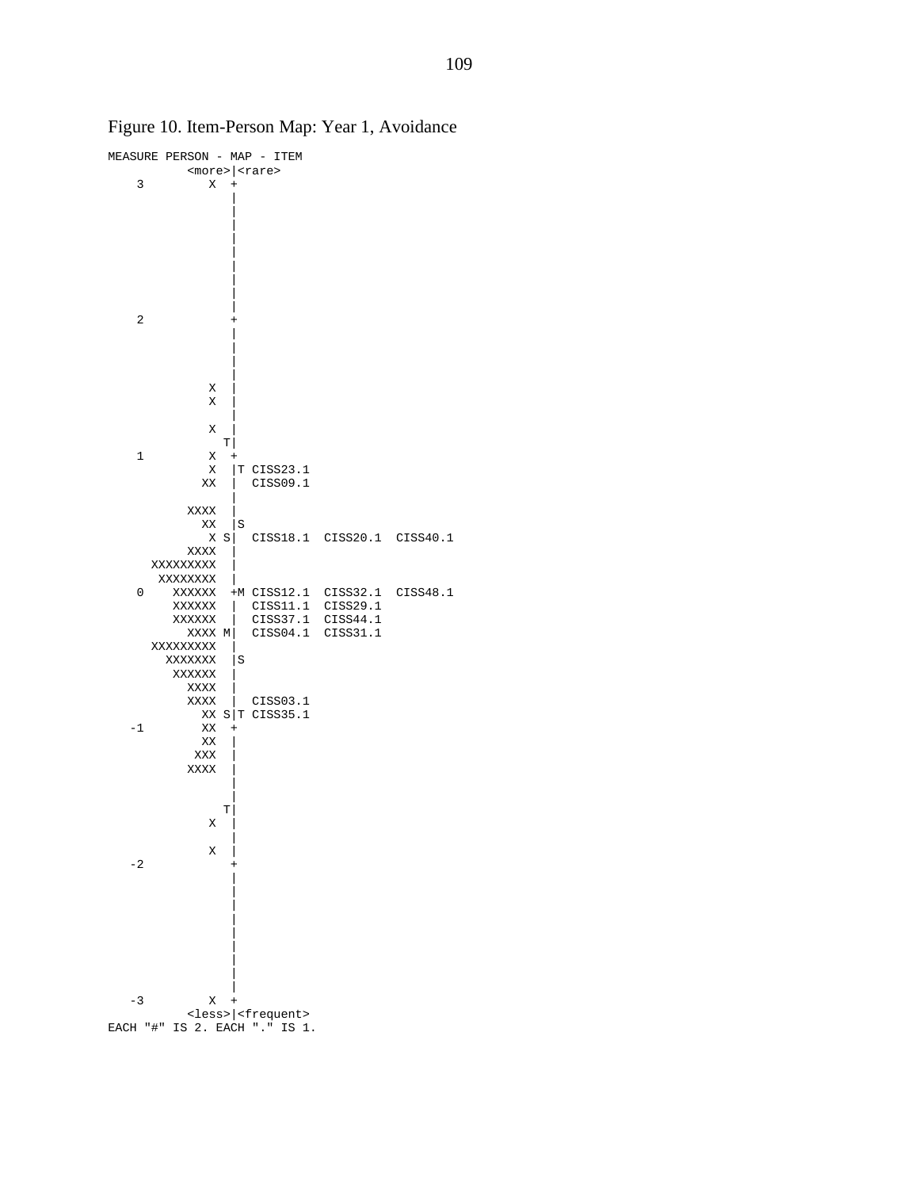Figure 10. Item-Person Map: Year 1, Avoidance

```
MEASURE PERSON - MAP - ITEM
           <more>|<rare>
    3           X  +
                   |
                   |
                   |
                   |
                   |
                   |
                   |
                   |
                   |
    2              +
                   |
                   |
                   |
                   |
                X  |
                X  |
                   |
                X  |
                  T|
    1           X  +
                X  |T CISS23.1
               XX  |  CISS09.1
                   |
             XXXX  |
               XX  |S
                X S|  CISS18.1  CISS20.1  CISS40.1
             XXXX  |
        XXXXXXXXX  |
         XXXXXXXX  |
    0      XXXXXX  +M CISS12.1  CISS32.1  CISS48.1
           XXXXXX  |  CISS11.1  CISS29.1
           XXXXXX  |  CISS37.1  CISS44.1
             XXXX M|  CISS04.1  CISS31.1
        XXXXXXXXX  |
          XXXXXXX  |S
           XXXXXX  |
             XXXX  |
             XXXX  |  CISS03.1
               XX S|T CISS35.1
   -1          XX  +
               XX  |
              XXX  |
             XXXX  |
                   |
                   |
                  T|
                X  |
                   |
                X  |
   -2              +
                   |
                   |
                   |
                   |
                   |
                   |
                   |
                   |
                   |
   -3           X  +
           <less>|<frequent>
EACH "#" IS 2. EACH "." IS 1.
```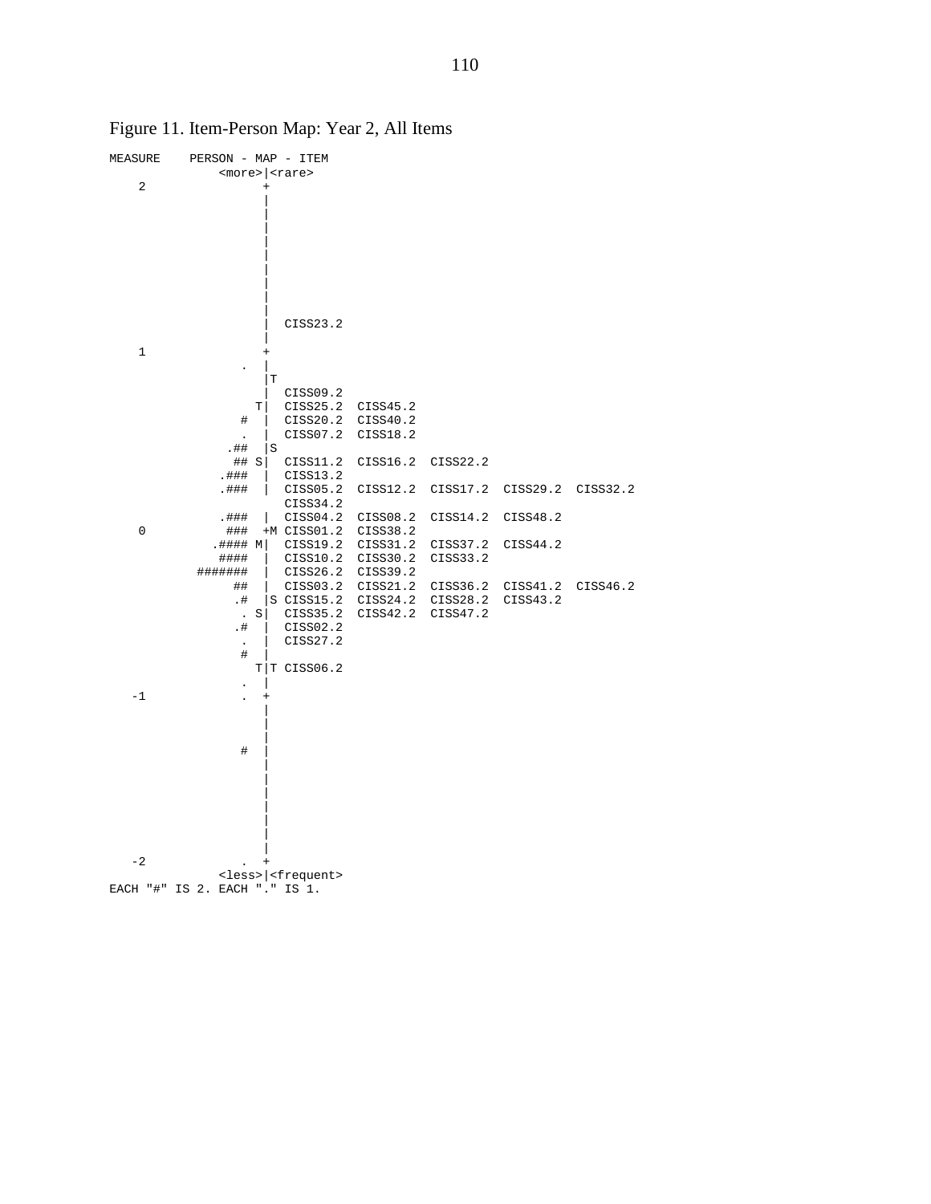Figure 11. Item-Person Map: Year 2, All Items

```
MEASURE    PERSON - MAP - ITEM
              <more>|<rare>
    2               +
                    |
                    |
                    |
                    |
                    |
                    |
                    |
                    |
                    |
                    |  CISS23.2
                    |
    1               +
                .   |
                    |T
                    |  CISS09.2
                   T|  CISS25.2  CISS45.2
                #   |  CISS20.2  CISS40.2
                .   |  CISS07.2  CISS18.2
              .##   |S
               ## S|  CISS11.2  CISS16.2  CISS22.2
             .###   |  CISS13.2
             .###   |  CISS05.2  CISS12.2  CISS17.2  CISS29.2  CISS32.2
                       CISS34.2
             .###   |  CISS04.2  CISS08.2  CISS14.2  CISS48.2
    0         ###   +M CISS01.2  CISS38.2
           .#### M|  CISS19.2  CISS31.2  CISS37.2  CISS44.2
             ####   |  CISS10.2  CISS30.2  CISS33.2
          #######   |  CISS26.2  CISS39.2
               ##   |  CISS03.2  CISS21.2  CISS36.2  CISS41.2  CISS46.2
               .#   |S CISS15.2  CISS24.2  CISS28.2  CISS43.2
                . S|  CISS35.2  CISS42.2  CISS47.2
               .#   |  CISS02.2
                .   |  CISS27.2
                #   |
                   T|T CISS06.2
                .   |
   -1           .   +
                    |
                    |
                    |
                #   |
                    |
                    |
                    |
                    |
                    |
                    |
                    |
   -2           .   +
              <less>|<frequent>
EACH "#" IS 2. EACH "." IS 1.
```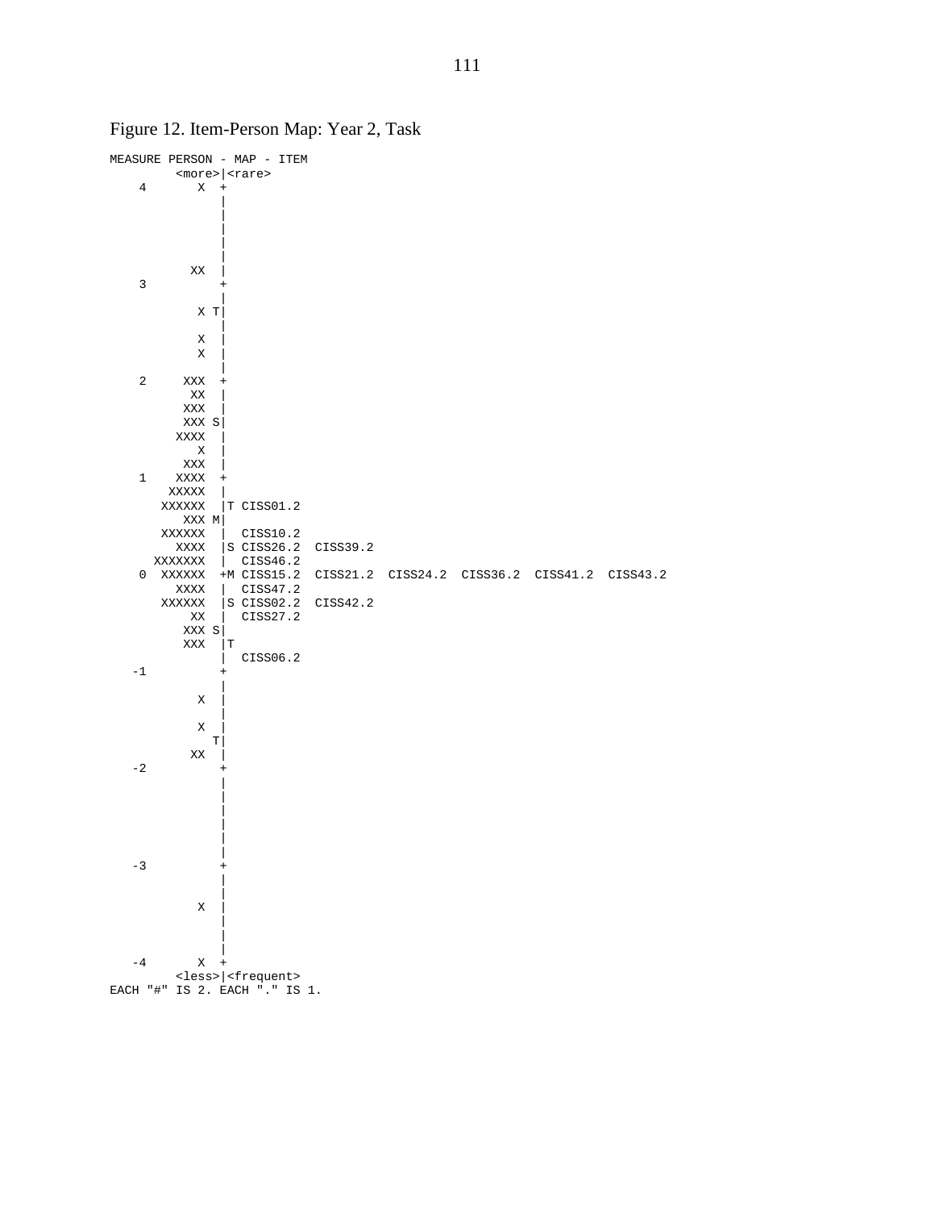Figure 12. Item-Person Map: Year 2, Task

```
MEASURE PERSON - MAP - ITEM
          <more>|<rare>
    4        X  +
                |
                |
                |
                |
                |
            XX  |
    3           +
                |
           X T|
                |
           X  |
           X  |
                |
    2      XXX  +
            XX  |
           XXX  |
           XXX S|
          XXXX  |
             X  |
           XXX  |
    1     XXXX  +
         XXXXX  |
        XXXXXX  |T CISS01.2
           XXX M|
        XXXXXX  |  CISS10.2
          XXXX  |S CISS26.2  CISS39.2
       XXXXXXX  |  CISS46.2
    0   XXXXXX  +M CISS15.2  CISS21.2  CISS24.2  CISS36.2  CISS41.2  CISS43.2
          XXXX  |  CISS47.2
        XXXXXX  |S CISS02.2  CISS42.2
            XX  |  CISS27.2
           XXX S|
           XXX  |T
                |  CISS06.2
   -1           +
                |
             X  |
                |
             X  |
              T|
            XX  |
   -2           +
                |
                |
                |
                |
                |
                |
   -3           +
                |
                |
             X  |
                |
                |
                |
   -4        X  +
          <less>|<frequent>
EACH "#" IS 2. EACH "." IS 1.
```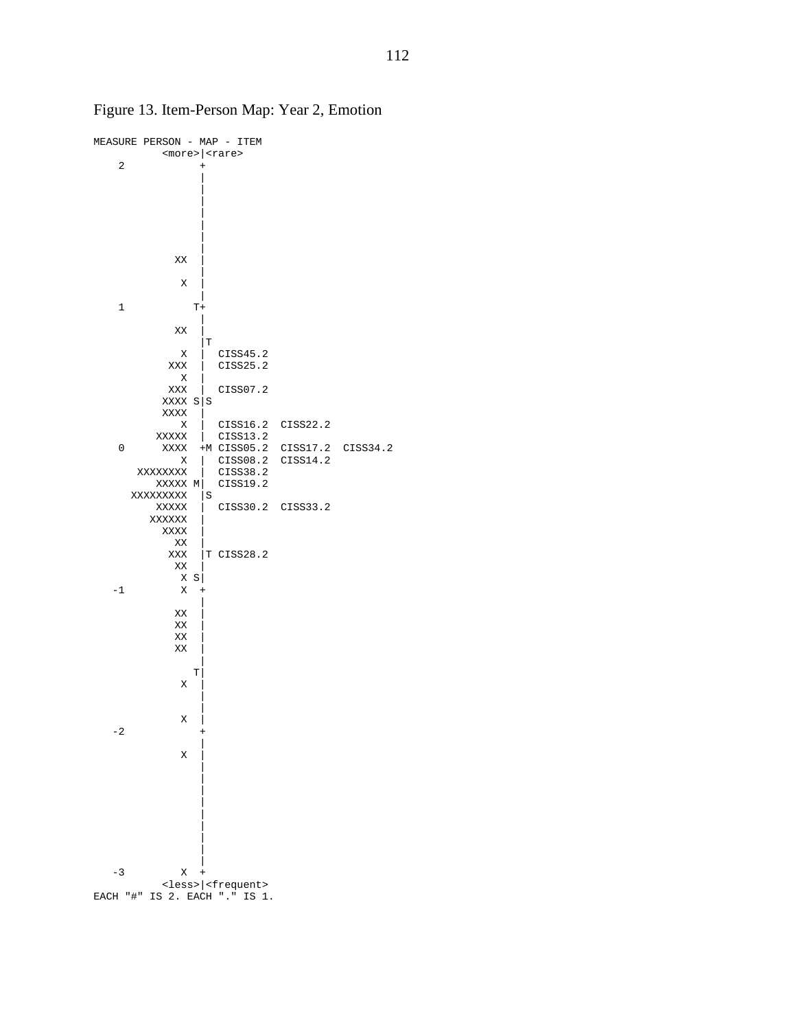Figure 13. Item-Person Map: Year 2, Emotion

```
MEASURE PERSON - MAP - ITEM
           <more>|<rare>
    2            +
                 |
                 |
                 |
                 |
                 |
                 |
                 |
             XX  |
                 |
              X  |
                 |
    1           T+
                 |
             XX  |
                 |T
              X  |  CISS45.2
            XXX  |  CISS25.2
              X  |
            XXX  |  CISS07.2
           XXXX S|S
           XXXX  |
              X  |  CISS16.2  CISS22.2
          XXXXX  |  CISS13.2
    0      XXXX  +M CISS05.2  CISS17.2  CISS34.2
              X  |  CISS08.2  CISS14.2
       XXXXXXXX  |  CISS38.2
          XXXXX M|  CISS19.2
      XXXXXXXXX  |S
          XXXXX  |  CISS30.2  CISS33.2
         XXXXXX  |
           XXXX  |
             XX  |
            XXX  |T CISS28.2
             XX  |
              X S|
   -1         X  +
                 |
             XX  |
             XX  |
             XX  |
             XX  |
                 |
                T|
              X  |
                 |
                 |
              X  |
   -2            +
                 |
              X  |
                 |
                 |
                 |
                 |
                 |
                 |
                 |
                 |
   -3         X  +
           <less>|<frequent>
EACH "#" IS 2. EACH "." IS 1.
```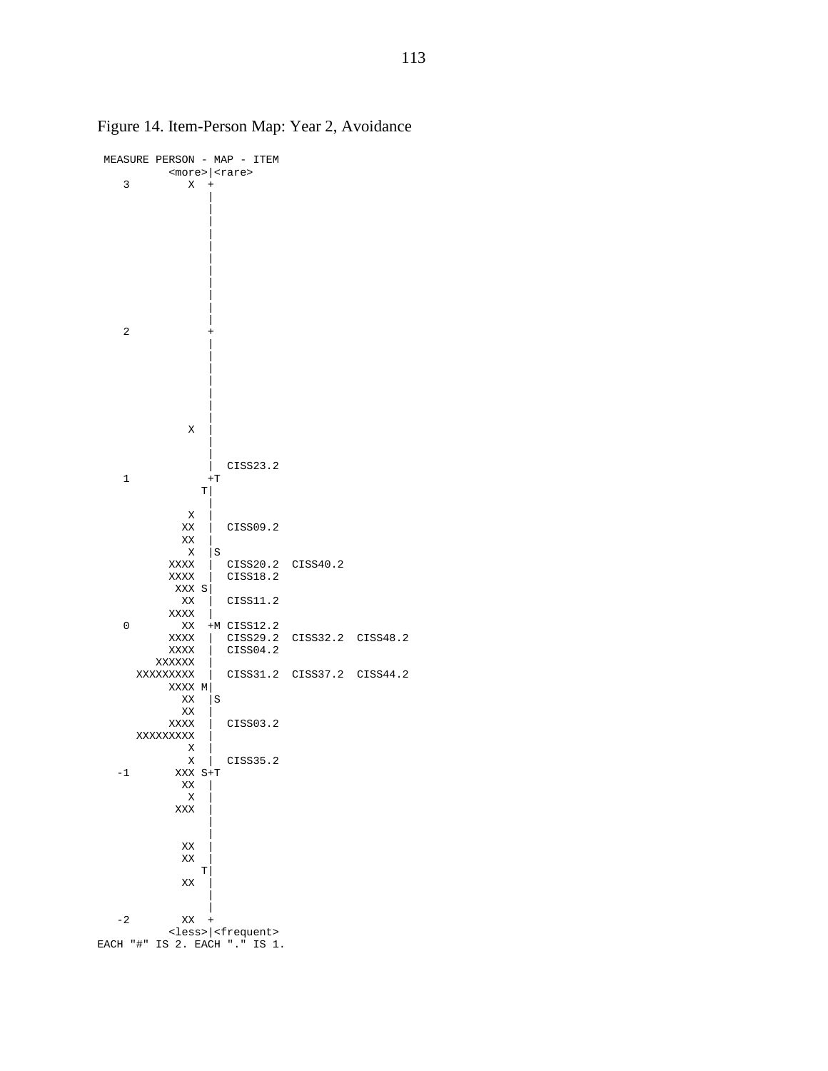Figure 14. Item-Person Map: Year 2, Avoidance

```
 MEASURE PERSON - MAP - ITEM
          <more>|<rare>
    3        X  +
                |
                |
                |
                |
                |
                |
                |
                |
                |
                |
                |
    2           +
                |
                |
                |
                |
                |
                |
                |
                |
             X  |
                |
                |
                |  CISS23.2
    1           +T
               T|
                |
             X  |
            XX  |  CISS09.2
            XX  |
             X  |S
          XXXX  |  CISS20.2  CISS40.2
          XXXX  |  CISS18.2
           XXX S|
            XX  |  CISS11.2
          XXXX  |
    0       XX  +M CISS12.2
          XXXX  |  CISS29.2  CISS32.2  CISS48.2
          XXXX  |  CISS04.2
        XXXXXX  |
     XXXXXXXXX  |  CISS31.2  CISS37.2  CISS44.2
          XXXX M|
            XX  |S
            XX  |
          XXXX  |  CISS03.2
     XXXXXXXXX  |
             X  |
             X  |  CISS35.2
   -1      XXX S+T
            XX  |
             X  |
           XXX  |
                |
                |
            XX  |
            XX  |
               T|
            XX  |
                |
                |
   -2       XX  +
          <less>|<frequent>
EACH "#" IS 2. EACH "." IS 1.
```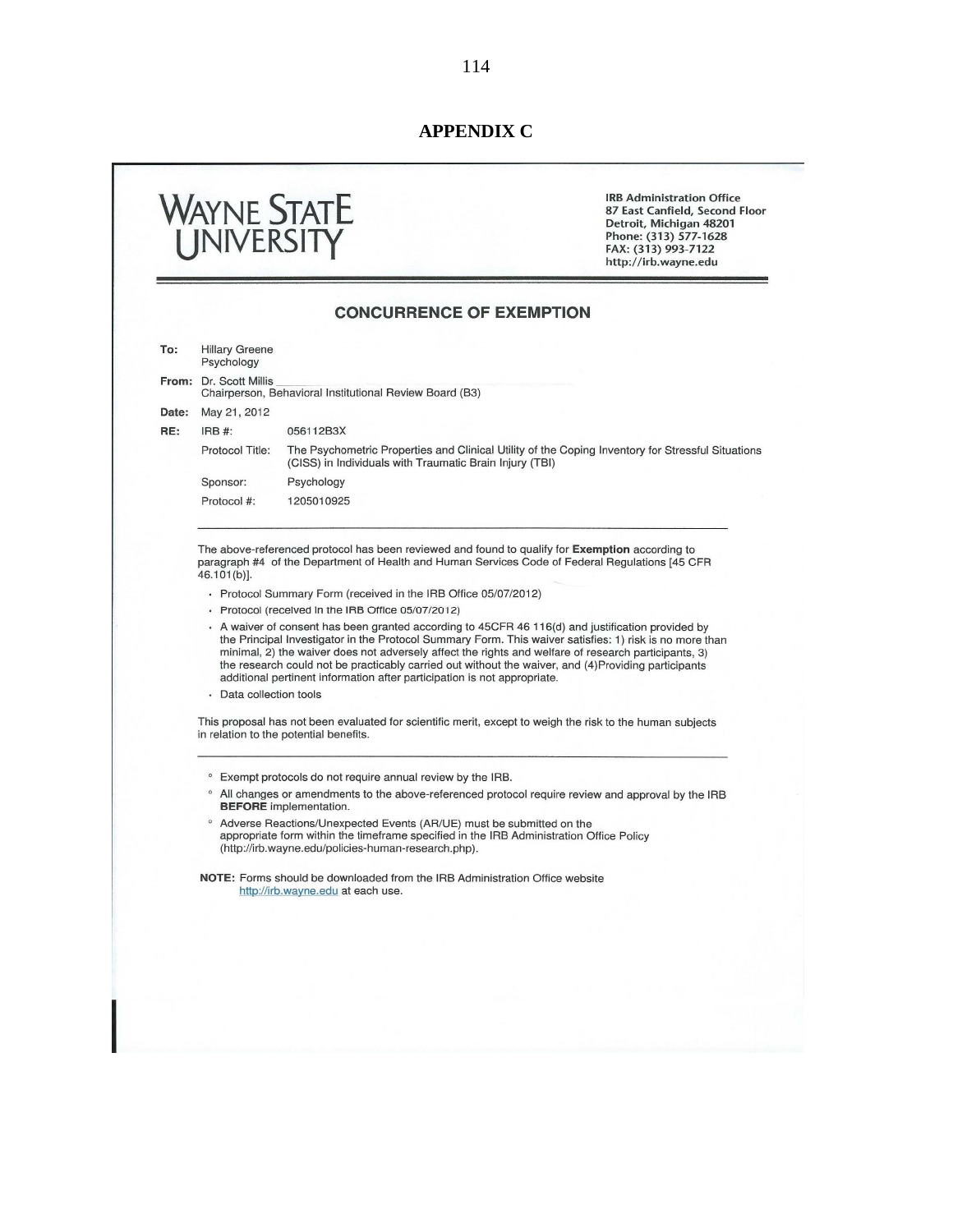# APPENDIX C

**WAYNE STATE UNIVERSITY**

**IRB Administration Office**
**87 East Canfield, Second Floor**
**Detroit, Michigan 48201**
**Phone: (313) 577-1628**
**FAX: (313) 993-7122**
**http://irb.wayne.edu**

## CONCURRENCE OF EXEMPTION

**To:** Hillary Greene
Psychology

**From:** Dr. Scott Millis
Chairperson, Behavioral Institutional Review Board (B3)

**Date:** May 21, 2012

**RE:** IRB #: 056112B3X

Protocol Title: The Psychometric Properties and Clinical Utility of the Coping Inventory for Stressful Situations (CISS) in Individuals with Traumatic Brain Injury (TBI)

Sponsor: Psychology

Protocol #: 1205010925

---

The above-referenced protocol has been reviewed and found to qualify for **Exemption** according to paragraph #4 of the Department of Health and Human Services Code of Federal Regulations [45 CFR 46.101(b)].

- Protocol Summary Form (received in the IRB Office 05/07/2012)
- Protocol (received in the IRB Office 05/07/2012)
- A waiver of consent has been granted according to 45CFR 46 116(d) and justification provided by the Principal Investigator in the Protocol Summary Form. This waiver satisfies: 1) risk is no more than minimal, 2) the waiver does not adversely affect the rights and welfare of research participants, 3) the research could not be practicably carried out without the waiver, and (4)Providing participants additional pertinent information after participation is not appropriate.
- Data collection tools

This proposal has not been evaluated for scientific merit, except to weigh the risk to the human subjects in relation to the potential benefits.

---

- Exempt protocols do not require annual review by the IRB.
- All changes or amendments to the above-referenced protocol require review and approval by the IRB **BEFORE** implementation.
- Adverse Reactions/Unexpected Events (AR/UE) must be submitted on the appropriate form within the timeframe specified in the IRB Administration Office Policy (http://irb.wayne.edu/policies-human-research.php).

**NOTE:** Forms should be downloaded from the IRB Administration Office website http://irb.wayne.edu at each use.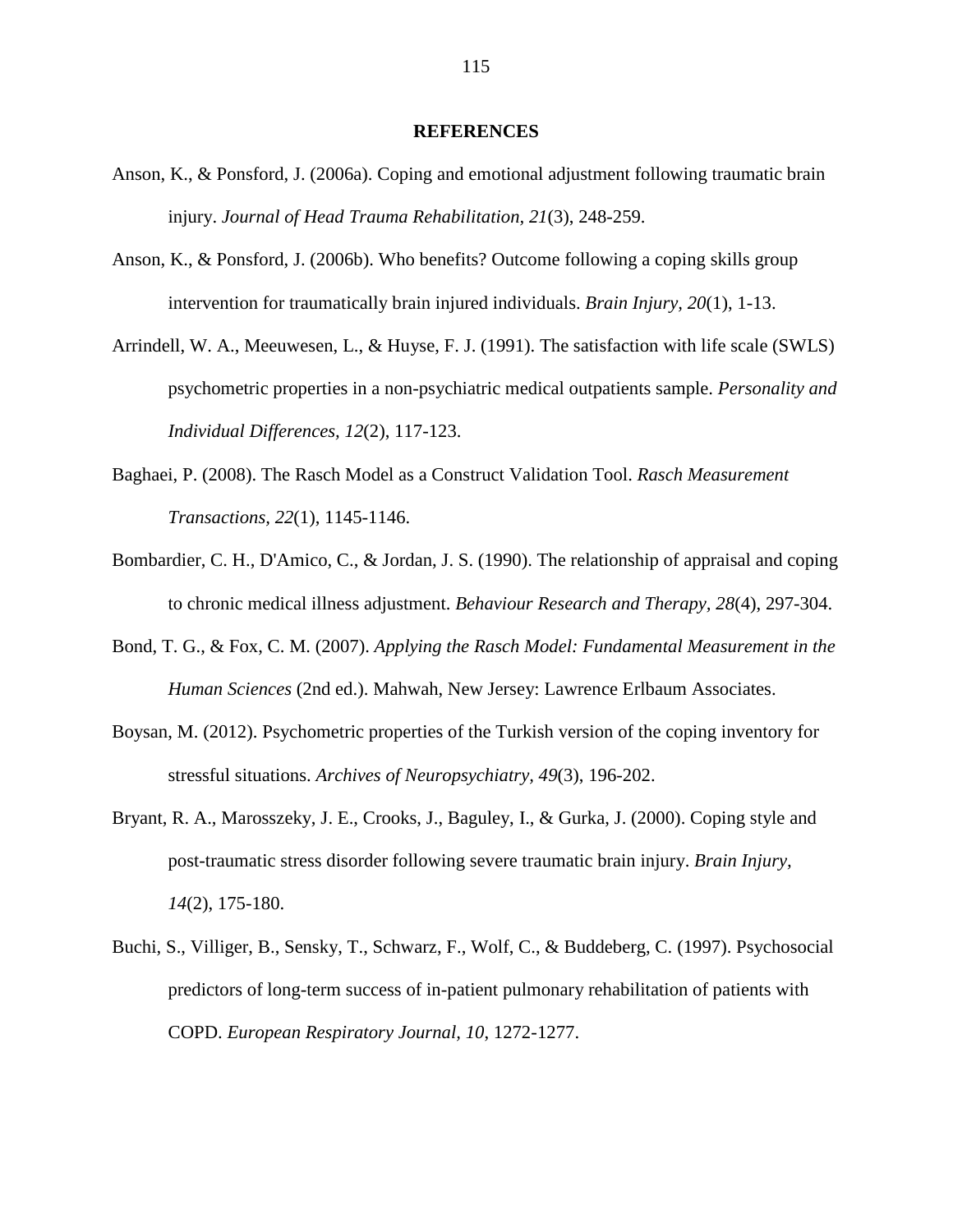## REFERENCES

Anson, K., & Ponsford, J. (2006a). Coping and emotional adjustment following traumatic brain injury. *Journal of Head Trauma Rehabilitation, 21*(3), 248-259.

Anson, K., & Ponsford, J. (2006b). Who benefits? Outcome following a coping skills group intervention for traumatically brain injured individuals. *Brain Injury, 20*(1), 1-13.

Arrindell, W. A., Meeuwesen, L., & Huyse, F. J. (1991). The satisfaction with life scale (SWLS) psychometric properties in a non-psychiatric medical outpatients sample. *Personality and Individual Differences, 12*(2), 117-123.

Baghaei, P. (2008). The Rasch Model as a Construct Validation Tool. *Rasch Measurement Transactions, 22*(1), 1145-1146.

Bombardier, C. H., D'Amico, C., & Jordan, J. S. (1990). The relationship of appraisal and coping to chronic medical illness adjustment. *Behaviour Research and Therapy, 28*(4), 297-304.

Bond, T. G., & Fox, C. M. (2007). *Applying the Rasch Model: Fundamental Measurement in the Human Sciences* (2nd ed.). Mahwah, New Jersey: Lawrence Erlbaum Associates.

Boysan, M. (2012). Psychometric properties of the Turkish version of the coping inventory for stressful situations. *Archives of Neuropsychiatry, 49*(3), 196-202.

Bryant, R. A., Marosszeky, J. E., Crooks, J., Baguley, I., & Gurka, J. (2000). Coping style and post-traumatic stress disorder following severe traumatic brain injury. *Brain Injury, 14*(2), 175-180.

Buchi, S., Villiger, B., Sensky, T., Schwarz, F., Wolf, C., & Buddeberg, C. (1997). Psychosocial predictors of long-term success of in-patient pulmonary rehabilitation of patients with COPD. *European Respiratory Journal, 10*, 1272-1277.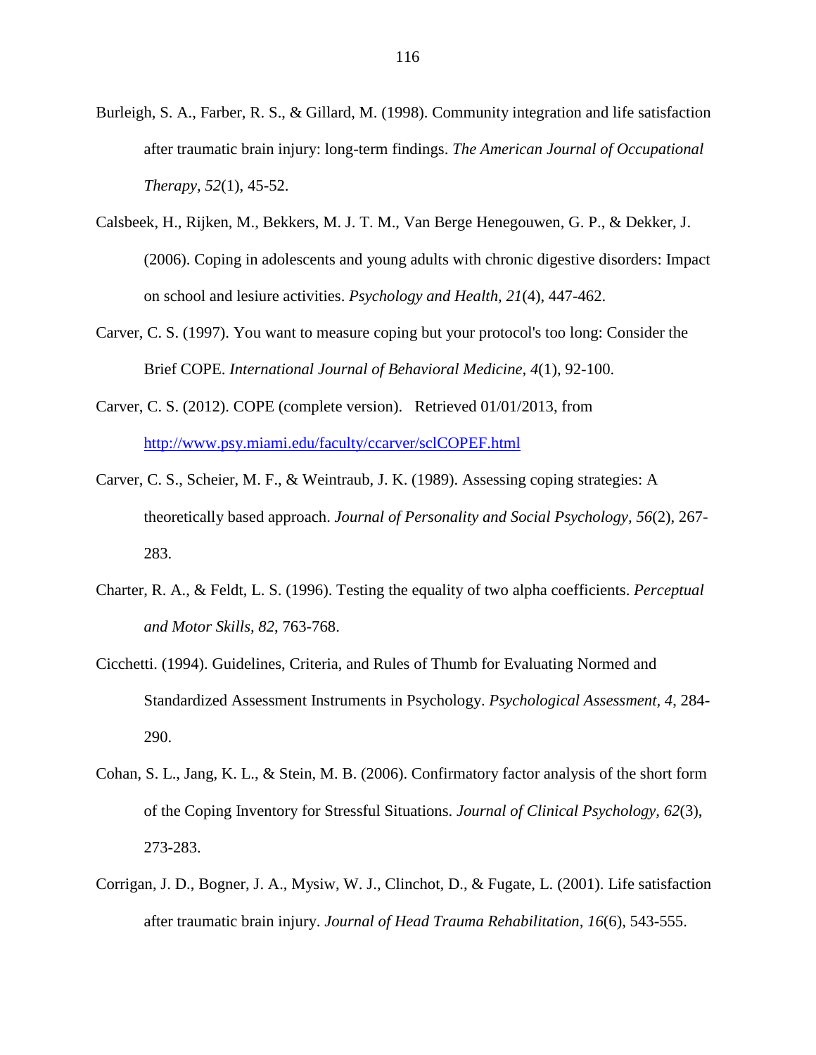Burleigh, S. A., Farber, R. S., & Gillard, M. (1998). Community integration and life satisfaction after traumatic brain injury: long-term findings. *The American Journal of Occupational Therapy, 52*(1), 45-52.

Calsbeek, H., Rijken, M., Bekkers, M. J. T. M., Van Berge Henegouwen, G. P., & Dekker, J. (2006). Coping in adolescents and young adults with chronic digestive disorders: Impact on school and lesiure activities. *Psychology and Health, 21*(4), 447-462.

Carver, C. S. (1997). You want to measure coping but your protocol's too long: Consider the Brief COPE. *International Journal of Behavioral Medicine, 4*(1), 92-100.

Carver, C. S. (2012). COPE (complete version). Retrieved 01/01/2013, from http://www.psy.miami.edu/faculty/ccarver/sclCOPEF.html

Carver, C. S., Scheier, M. F., & Weintraub, J. K. (1989). Assessing coping strategies: A theoretically based approach. *Journal of Personality and Social Psychology, 56*(2), 267-283.

Charter, R. A., & Feldt, L. S. (1996). Testing the equality of two alpha coefficients. *Perceptual and Motor Skills, 82*, 763-768.

Cicchetti. (1994). Guidelines, Criteria, and Rules of Thumb for Evaluating Normed and Standardized Assessment Instruments in Psychology. *Psychological Assessment, 4*, 284-290.

Cohan, S. L., Jang, K. L., & Stein, M. B. (2006). Confirmatory factor analysis of the short form of the Coping Inventory for Stressful Situations. *Journal of Clinical Psychology, 62*(3), 273-283.

Corrigan, J. D., Bogner, J. A., Mysiw, W. J., Clinchot, D., & Fugate, L. (2001). Life satisfaction after traumatic brain injury. *Journal of Head Trauma Rehabilitation, 16*(6), 543-555.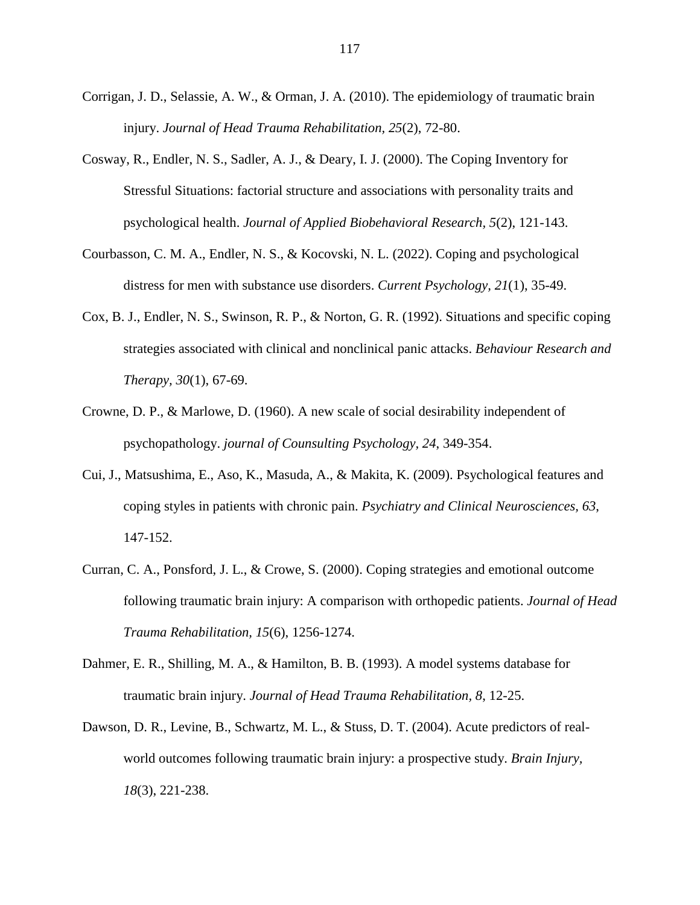Corrigan, J. D., Selassie, A. W., & Orman, J. A. (2010). The epidemiology of traumatic brain injury. *Journal of Head Trauma Rehabilitation, 25*(2), 72-80.

Cosway, R., Endler, N. S., Sadler, A. J., & Deary, I. J. (2000). The Coping Inventory for Stressful Situations: factorial structure and associations with personality traits and psychological health. *Journal of Applied Biobehavioral Research, 5*(2), 121-143.

Courbasson, C. M. A., Endler, N. S., & Kocovski, N. L. (2022). Coping and psychological distress for men with substance use disorders. *Current Psychology, 21*(1), 35-49.

Cox, B. J., Endler, N. S., Swinson, R. P., & Norton, G. R. (1992). Situations and specific coping strategies associated with clinical and nonclinical panic attacks. *Behaviour Research and Therapy, 30*(1), 67-69.

Crowne, D. P., & Marlowe, D. (1960). A new scale of social desirability independent of psychopathology. *journal of Counsulting Psychology, 24*, 349-354.

Cui, J., Matsushima, E., Aso, K., Masuda, A., & Makita, K. (2009). Psychological features and coping styles in patients with chronic pain. *Psychiatry and Clinical Neurosciences, 63*, 147-152.

Curran, C. A., Ponsford, J. L., & Crowe, S. (2000). Coping strategies and emotional outcome following traumatic brain injury: A comparison with orthopedic patients. *Journal of Head Trauma Rehabilitation, 15*(6), 1256-1274.

Dahmer, E. R., Shilling, M. A., & Hamilton, B. B. (1993). A model systems database for traumatic brain injury. *Journal of Head Trauma Rehabilitation, 8*, 12-25.

Dawson, D. R., Levine, B., Schwartz, M. L., & Stuss, D. T. (2004). Acute predictors of real-world outcomes following traumatic brain injury: a prospective study. *Brain Injury, 18*(3), 221-238.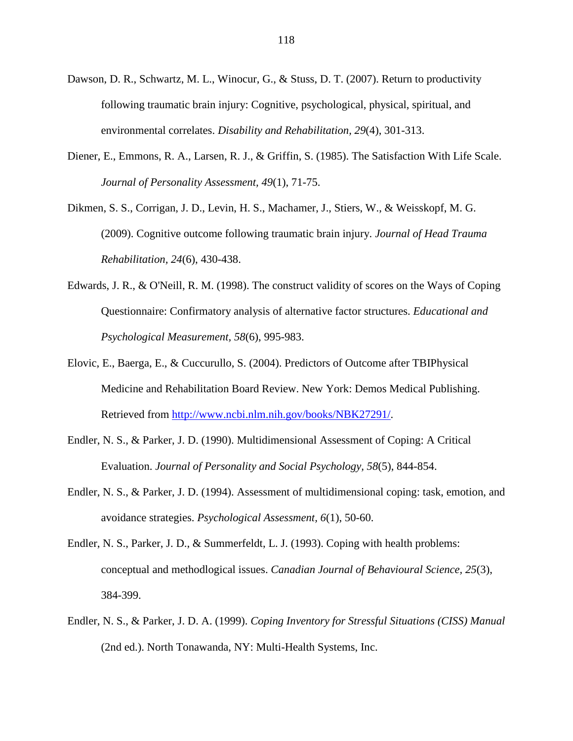Dawson, D. R., Schwartz, M. L., Winocur, G., & Stuss, D. T. (2007). Return to productivity following traumatic brain injury: Cognitive, psychological, physical, spiritual, and environmental correlates. *Disability and Rehabilitation, 29*(4), 301-313.

Diener, E., Emmons, R. A., Larsen, R. J., & Griffin, S. (1985). The Satisfaction With Life Scale. *Journal of Personality Assessment, 49*(1), 71-75.

Dikmen, S. S., Corrigan, J. D., Levin, H. S., Machamer, J., Stiers, W., & Weisskopf, M. G. (2009). Cognitive outcome following traumatic brain injury. *Journal of Head Trauma Rehabilitation, 24*(6), 430-438.

Edwards, J. R., & O'Neill, R. M. (1998). The construct validity of scores on the Ways of Coping Questionnaire: Confirmatory analysis of alternative factor structures. *Educational and Psychological Measurement, 58*(6), 995-983.

Elovic, E., Baerga, E., & Cuccurullo, S. (2004). Predictors of Outcome after TBIPhysical Medicine and Rehabilitation Board Review. New York: Demos Medical Publishing. Retrieved from http://www.ncbi.nlm.nih.gov/books/NBK27291/.

Endler, N. S., & Parker, J. D. (1990). Multidimensional Assessment of Coping: A Critical Evaluation. *Journal of Personality and Social Psychology, 58*(5), 844-854.

Endler, N. S., & Parker, J. D. (1994). Assessment of multidimensional coping: task, emotion, and avoidance strategies. *Psychological Assessment, 6*(1), 50-60.

Endler, N. S., Parker, J. D., & Summerfeldt, L. J. (1993). Coping with health problems: conceptual and methodlogical issues. *Canadian Journal of Behavioural Science, 25*(3), 384-399.

Endler, N. S., & Parker, J. D. A. (1999). *Coping Inventory for Stressful Situations (CISS) Manual* (2nd ed.). North Tonawanda, NY: Multi-Health Systems, Inc.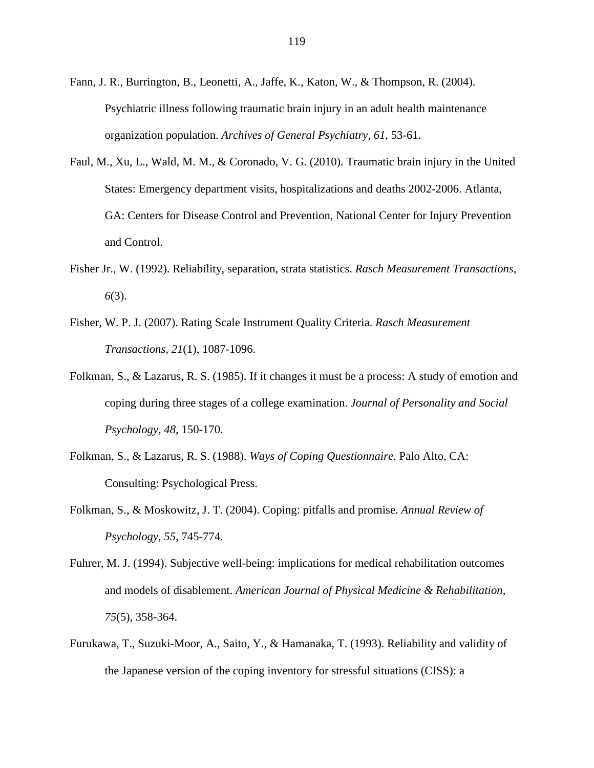Fann, J. R., Burrington, B., Leonetti, A., Jaffe, K., Katon, W., & Thompson, R. (2004). Psychiatric illness following traumatic brain injury in an adult health maintenance organization population. *Archives of General Psychiatry, 61*, 53-61.

Faul, M., Xu, L., Wald, M. M., & Coronado, V. G. (2010). Traumatic brain injury in the United States: Emergency department visits, hospitalizations and deaths 2002-2006. Atlanta, GA: Centers for Disease Control and Prevention, National Center for Injury Prevention and Control.

Fisher Jr., W. (1992). Reliability, separation, strata statistics. *Rasch Measurement Transactions, 6*(3).

Fisher, W. P. J. (2007). Rating Scale Instrument Quality Criteria. *Rasch Measurement Transactions, 21*(1), 1087-1096.

Folkman, S., & Lazarus, R. S. (1985). If it changes it must be a process: A study of emotion and coping during three stages of a college examination. *Journal of Personality and Social Psychology, 48*, 150-170.

Folkman, S., & Lazarus, R. S. (1988). *Ways of Coping Questionnaire*. Palo Alto, CA: Consulting: Psychological Press.

Folkman, S., & Moskowitz, J. T. (2004). Coping: pitfalls and promise. *Annual Review of Psychology, 55*, 745-774.

Fuhrer, M. J. (1994). Subjective well-being: implications for medical rehabilitation outcomes and models of disablement. *American Journal of Physical Medicine & Rehabilitation, 75*(5), 358-364.

Furukawa, T., Suzuki-Moor, A., Saito, Y., & Hamanaka, T. (1993). Reliability and validity of the Japanese version of the coping inventory for stressful situations (CISS): a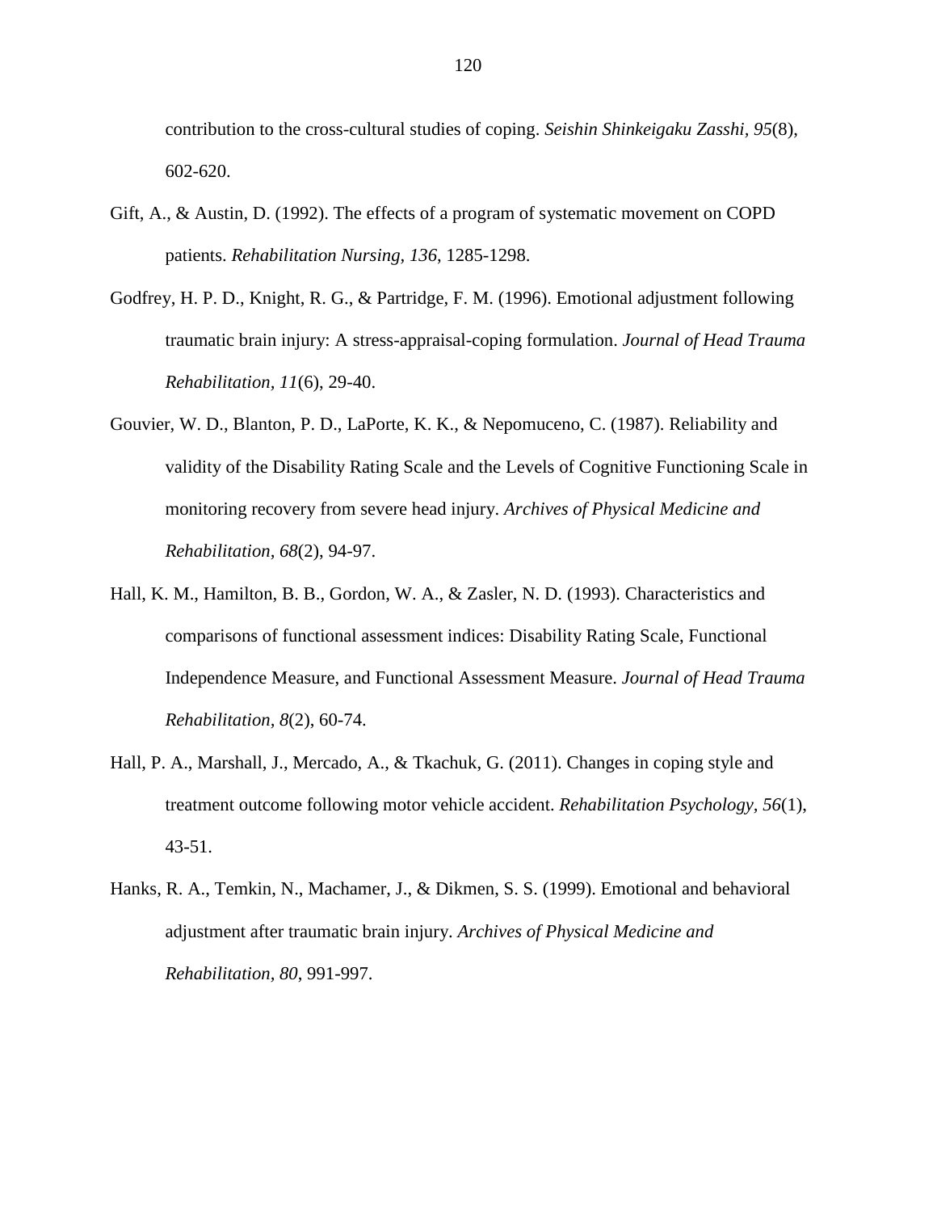contribution to the cross-cultural studies of coping. *Seishin Shinkeigaku Zasshi, 95*(8), 602-620.

Gift, A., & Austin, D. (1992). The effects of a program of systematic movement on COPD patients. *Rehabilitation Nursing, 136*, 1285-1298.

Godfrey, H. P. D., Knight, R. G., & Partridge, F. M. (1996). Emotional adjustment following traumatic brain injury: A stress-appraisal-coping formulation. *Journal of Head Trauma Rehabilitation, 11*(6), 29-40.

Gouvier, W. D., Blanton, P. D., LaPorte, K. K., & Nepomuceno, C. (1987). Reliability and validity of the Disability Rating Scale and the Levels of Cognitive Functioning Scale in monitoring recovery from severe head injury. *Archives of Physical Medicine and Rehabilitation, 68*(2), 94-97.

Hall, K. M., Hamilton, B. B., Gordon, W. A., & Zasler, N. D. (1993). Characteristics and comparisons of functional assessment indices: Disability Rating Scale, Functional Independence Measure, and Functional Assessment Measure. *Journal of Head Trauma Rehabilitation, 8*(2), 60-74.

Hall, P. A., Marshall, J., Mercado, A., & Tkachuk, G. (2011). Changes in coping style and treatment outcome following motor vehicle accident. *Rehabilitation Psychology, 56*(1), 43-51.

Hanks, R. A., Temkin, N., Machamer, J., & Dikmen, S. S. (1999). Emotional and behavioral adjustment after traumatic brain injury. *Archives of Physical Medicine and Rehabilitation, 80*, 991-997.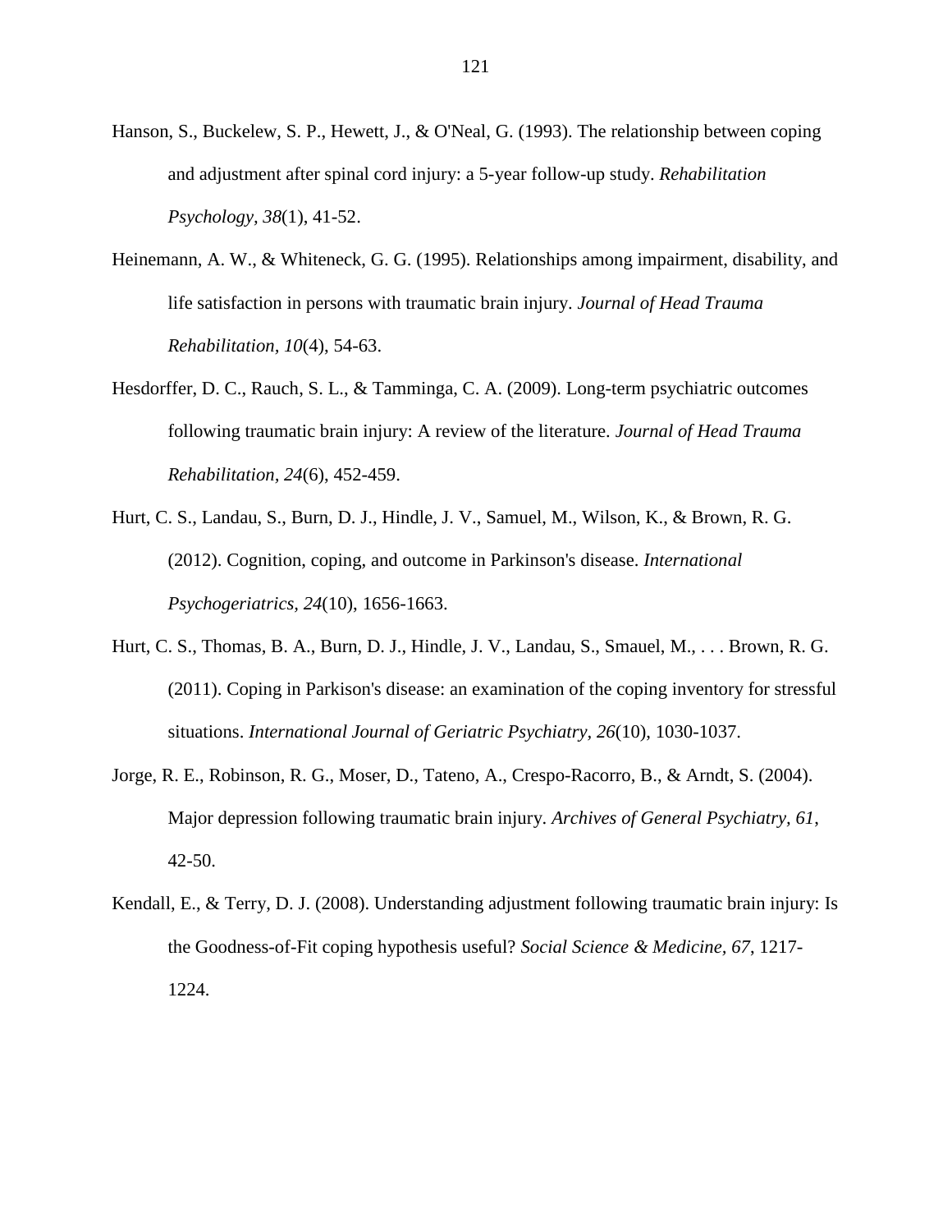Hanson, S., Buckelew, S. P., Hewett, J., & O'Neal, G. (1993). The relationship between coping and adjustment after spinal cord injury: a 5-year follow-up study. *Rehabilitation Psychology, 38*(1), 41-52.

Heinemann, A. W., & Whiteneck, G. G. (1995). Relationships among impairment, disability, and life satisfaction in persons with traumatic brain injury. *Journal of Head Trauma Rehabilitation, 10*(4), 54-63.

Hesdorffer, D. C., Rauch, S. L., & Tamminga, C. A. (2009). Long-term psychiatric outcomes following traumatic brain injury: A review of the literature. *Journal of Head Trauma Rehabilitation, 24*(6), 452-459.

Hurt, C. S., Landau, S., Burn, D. J., Hindle, J. V., Samuel, M., Wilson, K., & Brown, R. G. (2012). Cognition, coping, and outcome in Parkinson's disease. *International Psychogeriatrics, 24*(10), 1656-1663.

Hurt, C. S., Thomas, B. A., Burn, D. J., Hindle, J. V., Landau, S., Smauel, M., . . . Brown, R. G. (2011). Coping in Parkison's disease: an examination of the coping inventory for stressful situations. *International Journal of Geriatric Psychiatry, 26*(10), 1030-1037.

Jorge, R. E., Robinson, R. G., Moser, D., Tateno, A., Crespo-Racorro, B., & Arndt, S. (2004). Major depression following traumatic brain injury. *Archives of General Psychiatry, 61*, 42-50.

Kendall, E., & Terry, D. J. (2008). Understanding adjustment following traumatic brain injury: Is the Goodness-of-Fit coping hypothesis useful? *Social Science & Medicine, 67*, 1217-1224.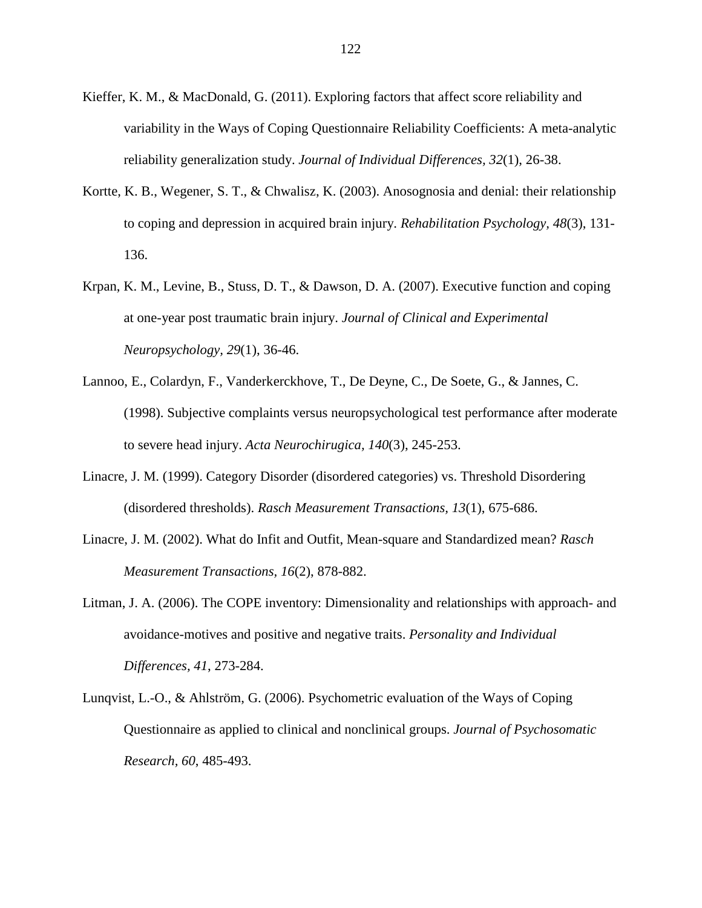Kieffer, K. M., & MacDonald, G. (2011). Exploring factors that affect score reliability and variability in the Ways of Coping Questionnaire Reliability Coefficients: A meta-analytic reliability generalization study. *Journal of Individual Differences, 32*(1), 26-38.

Kortte, K. B., Wegener, S. T., & Chwalisz, K. (2003). Anosognosia and denial: their relationship to coping and depression in acquired brain injury. *Rehabilitation Psychology, 48*(3), 131-136.

Krpan, K. M., Levine, B., Stuss, D. T., & Dawson, D. A. (2007). Executive function and coping at one-year post traumatic brain injury. *Journal of Clinical and Experimental Neuropsychology, 29*(1), 36-46.

Lannoo, E., Colardyn, F., Vanderkerckhove, T., De Deyne, C., De Soete, G., & Jannes, C. (1998). Subjective complaints versus neuropsychological test performance after moderate to severe head injury. *Acta Neurochirugica, 140*(3), 245-253.

Linacre, J. M. (1999). Category Disorder (disordered categories) vs. Threshold Disordering (disordered thresholds). *Rasch Measurement Transactions, 13*(1), 675-686.

Linacre, J. M. (2002). What do Infit and Outfit, Mean-square and Standardized mean? *Rasch Measurement Transactions, 16*(2), 878-882.

Litman, J. A. (2006). The COPE inventory: Dimensionality and relationships with approach- and avoidance-motives and positive and negative traits. *Personality and Individual Differences, 41*, 273-284.

Lunqvist, L.-O., & Ahlström, G. (2006). Psychometric evaluation of the Ways of Coping Questionnaire as applied to clinical and nonclinical groups. *Journal of Psychosomatic Research, 60*, 485-493.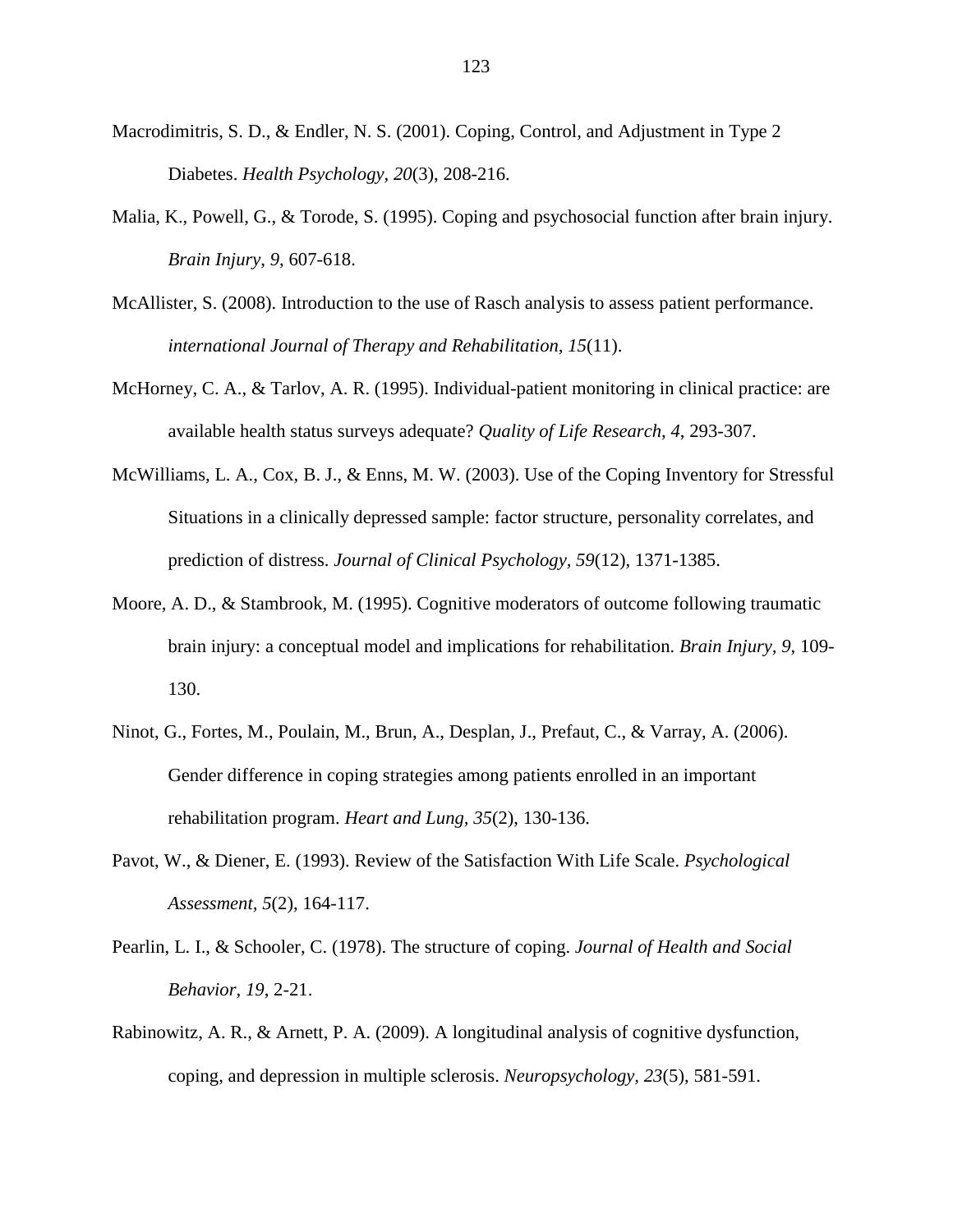Macrodimitris, S. D., & Endler, N. S. (2001). Coping, Control, and Adjustment in Type 2 Diabetes. *Health Psychology, 20*(3), 208-216.

Malia, K., Powell, G., & Torode, S. (1995). Coping and psychosocial function after brain injury. *Brain Injury, 9*, 607-618.

McAllister, S. (2008). Introduction to the use of Rasch analysis to assess patient performance. *international Journal of Therapy and Rehabilitation, 15*(11).

McHorney, C. A., & Tarlov, A. R. (1995). Individual-patient monitoring in clinical practice: are available health status surveys adequate? *Quality of Life Research, 4*, 293-307.

McWilliams, L. A., Cox, B. J., & Enns, M. W. (2003). Use of the Coping Inventory for Stressful Situations in a clinically depressed sample: factor structure, personality correlates, and prediction of distress. *Journal of Clinical Psychology, 59*(12), 1371-1385.

Moore, A. D., & Stambrook, M. (1995). Cognitive moderators of outcome following traumatic brain injury: a conceptual model and implications for rehabilitation. *Brain Injury, 9*, 109-130.

Ninot, G., Fortes, M., Poulain, M., Brun, A., Desplan, J., Prefaut, C., & Varray, A. (2006). Gender difference in coping strategies among patients enrolled in an important rehabilitation program. *Heart and Lung, 35*(2), 130-136.

Pavot, W., & Diener, E. (1993). Review of the Satisfaction With Life Scale. *Psychological Assessment, 5*(2), 164-117.

Pearlin, L. I., & Schooler, C. (1978). The structure of coping. *Journal of Health and Social Behavior, 19*, 2-21.

Rabinowitz, A. R., & Arnett, P. A. (2009). A longitudinal analysis of cognitive dysfunction, coping, and depression in multiple sclerosis. *Neuropsychology, 23*(5), 581-591.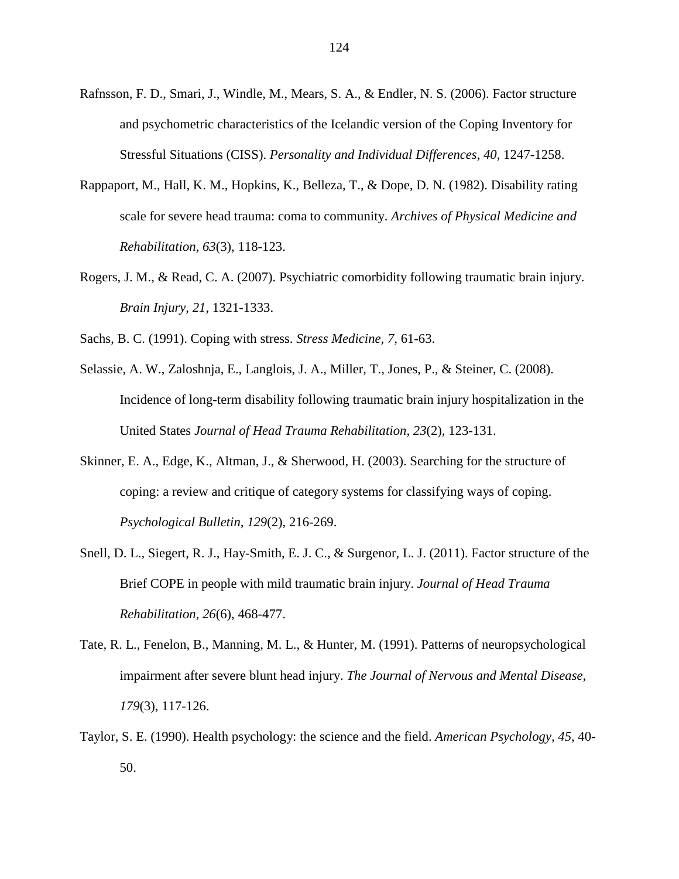Rafnsson, F. D., Smari, J., Windle, M., Mears, S. A., & Endler, N. S. (2006). Factor structure and psychometric characteristics of the Icelandic version of the Coping Inventory for Stressful Situations (CISS). *Personality and Individual Differences, 40*, 1247-1258.

Rappaport, M., Hall, K. M., Hopkins, K., Belleza, T., & Dope, D. N. (1982). Disability rating scale for severe head trauma: coma to community. *Archives of Physical Medicine and Rehabilitation, 63*(3), 118-123.

Rogers, J. M., & Read, C. A. (2007). Psychiatric comorbidity following traumatic brain injury. *Brain Injury, 21*, 1321-1333.

Sachs, B. C. (1991). Coping with stress. *Stress Medicine, 7*, 61-63.

Selassie, A. W., Zaloshnja, E., Langlois, J. A., Miller, T., Jones, P., & Steiner, C. (2008). Incidence of long-term disability following traumatic brain injury hospitalization in the United States *Journal of Head Trauma Rehabilitation, 23*(2), 123-131.

Skinner, E. A., Edge, K., Altman, J., & Sherwood, H. (2003). Searching for the structure of coping: a review and critique of category systems for classifying ways of coping. *Psychological Bulletin, 129*(2), 216-269.

Snell, D. L., Siegert, R. J., Hay-Smith, E. J. C., & Surgenor, L. J. (2011). Factor structure of the Brief COPE in people with mild traumatic brain injury. *Journal of Head Trauma Rehabilitation, 26*(6), 468-477.

Tate, R. L., Fenelon, B., Manning, M. L., & Hunter, M. (1991). Patterns of neuropsychological impairment after severe blunt head injury. *The Journal of Nervous and Mental Disease, 179*(3), 117-126.

Taylor, S. E. (1990). Health psychology: the science and the field. *American Psychology, 45*, 40-50.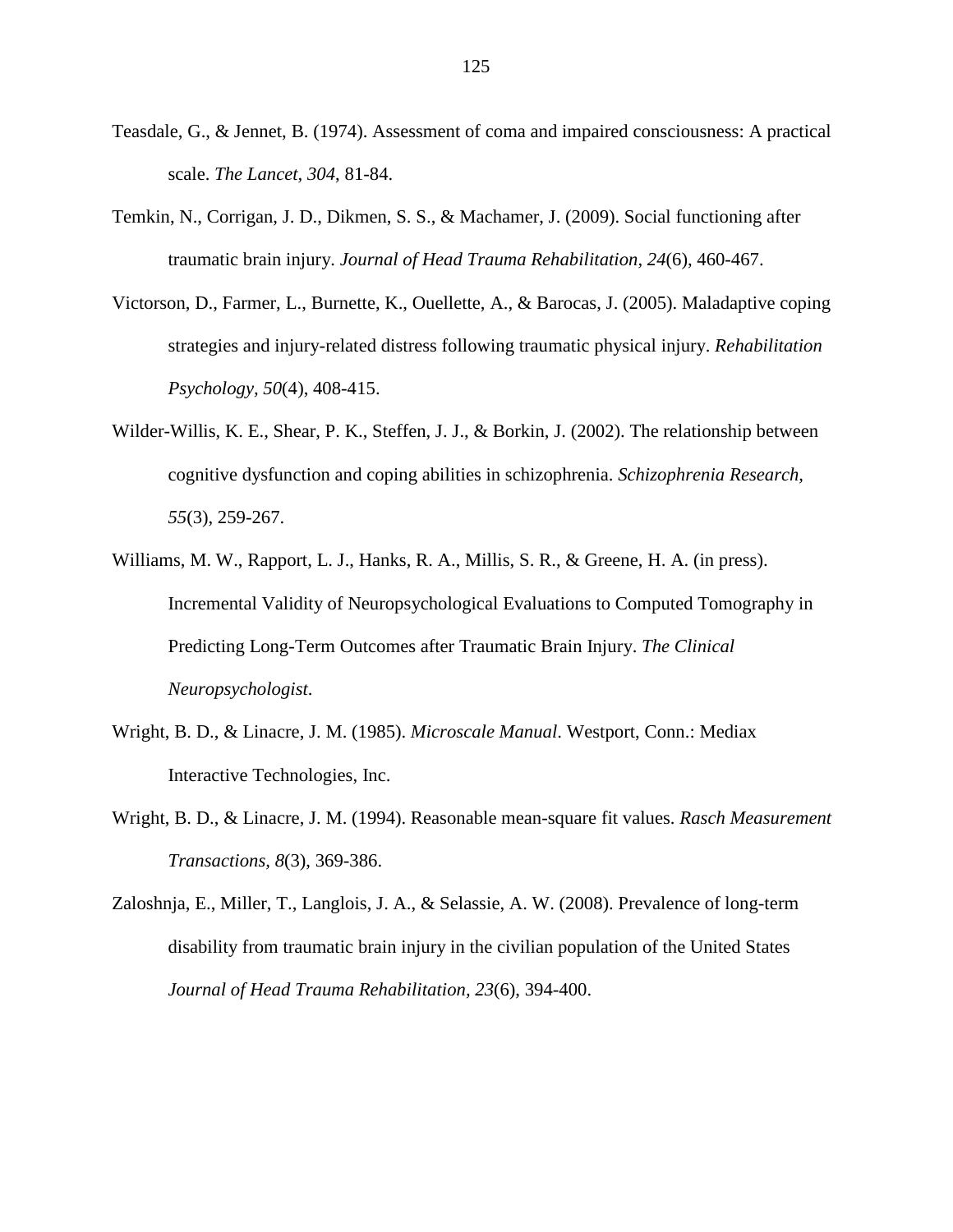Teasdale, G., & Jennet, B. (1974). Assessment of coma and impaired consciousness: A practical scale. *The Lancet, 304*, 81-84.

Temkin, N., Corrigan, J. D., Dikmen, S. S., & Machamer, J. (2009). Social functioning after traumatic brain injury. *Journal of Head Trauma Rehabilitation, 24*(6), 460-467.

Victorson, D., Farmer, L., Burnette, K., Ouellette, A., & Barocas, J. (2005). Maladaptive coping strategies and injury-related distress following traumatic physical injury. *Rehabilitation Psychology, 50*(4), 408-415.

Wilder-Willis, K. E., Shear, P. K., Steffen, J. J., & Borkin, J. (2002). The relationship between cognitive dysfunction and coping abilities in schizophrenia. *Schizophrenia Research, 55*(3), 259-267.

Williams, M. W., Rapport, L. J., Hanks, R. A., Millis, S. R., & Greene, H. A. (in press). Incremental Validity of Neuropsychological Evaluations to Computed Tomography in Predicting Long-Term Outcomes after Traumatic Brain Injury. *The Clinical Neuropsychologist*.

Wright, B. D., & Linacre, J. M. (1985). *Microscale Manual*. Westport, Conn.: Mediax Interactive Technologies, Inc.

Wright, B. D., & Linacre, J. M. (1994). Reasonable mean-square fit values. *Rasch Measurement Transactions, 8*(3), 369-386.

Zaloshnja, E., Miller, T., Langlois, J. A., & Selassie, A. W. (2008). Prevalence of long-term disability from traumatic brain injury in the civilian population of the United States *Journal of Head Trauma Rehabilitation, 23*(6), 394-400.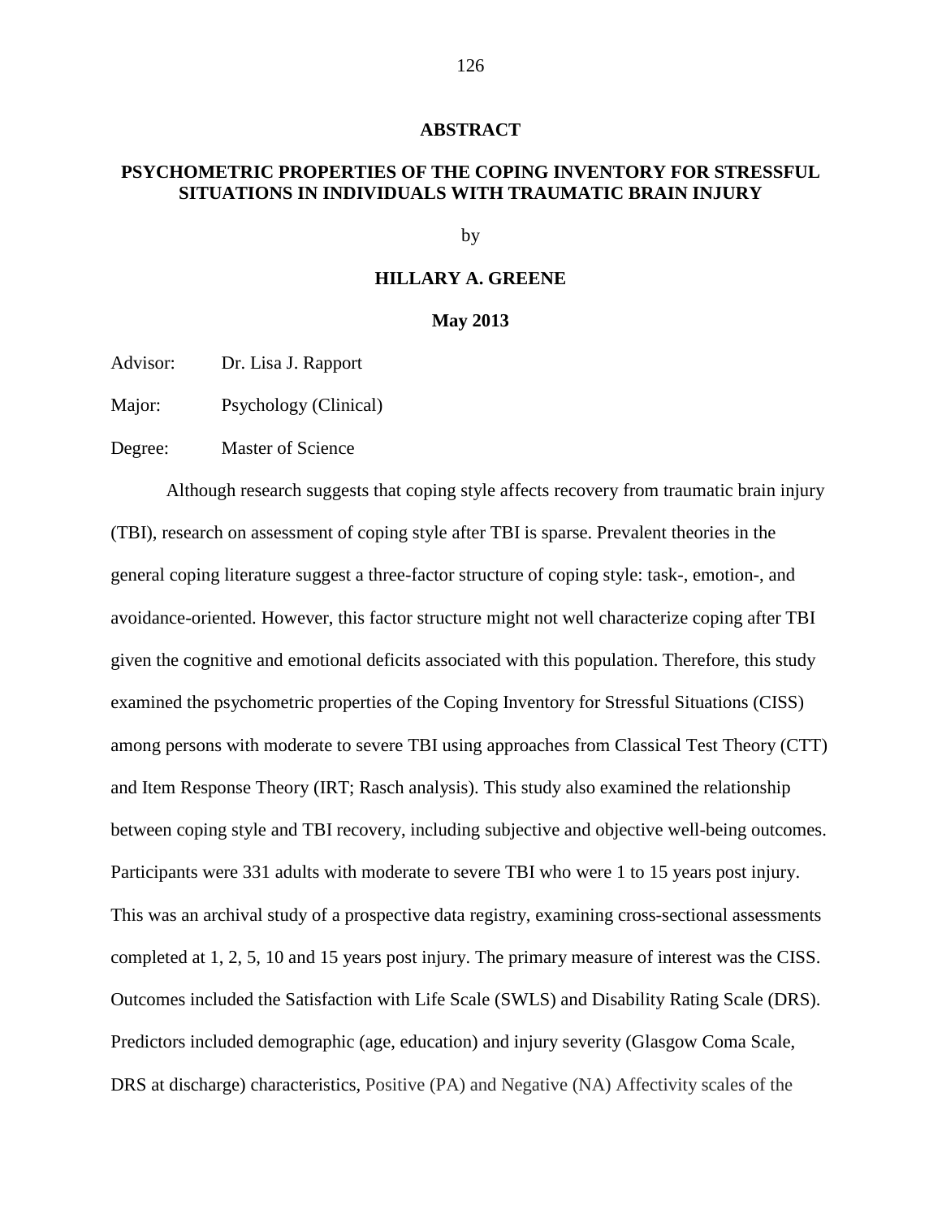## ABSTRACT

## PSYCHOMETRIC PROPERTIES OF THE COPING INVENTORY FOR STRESSFUL SITUATIONS IN INDIVIDUALS WITH TRAUMATIC BRAIN INJURY

by

**HILLARY A. GREENE**

**May 2013**

Advisor: Dr. Lisa J. Rapport

Major: Psychology (Clinical)

Degree: Master of Science

Although research suggests that coping style affects recovery from traumatic brain injury (TBI), research on assessment of coping style after TBI is sparse. Prevalent theories in the general coping literature suggest a three-factor structure of coping style: task-, emotion-, and avoidance-oriented. However, this factor structure might not well characterize coping after TBI given the cognitive and emotional deficits associated with this population. Therefore, this study examined the psychometric properties of the Coping Inventory for Stressful Situations (CISS) among persons with moderate to severe TBI using approaches from Classical Test Theory (CTT) and Item Response Theory (IRT; Rasch analysis). This study also examined the relationship between coping style and TBI recovery, including subjective and objective well-being outcomes. Participants were 331 adults with moderate to severe TBI who were 1 to 15 years post injury. This was an archival study of a prospective data registry, examining cross-sectional assessments completed at 1, 2, 5, 10 and 15 years post injury. The primary measure of interest was the CISS. Outcomes included the Satisfaction with Life Scale (SWLS) and Disability Rating Scale (DRS). Predictors included demographic (age, education) and injury severity (Glasgow Coma Scale, DRS at discharge) characteristics, Positive (PA) and Negative (NA) Affectivity scales of the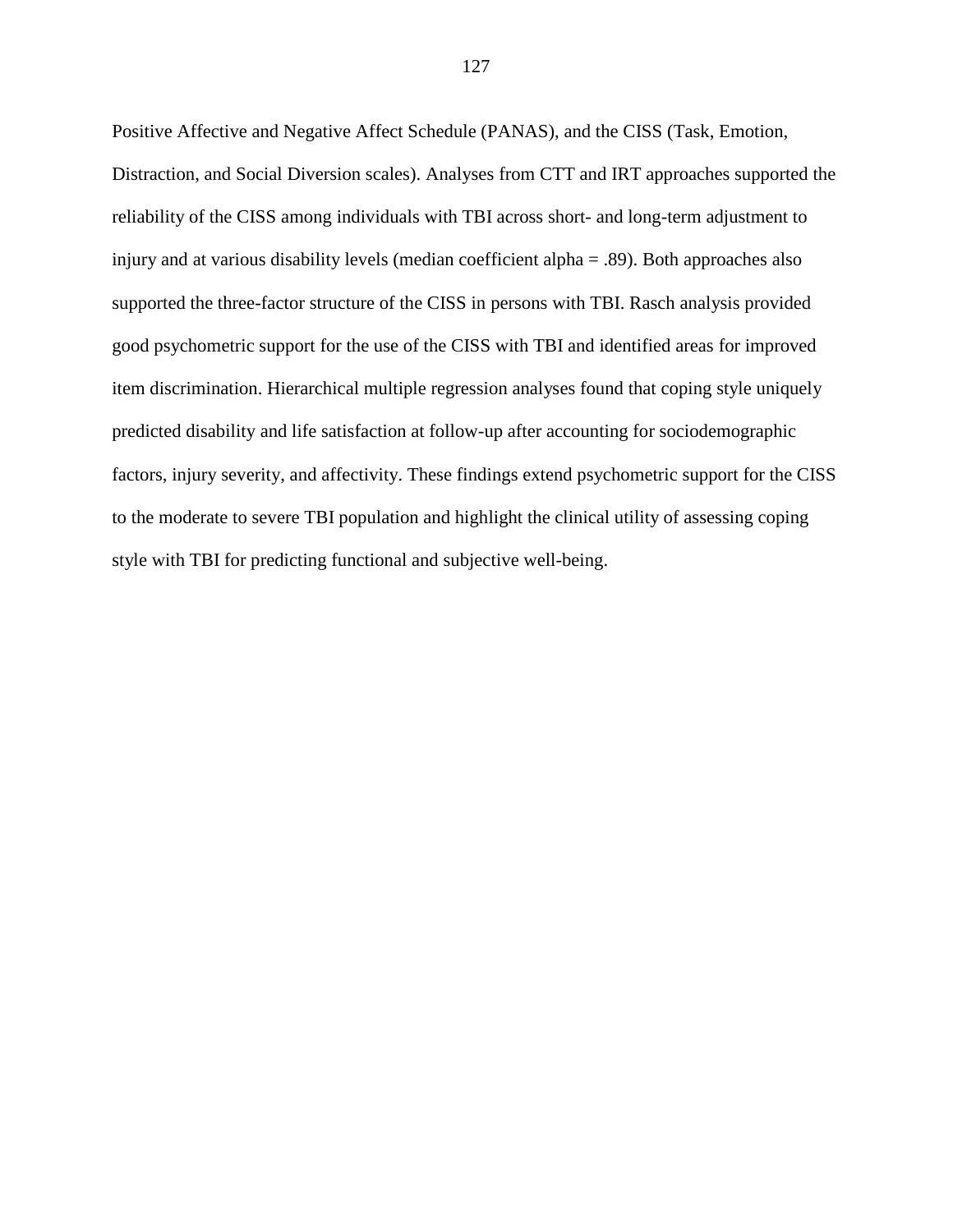Positive Affective and Negative Affect Schedule (PANAS), and the CISS (Task, Emotion, Distraction, and Social Diversion scales). Analyses from CTT and IRT approaches supported the reliability of the CISS among individuals with TBI across short- and long-term adjustment to injury and at various disability levels (median coefficient alpha = .89). Both approaches also supported the three-factor structure of the CISS in persons with TBI. Rasch analysis provided good psychometric support for the use of the CISS with TBI and identified areas for improved item discrimination. Hierarchical multiple regression analyses found that coping style uniquely predicted disability and life satisfaction at follow-up after accounting for sociodemographic factors, injury severity, and affectivity. These findings extend psychometric support for the CISS to the moderate to severe TBI population and highlight the clinical utility of assessing coping style with TBI for predicting functional and subjective well-being.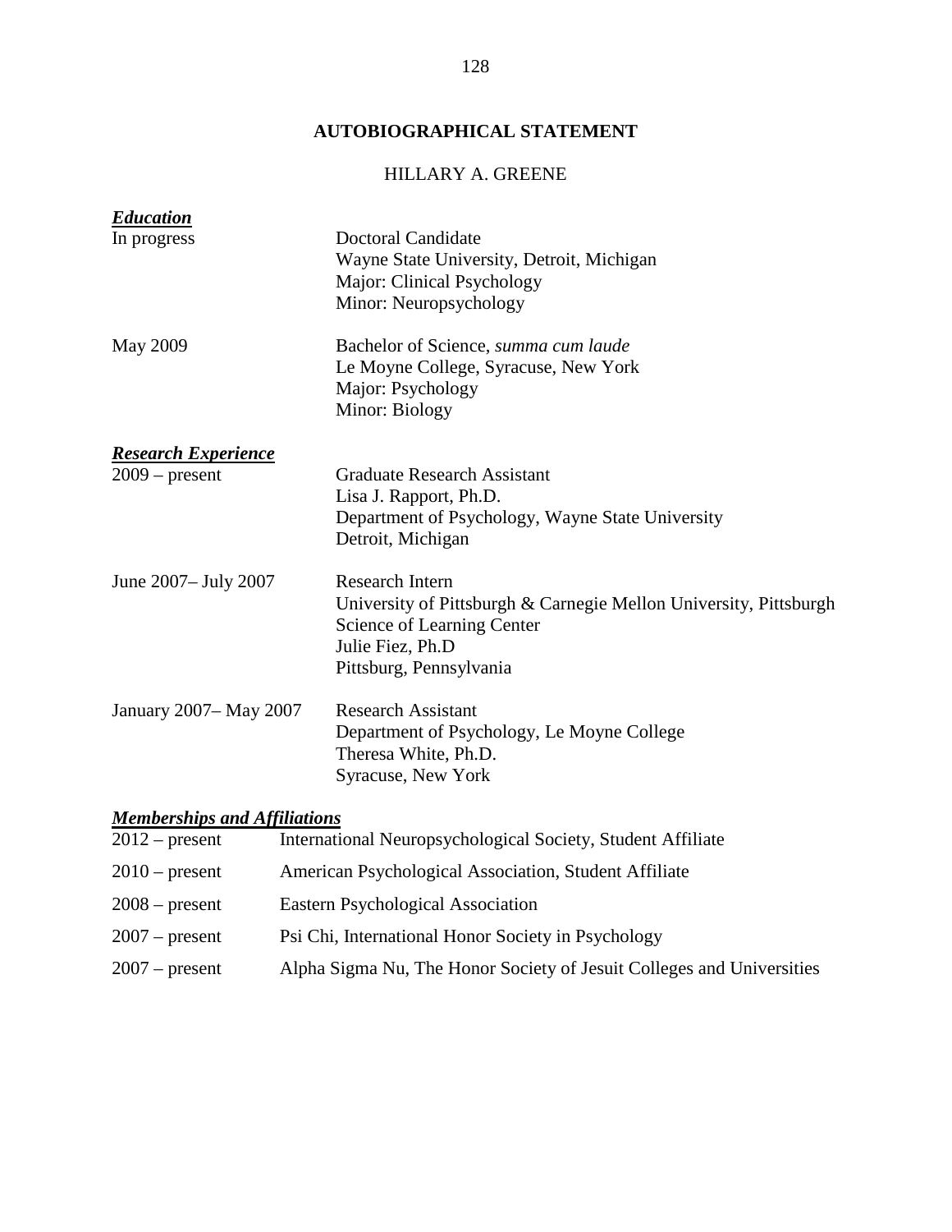# AUTOBIOGRAPHICAL STATEMENT

## HILLARY A. GREENE

### ***Education***

| | |
|---|---|
| In progress | Doctoral Candidate<br>Wayne State University, Detroit, Michigan<br>Major: Clinical Psychology<br>Minor: Neuropsychology |
| May 2009 | Bachelor of Science, *summa cum laude*<br>Le Moyne College, Syracuse, New York<br>Major: Psychology<br>Minor: Biology |

### ***Research Experience***

| | |
|---|---|
| 2009 – present | Graduate Research Assistant<br>Lisa J. Rapport, Ph.D.<br>Department of Psychology, Wayne State University<br>Detroit, Michigan |
| June 2007– July 2007 | Research Intern<br>University of Pittsburgh & Carnegie Mellon University, Pittsburgh<br>Science of Learning Center<br>Julie Fiez, Ph.D<br>Pittsburg, Pennsylvania |
| January 2007– May 2007 | Research Assistant<br>Department of Psychology, Le Moyne College<br>Theresa White, Ph.D.<br>Syracuse, New York |

### ***Memberships and Affiliations***

| | |
|---|---|
| 2012 – present | International Neuropsychological Society, Student Affiliate |
| 2010 – present | American Psychological Association, Student Affiliate |
| 2008 – present | Eastern Psychological Association |
| 2007 – present | Psi Chi, International Honor Society in Psychology |
| 2007 – present | Alpha Sigma Nu, The Honor Society of Jesuit Colleges and Universities |